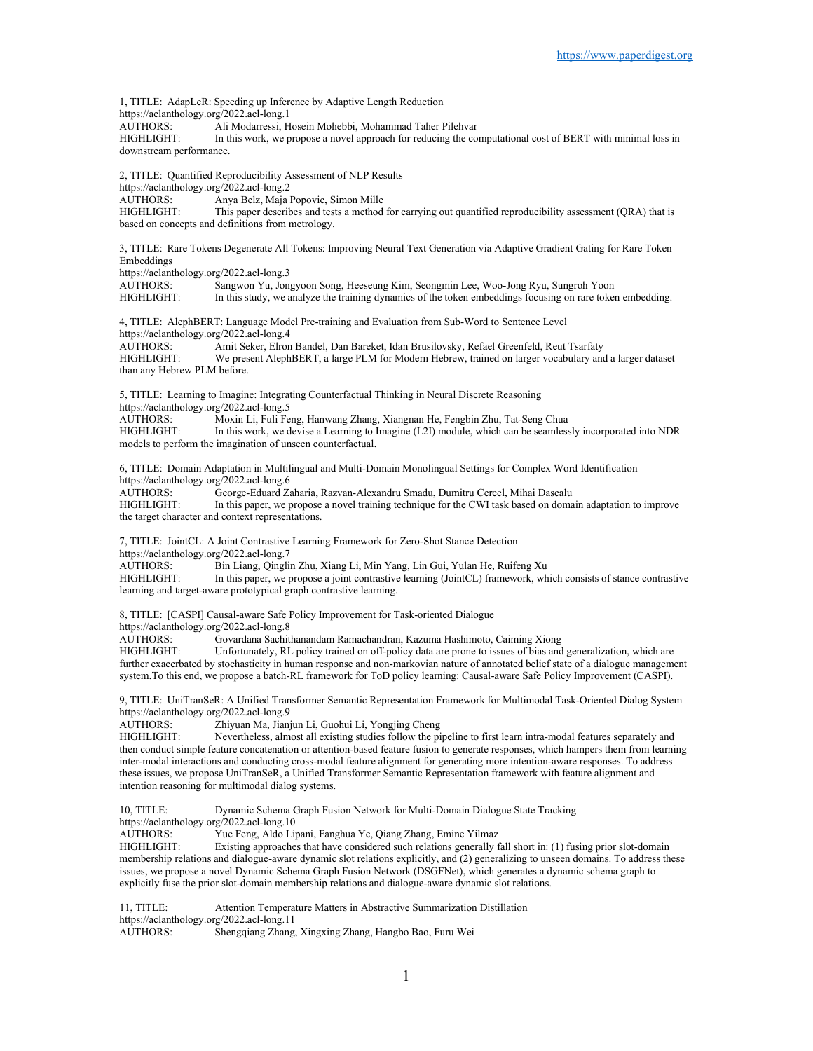https://www.paperdigest.org

1, TITLE: AdapLeR: Speeding up Inference by Adaptive Length Reduction
https://aclanthology.org/2022.acl-long.1
AUTHORS: Ali Modarressi, Hosein Mohebbi, Mohammad Taher Pilehvar
HIGHLIGHT: In this work, we propose a novel approach for reducing the computational cost of BERT with minimal loss in downstream performance.

2, TITLE: Quantified Reproducibility Assessment of NLP Results
https://aclanthology.org/2022.acl-long.2
AUTHORS: Anya Belz, Maja Popovic, Simon Mille
HIGHLIGHT: This paper describes and tests a method for carrying out quantified reproducibility assessment (QRA) that is based on concepts and definitions from metrology.

3, TITLE: Rare Tokens Degenerate All Tokens: Improving Neural Text Generation via Adaptive Gradient Gating for Rare Token Embeddings
https://aclanthology.org/2022.acl-long.3
AUTHORS: Sangwon Yu, Jongyoon Song, Heeseung Kim, Seongmin Lee, Woo-Jong Ryu, Sungroh Yoon
HIGHLIGHT: In this study, we analyze the training dynamics of the token embeddings focusing on rare token embedding.

4, TITLE: AlephBERT: Language Model Pre-training and Evaluation from Sub-Word to Sentence Level
https://aclanthology.org/2022.acl-long.4
AUTHORS: Amit Seker, Elron Bandel, Dan Bareket, Idan Brusilovsky, Refael Greenfeld, Reut Tsarfaty
HIGHLIGHT: We present AlephBERT, a large PLM for Modern Hebrew, trained on larger vocabulary and a larger dataset than any Hebrew PLM before.

5, TITLE: Learning to Imagine: Integrating Counterfactual Thinking in Neural Discrete Reasoning
https://aclanthology.org/2022.acl-long.5
AUTHORS: Moxin Li, Fuli Feng, Hanwang Zhang, Xiangnan He, Fengbin Zhu, Tat-Seng Chua
HIGHLIGHT: In this work, we devise a Learning to Imagine (L2I) module, which can be seamlessly incorporated into NDR models to perform the imagination of unseen counterfactual.

6, TITLE: Domain Adaptation in Multilingual and Multi-Domain Monolingual Settings for Complex Word Identification
https://aclanthology.org/2022.acl-long.6
AUTHORS: George-Eduard Zaharia, Razvan-Alexandru Smadu, Dumitru Cercel, Mihai Dascalu
HIGHLIGHT: In this paper, we propose a novel training technique for the CWI task based on domain adaptation to improve the target character and context representations.

7, TITLE: JointCL: A Joint Contrastive Learning Framework for Zero-Shot Stance Detection
https://aclanthology.org/2022.acl-long.7
AUTHORS: Bin Liang, Qinglin Zhu, Xiang Li, Min Yang, Lin Gui, Yulan He, Ruifeng Xu
HIGHLIGHT: In this paper, we propose a joint contrastive learning (JointCL) framework, which consists of stance contrastive learning and target-aware prototypical graph contrastive learning.

8, TITLE: [CASPI] Causal-aware Safe Policy Improvement for Task-oriented Dialogue
https://aclanthology.org/2022.acl-long.8
AUTHORS: Govardana Sachithanandam Ramachandran, Kazuma Hashimoto, Caiming Xiong
HIGHLIGHT: Unfortunately, RL policy trained on off-policy data are prone to issues of bias and generalization, which are further exacerbated by stochasticity in human response and non-markovian nature of annotated belief state of a dialogue management system.To this end, we propose a batch-RL framework for ToD policy learning: Causal-aware Safe Policy Improvement (CASPI).

9, TITLE: UniTranSeR: A Unified Transformer Semantic Representation Framework for Multimodal Task-Oriented Dialog System
https://aclanthology.org/2022.acl-long.9
AUTHORS: Zhiyuan Ma, Jianjun Li, Guohui Li, Yongjing Cheng
HIGHLIGHT: Nevertheless, almost all existing studies follow the pipeline to first learn intra-modal features separately and then conduct simple feature concatenation or attention-based feature fusion to generate responses, which hampers them from learning inter-modal interactions and conducting cross-modal feature alignment for generating more intention-aware responses. To address these issues, we propose UniTranSeR, a Unified Transformer Semantic Representation framework with feature alignment and intention reasoning for multimodal dialog systems.

10, TITLE: Dynamic Schema Graph Fusion Network for Multi-Domain Dialogue State Tracking
https://aclanthology.org/2022.acl-long.10
AUTHORS: Yue Feng, Aldo Lipani, Fanghua Ye, Qiang Zhang, Emine Yilmaz
HIGHLIGHT: Existing approaches that have considered such relations generally fall short in: (1) fusing prior slot-domain membership relations and dialogue-aware dynamic slot relations explicitly, and (2) generalizing to unseen domains. To address these issues, we propose a novel Dynamic Schema Graph Fusion Network (DSGFNet), which generates a dynamic schema graph to explicitly fuse the prior slot-domain membership relations and dialogue-aware dynamic slot relations.

11, TITLE: Attention Temperature Matters in Abstractive Summarization Distillation
https://aclanthology.org/2022.acl-long.11
AUTHORS: Shengqiang Zhang, Xingxing Zhang, Hangbo Bao, Furu Wei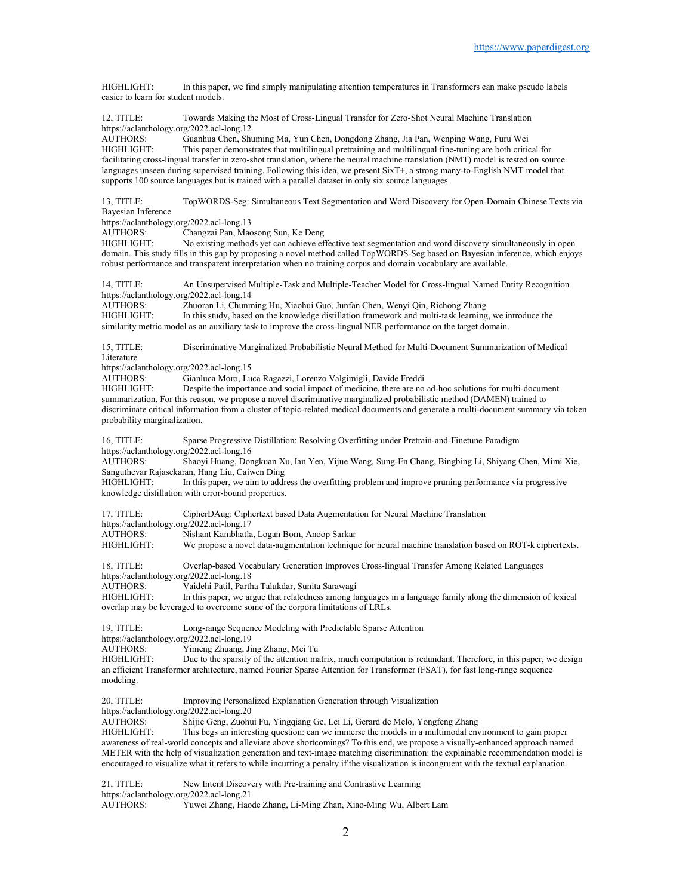HIGHLIGHT: In this paper, we find simply manipulating attention temperatures in Transformers can make pseudo labels easier to learn for student models.

12, TITLE: Towards Making the Most of Cross-Lingual Transfer for Zero-Shot Neural Machine Translation
https://aclanthology.org/2022.acl-long.12
AUTHORS: Guanhua Chen, Shuming Ma, Yun Chen, Dongdong Zhang, Jia Pan, Wenping Wang, Furu Wei
HIGHLIGHT: This paper demonstrates that multilingual pretraining and multilingual fine-tuning are both critical for facilitating cross-lingual transfer in zero-shot translation, where the neural machine translation (NMT) model is tested on source languages unseen during supervised training. Following this idea, we present SixT+, a strong many-to-English NMT model that supports 100 source languages but is trained with a parallel dataset in only six source languages.

13, TITLE: TopWORDS-Seg: Simultaneous Text Segmentation and Word Discovery for Open-Domain Chinese Texts via Bayesian Inference
https://aclanthology.org/2022.acl-long.13
AUTHORS: Changzai Pan, Maosong Sun, Ke Deng
HIGHLIGHT: No existing methods yet can achieve effective text segmentation and word discovery simultaneously in open domain. This study fills in this gap by proposing a novel method called TopWORDS-Seg based on Bayesian inference, which enjoys robust performance and transparent interpretation when no training corpus and domain vocabulary are available.

14, TITLE: An Unsupervised Multiple-Task and Multiple-Teacher Model for Cross-lingual Named Entity Recognition
https://aclanthology.org/2022.acl-long.14
AUTHORS: Zhuoran Li, Chunming Hu, Xiaohui Guo, Junfan Chen, Wenyi Qin, Richong Zhang
HIGHLIGHT: In this study, based on the knowledge distillation framework and multi-task learning, we introduce the similarity metric model as an auxiliary task to improve the cross-lingual NER performance on the target domain.

15, TITLE: Discriminative Marginalized Probabilistic Neural Method for Multi-Document Summarization of Medical Literature
https://aclanthology.org/2022.acl-long.15
AUTHORS: Gianluca Moro, Luca Ragazzi, Lorenzo Valgimigli, Davide Freddi
HIGHLIGHT: Despite the importance and social impact of medicine, there are no ad-hoc solutions for multi-document summarization. For this reason, we propose a novel discriminative marginalized probabilistic method (DAMEN) trained to discriminate critical information from a cluster of topic-related medical documents and generate a multi-document summary via token probability marginalization.

16, TITLE: Sparse Progressive Distillation: Resolving Overfitting under Pretrain-and-Finetune Paradigm
https://aclanthology.org/2022.acl-long.16
AUTHORS: Shaoyi Huang, Dongkuan Xu, Ian Yen, Yijue Wang, Sung-En Chang, Bingbing Li, Shiyang Chen, Mimi Xie, Sanguthevar Rajasekaran, Hang Liu, Caiwen Ding
HIGHLIGHT: In this paper, we aim to address the overfitting problem and improve pruning performance via progressive knowledge distillation with error-bound properties.

17, TITLE: CipherDAug: Ciphertext based Data Augmentation for Neural Machine Translation
https://aclanthology.org/2022.acl-long.17
AUTHORS: Nishant Kambhatla, Logan Born, Anoop Sarkar
HIGHLIGHT: We propose a novel data-augmentation technique for neural machine translation based on ROT-k ciphertexts.

18, TITLE: Overlap-based Vocabulary Generation Improves Cross-lingual Transfer Among Related Languages
https://aclanthology.org/2022.acl-long.18
AUTHORS: Vaidehi Patil, Partha Talukdar, Sunita Sarawagi
HIGHLIGHT: In this paper, we argue that relatedness among languages in a language family along the dimension of lexical overlap may be leveraged to overcome some of the corpora limitations of LRLs.

19, TITLE: Long-range Sequence Modeling with Predictable Sparse Attention
https://aclanthology.org/2022.acl-long.19
AUTHORS: Yimeng Zhuang, Jing Zhang, Mei Tu
HIGHLIGHT: Due to the sparsity of the attention matrix, much computation is redundant. Therefore, in this paper, we design an efficient Transformer architecture, named Fourier Sparse Attention for Transformer (FSAT), for fast long-range sequence modeling.

20, TITLE: Improving Personalized Explanation Generation through Visualization
https://aclanthology.org/2022.acl-long.20
AUTHORS: Shijie Geng, Zuohui Fu, Yingqiang Ge, Lei Li, Gerard de Melo, Yongfeng Zhang
HIGHLIGHT: This begs an interesting question: can we immerse the models in a multimodal environment to gain proper awareness of real-world concepts and alleviate above shortcomings? To this end, we propose a visually-enhanced approach named METER with the help of visualization generation and text-image matching discrimination: the explainable recommendation model is encouraged to visualize what it refers to while incurring a penalty if the visualization is incongruent with the textual explanation.

21, TITLE: New Intent Discovery with Pre-training and Contrastive Learning
https://aclanthology.org/2022.acl-long.21
AUTHORS: Yuwei Zhang, Haode Zhang, Li-Ming Zhan, Xiao-Ming Wu, Albert Lam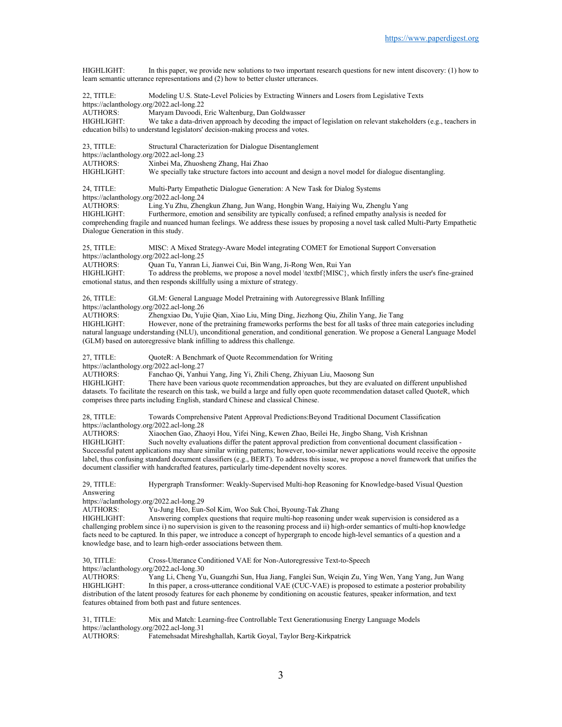HIGHLIGHT: In this paper, we provide new solutions to two important research questions for new intent discovery: (1) how to learn semantic utterance representations and (2) how to better cluster utterances.

22, TITLE: Modeling U.S. State-Level Policies by Extracting Winners and Losers from Legislative Texts
https://aclanthology.org/2022.acl-long.22
AUTHORS: Maryam Davoodi, Eric Waltenburg, Dan Goldwasser
HIGHLIGHT: We take a data-driven approach by decoding the impact of legislation on relevant stakeholders (e.g., teachers in education bills) to understand legislators' decision-making process and votes.

23, TITLE: Structural Characterization for Dialogue Disentanglement
https://aclanthology.org/2022.acl-long.23
AUTHORS: Xinbei Ma, Zhuosheng Zhang, Hai Zhao
HIGHLIGHT: We specially take structure factors into account and design a novel model for dialogue disentangling.

24, TITLE: Multi-Party Empathetic Dialogue Generation: A New Task for Dialog Systems
https://aclanthology.org/2022.acl-long.24
AUTHORS: Ling.Yu Zhu, Zhengkun Zhang, Jun Wang, Hongbin Wang, Haiying Wu, Zhenglu Yang
HIGHLIGHT: Furthermore, emotion and sensibility are typically confused; a refined empathy analysis is needed for comprehending fragile and nuanced human feelings. We address these issues by proposing a novel task called Multi-Party Empathetic Dialogue Generation in this study.

25, TITLE: MISC: A Mixed Strategy-Aware Model integrating COMET for Emotional Support Conversation
https://aclanthology.org/2022.acl-long.25
AUTHORS: Quan Tu, Yanran Li, Jianwei Cui, Bin Wang, Ji-Rong Wen, Rui Yan
HIGHLIGHT: To address the problems, we propose a novel model \textbf{MISC}, which firstly infers the user's fine-grained emotional status, and then responds skillfully using a mixture of strategy.

26, TITLE: GLM: General Language Model Pretraining with Autoregressive Blank Infilling
https://aclanthology.org/2022.acl-long.26
AUTHORS: Zhengxiao Du, Yujie Qian, Xiao Liu, Ming Ding, Jiezhong Qiu, Zhilin Yang, Jie Tang
HIGHLIGHT: However, none of the pretraining frameworks performs the best for all tasks of three main categories including natural language understanding (NLU), unconditional generation, and conditional generation. We propose a General Language Model (GLM) based on autoregressive blank infilling to address this challenge.

27, TITLE: QuoteR: A Benchmark of Quote Recommendation for Writing
https://aclanthology.org/2022.acl-long.27
AUTHORS: Fanchao Qi, Yanhui Yang, Jing Yi, Zhili Cheng, Zhiyuan Liu, Maosong Sun
HIGHLIGHT: There have been various quote recommendation approaches, but they are evaluated on different unpublished datasets. To facilitate the research on this task, we build a large and fully open quote recommendation dataset called QuoteR, which comprises three parts including English, standard Chinese and classical Chinese.

28, TITLE: Towards Comprehensive Patent Approval Predictions:Beyond Traditional Document Classification
https://aclanthology.org/2022.acl-long.28
AUTHORS: Xiaochen Gao, Zhaoyi Hou, Yifei Ning, Kewen Zhao, Beilei He, Jingbo Shang, Vish Krishnan
HIGHLIGHT: Such novelty evaluations differ the patent approval prediction from conventional document classification - Successful patent applications may share similar writing patterns; however, too-similar newer applications would receive the opposite label, thus confusing standard document classifiers (e.g., BERT). To address this issue, we propose a novel framework that unifies the document classifier with handcrafted features, particularly time-dependent novelty scores.

29, TITLE: Hypergraph Transformer: Weakly-Supervised Multi-hop Reasoning for Knowledge-based Visual Question Answering
https://aclanthology.org/2022.acl-long.29
AUTHORS: Yu-Jung Heo, Eun-Sol Kim, Woo Suk Choi, Byoung-Tak Zhang
HIGHLIGHT: Answering complex questions that require multi-hop reasoning under weak supervision is considered as a challenging problem since i) no supervision is given to the reasoning process and ii) high-order semantics of multi-hop knowledge facts need to be captured. In this paper, we introduce a concept of hypergraph to encode high-level semantics of a question and a knowledge base, and to learn high-order associations between them.

30, TITLE: Cross-Utterance Conditioned VAE for Non-Autoregressive Text-to-Speech
https://aclanthology.org/2022.acl-long.30
AUTHORS: Yang Li, Cheng Yu, Guangzhi Sun, Hua Jiang, Fanglei Sun, Weiqin Zu, Ying Wen, Yang Yang, Jun Wang
HIGHLIGHT: In this paper, a cross-utterance conditional VAE (CUC-VAE) is proposed to estimate a posterior probability distribution of the latent prosody features for each phoneme by conditioning on acoustic features, speaker information, and text features obtained from both past and future sentences.

31, TITLE: Mix and Match: Learning-free Controllable Text Generationusing Energy Language Models
https://aclanthology.org/2022.acl-long.31
AUTHORS: Fatemehsadat Mireshghallah, Kartik Goyal, Taylor Berg-Kirkpatrick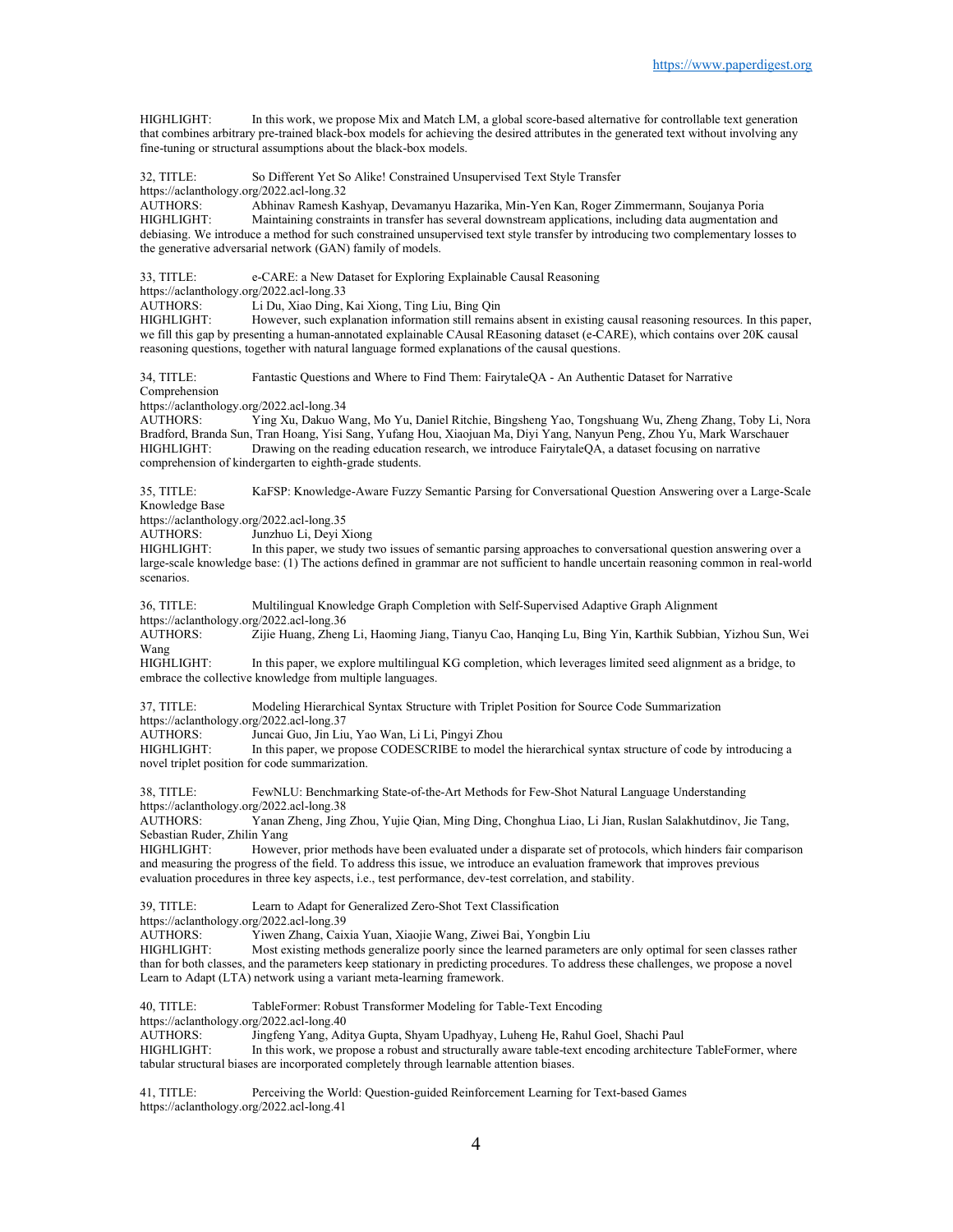HIGHLIGHT: In this work, we propose Mix and Match LM, a global score-based alternative for controllable text generation that combines arbitrary pre-trained black-box models for achieving the desired attributes in the generated text without involving any fine-tuning or structural assumptions about the black-box models.

32, TITLE: So Different Yet So Alike! Constrained Unsupervised Text Style Transfer
https://aclanthology.org/2022.acl-long.32
AUTHORS: Abhinav Ramesh Kashyap, Devamanyu Hazarika, Min-Yen Kan, Roger Zimmermann, Soujanya Poria
HIGHLIGHT: Maintaining constraints in transfer has several downstream applications, including data augmentation and debiasing. We introduce a method for such constrained unsupervised text style transfer by introducing two complementary losses to the generative adversarial network (GAN) family of models.

33, TITLE: e-CARE: a New Dataset for Exploring Explainable Causal Reasoning
https://aclanthology.org/2022.acl-long.33
AUTHORS: Li Du, Xiao Ding, Kai Xiong, Ting Liu, Bing Qin
HIGHLIGHT: However, such explanation information still remains absent in existing causal reasoning resources. In this paper, we fill this gap by presenting a human-annotated explainable CAusal REasoning dataset (e-CARE), which contains over 20K causal reasoning questions, together with natural language formed explanations of the causal questions.

34, TITLE: Fantastic Questions and Where to Find Them: FairytaleQA - An Authentic Dataset for Narrative Comprehension
https://aclanthology.org/2022.acl-long.34
AUTHORS: Ying Xu, Dakuo Wang, Mo Yu, Daniel Ritchie, Bingsheng Yao, Tongshuang Wu, Zheng Zhang, Toby Li, Nora Bradford, Branda Sun, Tran Hoang, Yisi Sang, Yufang Hou, Xiaojuan Ma, Diyi Yang, Nanyun Peng, Zhou Yu, Mark Warschauer
HIGHLIGHT: Drawing on the reading education research, we introduce FairytaleQA, a dataset focusing on narrative comprehension of kindergarten to eighth-grade students.

35, TITLE: KaFSP: Knowledge-Aware Fuzzy Semantic Parsing for Conversational Question Answering over a Large-Scale Knowledge Base
https://aclanthology.org/2022.acl-long.35
AUTHORS: Junzhuo Li, Deyi Xiong
HIGHLIGHT: In this paper, we study two issues of semantic parsing approaches to conversational question answering over a large-scale knowledge base: (1) The actions defined in grammar are not sufficient to handle uncertain reasoning common in real-world scenarios.

36, TITLE: Multilingual Knowledge Graph Completion with Self-Supervised Adaptive Graph Alignment
https://aclanthology.org/2022.acl-long.36
AUTHORS: Zijie Huang, Zheng Li, Haoming Jiang, Tianyu Cao, Hanqing Lu, Bing Yin, Karthik Subbian, Yizhou Sun, Wei Wang
HIGHLIGHT: In this paper, we explore multilingual KG completion, which leverages limited seed alignment as a bridge, to embrace the collective knowledge from multiple languages.

37, TITLE: Modeling Hierarchical Syntax Structure with Triplet Position for Source Code Summarization
https://aclanthology.org/2022.acl-long.37
AUTHORS: Juncai Guo, Jin Liu, Yao Wan, Li Li, Pingyi Zhou
HIGHLIGHT: In this paper, we propose CODESCRIBE to model the hierarchical syntax structure of code by introducing a novel triplet position for code summarization.

38, TITLE: FewNLU: Benchmarking State-of-the-Art Methods for Few-Shot Natural Language Understanding
https://aclanthology.org/2022.acl-long.38
AUTHORS: Yanan Zheng, Jing Zhou, Yujie Qian, Ming Ding, Chonghua Liao, Li Jian, Ruslan Salakhutdinov, Jie Tang, Sebastian Ruder, Zhilin Yang
HIGHLIGHT: However, prior methods have been evaluated under a disparate set of protocols, which hinders fair comparison and measuring the progress of the field. To address this issue, we introduce an evaluation framework that improves previous evaluation procedures in three key aspects, i.e., test performance, dev-test correlation, and stability.

39, TITLE: Learn to Adapt for Generalized Zero-Shot Text Classification
https://aclanthology.org/2022.acl-long.39
AUTHORS: Yiwen Zhang, Caixia Yuan, Xiaojie Wang, Ziwei Bai, Yongbin Liu
HIGHLIGHT: Most existing methods generalize poorly since the learned parameters are only optimal for seen classes rather than for both classes, and the parameters keep stationary in predicting procedures. To address these challenges, we propose a novel Learn to Adapt (LTA) network using a variant meta-learning framework.

40, TITLE: TableFormer: Robust Transformer Modeling for Table-Text Encoding
https://aclanthology.org/2022.acl-long.40
AUTHORS: Jingfeng Yang, Aditya Gupta, Shyam Upadhyay, Luheng He, Rahul Goel, Shachi Paul
HIGHLIGHT: In this work, we propose a robust and structurally aware table-text encoding architecture TableFormer, where tabular structural biases are incorporated completely through learnable attention biases.

41, TITLE: Perceiving the World: Question-guided Reinforcement Learning for Text-based Games
https://aclanthology.org/2022.acl-long.41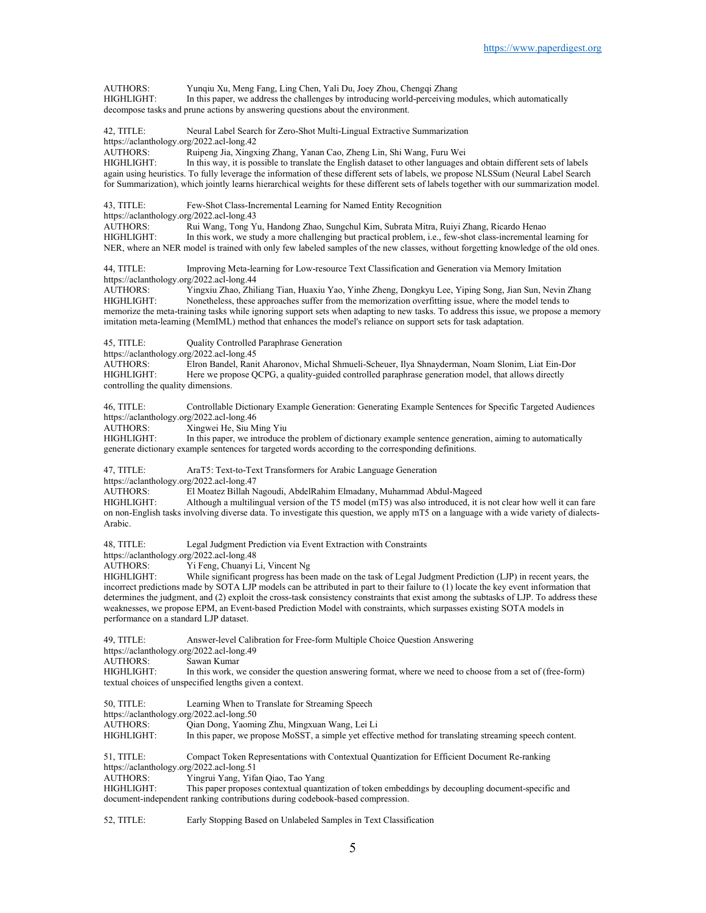AUTHORS: Yunqiu Xu, Meng Fang, Ling Chen, Yali Du, Joey Zhou, Chengqi Zhang
HIGHLIGHT: In this paper, we address the challenges by introducing world-perceiving modules, which automatically decompose tasks and prune actions by answering questions about the environment.

42, TITLE: Neural Label Search for Zero-Shot Multi-Lingual Extractive Summarization
https://aclanthology.org/2022.acl-long.42
AUTHORS: Ruipeng Jia, Xingxing Zhang, Yanan Cao, Zheng Lin, Shi Wang, Furu Wei
HIGHLIGHT: In this way, it is possible to translate the English dataset to other languages and obtain different sets of labels again using heuristics. To fully leverage the information of these different sets of labels, we propose NLSSum (Neural Label Search for Summarization), which jointly learns hierarchical weights for these different sets of labels together with our summarization model.

43, TITLE: Few-Shot Class-Incremental Learning for Named Entity Recognition
https://aclanthology.org/2022.acl-long.43
AUTHORS: Rui Wang, Tong Yu, Handong Zhao, Sungchul Kim, Subrata Mitra, Ruiyi Zhang, Ricardo Henao
HIGHLIGHT: In this work, we study a more challenging but practical problem, i.e., few-shot class-incremental learning for NER, where an NER model is trained with only few labeled samples of the new classes, without forgetting knowledge of the old ones.

44, TITLE: Improving Meta-learning for Low-resource Text Classification and Generation via Memory Imitation
https://aclanthology.org/2022.acl-long.44
AUTHORS: Yingxiu Zhao, Zhiliang Tian, Huaxiu Yao, Yinhe Zheng, Dongkyu Lee, Yiping Song, Jian Sun, Nevin Zhang
HIGHLIGHT: Nonetheless, these approaches suffer from the memorization overfitting issue, where the model tends to memorize the meta-training tasks while ignoring support sets when adapting to new tasks. To address this issue, we propose a memory imitation meta-learning (MemIML) method that enhances the model's reliance on support sets for task adaptation.

45, TITLE: Quality Controlled Paraphrase Generation
https://aclanthology.org/2022.acl-long.45
AUTHORS: Elron Bandel, Ranit Aharonov, Michal Shmueli-Scheuer, Ilya Shnayderman, Noam Slonim, Liat Ein-Dor
HIGHLIGHT: Here we propose QCPG, a quality-guided controlled paraphrase generation model, that allows directly controlling the quality dimensions.

46, TITLE: Controllable Dictionary Example Generation: Generating Example Sentences for Specific Targeted Audiences
https://aclanthology.org/2022.acl-long.46
AUTHORS: Xingwei He, Siu Ming Yiu
HIGHLIGHT: In this paper, we introduce the problem of dictionary example sentence generation, aiming to automatically generate dictionary example sentences for targeted words according to the corresponding definitions.

47, TITLE: AraT5: Text-to-Text Transformers for Arabic Language Generation
https://aclanthology.org/2022.acl-long.47
AUTHORS: El Moatez Billah Nagoudi, AbdelRahim Elmadany, Muhammad Abdul-Mageed
HIGHLIGHT: Although a multilingual version of the T5 model (mT5) was also introduced, it is not clear how well it can fare on non-English tasks involving diverse data. To investigate this question, we apply mT5 on a language with a wide variety of dialects-Arabic.

48, TITLE: Legal Judgment Prediction via Event Extraction with Constraints
https://aclanthology.org/2022.acl-long.48
AUTHORS: Yi Feng, Chuanyi Li, Vincent Ng
HIGHLIGHT: While significant progress has been made on the task of Legal Judgment Prediction (LJP) in recent years, the incorrect predictions made by SOTA LJP models can be attributed in part to their failure to (1) locate the key event information that determines the judgment, and (2) exploit the cross-task consistency constraints that exist among the subtasks of LJP. To address these weaknesses, we propose EPM, an Event-based Prediction Model with constraints, which surpasses existing SOTA models in performance on a standard LJP dataset.

49, TITLE: Answer-level Calibration for Free-form Multiple Choice Question Answering
https://aclanthology.org/2022.acl-long.49
AUTHORS: Sawan Kumar
HIGHLIGHT: In this work, we consider the question answering format, where we need to choose from a set of (free-form) textual choices of unspecified lengths given a context.

50, TITLE: Learning When to Translate for Streaming Speech
https://aclanthology.org/2022.acl-long.50
AUTHORS: Qian Dong, Yaoming Zhu, Mingxuan Wang, Lei Li
HIGHLIGHT: In this paper, we propose MoSST, a simple yet effective method for translating streaming speech content.

51, TITLE: Compact Token Representations with Contextual Quantization for Efficient Document Re-ranking
https://aclanthology.org/2022.acl-long.51
AUTHORS: Yingrui Yang, Yifan Qiao, Tao Yang
HIGHLIGHT: This paper proposes contextual quantization of token embeddings by decoupling document-specific and document-independent ranking contributions during codebook-based compression.

52, TITLE: Early Stopping Based on Unlabeled Samples in Text Classification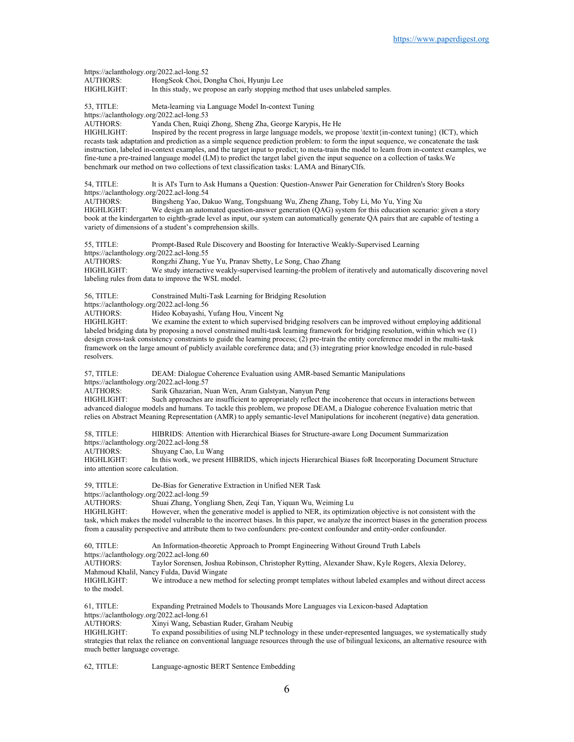https://aclanthology.org/2022.acl-long.52
AUTHORS: HongSeok Choi, Dongha Choi, Hyunju Lee
HIGHLIGHT: In this study, we propose an early stopping method that uses unlabeled samples.

53, TITLE: Meta-learning via Language Model In-context Tuning
https://aclanthology.org/2022.acl-long.53
AUTHORS: Yanda Chen, Ruiqi Zhong, Sheng Zha, George Karypis, He He
HIGHLIGHT: Inspired by the recent progress in large language models, we propose \textit{in-context tuning} (ICT), which recasts task adaptation and prediction as a simple sequence prediction problem: to form the input sequence, we concatenate the task instruction, labeled in-context examples, and the target input to predict; to meta-train the model to learn from in-context examples, we fine-tune a pre-trained language model (LM) to predict the target label given the input sequence on a collection of tasks.We benchmark our method on two collections of text classification tasks: LAMA and BinaryClfs.

54, TITLE: It is AI's Turn to Ask Humans a Question: Question-Answer Pair Generation for Children's Story Books
https://aclanthology.org/2022.acl-long.54
AUTHORS: Bingsheng Yao, Dakuo Wang, Tongshuang Wu, Zheng Zhang, Toby Li, Mo Yu, Ying Xu
HIGHLIGHT: We design an automated question-answer generation (QAG) system for this education scenario: given a story book at the kindergarten to eighth-grade level as input, our system can automatically generate QA pairs that are capable of testing a variety of dimensions of a student's comprehension skills.

55, TITLE: Prompt-Based Rule Discovery and Boosting for Interactive Weakly-Supervised Learning
https://aclanthology.org/2022.acl-long.55
AUTHORS: Rongzhi Zhang, Yue Yu, Pranav Shetty, Le Song, Chao Zhang
HIGHLIGHT: We study interactive weakly-supervised learning-the problem of iteratively and automatically discovering novel labeling rules from data to improve the WSL model.

56, TITLE: Constrained Multi-Task Learning for Bridging Resolution
https://aclanthology.org/2022.acl-long.56
AUTHORS: Hideo Kobayashi, Yufang Hou, Vincent Ng
HIGHLIGHT: We examine the extent to which supervised bridging resolvers can be improved without employing additional labeled bridging data by proposing a novel constrained multi-task learning framework for bridging resolution, within which we (1) design cross-task consistency constraints to guide the learning process; (2) pre-train the entity coreference model in the multi-task framework on the large amount of publicly available coreference data; and (3) integrating prior knowledge encoded in rule-based resolvers.

57, TITLE: DEAM: Dialogue Coherence Evaluation using AMR-based Semantic Manipulations
https://aclanthology.org/2022.acl-long.57
AUTHORS: Sarik Ghazarian, Nuan Wen, Aram Galstyan, Nanyun Peng
HIGHLIGHT: Such approaches are insufficient to appropriately reflect the incoherence that occurs in interactions between advanced dialogue models and humans. To tackle this problem, we propose DEAM, a Dialogue coherence Evaluation metric that relies on Abstract Meaning Representation (AMR) to apply semantic-level Manipulations for incoherent (negative) data generation.

58, TITLE: HIBRIDS: Attention with Hierarchical Biases for Structure-aware Long Document Summarization
https://aclanthology.org/2022.acl-long.58
AUTHORS: Shuyang Cao, Lu Wang
HIGHLIGHT: In this work, we present HIBRIDS, which injects Hierarchical Biases foR Incorporating Document Structure into attention score calculation.

59, TITLE: De-Bias for Generative Extraction in Unified NER Task
https://aclanthology.org/2022.acl-long.59
AUTHORS: Shuai Zhang, Yongliang Shen, Zeqi Tan, Yiquan Wu, Weiming Lu
HIGHLIGHT: However, when the generative model is applied to NER, its optimization objective is not consistent with the task, which makes the model vulnerable to the incorrect biases. In this paper, we analyze the incorrect biases in the generation process from a causality perspective and attribute them to two confounders: pre-context confounder and entity-order confounder.

60, TITLE: An Information-theoretic Approach to Prompt Engineering Without Ground Truth Labels
https://aclanthology.org/2022.acl-long.60
AUTHORS: Taylor Sorensen, Joshua Robinson, Christopher Rytting, Alexander Shaw, Kyle Rogers, Alexia Delorey, Mahmoud Khalil, Nancy Fulda, David Wingate
HIGHLIGHT: We introduce a new method for selecting prompt templates without labeled examples and without direct access to the model.

61, TITLE: Expanding Pretrained Models to Thousands More Languages via Lexicon-based Adaptation
https://aclanthology.org/2022.acl-long.61
AUTHORS: Xinyi Wang, Sebastian Ruder, Graham Neubig
HIGHLIGHT: To expand possibilities of using NLP technology in these under-represented languages, we systematically study strategies that relax the reliance on conventional language resources through the use of bilingual lexicons, an alternative resource with much better language coverage.

62, TITLE: Language-agnostic BERT Sentence Embedding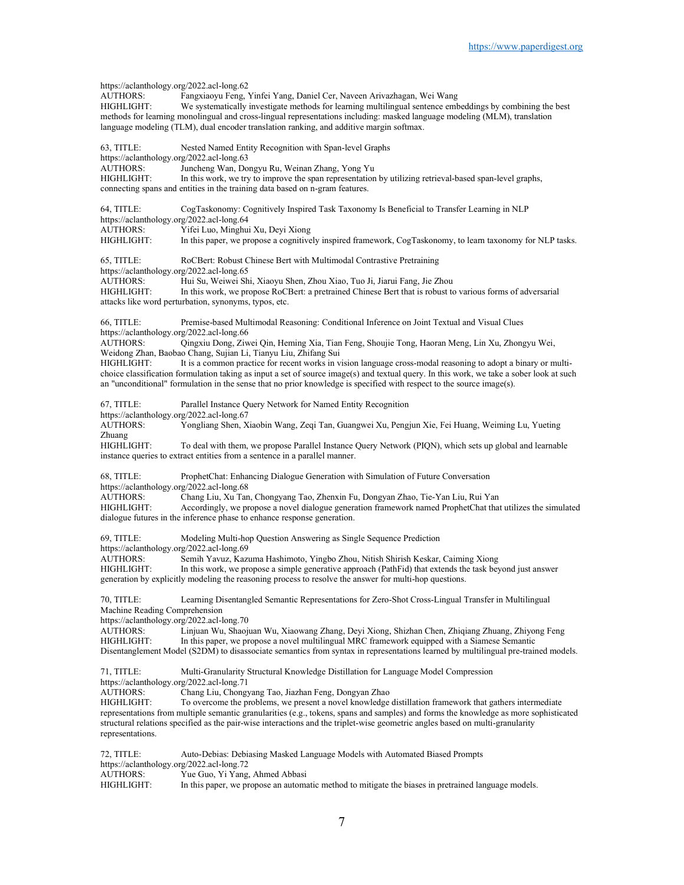https://aclanthology.org/2022.acl-long.62
AUTHORS: Fangxiaoyu Feng, Yinfei Yang, Daniel Cer, Naveen Arivazhagan, Wei Wang
HIGHLIGHT: We systematically investigate methods for learning multilingual sentence embeddings by combining the best methods for learning monolingual and cross-lingual representations including: masked language modeling (MLM), translation language modeling (TLM), dual encoder translation ranking, and additive margin softmax.

63, TITLE: Nested Named Entity Recognition with Span-level Graphs
https://aclanthology.org/2022.acl-long.63
AUTHORS: Juncheng Wan, Dongyu Ru, Weinan Zhang, Yong Yu
HIGHLIGHT: In this work, we try to improve the span representation by utilizing retrieval-based span-level graphs, connecting spans and entities in the training data based on n-gram features.

64, TITLE: CogTaskonomy: Cognitively Inspired Task Taxonomy Is Beneficial to Transfer Learning in NLP
https://aclanthology.org/2022.acl-long.64
AUTHORS: Yifei Luo, Minghui Xu, Deyi Xiong
HIGHLIGHT: In this paper, we propose a cognitively inspired framework, CogTaskonomy, to learn taxonomy for NLP tasks.

65, TITLE: RoCBert: Robust Chinese Bert with Multimodal Contrastive Pretraining
https://aclanthology.org/2022.acl-long.65
AUTHORS: Hui Su, Weiwei Shi, Xiaoyu Shen, Zhou Xiao, Tuo Ji, Jiarui Fang, Jie Zhou
HIGHLIGHT: In this work, we propose RoCBert: a pretrained Chinese Bert that is robust to various forms of adversarial attacks like word perturbation, synonyms, typos, etc.

66, TITLE: Premise-based Multimodal Reasoning: Conditional Inference on Joint Textual and Visual Clues
https://aclanthology.org/2022.acl-long.66
AUTHORS: Qingxiu Dong, Ziwei Qin, Heming Xia, Tian Feng, Shoujie Tong, Haoran Meng, Lin Xu, Zhongyu Wei, Weidong Zhan, Baobao Chang, Sujian Li, Tianyu Liu, Zhifang Sui
HIGHLIGHT: It is a common practice for recent works in vision language cross-modal reasoning to adopt a binary or multi-choice classification formulation taking as input a set of source image(s) and textual query. In this work, we take a sober look at such an "unconditional" formulation in the sense that no prior knowledge is specified with respect to the source image(s).

67, TITLE: Parallel Instance Query Network for Named Entity Recognition
https://aclanthology.org/2022.acl-long.67
AUTHORS: Yongliang Shen, Xiaobin Wang, Zeqi Tan, Guangwei Xu, Pengjun Xie, Fei Huang, Weiming Lu, Yueting Zhuang
HIGHLIGHT: To deal with them, we propose Parallel Instance Query Network (PIQN), which sets up global and learnable instance queries to extract entities from a sentence in a parallel manner.

68, TITLE: ProphetChat: Enhancing Dialogue Generation with Simulation of Future Conversation
https://aclanthology.org/2022.acl-long.68
AUTHORS: Chang Liu, Xu Tan, Chongyang Tao, Zhenxin Fu, Dongyan Zhao, Tie-Yan Liu, Rui Yan
HIGHLIGHT: Accordingly, we propose a novel dialogue generation framework named ProphetChat that utilizes the simulated dialogue futures in the inference phase to enhance response generation.

69, TITLE: Modeling Multi-hop Question Answering as Single Sequence Prediction
https://aclanthology.org/2022.acl-long.69
AUTHORS: Semih Yavuz, Kazuma Hashimoto, Yingbo Zhou, Nitish Shirish Keskar, Caiming Xiong
HIGHLIGHT: In this work, we propose a simple generative approach (PathFid) that extends the task beyond just answer generation by explicitly modeling the reasoning process to resolve the answer for multi-hop questions.

70, TITLE: Learning Disentangled Semantic Representations for Zero-Shot Cross-Lingual Transfer in Multilingual Machine Reading Comprehension
https://aclanthology.org/2022.acl-long.70
AUTHORS: Linjuan Wu, Shaojuan Wu, Xiaowang Zhang, Deyi Xiong, Shizhan Chen, Zhiqiang Zhuang, Zhiyong Feng
HIGHLIGHT: In this paper, we propose a novel multilingual MRC framework equipped with a Siamese Semantic Disentanglement Model (S2DM) to disassociate semantics from syntax in representations learned by multilingual pre-trained models.

71, TITLE: Multi-Granularity Structural Knowledge Distillation for Language Model Compression
https://aclanthology.org/2022.acl-long.71
AUTHORS: Chang Liu, Chongyang Tao, Jiazhan Feng, Dongyan Zhao
HIGHLIGHT: To overcome the problems, we present a novel knowledge distillation framework that gathers intermediate representations from multiple semantic granularities (e.g., tokens, spans and samples) and forms the knowledge as more sophisticated structural relations specified as the pair-wise interactions and the triplet-wise geometric angles based on multi-granularity representations.

72, TITLE: Auto-Debias: Debiasing Masked Language Models with Automated Biased Prompts
https://aclanthology.org/2022.acl-long.72
AUTHORS: Yue Guo, Yi Yang, Ahmed Abbasi
HIGHLIGHT: In this paper, we propose an automatic method to mitigate the biases in pretrained language models.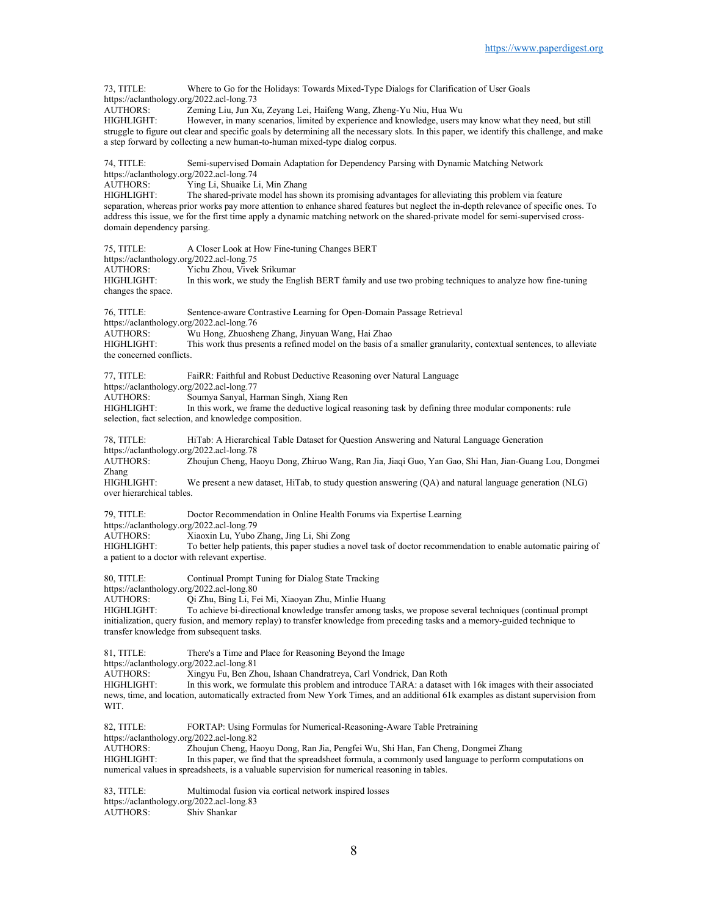73, TITLE: Where to Go for the Holidays: Towards Mixed-Type Dialogs for Clarification of User Goals
https://aclanthology.org/2022.acl-long.73
AUTHORS: Zeming Liu, Jun Xu, Zeyang Lei, Haifeng Wang, Zheng-Yu Niu, Hua Wu
HIGHLIGHT: However, in many scenarios, limited by experience and knowledge, users may know what they need, but still struggle to figure out clear and specific goals by determining all the necessary slots. In this paper, we identify this challenge, and make a step forward by collecting a new human-to-human mixed-type dialog corpus.

74, TITLE: Semi-supervised Domain Adaptation for Dependency Parsing with Dynamic Matching Network
https://aclanthology.org/2022.acl-long.74
AUTHORS: Ying Li, Shuaike Li, Min Zhang
HIGHLIGHT: The shared-private model has shown its promising advantages for alleviating this problem via feature separation, whereas prior works pay more attention to enhance shared features but neglect the in-depth relevance of specific ones. To address this issue, we for the first time apply a dynamic matching network on the shared-private model for semi-supervised cross-domain dependency parsing.

75, TITLE: A Closer Look at How Fine-tuning Changes BERT
https://aclanthology.org/2022.acl-long.75
AUTHORS: Yichu Zhou, Vivek Srikumar
HIGHLIGHT: In this work, we study the English BERT family and use two probing techniques to analyze how fine-tuning changes the space.

76, TITLE: Sentence-aware Contrastive Learning for Open-Domain Passage Retrieval
https://aclanthology.org/2022.acl-long.76
AUTHORS: Wu Hong, Zhuosheng Zhang, Jinyuan Wang, Hai Zhao
HIGHLIGHT: This work thus presents a refined model on the basis of a smaller granularity, contextual sentences, to alleviate the concerned conflicts.

77, TITLE: FaiRR: Faithful and Robust Deductive Reasoning over Natural Language
https://aclanthology.org/2022.acl-long.77
AUTHORS: Soumya Sanyal, Harman Singh, Xiang Ren
HIGHLIGHT: In this work, we frame the deductive logical reasoning task by defining three modular components: rule selection, fact selection, and knowledge composition.

78, TITLE: HiTab: A Hierarchical Table Dataset for Question Answering and Natural Language Generation
https://aclanthology.org/2022.acl-long.78
AUTHORS: Zhoujun Cheng, Haoyu Dong, Zhiruo Wang, Ran Jia, Jiaqi Guo, Yan Gao, Shi Han, Jian-Guang Lou, Dongmei Zhang
HIGHLIGHT: We present a new dataset, HiTab, to study question answering (QA) and natural language generation (NLG) over hierarchical tables.

79, TITLE: Doctor Recommendation in Online Health Forums via Expertise Learning
https://aclanthology.org/2022.acl-long.79
AUTHORS: Xiaoxin Lu, Yubo Zhang, Jing Li, Shi Zong
HIGHLIGHT: To better help patients, this paper studies a novel task of doctor recommendation to enable automatic pairing of a patient to a doctor with relevant expertise.

80, TITLE: Continual Prompt Tuning for Dialog State Tracking
https://aclanthology.org/2022.acl-long.80
AUTHORS: Qi Zhu, Bing Li, Fei Mi, Xiaoyan Zhu, Minlie Huang
HIGHLIGHT: To achieve bi-directional knowledge transfer among tasks, we propose several techniques (continual prompt initialization, query fusion, and memory replay) to transfer knowledge from preceding tasks and a memory-guided technique to transfer knowledge from subsequent tasks.

81, TITLE: There's a Time and Place for Reasoning Beyond the Image
https://aclanthology.org/2022.acl-long.81
AUTHORS: Xingyu Fu, Ben Zhou, Ishaan Chandratreya, Carl Vondrick, Dan Roth
HIGHLIGHT: In this work, we formulate this problem and introduce TARA: a dataset with 16k images with their associated news, time, and location, automatically extracted from New York Times, and an additional 61k examples as distant supervision from WIT.

82, TITLE: FORTAP: Using Formulas for Numerical-Reasoning-Aware Table Pretraining
https://aclanthology.org/2022.acl-long.82
AUTHORS: Zhoujun Cheng, Haoyu Dong, Ran Jia, Pengfei Wu, Shi Han, Fan Cheng, Dongmei Zhang
HIGHLIGHT: In this paper, we find that the spreadsheet formula, a commonly used language to perform computations on numerical values in spreadsheets, is a valuable supervision for numerical reasoning in tables.

83, TITLE: Multimodal fusion via cortical network inspired losses
https://aclanthology.org/2022.acl-long.83
AUTHORS: Shiv Shankar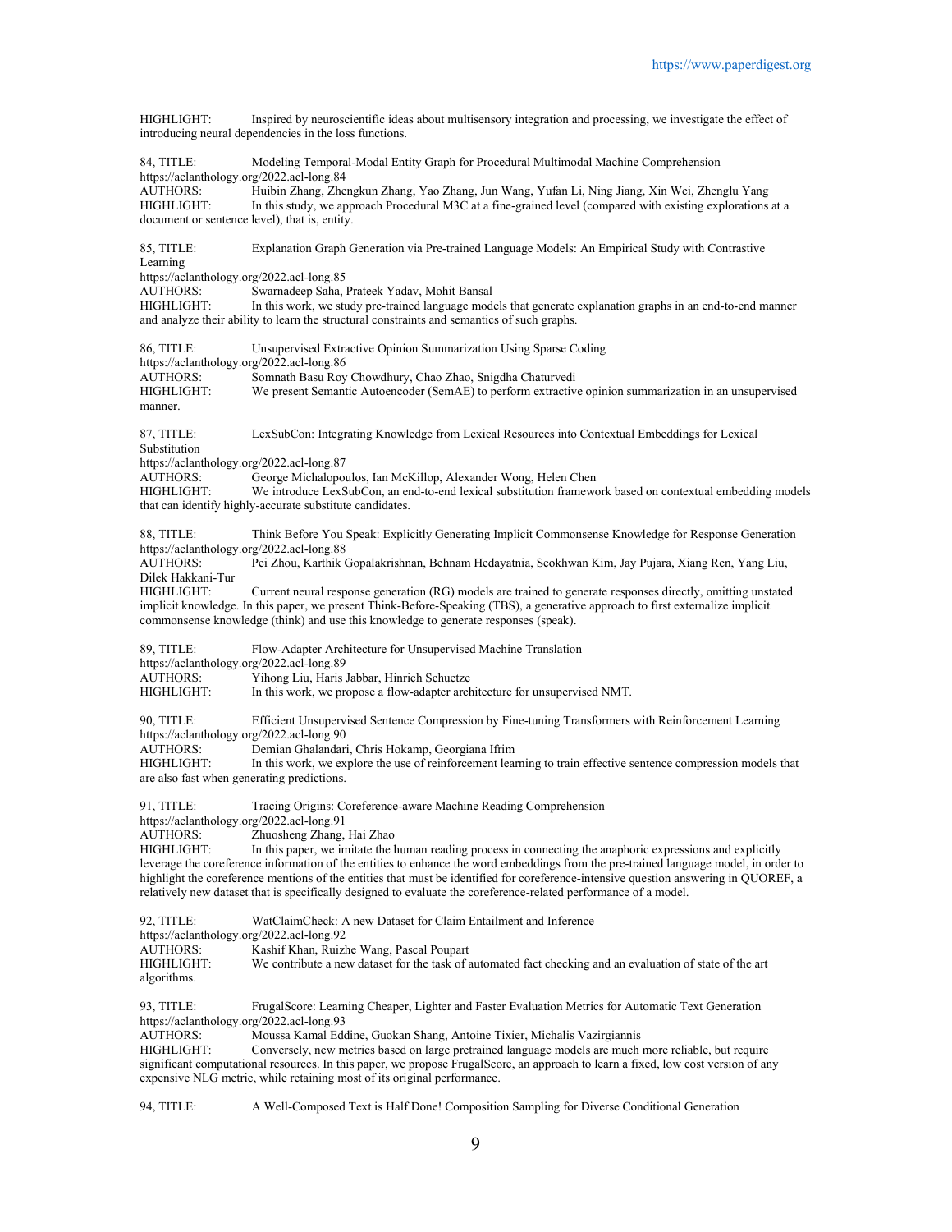HIGHLIGHT: Inspired by neuroscientific ideas about multisensory integration and processing, we investigate the effect of introducing neural dependencies in the loss functions.

84, TITLE: Modeling Temporal-Modal Entity Graph for Procedural Multimodal Machine Comprehension
https://aclanthology.org/2022.acl-long.84
AUTHORS: Huibin Zhang, Zhengkun Zhang, Yao Zhang, Jun Wang, Yufan Li, Ning Jiang, Xin Wei, Zhenglu Yang
HIGHLIGHT: In this study, we approach Procedural M3C at a fine-grained level (compared with existing explorations at a document or sentence level), that is, entity.

85, TITLE: Explanation Graph Generation via Pre-trained Language Models: An Empirical Study with Contrastive Learning
https://aclanthology.org/2022.acl-long.85
AUTHORS: Swarnadeep Saha, Prateek Yadav, Mohit Bansal
HIGHLIGHT: In this work, we study pre-trained language models that generate explanation graphs in an end-to-end manner and analyze their ability to learn the structural constraints and semantics of such graphs.

86, TITLE: Unsupervised Extractive Opinion Summarization Using Sparse Coding
https://aclanthology.org/2022.acl-long.86
AUTHORS: Somnath Basu Roy Chowdhury, Chao Zhao, Snigdha Chaturvedi
HIGHLIGHT: We present Semantic Autoencoder (SemAE) to perform extractive opinion summarization in an unsupervised manner.

87, TITLE: LexSubCon: Integrating Knowledge from Lexical Resources into Contextual Embeddings for Lexical Substitution
https://aclanthology.org/2022.acl-long.87
AUTHORS: George Michalopoulos, Ian McKillop, Alexander Wong, Helen Chen
HIGHLIGHT: We introduce LexSubCon, an end-to-end lexical substitution framework based on contextual embedding models that can identify highly-accurate substitute candidates.

88, TITLE: Think Before You Speak: Explicitly Generating Implicit Commonsense Knowledge for Response Generation
https://aclanthology.org/2022.acl-long.88
AUTHORS: Pei Zhou, Karthik Gopalakrishnan, Behnam Hedayatnia, Seokhwan Kim, Jay Pujara, Xiang Ren, Yang Liu, Dilek Hakkani-Tur
HIGHLIGHT: Current neural response generation (RG) models are trained to generate responses directly, omitting unstated implicit knowledge. In this paper, we present Think-Before-Speaking (TBS), a generative approach to first externalize implicit commonsense knowledge (think) and use this knowledge to generate responses (speak).

89, TITLE: Flow-Adapter Architecture for Unsupervised Machine Translation
https://aclanthology.org/2022.acl-long.89
AUTHORS: Yihong Liu, Haris Jabbar, Hinrich Schuetze
HIGHLIGHT: In this work, we propose a flow-adapter architecture for unsupervised NMT.

90, TITLE: Efficient Unsupervised Sentence Compression by Fine-tuning Transformers with Reinforcement Learning
https://aclanthology.org/2022.acl-long.90
AUTHORS: Demian Ghalandari, Chris Hokamp, Georgiana Ifrim
HIGHLIGHT: In this work, we explore the use of reinforcement learning to train effective sentence compression models that are also fast when generating predictions.

91, TITLE: Tracing Origins: Coreference-aware Machine Reading Comprehension
https://aclanthology.org/2022.acl-long.91
AUTHORS: Zhuosheng Zhang, Hai Zhao
HIGHLIGHT: In this paper, we imitate the human reading process in connecting the anaphoric expressions and explicitly leverage the coreference information of the entities to enhance the word embeddings from the pre-trained language model, in order to highlight the coreference mentions of the entities that must be identified for coreference-intensive question answering in QUOREF, a relatively new dataset that is specifically designed to evaluate the coreference-related performance of a model.

92, TITLE: WatClaimCheck: A new Dataset for Claim Entailment and Inference
https://aclanthology.org/2022.acl-long.92
AUTHORS: Kashif Khan, Ruizhe Wang, Pascal Poupart
HIGHLIGHT: We contribute a new dataset for the task of automated fact checking and an evaluation of state of the art algorithms.

93, TITLE: FrugalScore: Learning Cheaper, Lighter and Faster Evaluation Metrics for Automatic Text Generation
https://aclanthology.org/2022.acl-long.93
AUTHORS: Moussa Kamal Eddine, Guokan Shang, Antoine Tixier, Michalis Vazirgiannis
HIGHLIGHT: Conversely, new metrics based on large pretrained language models are much more reliable, but require significant computational resources. In this paper, we propose FrugalScore, an approach to learn a fixed, low cost version of any expensive NLG metric, while retaining most of its original performance.

94, TITLE: A Well-Composed Text is Half Done! Composition Sampling for Diverse Conditional Generation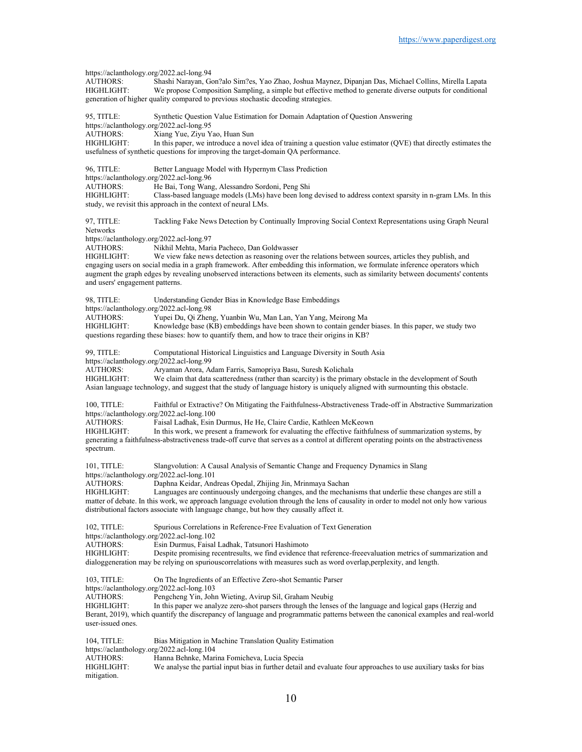https://aclanthology.org/2022.acl-long.94
AUTHORS: Shashi Narayan, Gon?alo Sim?es, Yao Zhao, Joshua Maynez, Dipanjan Das, Michael Collins, Mirella Lapata
HIGHLIGHT: We propose Composition Sampling, a simple but effective method to generate diverse outputs for conditional generation of higher quality compared to previous stochastic decoding strategies.

95, TITLE: Synthetic Question Value Estimation for Domain Adaptation of Question Answering
https://aclanthology.org/2022.acl-long.95
AUTHORS: Xiang Yue, Ziyu Yao, Huan Sun
HIGHLIGHT: In this paper, we introduce a novel idea of training a question value estimator (QVE) that directly estimates the usefulness of synthetic questions for improving the target-domain QA performance.

96, TITLE: Better Language Model with Hypernym Class Prediction
https://aclanthology.org/2022.acl-long.96
AUTHORS: He Bai, Tong Wang, Alessandro Sordoni, Peng Shi
HIGHLIGHT: Class-based language models (LMs) have been long devised to address context sparsity in n-gram LMs. In this study, we revisit this approach in the context of neural LMs.

97, TITLE: Tackling Fake News Detection by Continually Improving Social Context Representations using Graph Neural Networks
https://aclanthology.org/2022.acl-long.97
AUTHORS: Nikhil Mehta, Maria Pacheco, Dan Goldwasser
HIGHLIGHT: We view fake news detection as reasoning over the relations between sources, articles they publish, and engaging users on social media in a graph framework. After embedding this information, we formulate inference operators which augment the graph edges by revealing unobserved interactions between its elements, such as similarity between documents' contents and users' engagement patterns.

98, TITLE: Understanding Gender Bias in Knowledge Base Embeddings
https://aclanthology.org/2022.acl-long.98
AUTHORS: Yupei Du, Qi Zheng, Yuanbin Wu, Man Lan, Yan Yang, Meirong Ma
HIGHLIGHT: Knowledge base (KB) embeddings have been shown to contain gender biases. In this paper, we study two questions regarding these biases: how to quantify them, and how to trace their origins in KB?

99, TITLE: Computational Historical Linguistics and Language Diversity in South Asia
https://aclanthology.org/2022.acl-long.99
AUTHORS: Aryaman Arora, Adam Farris, Samopriya Basu, Suresh Kolichala
HIGHLIGHT: We claim that data scatteredness (rather than scarcity) is the primary obstacle in the development of South Asian language technology, and suggest that the study of language history is uniquely aligned with surmounting this obstacle.

100, TITLE: Faithful or Extractive? On Mitigating the Faithfulness-Abstractiveness Trade-off in Abstractive Summarization
https://aclanthology.org/2022.acl-long.100
AUTHORS: Faisal Ladhak, Esin Durmus, He He, Claire Cardie, Kathleen McKeown
HIGHLIGHT: In this work, we present a framework for evaluating the effective faithfulness of summarization systems, by generating a faithfulness-abstractiveness trade-off curve that serves as a control at different operating points on the abstractiveness spectrum.

101, TITLE: Slangvolution: A Causal Analysis of Semantic Change and Frequency Dynamics in Slang
https://aclanthology.org/2022.acl-long.101
AUTHORS: Daphna Keidar, Andreas Opedal, Zhijing Jin, Mrinmaya Sachan
HIGHLIGHT: Languages are continuously undergoing changes, and the mechanisms that underlie these changes are still a matter of debate. In this work, we approach language evolution through the lens of causality in order to model not only how various distributional factors associate with language change, but how they causally affect it.

102, TITLE: Spurious Correlations in Reference-Free Evaluation of Text Generation
https://aclanthology.org/2022.acl-long.102
AUTHORS: Esin Durmus, Faisal Ladhak, Tatsunori Hashimoto
HIGHLIGHT: Despite promising recentresults, we find evidence that reference-freeevaluation metrics of summarization and dialoggeneration may be relying on spuriouscorrelations with measures such as word overlap,perplexity, and length.

103, TITLE: On The Ingredients of an Effective Zero-shot Semantic Parser
https://aclanthology.org/2022.acl-long.103
AUTHORS: Pengcheng Yin, John Wieting, Avirup Sil, Graham Neubig
HIGHLIGHT: In this paper we analyze zero-shot parsers through the lenses of the language and logical gaps (Herzig and Berant, 2019), which quantify the discrepancy of language and programmatic patterns between the canonical examples and real-world user-issued ones.

104, TITLE: Bias Mitigation in Machine Translation Quality Estimation
https://aclanthology.org/2022.acl-long.104
AUTHORS: Hanna Behnke, Marina Fomicheva, Lucia Specia
HIGHLIGHT: We analyse the partial input bias in further detail and evaluate four approaches to use auxiliary tasks for bias mitigation.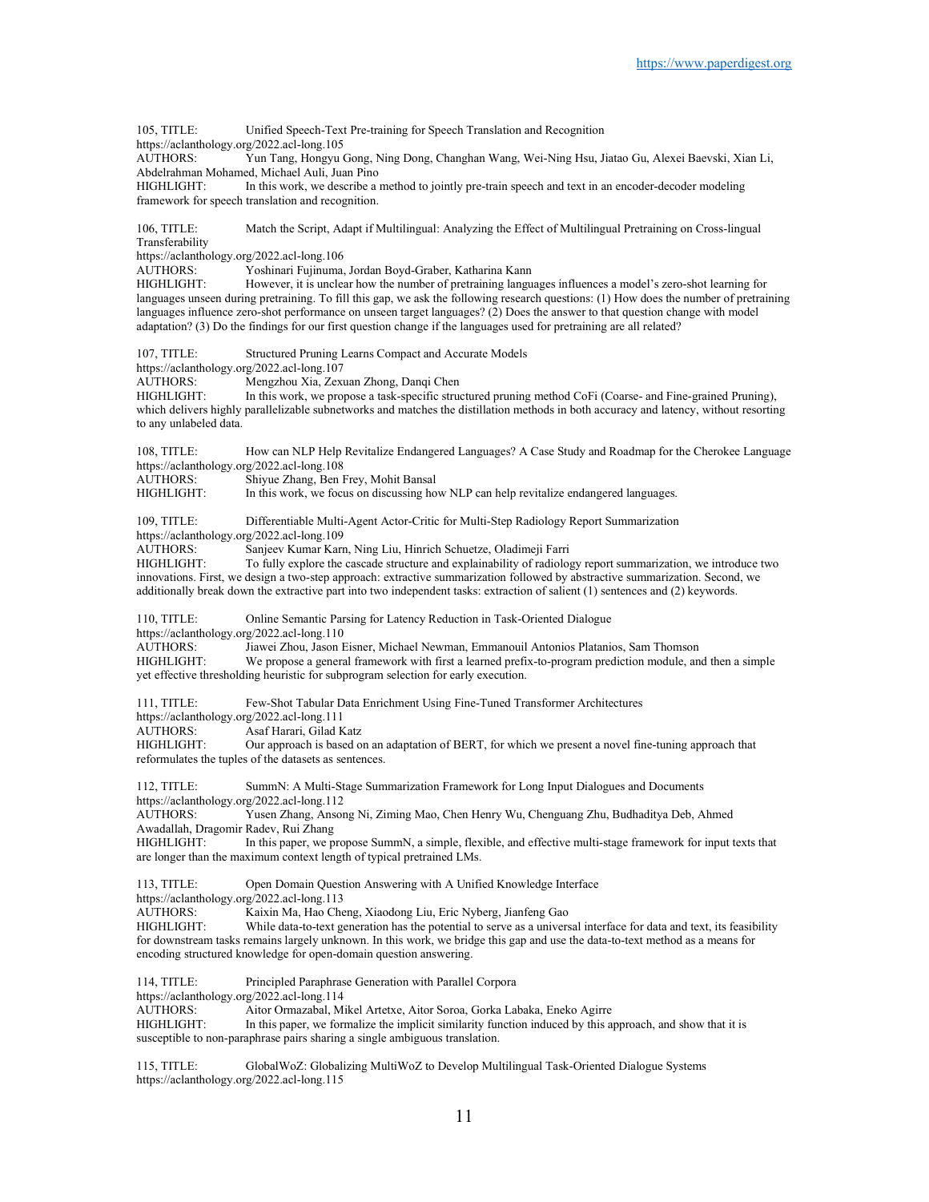105, TITLE: Unified Speech-Text Pre-training for Speech Translation and Recognition
https://aclanthology.org/2022.acl-long.105
AUTHORS: Yun Tang, Hongyu Gong, Ning Dong, Changhan Wang, Wei-Ning Hsu, Jiatao Gu, Alexei Baevski, Xian Li, Abdelrahman Mohamed, Michael Auli, Juan Pino
HIGHLIGHT: In this work, we describe a method to jointly pre-train speech and text in an encoder-decoder modeling framework for speech translation and recognition.

106, TITLE: Match the Script, Adapt if Multilingual: Analyzing the Effect of Multilingual Pretraining on Cross-lingual Transferability
https://aclanthology.org/2022.acl-long.106
AUTHORS: Yoshinari Fujinuma, Jordan Boyd-Graber, Katharina Kann
HIGHLIGHT: However, it is unclear how the number of pretraining languages influences a model's zero-shot learning for languages unseen during pretraining. To fill this gap, we ask the following research questions: (1) How does the number of pretraining languages influence zero-shot performance on unseen target languages? (2) Does the answer to that question change with model adaptation? (3) Do the findings for our first question change if the languages used for pretraining are all related?

107, TITLE: Structured Pruning Learns Compact and Accurate Models
https://aclanthology.org/2022.acl-long.107
AUTHORS: Mengzhou Xia, Zexuan Zhong, Danqi Chen
HIGHLIGHT: In this work, we propose a task-specific structured pruning method CoFi (Coarse- and Fine-grained Pruning), which delivers highly parallelizable subnetworks and matches the distillation methods in both accuracy and latency, without resorting to any unlabeled data.

108, TITLE: How can NLP Help Revitalize Endangered Languages? A Case Study and Roadmap for the Cherokee Language
https://aclanthology.org/2022.acl-long.108
AUTHORS: Shiyue Zhang, Ben Frey, Mohit Bansal
HIGHLIGHT: In this work, we focus on discussing how NLP can help revitalize endangered languages.

109, TITLE: Differentiable Multi-Agent Actor-Critic for Multi-Step Radiology Report Summarization
https://aclanthology.org/2022.acl-long.109
AUTHORS: Sanjeev Kumar Karn, Ning Liu, Hinrich Schuetze, Oladimeji Farri
HIGHLIGHT: To fully explore the cascade structure and explainability of radiology report summarization, we introduce two innovations. First, we design a two-step approach: extractive summarization followed by abstractive summarization. Second, we additionally break down the extractive part into two independent tasks: extraction of salient (1) sentences and (2) keywords.

110, TITLE: Online Semantic Parsing for Latency Reduction in Task-Oriented Dialogue
https://aclanthology.org/2022.acl-long.110
AUTHORS: Jiawei Zhou, Jason Eisner, Michael Newman, Emmanouil Antonios Platanios, Sam Thomson
HIGHLIGHT: We propose a general framework with first a learned prefix-to-program prediction module, and then a simple yet effective thresholding heuristic for subprogram selection for early execution.

111, TITLE: Few-Shot Tabular Data Enrichment Using Fine-Tuned Transformer Architectures
https://aclanthology.org/2022.acl-long.111
AUTHORS: Asaf Harari, Gilad Katz
HIGHLIGHT: Our approach is based on an adaptation of BERT, for which we present a novel fine-tuning approach that reformulates the tuples of the datasets as sentences.

112, TITLE: SummN: A Multi-Stage Summarization Framework for Long Input Dialogues and Documents
https://aclanthology.org/2022.acl-long.112
AUTHORS: Yusen Zhang, Ansong Ni, Ziming Mao, Chen Henry Wu, Chenguang Zhu, Budhaditya Deb, Ahmed Awadallah, Dragomir Radev, Rui Zhang
HIGHLIGHT: In this paper, we propose SummN, a simple, flexible, and effective multi-stage framework for input texts that are longer than the maximum context length of typical pretrained LMs.

113, TITLE: Open Domain Question Answering with A Unified Knowledge Interface
https://aclanthology.org/2022.acl-long.113
AUTHORS: Kaixin Ma, Hao Cheng, Xiaodong Liu, Eric Nyberg, Jianfeng Gao
HIGHLIGHT: While data-to-text generation has the potential to serve as a universal interface for data and text, its feasibility for downstream tasks remains largely unknown. In this work, we bridge this gap and use the data-to-text method as a means for encoding structured knowledge for open-domain question answering.

114, TITLE: Principled Paraphrase Generation with Parallel Corpora
https://aclanthology.org/2022.acl-long.114
AUTHORS: Aitor Ormazabal, Mikel Artetxe, Aitor Soroa, Gorka Labaka, Eneko Agirre
HIGHLIGHT: In this paper, we formalize the implicit similarity function induced by this approach, and show that it is susceptible to non-paraphrase pairs sharing a single ambiguous translation.

115, TITLE: GlobalWoZ: Globalizing MultiWoZ to Develop Multilingual Task-Oriented Dialogue Systems
https://aclanthology.org/2022.acl-long.115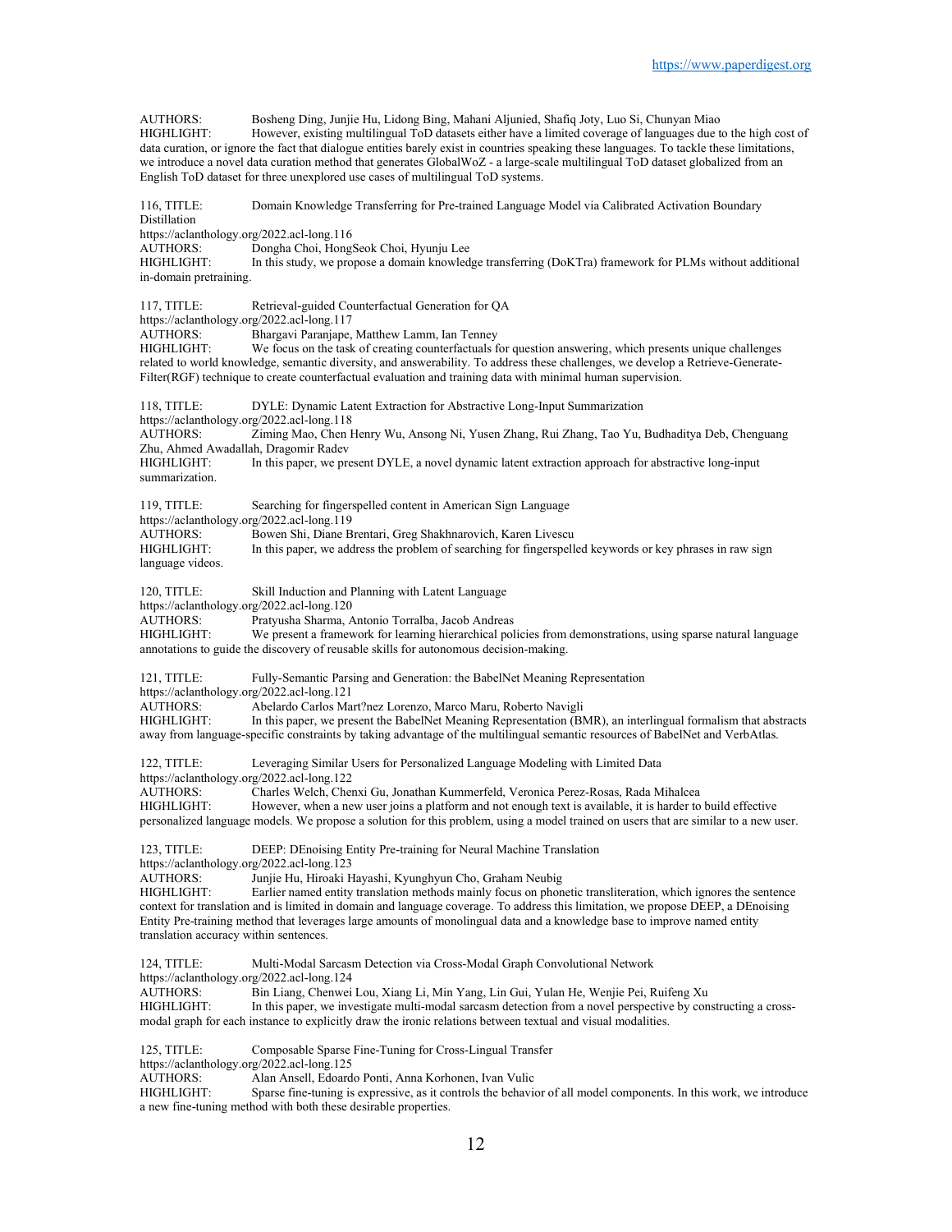AUTHORS: Bosheng Ding, Junjie Hu, Lidong Bing, Mahani Aljunied, Shafiq Joty, Luo Si, Chunyan Miao
HIGHLIGHT: However, existing multilingual ToD datasets either have a limited coverage of languages due to the high cost of data curation, or ignore the fact that dialogue entities barely exist in countries speaking these languages. To tackle these limitations, we introduce a novel data curation method that generates GlobalWoZ - a large-scale multilingual ToD dataset globalized from an English ToD dataset for three unexplored use cases of multilingual ToD systems.

116, TITLE: Domain Knowledge Transferring for Pre-trained Language Model via Calibrated Activation Boundary Distillation
https://aclanthology.org/2022.acl-long.116
AUTHORS: Dongha Choi, HongSeok Choi, Hyunju Lee
HIGHLIGHT: In this study, we propose a domain knowledge transferring (DoKTra) framework for PLMs without additional in-domain pretraining.

117, TITLE: Retrieval-guided Counterfactual Generation for QA
https://aclanthology.org/2022.acl-long.117
AUTHORS: Bhargavi Paranjape, Matthew Lamm, Ian Tenney
HIGHLIGHT: We focus on the task of creating counterfactuals for question answering, which presents unique challenges related to world knowledge, semantic diversity, and answerability. To address these challenges, we develop a Retrieve-Generate-Filter(RGF) technique to create counterfactual evaluation and training data with minimal human supervision.

118, TITLE: DYLE: Dynamic Latent Extraction for Abstractive Long-Input Summarization
https://aclanthology.org/2022.acl-long.118
AUTHORS: Ziming Mao, Chen Henry Wu, Ansong Ni, Yusen Zhang, Rui Zhang, Tao Yu, Budhaditya Deb, Chenguang Zhu, Ahmed Awadallah, Dragomir Radev
HIGHLIGHT: In this paper, we present DYLE, a novel dynamic latent extraction approach for abstractive long-input summarization.

119, TITLE: Searching for fingerspelled content in American Sign Language
https://aclanthology.org/2022.acl-long.119
AUTHORS: Bowen Shi, Diane Brentari, Greg Shakhnarovich, Karen Livescu
HIGHLIGHT: In this paper, we address the problem of searching for fingerspelled keywords or key phrases in raw sign language videos.

120, TITLE: Skill Induction and Planning with Latent Language
https://aclanthology.org/2022.acl-long.120
AUTHORS: Pratyusha Sharma, Antonio Torralba, Jacob Andreas
HIGHLIGHT: We present a framework for learning hierarchical policies from demonstrations, using sparse natural language annotations to guide the discovery of reusable skills for autonomous decision-making.

121, TITLE: Fully-Semantic Parsing and Generation: the BabelNet Meaning Representation
https://aclanthology.org/2022.acl-long.121
AUTHORS: Abelardo Carlos Mart?nez Lorenzo, Marco Maru, Roberto Navigli
HIGHLIGHT: In this paper, we present the BabelNet Meaning Representation (BMR), an interlingual formalism that abstracts away from language-specific constraints by taking advantage of the multilingual semantic resources of BabelNet and VerbAtlas.

122, TITLE: Leveraging Similar Users for Personalized Language Modeling with Limited Data
https://aclanthology.org/2022.acl-long.122
AUTHORS: Charles Welch, Chenxi Gu, Jonathan Kummerfeld, Veronica Perez-Rosas, Rada Mihalcea
HIGHLIGHT: However, when a new user joins a platform and not enough text is available, it is harder to build effective personalized language models. We propose a solution for this problem, using a model trained on users that are similar to a new user.

123, TITLE: DEEP: DEnoising Entity Pre-training for Neural Machine Translation
https://aclanthology.org/2022.acl-long.123
AUTHORS: Junjie Hu, Hiroaki Hayashi, Kyunghyun Cho, Graham Neubig
HIGHLIGHT: Earlier named entity translation methods mainly focus on phonetic transliteration, which ignores the sentence context for translation and is limited in domain and language coverage. To address this limitation, we propose DEEP, a DEnoising Entity Pre-training method that leverages large amounts of monolingual data and a knowledge base to improve named entity translation accuracy within sentences.

124, TITLE: Multi-Modal Sarcasm Detection via Cross-Modal Graph Convolutional Network
https://aclanthology.org/2022.acl-long.124
AUTHORS: Bin Liang, Chenwei Lou, Xiang Li, Min Yang, Lin Gui, Yulan He, Wenjie Pei, Ruifeng Xu
HIGHLIGHT: In this paper, we investigate multi-modal sarcasm detection from a novel perspective by constructing a cross-modal graph for each instance to explicitly draw the ironic relations between textual and visual modalities.

125, TITLE: Composable Sparse Fine-Tuning for Cross-Lingual Transfer
https://aclanthology.org/2022.acl-long.125
AUTHORS: Alan Ansell, Edoardo Ponti, Anna Korhonen, Ivan Vulic
HIGHLIGHT: Sparse fine-tuning is expressive, as it controls the behavior of all model components. In this work, we introduce a new fine-tuning method with both these desirable properties.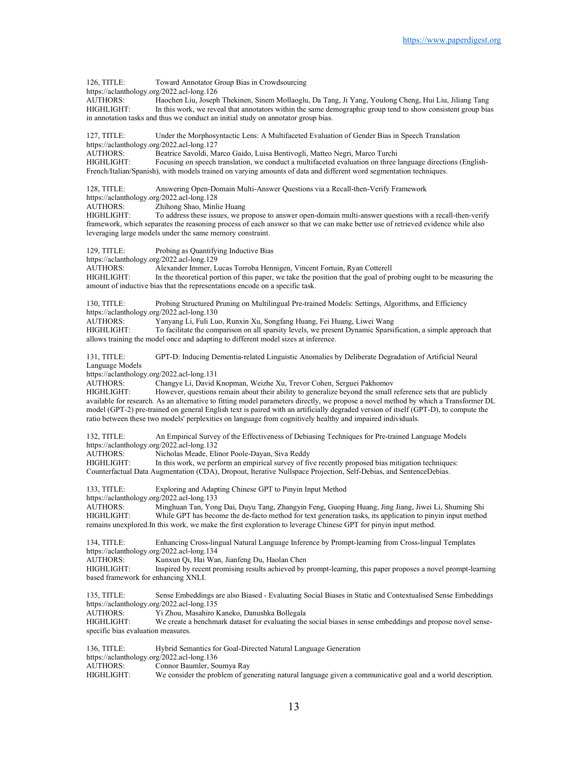126, TITLE: Toward Annotator Group Bias in Crowdsourcing
https://aclanthology.org/2022.acl-long.126
AUTHORS: Haochen Liu, Joseph Thekinen, Sinem Mollaoglu, Da Tang, Ji Yang, Youlong Cheng, Hui Liu, Jiliang Tang
HIGHLIGHT: In this work, we reveal that annotators within the same demographic group tend to show consistent group bias in annotation tasks and thus we conduct an initial study on annotator group bias.

127, TITLE: Under the Morphosyntactic Lens: A Multifaceted Evaluation of Gender Bias in Speech Translation
https://aclanthology.org/2022.acl-long.127
AUTHORS: Beatrice Savoldi, Marco Gaido, Luisa Bentivogli, Matteo Negri, Marco Turchi
HIGHLIGHT: Focusing on speech translation, we conduct a multifaceted evaluation on three language directions (English-French/Italian/Spanish), with models trained on varying amounts of data and different word segmentation techniques.

128, TITLE: Answering Open-Domain Multi-Answer Questions via a Recall-then-Verify Framework
https://aclanthology.org/2022.acl-long.128
AUTHORS: Zhihong Shao, Minlie Huang
HIGHLIGHT: To address these issues, we propose to answer open-domain multi-answer questions with a recall-then-verify framework, which separates the reasoning process of each answer so that we can make better use of retrieved evidence while also leveraging large models under the same memory constraint.

129, TITLE: Probing as Quantifying Inductive Bias
https://aclanthology.org/2022.acl-long.129
AUTHORS: Alexander Immer, Lucas Torroba Hennigen, Vincent Fortuin, Ryan Cotterell
HIGHLIGHT: In the theoretical portion of this paper, we take the position that the goal of probing ought to be measuring the amount of inductive bias that the representations encode on a specific task.

130, TITLE: Probing Structured Pruning on Multilingual Pre-trained Models: Settings, Algorithms, and Efficiency
https://aclanthology.org/2022.acl-long.130
AUTHORS: Yanyang Li, Fuli Luo, Runxin Xu, Songfang Huang, Fei Huang, Liwei Wang
HIGHLIGHT: To facilitate the comparison on all sparsity levels, we present Dynamic Sparsification, a simple approach that allows training the model once and adapting to different model sizes at inference.

131, TITLE: GPT-D: Inducing Dementia-related Linguistic Anomalies by Deliberate Degradation of Artificial Neural Language Models
https://aclanthology.org/2022.acl-long.131
AUTHORS: Changye Li, David Knopman, Weizhe Xu, Trevor Cohen, Serguei Pakhomov
HIGHLIGHT: However, questions remain about their ability to generalize beyond the small reference sets that are publicly available for research. As an alternative to fitting model parameters directly, we propose a novel method by which a Transformer DL model (GPT-2) pre-trained on general English text is paired with an artificially degraded version of itself (GPT-D), to compute the ratio between these two models' perplexities on language from cognitively healthy and impaired individuals.

132, TITLE: An Empirical Survey of the Effectiveness of Debiasing Techniques for Pre-trained Language Models
https://aclanthology.org/2022.acl-long.132
AUTHORS: Nicholas Meade, Elinor Poole-Dayan, Siva Reddy
HIGHLIGHT: In this work, we perform an empirical survey of five recently proposed bias mitigation techniques: Counterfactual Data Augmentation (CDA), Dropout, Iterative Nullspace Projection, Self-Debias, and SentenceDebias.

133, TITLE: Exploring and Adapting Chinese GPT to Pinyin Input Method
https://aclanthology.org/2022.acl-long.133
AUTHORS: Minghuan Tan, Yong Dai, Duyu Tang, Zhangyin Feng, Guoping Huang, Jing Jiang, Jiwei Li, Shuming Shi
HIGHLIGHT: While GPT has become the de-facto method for text generation tasks, its application to pinyin input method remains unexplored.In this work, we make the first exploration to leverage Chinese GPT for pinyin input method.

134, TITLE: Enhancing Cross-lingual Natural Language Inference by Prompt-learning from Cross-lingual Templates
https://aclanthology.org/2022.acl-long.134
AUTHORS: Kunxun Qi, Hai Wan, Jianfeng Du, Haolan Chen
HIGHLIGHT: Inspired by recent promising results achieved by prompt-learning, this paper proposes a novel prompt-learning based framework for enhancing XNLI.

135, TITLE: Sense Embeddings are also Biased - Evaluating Social Biases in Static and Contextualised Sense Embeddings
https://aclanthology.org/2022.acl-long.135
AUTHORS: Yi Zhou, Masahiro Kaneko, Danushka Bollegala
HIGHLIGHT: We create a benchmark dataset for evaluating the social biases in sense embeddings and propose novel sense-specific bias evaluation measures.

136, TITLE: Hybrid Semantics for Goal-Directed Natural Language Generation
https://aclanthology.org/2022.acl-long.136
AUTHORS: Connor Baumler, Soumya Ray
HIGHLIGHT: We consider the problem of generating natural language given a communicative goal and a world description.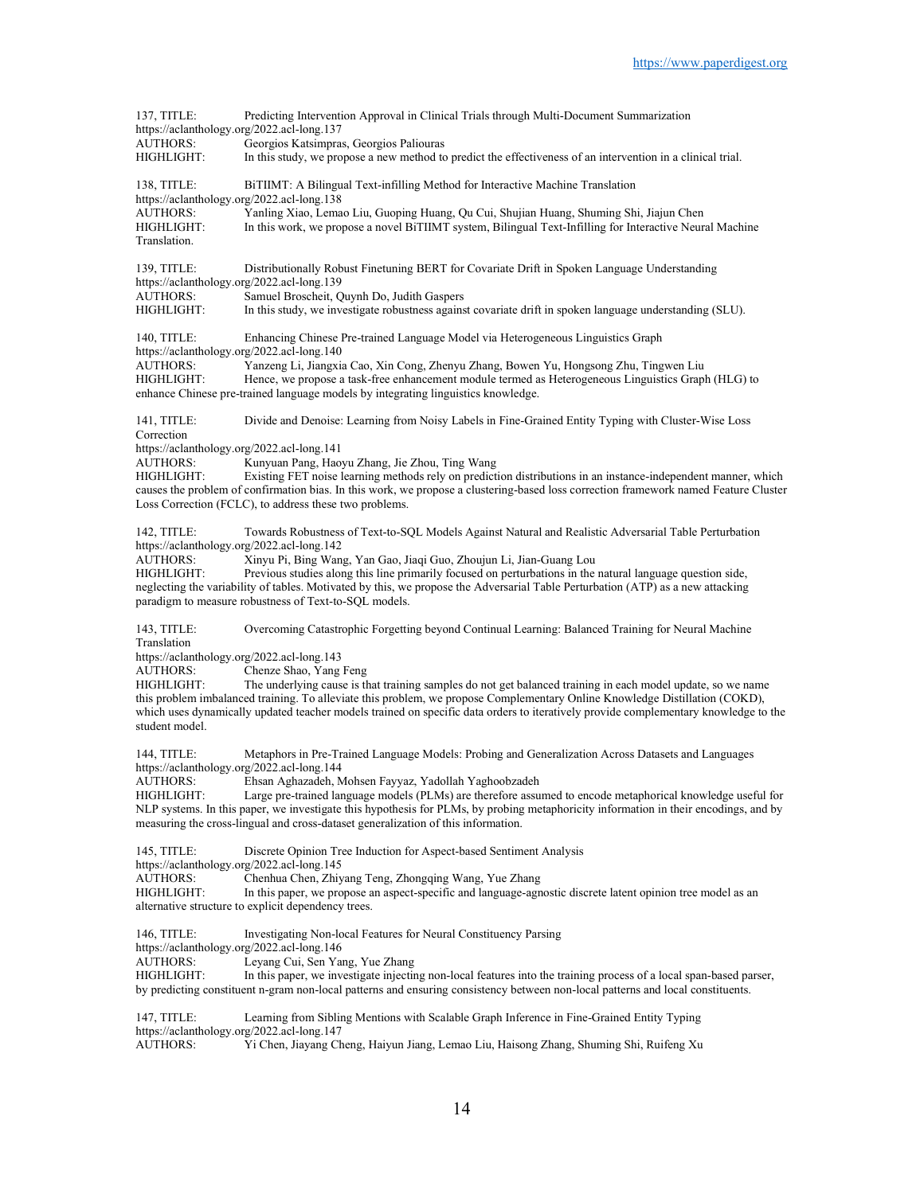137, TITLE: Predicting Intervention Approval in Clinical Trials through Multi-Document Summarization
https://aclanthology.org/2022.acl-long.137
AUTHORS: Georgios Katsimpras, Georgios Paliouras
HIGHLIGHT: In this study, we propose a new method to predict the effectiveness of an intervention in a clinical trial.

138, TITLE: BiTIIMT: A Bilingual Text-infilling Method for Interactive Machine Translation
https://aclanthology.org/2022.acl-long.138
AUTHORS: Yanling Xiao, Lemao Liu, Guoping Huang, Qu Cui, Shujian Huang, Shuming Shi, Jiajun Chen
HIGHLIGHT: In this work, we propose a novel BiTIIMT system, Bilingual Text-Infilling for Interactive Neural Machine Translation.

139, TITLE: Distributionally Robust Finetuning BERT for Covariate Drift in Spoken Language Understanding
https://aclanthology.org/2022.acl-long.139
AUTHORS: Samuel Broscheit, Quynh Do, Judith Gaspers
HIGHLIGHT: In this study, we investigate robustness against covariate drift in spoken language understanding (SLU).

140, TITLE: Enhancing Chinese Pre-trained Language Model via Heterogeneous Linguistics Graph
https://aclanthology.org/2022.acl-long.140
AUTHORS: Yanzeng Li, Jiangxia Cao, Xin Cong, Zhenyu Zhang, Bowen Yu, Hongsong Zhu, Tingwen Liu
HIGHLIGHT: Hence, we propose a task-free enhancement module termed as Heterogeneous Linguistics Graph (HLG) to enhance Chinese pre-trained language models by integrating linguistics knowledge.

141, TITLE: Divide and Denoise: Learning from Noisy Labels in Fine-Grained Entity Typing with Cluster-Wise Loss Correction
https://aclanthology.org/2022.acl-long.141
AUTHORS: Kunyuan Pang, Haoyu Zhang, Jie Zhou, Ting Wang
HIGHLIGHT: Existing FET noise learning methods rely on prediction distributions in an instance-independent manner, which causes the problem of confirmation bias. In this work, we propose a clustering-based loss correction framework named Feature Cluster Loss Correction (FCLC), to address these two problems.

142, TITLE: Towards Robustness of Text-to-SQL Models Against Natural and Realistic Adversarial Table Perturbation
https://aclanthology.org/2022.acl-long.142
AUTHORS: Xinyu Pi, Bing Wang, Yan Gao, Jiaqi Guo, Zhoujun Li, Jian-Guang Lou
HIGHLIGHT: Previous studies along this line primarily focused on perturbations in the natural language question side, neglecting the variability of tables. Motivated by this, we propose the Adversarial Table Perturbation (ATP) as a new attacking paradigm to measure robustness of Text-to-SQL models.

143, TITLE: Overcoming Catastrophic Forgetting beyond Continual Learning: Balanced Training for Neural Machine Translation
https://aclanthology.org/2022.acl-long.143
AUTHORS: Chenze Shao, Yang Feng
HIGHLIGHT: The underlying cause is that training samples do not get balanced training in each model update, so we name this problem imbalanced training. To alleviate this problem, we propose Complementary Online Knowledge Distillation (COKD), which uses dynamically updated teacher models trained on specific data orders to iteratively provide complementary knowledge to the student model.

144, TITLE: Metaphors in Pre-Trained Language Models: Probing and Generalization Across Datasets and Languages
https://aclanthology.org/2022.acl-long.144
AUTHORS: Ehsan Aghazadeh, Mohsen Fayyaz, Yadollah Yaghoobzadeh
HIGHLIGHT: Large pre-trained language models (PLMs) are therefore assumed to encode metaphorical knowledge useful for NLP systems. In this paper, we investigate this hypothesis for PLMs, by probing metaphoricity information in their encodings, and by measuring the cross-lingual and cross-dataset generalization of this information.

145, TITLE: Discrete Opinion Tree Induction for Aspect-based Sentiment Analysis
https://aclanthology.org/2022.acl-long.145
AUTHORS: Chenhua Chen, Zhiyang Teng, Zhongqing Wang, Yue Zhang
HIGHLIGHT: In this paper, we propose an aspect-specific and language-agnostic discrete latent opinion tree model as an alternative structure to explicit dependency trees.

146, TITLE: Investigating Non-local Features for Neural Constituency Parsing
https://aclanthology.org/2022.acl-long.146
AUTHORS: Leyang Cui, Sen Yang, Yue Zhang
HIGHLIGHT: In this paper, we investigate injecting non-local features into the training process of a local span-based parser, by predicting constituent n-gram non-local patterns and ensuring consistency between non-local patterns and local constituents.

147, TITLE: Learning from Sibling Mentions with Scalable Graph Inference in Fine-Grained Entity Typing
https://aclanthology.org/2022.acl-long.147
AUTHORS: Yi Chen, Jiayang Cheng, Haiyun Jiang, Lemao Liu, Haisong Zhang, Shuming Shi, Ruifeng Xu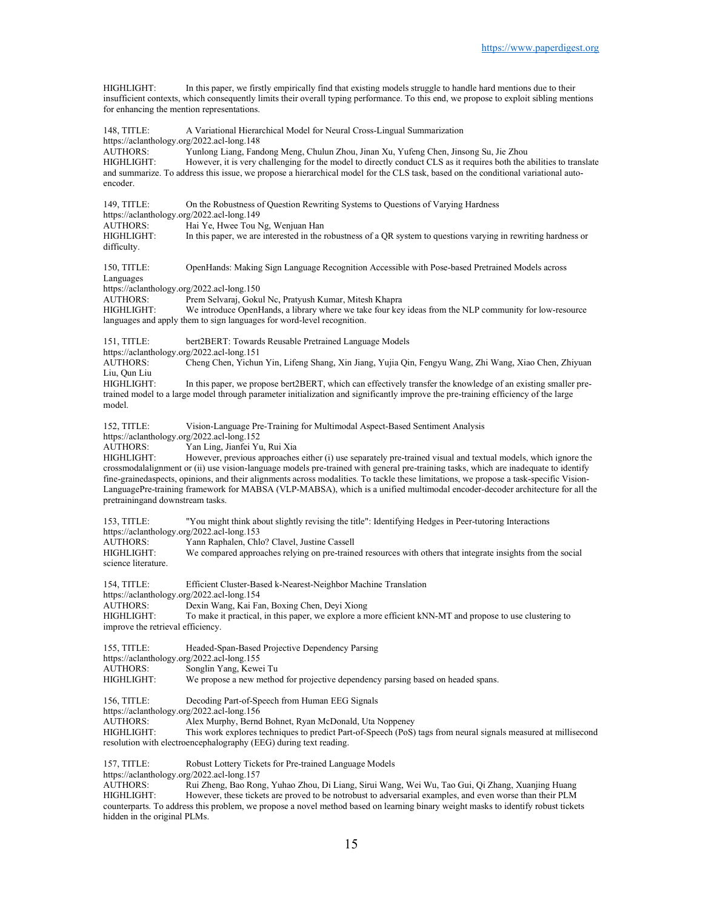HIGHLIGHT: In this paper, we firstly empirically find that existing models struggle to handle hard mentions due to their insufficient contexts, which consequently limits their overall typing performance. To this end, we propose to exploit sibling mentions for enhancing the mention representations.

148, TITLE: A Variational Hierarchical Model for Neural Cross-Lingual Summarization
https://aclanthology.org/2022.acl-long.148
AUTHORS: Yunlong Liang, Fandong Meng, Chulun Zhou, Jinan Xu, Yufeng Chen, Jinsong Su, Jie Zhou
HIGHLIGHT: However, it is very challenging for the model to directly conduct CLS as it requires both the abilities to translate and summarize. To address this issue, we propose a hierarchical model for the CLS task, based on the conditional variational auto-encoder.

149, TITLE: On the Robustness of Question Rewriting Systems to Questions of Varying Hardness
https://aclanthology.org/2022.acl-long.149
AUTHORS: Hai Ye, Hwee Tou Ng, Wenjuan Han
HIGHLIGHT: In this paper, we are interested in the robustness of a QR system to questions varying in rewriting hardness or difficulty.

150, TITLE: OpenHands: Making Sign Language Recognition Accessible with Pose-based Pretrained Models across Languages
https://aclanthology.org/2022.acl-long.150
AUTHORS: Prem Selvaraj, Gokul Nc, Pratyush Kumar, Mitesh Khapra
HIGHLIGHT: We introduce OpenHands, a library where we take four key ideas from the NLP community for low-resource languages and apply them to sign languages for word-level recognition.

151, TITLE: bert2BERT: Towards Reusable Pretrained Language Models
https://aclanthology.org/2022.acl-long.151
AUTHORS: Cheng Chen, Yichun Yin, Lifeng Shang, Xin Jiang, Yujia Qin, Fengyu Wang, Zhi Wang, Xiao Chen, Zhiyuan Liu, Qun Liu
HIGHLIGHT: In this paper, we propose bert2BERT, which can effectively transfer the knowledge of an existing smaller pre-trained model to a large model through parameter initialization and significantly improve the pre-training efficiency of the large model.

152, TITLE: Vision-Language Pre-Training for Multimodal Aspect-Based Sentiment Analysis
https://aclanthology.org/2022.acl-long.152
AUTHORS: Yan Ling, Jianfei Yu, Rui Xia
HIGHLIGHT: However, previous approaches either (i) use separately pre-trained visual and textual models, which ignore the crossmodalalignment or (ii) use vision-language models pre-trained with general pre-training tasks, which are inadequate to identify fine-grainedaspects, opinions, and their alignments across modalities. To tackle these limitations, we propose a task-specific Vision-LanguagePre-training framework for MABSA (VLP-MABSA), which is a unified multimodal encoder-decoder architecture for all the pretrainingand downstream tasks.

153, TITLE: "You might think about slightly revising the title": Identifying Hedges in Peer-tutoring Interactions
https://aclanthology.org/2022.acl-long.153
AUTHORS: Yann Raphalen, Chlo? Clavel, Justine Cassell
HIGHLIGHT: We compared approaches relying on pre-trained resources with others that integrate insights from the social science literature.

154, TITLE: Efficient Cluster-Based k-Nearest-Neighbor Machine Translation
https://aclanthology.org/2022.acl-long.154
AUTHORS: Dexin Wang, Kai Fan, Boxing Chen, Deyi Xiong
HIGHLIGHT: To make it practical, in this paper, we explore a more efficient kNN-MT and propose to use clustering to improve the retrieval efficiency.

155, TITLE: Headed-Span-Based Projective Dependency Parsing
https://aclanthology.org/2022.acl-long.155
AUTHORS: Songlin Yang, Kewei Tu
HIGHLIGHT: We propose a new method for projective dependency parsing based on headed spans.

156, TITLE: Decoding Part-of-Speech from Human EEG Signals
https://aclanthology.org/2022.acl-long.156
AUTHORS: Alex Murphy, Bernd Bohnet, Ryan McDonald, Uta Noppeney
HIGHLIGHT: This work explores techniques to predict Part-of-Speech (PoS) tags from neural signals measured at millisecond resolution with electroencephalography (EEG) during text reading.

157, TITLE: Robust Lottery Tickets for Pre-trained Language Models
https://aclanthology.org/2022.acl-long.157
AUTHORS: Rui Zheng, Bao Rong, Yuhao Zhou, Di Liang, Sirui Wang, Wei Wu, Tao Gui, Qi Zhang, Xuanjing Huang
HIGHLIGHT: However, these tickets are proved to be notrobust to adversarial examples, and even worse than their PLM counterparts. To address this problem, we propose a novel method based on learning binary weight masks to identify robust tickets hidden in the original PLMs.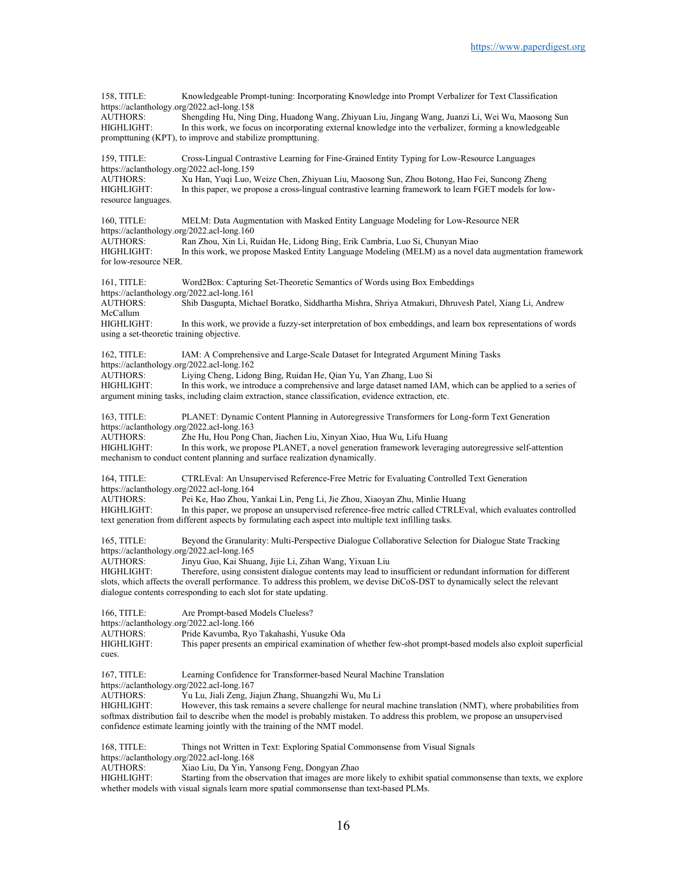158, TITLE: Knowledgeable Prompt-tuning: Incorporating Knowledge into Prompt Verbalizer for Text Classification
https://aclanthology.org/2022.acl-long.158
AUTHORS: Shengding Hu, Ning Ding, Huadong Wang, Zhiyuan Liu, Jingang Wang, Juanzi Li, Wei Wu, Maosong Sun
HIGHLIGHT: In this work, we focus on incorporating external knowledge into the verbalizer, forming a knowledgeable prompttuning (KPT), to improve and stabilize prompttuning.

159, TITLE: Cross-Lingual Contrastive Learning for Fine-Grained Entity Typing for Low-Resource Languages
https://aclanthology.org/2022.acl-long.159
AUTHORS: Xu Han, Yuqi Luo, Weize Chen, Zhiyuan Liu, Maosong Sun, Zhou Botong, Hao Fei, Suncong Zheng
HIGHLIGHT: In this paper, we propose a cross-lingual contrastive learning framework to learn FGET models for low-resource languages.

160, TITLE: MELM: Data Augmentation with Masked Entity Language Modeling for Low-Resource NER
https://aclanthology.org/2022.acl-long.160
AUTHORS: Ran Zhou, Xin Li, Ruidan He, Lidong Bing, Erik Cambria, Luo Si, Chunyan Miao
HIGHLIGHT: In this work, we propose Masked Entity Language Modeling (MELM) as a novel data augmentation framework for low-resource NER.

161, TITLE: Word2Box: Capturing Set-Theoretic Semantics of Words using Box Embeddings
https://aclanthology.org/2022.acl-long.161
AUTHORS: Shib Dasgupta, Michael Boratko, Siddhartha Mishra, Shriya Atmakuri, Dhruvesh Patel, Xiang Li, Andrew McCallum
HIGHLIGHT: In this work, we provide a fuzzy-set interpretation of box embeddings, and learn box representations of words using a set-theoretic training objective.

162, TITLE: IAM: A Comprehensive and Large-Scale Dataset for Integrated Argument Mining Tasks
https://aclanthology.org/2022.acl-long.162
AUTHORS: Liying Cheng, Lidong Bing, Ruidan He, Qian Yu, Yan Zhang, Luo Si
HIGHLIGHT: In this work, we introduce a comprehensive and large dataset named IAM, which can be applied to a series of argument mining tasks, including claim extraction, stance classification, evidence extraction, etc.

163, TITLE: PLANET: Dynamic Content Planning in Autoregressive Transformers for Long-form Text Generation
https://aclanthology.org/2022.acl-long.163
AUTHORS: Zhe Hu, Hou Pong Chan, Jiachen Liu, Xinyan Xiao, Hua Wu, Lifu Huang
HIGHLIGHT: In this work, we propose PLANET, a novel generation framework leveraging autoregressive self-attention mechanism to conduct content planning and surface realization dynamically.

164, TITLE: CTRLEval: An Unsupervised Reference-Free Metric for Evaluating Controlled Text Generation
https://aclanthology.org/2022.acl-long.164
AUTHORS: Pei Ke, Hao Zhou, Yankai Lin, Peng Li, Jie Zhou, Xiaoyan Zhu, Minlie Huang
HIGHLIGHT: In this paper, we propose an unsupervised reference-free metric called CTRLEval, which evaluates controlled text generation from different aspects by formulating each aspect into multiple text infilling tasks.

165, TITLE: Beyond the Granularity: Multi-Perspective Dialogue Collaborative Selection for Dialogue State Tracking
https://aclanthology.org/2022.acl-long.165
AUTHORS: Jinyu Guo, Kai Shuang, Jijie Li, Zihan Wang, Yixuan Liu
HIGHLIGHT: Therefore, using consistent dialogue contents may lead to insufficient or redundant information for different slots, which affects the overall performance. To address this problem, we devise DiCoS-DST to dynamically select the relevant dialogue contents corresponding to each slot for state updating.

166, TITLE: Are Prompt-based Models Clueless?
https://aclanthology.org/2022.acl-long.166
AUTHORS: Pride Kavumba, Ryo Takahashi, Yusuke Oda
HIGHLIGHT: This paper presents an empirical examination of whether few-shot prompt-based models also exploit superficial cues.

167, TITLE: Learning Confidence for Transformer-based Neural Machine Translation
https://aclanthology.org/2022.acl-long.167
AUTHORS: Yu Lu, Jiali Zeng, Jiajun Zhang, Shuangzhi Wu, Mu Li
HIGHLIGHT: However, this task remains a severe challenge for neural machine translation (NMT), where probabilities from softmax distribution fail to describe when the model is probably mistaken. To address this problem, we propose an unsupervised confidence estimate learning jointly with the training of the NMT model.

168, TITLE: Things not Written in Text: Exploring Spatial Commonsense from Visual Signals
https://aclanthology.org/2022.acl-long.168
AUTHORS: Xiao Liu, Da Yin, Yansong Feng, Dongyan Zhao
HIGHLIGHT: Starting from the observation that images are more likely to exhibit spatial commonsense than texts, we explore whether models with visual signals learn more spatial commonsense than text-based PLMs.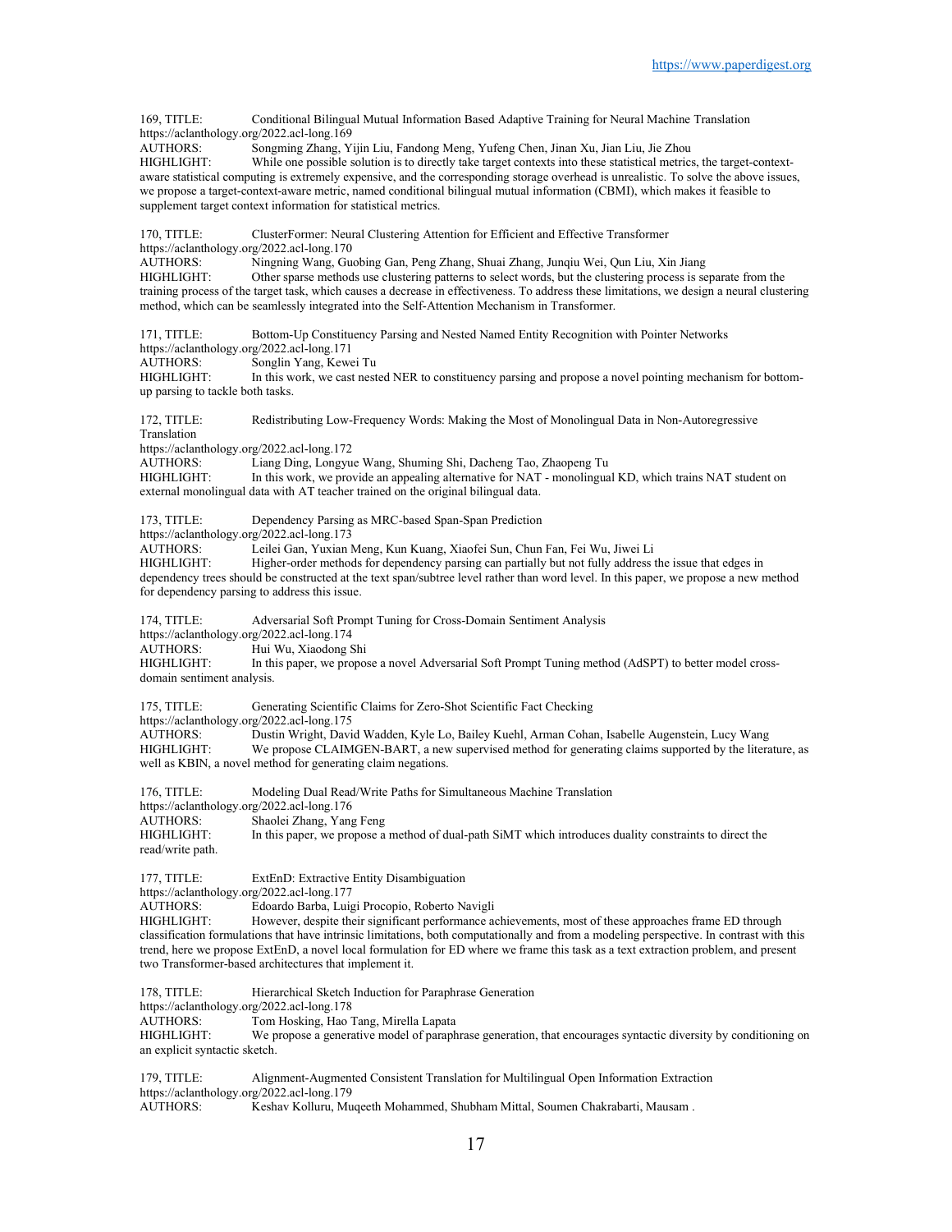169, TITLE: Conditional Bilingual Mutual Information Based Adaptive Training for Neural Machine Translation
https://aclanthology.org/2022.acl-long.169
AUTHORS: Songming Zhang, Yijin Liu, Fandong Meng, Yufeng Chen, Jinan Xu, Jian Liu, Jie Zhou
HIGHLIGHT: While one possible solution is to directly take target contexts into these statistical metrics, the target-context-aware statistical computing is extremely expensive, and the corresponding storage overhead is unrealistic. To solve the above issues, we propose a target-context-aware metric, named conditional bilingual mutual information (CBMI), which makes it feasible to supplement target context information for statistical metrics.

170, TITLE: ClusterFormer: Neural Clustering Attention for Efficient and Effective Transformer
https://aclanthology.org/2022.acl-long.170
AUTHORS: Ningning Wang, Guobing Gan, Peng Zhang, Shuai Zhang, Junqiu Wei, Qun Liu, Xin Jiang
HIGHLIGHT: Other sparse methods use clustering patterns to select words, but the clustering process is separate from the training process of the target task, which causes a decrease in effectiveness. To address these limitations, we design a neural clustering method, which can be seamlessly integrated into the Self-Attention Mechanism in Transformer.

171, TITLE: Bottom-Up Constituency Parsing and Nested Named Entity Recognition with Pointer Networks
https://aclanthology.org/2022.acl-long.171
AUTHORS: Songlin Yang, Kewei Tu
HIGHLIGHT: In this work, we cast nested NER to constituency parsing and propose a novel pointing mechanism for bottom-up parsing to tackle both tasks.

172, TITLE: Redistributing Low-Frequency Words: Making the Most of Monolingual Data in Non-Autoregressive Translation
https://aclanthology.org/2022.acl-long.172
AUTHORS: Liang Ding, Longyue Wang, Shuming Shi, Dacheng Tao, Zhaopeng Tu
HIGHLIGHT: In this work, we provide an appealing alternative for NAT - monolingual KD, which trains NAT student on external monolingual data with AT teacher trained on the original bilingual data.

173, TITLE: Dependency Parsing as MRC-based Span-Span Prediction
https://aclanthology.org/2022.acl-long.173
AUTHORS: Leilei Gan, Yuxian Meng, Kun Kuang, Xiaofei Sun, Chun Fan, Fei Wu, Jiwei Li
HIGHLIGHT: Higher-order methods for dependency parsing can partially but not fully address the issue that edges in dependency trees should be constructed at the text span/subtree level rather than word level. In this paper, we propose a new method for dependency parsing to address this issue.

174, TITLE: Adversarial Soft Prompt Tuning for Cross-Domain Sentiment Analysis
https://aclanthology.org/2022.acl-long.174
AUTHORS: Hui Wu, Xiaodong Shi
HIGHLIGHT: In this paper, we propose a novel Adversarial Soft Prompt Tuning method (AdSPT) to better model cross-domain sentiment analysis.

175, TITLE: Generating Scientific Claims for Zero-Shot Scientific Fact Checking
https://aclanthology.org/2022.acl-long.175
AUTHORS: Dustin Wright, David Wadden, Kyle Lo, Bailey Kuehl, Arman Cohan, Isabelle Augenstein, Lucy Wang
HIGHLIGHT: We propose CLAIMGEN-BART, a new supervised method for generating claims supported by the literature, as well as KBIN, a novel method for generating claim negations.

176, TITLE: Modeling Dual Read/Write Paths for Simultaneous Machine Translation
https://aclanthology.org/2022.acl-long.176
AUTHORS: Shaolei Zhang, Yang Feng
HIGHLIGHT: In this paper, we propose a method of dual-path SiMT which introduces duality constraints to direct the read/write path.

177, TITLE: ExtEnD: Extractive Entity Disambiguation
https://aclanthology.org/2022.acl-long.177
AUTHORS: Edoardo Barba, Luigi Procopio, Roberto Navigli
HIGHLIGHT: However, despite their significant performance achievements, most of these approaches frame ED through classification formulations that have intrinsic limitations, both computationally and from a modeling perspective. In contrast with this trend, here we propose ExtEnD, a novel local formulation for ED where we frame this task as a text extraction problem, and present two Transformer-based architectures that implement it.

178, TITLE: Hierarchical Sketch Induction for Paraphrase Generation
https://aclanthology.org/2022.acl-long.178
AUTHORS: Tom Hosking, Hao Tang, Mirella Lapata
HIGHLIGHT: We propose a generative model of paraphrase generation, that encourages syntactic diversity by conditioning on an explicit syntactic sketch.

179, TITLE: Alignment-Augmented Consistent Translation for Multilingual Open Information Extraction
https://aclanthology.org/2022.acl-long.179
AUTHORS: Keshav Kolluru, Muqeeth Mohammed, Shubham Mittal, Soumen Chakrabarti, Mausam .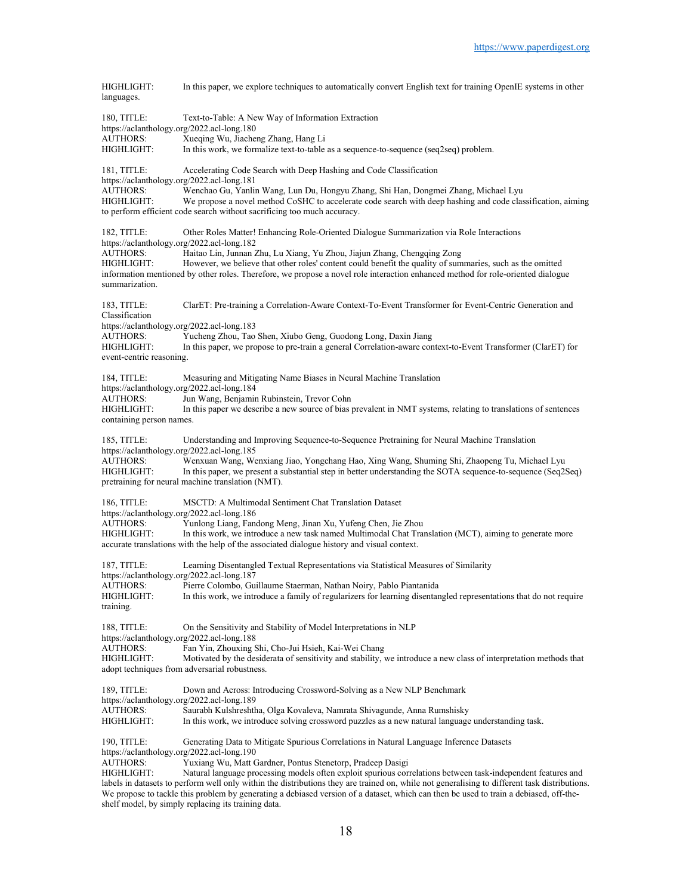HIGHLIGHT: In this paper, we explore techniques to automatically convert English text for training OpenIE systems in other languages.

180, TITLE: Text-to-Table: A New Way of Information Extraction
https://aclanthology.org/2022.acl-long.180
AUTHORS: Xueqing Wu, Jiacheng Zhang, Hang Li
HIGHLIGHT: In this work, we formalize text-to-table as a sequence-to-sequence (seq2seq) problem.

181, TITLE: Accelerating Code Search with Deep Hashing and Code Classification
https://aclanthology.org/2022.acl-long.181
AUTHORS: Wenchao Gu, Yanlin Wang, Lun Du, Hongyu Zhang, Shi Han, Dongmei Zhang, Michael Lyu
HIGHLIGHT: We propose a novel method CoSHC to accelerate code search with deep hashing and code classification, aiming to perform efficient code search without sacrificing too much accuracy.

182, TITLE: Other Roles Matter! Enhancing Role-Oriented Dialogue Summarization via Role Interactions
https://aclanthology.org/2022.acl-long.182
AUTHORS: Haitao Lin, Junnan Zhu, Lu Xiang, Yu Zhou, Jiajun Zhang, Chengqing Zong
HIGHLIGHT: However, we believe that other roles' content could benefit the quality of summaries, such as the omitted information mentioned by other roles. Therefore, we propose a novel role interaction enhanced method for role-oriented dialogue summarization.

183, TITLE: ClarET: Pre-training a Correlation-Aware Context-To-Event Transformer for Event-Centric Generation and Classification
https://aclanthology.org/2022.acl-long.183
AUTHORS: Yucheng Zhou, Tao Shen, Xiubo Geng, Guodong Long, Daxin Jiang
HIGHLIGHT: In this paper, we propose to pre-train a general Correlation-aware context-to-Event Transformer (ClarET) for event-centric reasoning.

184, TITLE: Measuring and Mitigating Name Biases in Neural Machine Translation
https://aclanthology.org/2022.acl-long.184
AUTHORS: Jun Wang, Benjamin Rubinstein, Trevor Cohn
HIGHLIGHT: In this paper we describe a new source of bias prevalent in NMT systems, relating to translations of sentences containing person names.

185, TITLE: Understanding and Improving Sequence-to-Sequence Pretraining for Neural Machine Translation
https://aclanthology.org/2022.acl-long.185
AUTHORS: Wenxuan Wang, Wenxiang Jiao, Yongchang Hao, Xing Wang, Shuming Shi, Zhaopeng Tu, Michael Lyu
HIGHLIGHT: In this paper, we present a substantial step in better understanding the SOTA sequence-to-sequence (Seq2Seq) pretraining for neural machine translation (NMT).

186, TITLE: MSCTD: A Multimodal Sentiment Chat Translation Dataset
https://aclanthology.org/2022.acl-long.186
AUTHORS: Yunlong Liang, Fandong Meng, Jinan Xu, Yufeng Chen, Jie Zhou
HIGHLIGHT: In this work, we introduce a new task named Multimodal Chat Translation (MCT), aiming to generate more accurate translations with the help of the associated dialogue history and visual context.

187, TITLE: Learning Disentangled Textual Representations via Statistical Measures of Similarity
https://aclanthology.org/2022.acl-long.187
AUTHORS: Pierre Colombo, Guillaume Staerman, Nathan Noiry, Pablo Piantanida
HIGHLIGHT: In this work, we introduce a family of regularizers for learning disentangled representations that do not require training.

188, TITLE: On the Sensitivity and Stability of Model Interpretations in NLP
https://aclanthology.org/2022.acl-long.188
AUTHORS: Fan Yin, Zhouxing Shi, Cho-Jui Hsieh, Kai-Wei Chang
HIGHLIGHT: Motivated by the desiderata of sensitivity and stability, we introduce a new class of interpretation methods that adopt techniques from adversarial robustness.

189, TITLE: Down and Across: Introducing Crossword-Solving as a New NLP Benchmark
https://aclanthology.org/2022.acl-long.189
AUTHORS: Saurabh Kulshreshtha, Olga Kovaleva, Namrata Shivagunde, Anna Rumshisky
HIGHLIGHT: In this work, we introduce solving crossword puzzles as a new natural language understanding task.

190, TITLE: Generating Data to Mitigate Spurious Correlations in Natural Language Inference Datasets
https://aclanthology.org/2022.acl-long.190
AUTHORS: Yuxiang Wu, Matt Gardner, Pontus Stenetorp, Pradeep Dasigi
HIGHLIGHT: Natural language processing models often exploit spurious correlations between task-independent features and labels in datasets to perform well only within the distributions they are trained on, while not generalising to different task distributions. We propose to tackle this problem by generating a debiased version of a dataset, which can then be used to train a debiased, off-the-shelf model, by simply replacing its training data.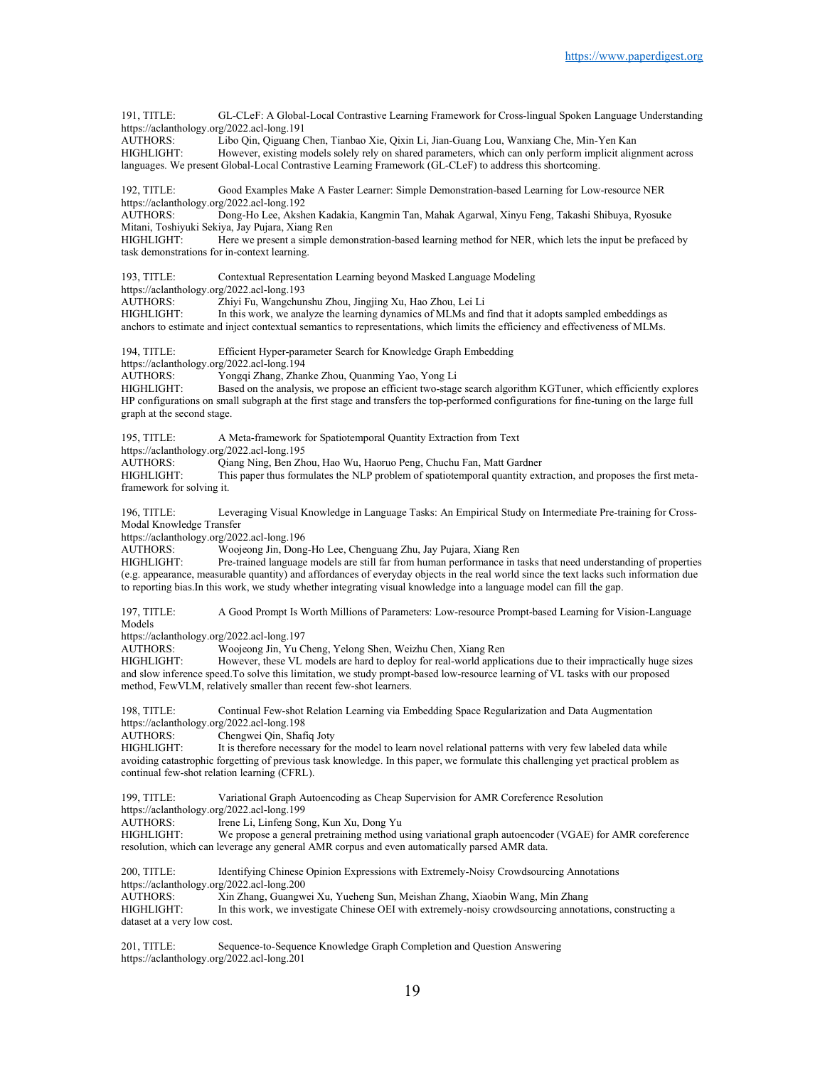191, TITLE: GL-CLeF: A Global-Local Contrastive Learning Framework for Cross-lingual Spoken Language Understanding
https://aclanthology.org/2022.acl-long.191
AUTHORS: Libo Qin, Qiguang Chen, Tianbao Xie, Qixin Li, Jian-Guang Lou, Wanxiang Che, Min-Yen Kan
HIGHLIGHT: However, existing models solely rely on shared parameters, which can only perform implicit alignment across languages. We present Global-Local Contrastive Learning Framework (GL-CLeF) to address this shortcoming.

192, TITLE: Good Examples Make A Faster Learner: Simple Demonstration-based Learning for Low-resource NER
https://aclanthology.org/2022.acl-long.192
AUTHORS: Dong-Ho Lee, Akshen Kadakia, Kangmin Tan, Mahak Agarwal, Xinyu Feng, Takashi Shibuya, Ryosuke Mitani, Toshiyuki Sekiya, Jay Pujara, Xiang Ren
HIGHLIGHT: Here we present a simple demonstration-based learning method for NER, which lets the input be prefaced by task demonstrations for in-context learning.

193, TITLE: Contextual Representation Learning beyond Masked Language Modeling
https://aclanthology.org/2022.acl-long.193
AUTHORS: Zhiyi Fu, Wangchunshu Zhou, Jingjing Xu, Hao Zhou, Lei Li
HIGHLIGHT: In this work, we analyze the learning dynamics of MLMs and find that it adopts sampled embeddings as anchors to estimate and inject contextual semantics to representations, which limits the efficiency and effectiveness of MLMs.

194, TITLE: Efficient Hyper-parameter Search for Knowledge Graph Embedding
https://aclanthology.org/2022.acl-long.194
AUTHORS: Yongqi Zhang, Zhanke Zhou, Quanming Yao, Yong Li
HIGHLIGHT: Based on the analysis, we propose an efficient two-stage search algorithm KGTuner, which efficiently explores HP configurations on small subgraph at the first stage and transfers the top-performed configurations for fine-tuning on the large full graph at the second stage.

195, TITLE: A Meta-framework for Spatiotemporal Quantity Extraction from Text
https://aclanthology.org/2022.acl-long.195
AUTHORS: Qiang Ning, Ben Zhou, Hao Wu, Haoruo Peng, Chuchu Fan, Matt Gardner
HIGHLIGHT: This paper thus formulates the NLP problem of spatiotemporal quantity extraction, and proposes the first meta-framework for solving it.

196, TITLE: Leveraging Visual Knowledge in Language Tasks: An Empirical Study on Intermediate Pre-training for Cross-Modal Knowledge Transfer
https://aclanthology.org/2022.acl-long.196
AUTHORS: Woojeong Jin, Dong-Ho Lee, Chenguang Zhu, Jay Pujara, Xiang Ren
HIGHLIGHT: Pre-trained language models are still far from human performance in tasks that need understanding of properties (e.g. appearance, measurable quantity) and affordances of everyday objects in the real world since the text lacks such information due to reporting bias.In this work, we study whether integrating visual knowledge into a language model can fill the gap.

197, TITLE: A Good Prompt Is Worth Millions of Parameters: Low-resource Prompt-based Learning for Vision-Language Models
https://aclanthology.org/2022.acl-long.197
AUTHORS: Woojeong Jin, Yu Cheng, Yelong Shen, Weizhu Chen, Xiang Ren
HIGHLIGHT: However, these VL models are hard to deploy for real-world applications due to their impractically huge sizes and slow inference speed.To solve this limitation, we study prompt-based low-resource learning of VL tasks with our proposed method, FewVLM, relatively smaller than recent few-shot learners.

198, TITLE: Continual Few-shot Relation Learning via Embedding Space Regularization and Data Augmentation
https://aclanthology.org/2022.acl-long.198
AUTHORS: Chengwei Qin, Shafiq Joty
HIGHLIGHT: It is therefore necessary for the model to learn novel relational patterns with very few labeled data while avoiding catastrophic forgetting of previous task knowledge. In this paper, we formulate this challenging yet practical problem as continual few-shot relation learning (CFRL).

199, TITLE: Variational Graph Autoencoding as Cheap Supervision for AMR Coreference Resolution
https://aclanthology.org/2022.acl-long.199
AUTHORS: Irene Li, Linfeng Song, Kun Xu, Dong Yu
HIGHLIGHT: We propose a general pretraining method using variational graph autoencoder (VGAE) for AMR coreference resolution, which can leverage any general AMR corpus and even automatically parsed AMR data.

200, TITLE: Identifying Chinese Opinion Expressions with Extremely-Noisy Crowdsourcing Annotations
https://aclanthology.org/2022.acl-long.200
AUTHORS: Xin Zhang, Guangwei Xu, Yueheng Sun, Meishan Zhang, Xiaobin Wang, Min Zhang
HIGHLIGHT: In this work, we investigate Chinese OEI with extremely-noisy crowdsourcing annotations, constructing a dataset at a very low cost.

201, TITLE: Sequence-to-Sequence Knowledge Graph Completion and Question Answering
https://aclanthology.org/2022.acl-long.201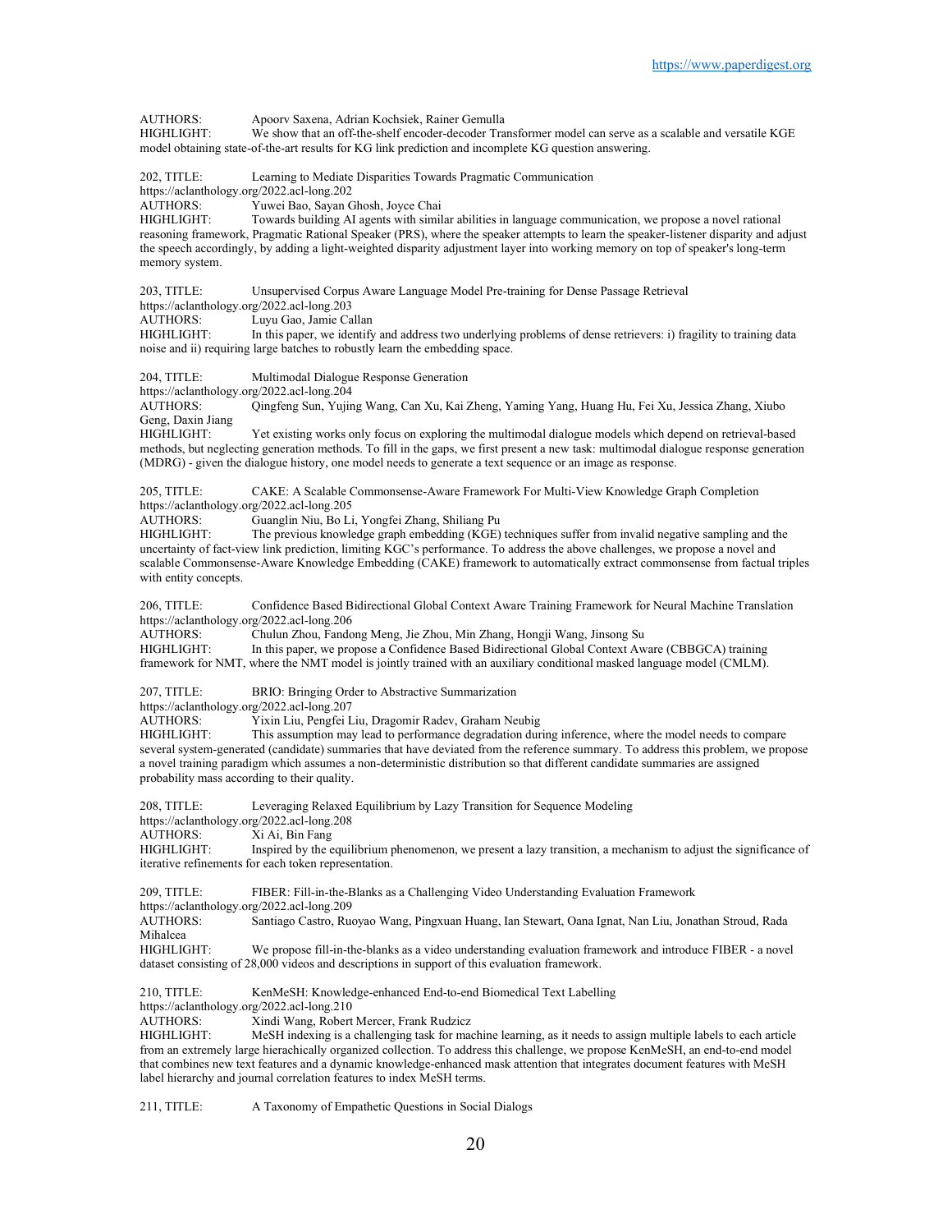AUTHORS: Apoorv Saxena, Adrian Kochsiek, Rainer Gemulla
HIGHLIGHT: We show that an off-the-shelf encoder-decoder Transformer model can serve as a scalable and versatile KGE model obtaining state-of-the-art results for KG link prediction and incomplete KG question answering.

202, TITLE: Learning to Mediate Disparities Towards Pragmatic Communication
https://aclanthology.org/2022.acl-long.202
AUTHORS: Yuwei Bao, Sayan Ghosh, Joyce Chai
HIGHLIGHT: Towards building AI agents with similar abilities in language communication, we propose a novel rational reasoning framework, Pragmatic Rational Speaker (PRS), where the speaker attempts to learn the speaker-listener disparity and adjust the speech accordingly, by adding a light-weighted disparity adjustment layer into working memory on top of speaker's long-term memory system.

203, TITLE: Unsupervised Corpus Aware Language Model Pre-training for Dense Passage Retrieval
https://aclanthology.org/2022.acl-long.203
AUTHORS: Luyu Gao, Jamie Callan
HIGHLIGHT: In this paper, we identify and address two underlying problems of dense retrievers: i) fragility to training data noise and ii) requiring large batches to robustly learn the embedding space.

204, TITLE: Multimodal Dialogue Response Generation
https://aclanthology.org/2022.acl-long.204
AUTHORS: Qingfeng Sun, Yujing Wang, Can Xu, Kai Zheng, Yaming Yang, Huang Hu, Fei Xu, Jessica Zhang, Xiubo Geng, Daxin Jiang
HIGHLIGHT: Yet existing works only focus on exploring the multimodal dialogue models which depend on retrieval-based methods, but neglecting generation methods. To fill in the gaps, we first present a new task: multimodal dialogue response generation (MDRG) - given the dialogue history, one model needs to generate a text sequence or an image as response.

205, TITLE: CAKE: A Scalable Commonsense-Aware Framework For Multi-View Knowledge Graph Completion
https://aclanthology.org/2022.acl-long.205
AUTHORS: Guanglin Niu, Bo Li, Yongfei Zhang, Shiliang Pu
HIGHLIGHT: The previous knowledge graph embedding (KGE) techniques suffer from invalid negative sampling and the uncertainty of fact-view link prediction, limiting KGC's performance. To address the above challenges, we propose a novel and scalable Commonsense-Aware Knowledge Embedding (CAKE) framework to automatically extract commonsense from factual triples with entity concepts.

206, TITLE: Confidence Based Bidirectional Global Context Aware Training Framework for Neural Machine Translation
https://aclanthology.org/2022.acl-long.206
AUTHORS: Chulun Zhou, Fandong Meng, Jie Zhou, Min Zhang, Hongji Wang, Jinsong Su
HIGHLIGHT: In this paper, we propose a Confidence Based Bidirectional Global Context Aware (CBBGCA) training framework for NMT, where the NMT model is jointly trained with an auxiliary conditional masked language model (CMLM).

207, TITLE: BRIO: Bringing Order to Abstractive Summarization
https://aclanthology.org/2022.acl-long.207
AUTHORS: Yixin Liu, Pengfei Liu, Dragomir Radev, Graham Neubig
HIGHLIGHT: This assumption may lead to performance degradation during inference, where the model needs to compare several system-generated (candidate) summaries that have deviated from the reference summary. To address this problem, we propose a novel training paradigm which assumes a non-deterministic distribution so that different candidate summaries are assigned probability mass according to their quality.

208, TITLE: Leveraging Relaxed Equilibrium by Lazy Transition for Sequence Modeling
https://aclanthology.org/2022.acl-long.208
AUTHORS: Xi Ai, Bin Fang
HIGHLIGHT: Inspired by the equilibrium phenomenon, we present a lazy transition, a mechanism to adjust the significance of iterative refinements for each token representation.

209, TITLE: FIBER: Fill-in-the-Blanks as a Challenging Video Understanding Evaluation Framework
https://aclanthology.org/2022.acl-long.209
AUTHORS: Santiago Castro, Ruoyao Wang, Pingxuan Huang, Ian Stewart, Oana Ignat, Nan Liu, Jonathan Stroud, Rada Mihalcea
HIGHLIGHT: We propose fill-in-the-blanks as a video understanding evaluation framework and introduce FIBER - a novel dataset consisting of 28,000 videos and descriptions in support of this evaluation framework.

210, TITLE: KenMeSH: Knowledge-enhanced End-to-end Biomedical Text Labelling
https://aclanthology.org/2022.acl-long.210
AUTHORS: Xindi Wang, Robert Mercer, Frank Rudzicz
HIGHLIGHT: MeSH indexing is a challenging task for machine learning, as it needs to assign multiple labels to each article from an extremely large hierachically organized collection. To address this challenge, we propose KenMeSH, an end-to-end model that combines new text features and a dynamic knowledge-enhanced mask attention that integrates document features with MeSH label hierarchy and journal correlation features to index MeSH terms.

211, TITLE: A Taxonomy of Empathetic Questions in Social Dialogs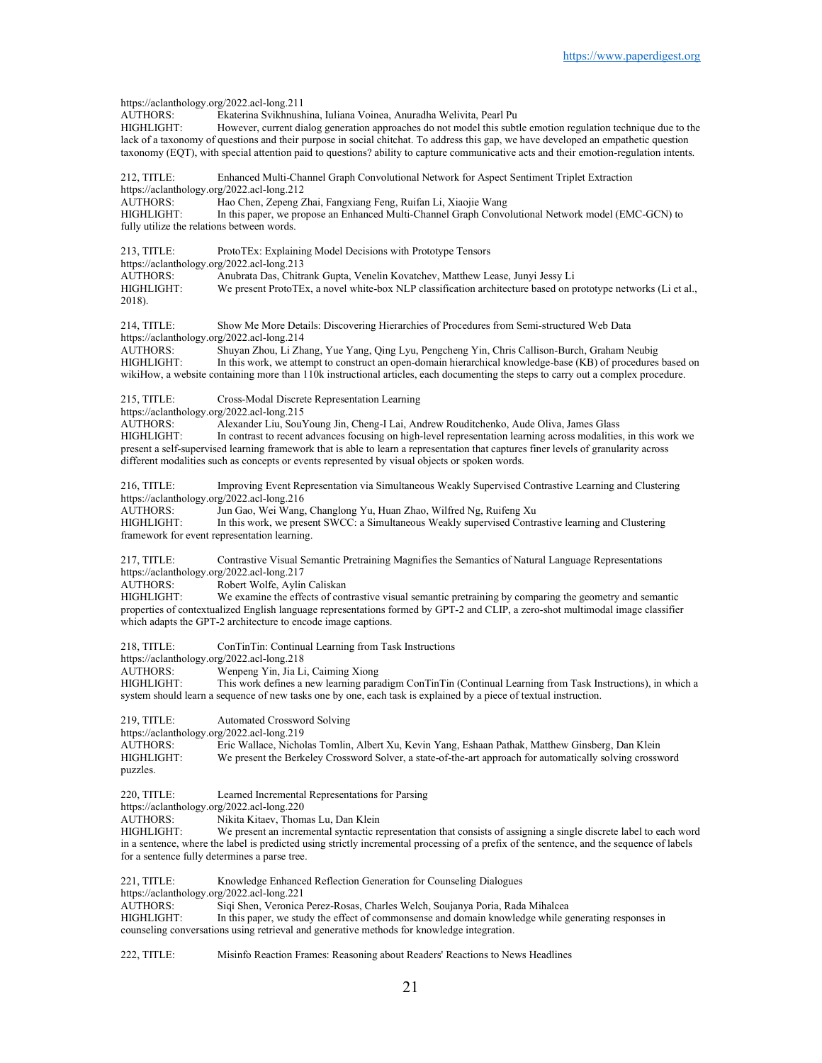https://aclanthology.org/2022.acl-long.211
AUTHORS: Ekaterina Svikhnushina, Iuliana Voinea, Anuradha Welivita, Pearl Pu
HIGHLIGHT: However, current dialog generation approaches do not model this subtle emotion regulation technique due to the lack of a taxonomy of questions and their purpose in social chitchat. To address this gap, we have developed an empathetic question taxonomy (EQT), with special attention paid to questions? ability to capture communicative acts and their emotion-regulation intents.

212, TITLE: Enhanced Multi-Channel Graph Convolutional Network for Aspect Sentiment Triplet Extraction
https://aclanthology.org/2022.acl-long.212
AUTHORS: Hao Chen, Zepeng Zhai, Fangxiang Feng, Ruifan Li, Xiaojie Wang
HIGHLIGHT: In this paper, we propose an Enhanced Multi-Channel Graph Convolutional Network model (EMC-GCN) to fully utilize the relations between words.

213, TITLE: ProtoTEx: Explaining Model Decisions with Prototype Tensors
https://aclanthology.org/2022.acl-long.213
AUTHORS: Anubrata Das, Chitrank Gupta, Venelin Kovatchev, Matthew Lease, Junyi Jessy Li
HIGHLIGHT: We present ProtoTEx, a novel white-box NLP classification architecture based on prototype networks (Li et al., 2018).

214, TITLE: Show Me More Details: Discovering Hierarchies of Procedures from Semi-structured Web Data
https://aclanthology.org/2022.acl-long.214
AUTHORS: Shuyan Zhou, Li Zhang, Yue Yang, Qing Lyu, Pengcheng Yin, Chris Callison-Burch, Graham Neubig
HIGHLIGHT: In this work, we attempt to construct an open-domain hierarchical knowledge-base (KB) of procedures based on wikiHow, a website containing more than 110k instructional articles, each documenting the steps to carry out a complex procedure.

215, TITLE: Cross-Modal Discrete Representation Learning
https://aclanthology.org/2022.acl-long.215
AUTHORS: Alexander Liu, SouYoung Jin, Cheng-I Lai, Andrew Rouditchenko, Aude Oliva, James Glass
HIGHLIGHT: In contrast to recent advances focusing on high-level representation learning across modalities, in this work we present a self-supervised learning framework that is able to learn a representation that captures finer levels of granularity across different modalities such as concepts or events represented by visual objects or spoken words.

216, TITLE: Improving Event Representation via Simultaneous Weakly Supervised Contrastive Learning and Clustering
https://aclanthology.org/2022.acl-long.216
AUTHORS: Jun Gao, Wei Wang, Changlong Yu, Huan Zhao, Wilfred Ng, Ruifeng Xu
HIGHLIGHT: In this work, we present SWCC: a Simultaneous Weakly supervised Contrastive learning and Clustering framework for event representation learning.

217, TITLE: Contrastive Visual Semantic Pretraining Magnifies the Semantics of Natural Language Representations
https://aclanthology.org/2022.acl-long.217
AUTHORS: Robert Wolfe, Aylin Caliskan
HIGHLIGHT: We examine the effects of contrastive visual semantic pretraining by comparing the geometry and semantic properties of contextualized English language representations formed by GPT-2 and CLIP, a zero-shot multimodal image classifier which adapts the GPT-2 architecture to encode image captions.

218, TITLE: ConTinTin: Continual Learning from Task Instructions
https://aclanthology.org/2022.acl-long.218
AUTHORS: Wenpeng Yin, Jia Li, Caiming Xiong
HIGHLIGHT: This work defines a new learning paradigm ConTinTin (Continual Learning from Task Instructions), in which a system should learn a sequence of new tasks one by one, each task is explained by a piece of textual instruction.

219, TITLE: Automated Crossword Solving
https://aclanthology.org/2022.acl-long.219
AUTHORS: Eric Wallace, Nicholas Tomlin, Albert Xu, Kevin Yang, Eshaan Pathak, Matthew Ginsberg, Dan Klein
HIGHLIGHT: We present the Berkeley Crossword Solver, a state-of-the-art approach for automatically solving crossword puzzles.

220, TITLE: Learned Incremental Representations for Parsing
https://aclanthology.org/2022.acl-long.220
AUTHORS: Nikita Kitaev, Thomas Lu, Dan Klein
HIGHLIGHT: We present an incremental syntactic representation that consists of assigning a single discrete label to each word in a sentence, where the label is predicted using strictly incremental processing of a prefix of the sentence, and the sequence of labels for a sentence fully determines a parse tree.

221, TITLE: Knowledge Enhanced Reflection Generation for Counseling Dialogues
https://aclanthology.org/2022.acl-long.221
AUTHORS: Siqi Shen, Veronica Perez-Rosas, Charles Welch, Soujanya Poria, Rada Mihalcea
HIGHLIGHT: In this paper, we study the effect of commonsense and domain knowledge while generating responses in counseling conversations using retrieval and generative methods for knowledge integration.

222, TITLE: Misinfo Reaction Frames: Reasoning about Readers' Reactions to News Headlines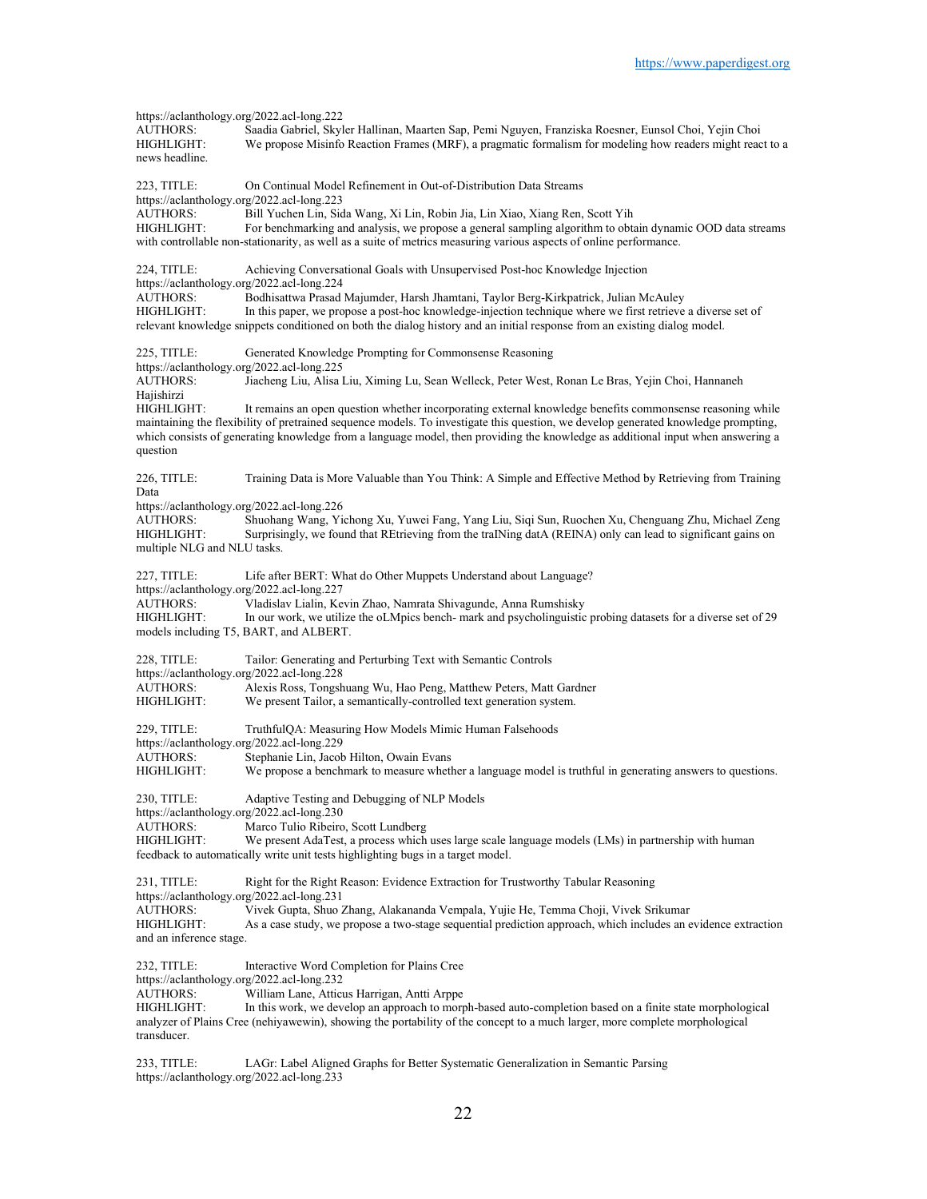https://aclanthology.org/2022.acl-long.222
AUTHORS: Saadia Gabriel, Skyler Hallinan, Maarten Sap, Pemi Nguyen, Franziska Roesner, Eunsol Choi, Yejin Choi
HIGHLIGHT: We propose Misinfo Reaction Frames (MRF), a pragmatic formalism for modeling how readers might react to a news headline.

223, TITLE: On Continual Model Refinement in Out-of-Distribution Data Streams
https://aclanthology.org/2022.acl-long.223
AUTHORS: Bill Yuchen Lin, Sida Wang, Xi Lin, Robin Jia, Lin Xiao, Xiang Ren, Scott Yih
HIGHLIGHT: For benchmarking and analysis, we propose a general sampling algorithm to obtain dynamic OOD data streams with controllable non-stationarity, as well as a suite of metrics measuring various aspects of online performance.

224, TITLE: Achieving Conversational Goals with Unsupervised Post-hoc Knowledge Injection
https://aclanthology.org/2022.acl-long.224
AUTHORS: Bodhisattwa Prasad Majumder, Harsh Jhamtani, Taylor Berg-Kirkpatrick, Julian McAuley
HIGHLIGHT: In this paper, we propose a post-hoc knowledge-injection technique where we first retrieve a diverse set of relevant knowledge snippets conditioned on both the dialog history and an initial response from an existing dialog model.

225, TITLE: Generated Knowledge Prompting for Commonsense Reasoning
https://aclanthology.org/2022.acl-long.225
AUTHORS: Jiacheng Liu, Alisa Liu, Ximing Lu, Sean Welleck, Peter West, Ronan Le Bras, Yejin Choi, Hannaneh Hajishirzi
HIGHLIGHT: It remains an open question whether incorporating external knowledge benefits commonsense reasoning while maintaining the flexibility of pretrained sequence models. To investigate this question, we develop generated knowledge prompting, which consists of generating knowledge from a language model, then providing the knowledge as additional input when answering a question

226, TITLE: Training Data is More Valuable than You Think: A Simple and Effective Method by Retrieving from Training Data
https://aclanthology.org/2022.acl-long.226
AUTHORS: Shuohang Wang, Yichong Xu, Yuwei Fang, Yang Liu, Siqi Sun, Ruochen Xu, Chenguang Zhu, Michael Zeng
HIGHLIGHT: Surprisingly, we found that REtrieving from the traINing datA (REINA) only can lead to significant gains on multiple NLG and NLU tasks.

227, TITLE: Life after BERT: What do Other Muppets Understand about Language?
https://aclanthology.org/2022.acl-long.227
AUTHORS: Vladislav Lialin, Kevin Zhao, Namrata Shivagunde, Anna Rumshisky
HIGHLIGHT: In our work, we utilize the oLMpics bench- mark and psycholinguistic probing datasets for a diverse set of 29 models including T5, BART, and ALBERT.

228, TITLE: Tailor: Generating and Perturbing Text with Semantic Controls
https://aclanthology.org/2022.acl-long.228
AUTHORS: Alexis Ross, Tongshuang Wu, Hao Peng, Matthew Peters, Matt Gardner
HIGHLIGHT: We present Tailor, a semantically-controlled text generation system.

229, TITLE: TruthfulQA: Measuring How Models Mimic Human Falsehoods
https://aclanthology.org/2022.acl-long.229
AUTHORS: Stephanie Lin, Jacob Hilton, Owain Evans
HIGHLIGHT: We propose a benchmark to measure whether a language model is truthful in generating answers to questions.

230, TITLE: Adaptive Testing and Debugging of NLP Models
https://aclanthology.org/2022.acl-long.230
AUTHORS: Marco Tulio Ribeiro, Scott Lundberg
HIGHLIGHT: We present AdaTest, a process which uses large scale language models (LMs) in partnership with human feedback to automatically write unit tests highlighting bugs in a target model.

231, TITLE: Right for the Right Reason: Evidence Extraction for Trustworthy Tabular Reasoning
https://aclanthology.org/2022.acl-long.231
AUTHORS: Vivek Gupta, Shuo Zhang, Alakananda Vempala, Yujie He, Temma Choji, Vivek Srikumar
HIGHLIGHT: As a case study, we propose a two-stage sequential prediction approach, which includes an evidence extraction and an inference stage.

232, TITLE: Interactive Word Completion for Plains Cree
https://aclanthology.org/2022.acl-long.232
AUTHORS: William Lane, Atticus Harrigan, Antti Arppe
HIGHLIGHT: In this work, we develop an approach to morph-based auto-completion based on a finite state morphological analyzer of Plains Cree (nehiyawewin), showing the portability of the concept to a much larger, more complete morphological transducer.

233, TITLE: LAGr: Label Aligned Graphs for Better Systematic Generalization in Semantic Parsing
https://aclanthology.org/2022.acl-long.233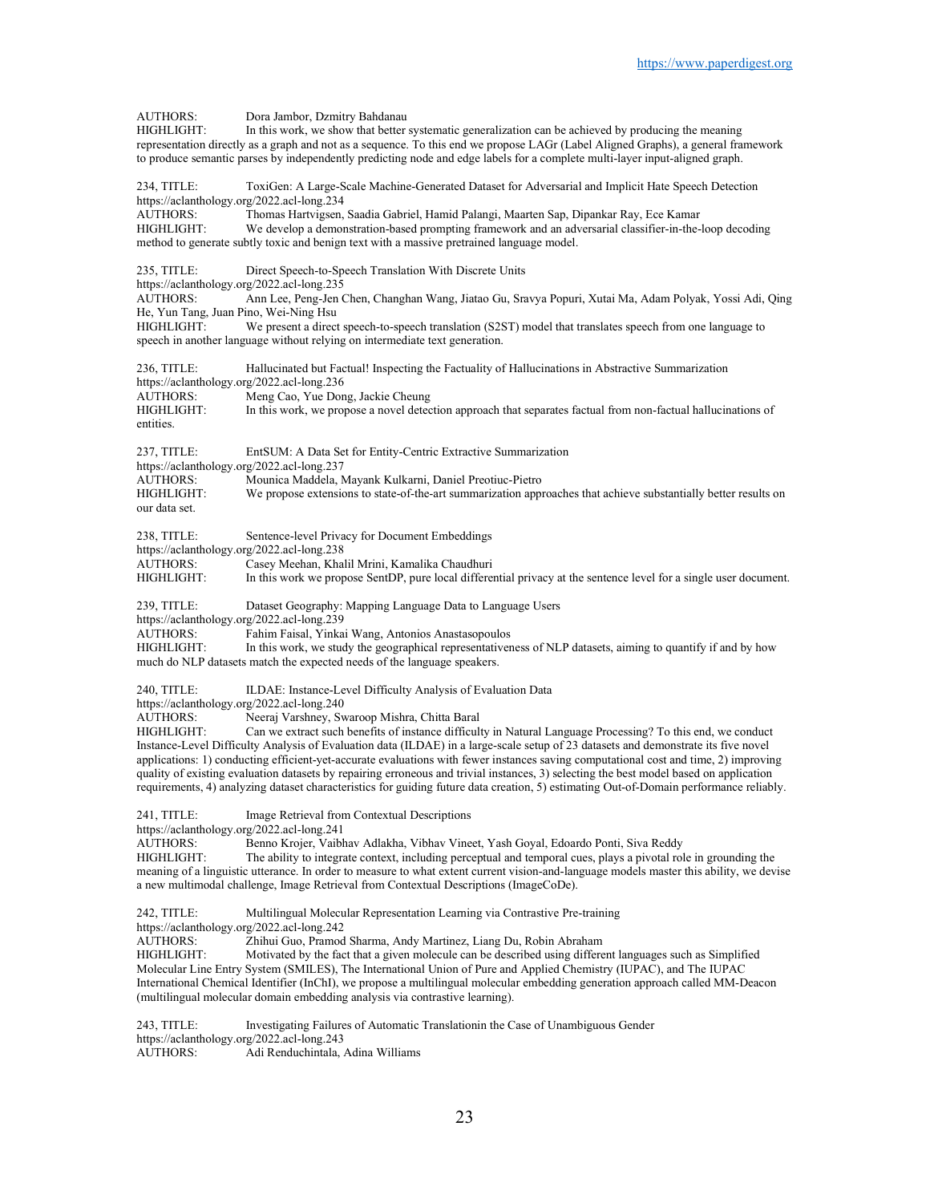AUTHORS: Dora Jambor, Dzmitry Bahdanau
HIGHLIGHT: In this work, we show that better systematic generalization can be achieved by producing the meaning representation directly as a graph and not as a sequence. To this end we propose LAGr (Label Aligned Graphs), a general framework to produce semantic parses by independently predicting node and edge labels for a complete multi-layer input-aligned graph.

234, TITLE: ToxiGen: A Large-Scale Machine-Generated Dataset for Adversarial and Implicit Hate Speech Detection
https://aclanthology.org/2022.acl-long.234
AUTHORS: Thomas Hartvigsen, Saadia Gabriel, Hamid Palangi, Maarten Sap, Dipankar Ray, Ece Kamar
HIGHLIGHT: We develop a demonstration-based prompting framework and an adversarial classifier-in-the-loop decoding method to generate subtly toxic and benign text with a massive pretrained language model.

235, TITLE: Direct Speech-to-Speech Translation With Discrete Units
https://aclanthology.org/2022.acl-long.235
AUTHORS: Ann Lee, Peng-Jen Chen, Changhan Wang, Jiatao Gu, Sravya Popuri, Xutai Ma, Adam Polyak, Yossi Adi, Qing He, Yun Tang, Juan Pino, Wei-Ning Hsu
HIGHLIGHT: We present a direct speech-to-speech translation (S2ST) model that translates speech from one language to speech in another language without relying on intermediate text generation.

236, TITLE: Hallucinated but Factual! Inspecting the Factuality of Hallucinations in Abstractive Summarization
https://aclanthology.org/2022.acl-long.236
AUTHORS: Meng Cao, Yue Dong, Jackie Cheung
HIGHLIGHT: In this work, we propose a novel detection approach that separates factual from non-factual hallucinations of entities.

237, TITLE: EntSUM: A Data Set for Entity-Centric Extractive Summarization
https://aclanthology.org/2022.acl-long.237
AUTHORS: Mounica Maddela, Mayank Kulkarni, Daniel Preotiuc-Pietro
HIGHLIGHT: We propose extensions to state-of-the-art summarization approaches that achieve substantially better results on our data set.

238, TITLE: Sentence-level Privacy for Document Embeddings
https://aclanthology.org/2022.acl-long.238
AUTHORS: Casey Meehan, Khalil Mrini, Kamalika Chaudhuri
HIGHLIGHT: In this work we propose SentDP, pure local differential privacy at the sentence level for a single user document.

239, TITLE: Dataset Geography: Mapping Language Data to Language Users
https://aclanthology.org/2022.acl-long.239
AUTHORS: Fahim Faisal, Yinkai Wang, Antonios Anastasopoulos
HIGHLIGHT: In this work, we study the geographical representativeness of NLP datasets, aiming to quantify if and by how much do NLP datasets match the expected needs of the language speakers.

240, TITLE: ILDAE: Instance-Level Difficulty Analysis of Evaluation Data
https://aclanthology.org/2022.acl-long.240
AUTHORS: Neeraj Varshney, Swaroop Mishra, Chitta Baral
HIGHLIGHT: Can we extract such benefits of instance difficulty in Natural Language Processing? To this end, we conduct Instance-Level Difficulty Analysis of Evaluation data (ILDAE) in a large-scale setup of 23 datasets and demonstrate its five novel applications: 1) conducting efficient-yet-accurate evaluations with fewer instances saving computational cost and time, 2) improving quality of existing evaluation datasets by repairing erroneous and trivial instances, 3) selecting the best model based on application requirements, 4) analyzing dataset characteristics for guiding future data creation, 5) estimating Out-of-Domain performance reliably.

241, TITLE: Image Retrieval from Contextual Descriptions
https://aclanthology.org/2022.acl-long.241
AUTHORS: Benno Krojer, Vaibhav Adlakha, Vibhav Vineet, Yash Goyal, Edoardo Ponti, Siva Reddy
HIGHLIGHT: The ability to integrate context, including perceptual and temporal cues, plays a pivotal role in grounding the meaning of a linguistic utterance. In order to measure to what extent current vision-and-language models master this ability, we devise a new multimodal challenge, Image Retrieval from Contextual Descriptions (ImageCoDe).

242, TITLE: Multilingual Molecular Representation Learning via Contrastive Pre-training
https://aclanthology.org/2022.acl-long.242
AUTHORS: Zhihui Guo, Pramod Sharma, Andy Martinez, Liang Du, Robin Abraham
HIGHLIGHT: Motivated by the fact that a given molecule can be described using different languages such as Simplified Molecular Line Entry System (SMILES), The International Union of Pure and Applied Chemistry (IUPAC), and The IUPAC International Chemical Identifier (InChI), we propose a multilingual molecular embedding generation approach called MM-Deacon (multilingual molecular domain embedding analysis via contrastive learning).

243, TITLE: Investigating Failures of Automatic Translationin the Case of Unambiguous Gender
https://aclanthology.org/2022.acl-long.243
AUTHORS: Adi Renduchintala, Adina Williams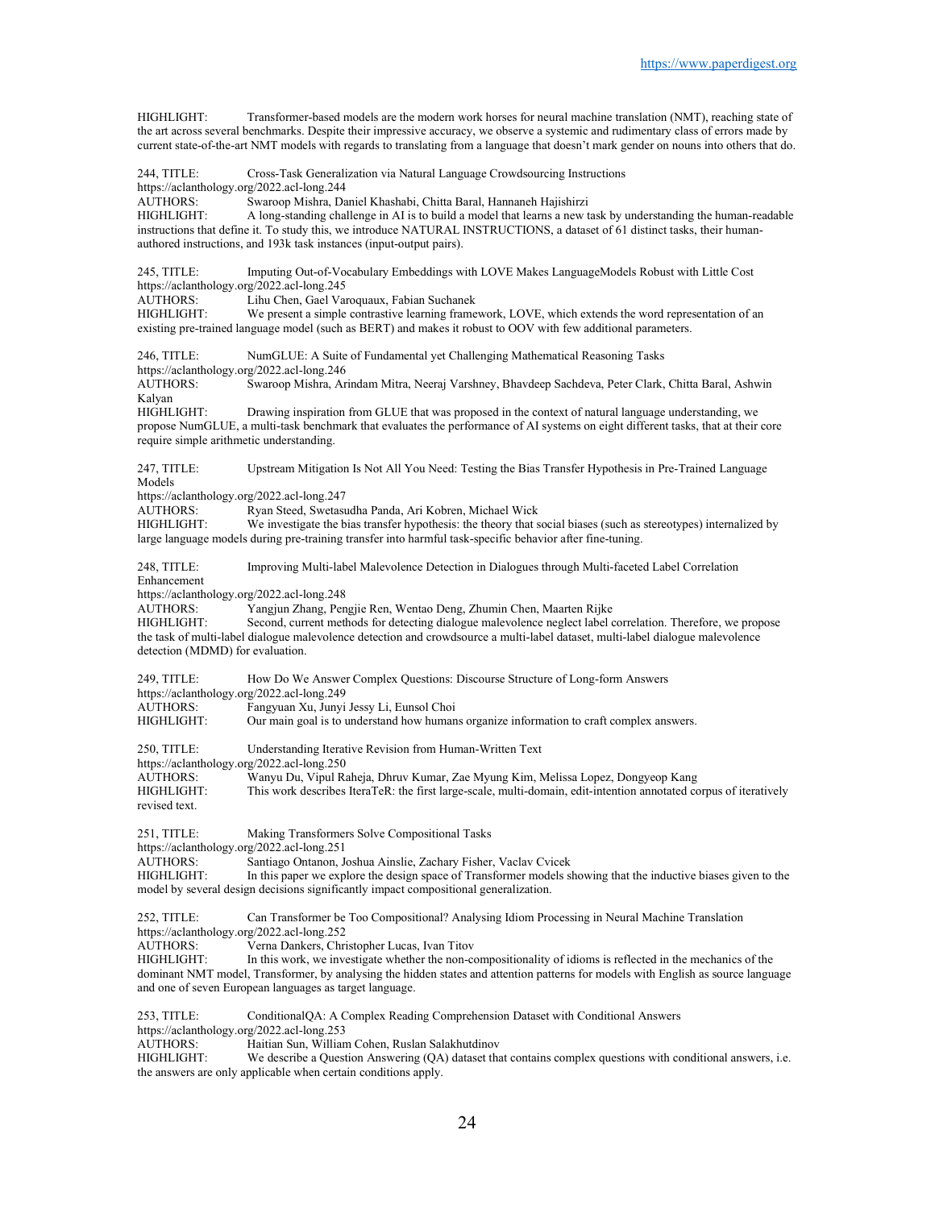HIGHLIGHT: Transformer-based models are the modern work horses for neural machine translation (NMT), reaching state of the art across several benchmarks. Despite their impressive accuracy, we observe a systemic and rudimentary class of errors made by current state-of-the-art NMT models with regards to translating from a language that doesn't mark gender on nouns into others that do.

244, TITLE: Cross-Task Generalization via Natural Language Crowdsourcing Instructions
https://aclanthology.org/2022.acl-long.244
AUTHORS: Swaroop Mishra, Daniel Khashabi, Chitta Baral, Hannaneh Hajishirzi
HIGHLIGHT: A long-standing challenge in AI is to build a model that learns a new task by understanding the human-readable instructions that define it. To study this, we introduce NATURAL INSTRUCTIONS, a dataset of 61 distinct tasks, their human-authored instructions, and 193k task instances (input-output pairs).

245, TITLE: Imputing Out-of-Vocabulary Embeddings with LOVE Makes LanguageModels Robust with Little Cost
https://aclanthology.org/2022.acl-long.245
AUTHORS: Lihu Chen, Gael Varoquaux, Fabian Suchanek
HIGHLIGHT: We present a simple contrastive learning framework, LOVE, which extends the word representation of an existing pre-trained language model (such as BERT) and makes it robust to OOV with few additional parameters.

246, TITLE: NumGLUE: A Suite of Fundamental yet Challenging Mathematical Reasoning Tasks
https://aclanthology.org/2022.acl-long.246
AUTHORS: Swaroop Mishra, Arindam Mitra, Neeraj Varshney, Bhavdeep Sachdeva, Peter Clark, Chitta Baral, Ashwin Kalyan
HIGHLIGHT: Drawing inspiration from GLUE that was proposed in the context of natural language understanding, we propose NumGLUE, a multi-task benchmark that evaluates the performance of AI systems on eight different tasks, that at their core require simple arithmetic understanding.

247, TITLE: Upstream Mitigation Is Not All You Need: Testing the Bias Transfer Hypothesis in Pre-Trained Language Models
https://aclanthology.org/2022.acl-long.247
AUTHORS: Ryan Steed, Swetasudha Panda, Ari Kobren, Michael Wick
HIGHLIGHT: We investigate the bias transfer hypothesis: the theory that social biases (such as stereotypes) internalized by large language models during pre-training transfer into harmful task-specific behavior after fine-tuning.

248, TITLE: Improving Multi-label Malevolence Detection in Dialogues through Multi-faceted Label Correlation Enhancement
https://aclanthology.org/2022.acl-long.248
AUTHORS: Yangjun Zhang, Pengjie Ren, Wentao Deng, Zhumin Chen, Maarten Rijke
HIGHLIGHT: Second, current methods for detecting dialogue malevolence neglect label correlation. Therefore, we propose the task of multi-label dialogue malevolence detection and crowdsource a multi-label dataset, multi-label dialogue malevolence detection (MDMD) for evaluation.

249, TITLE: How Do We Answer Complex Questions: Discourse Structure of Long-form Answers
https://aclanthology.org/2022.acl-long.249
AUTHORS: Fangyuan Xu, Junyi Jessy Li, Eunsol Choi
HIGHLIGHT: Our main goal is to understand how humans organize information to craft complex answers.

250, TITLE: Understanding Iterative Revision from Human-Written Text
https://aclanthology.org/2022.acl-long.250
AUTHORS: Wanyu Du, Vipul Raheja, Dhruv Kumar, Zae Myung Kim, Melissa Lopez, Dongyeop Kang
HIGHLIGHT: This work describes IteraTeR: the first large-scale, multi-domain, edit-intention annotated corpus of iteratively revised text.

251, TITLE: Making Transformers Solve Compositional Tasks
https://aclanthology.org/2022.acl-long.251
AUTHORS: Santiago Ontanon, Joshua Ainslie, Zachary Fisher, Vaclav Cvicek
HIGHLIGHT: In this paper we explore the design space of Transformer models showing that the inductive biases given to the model by several design decisions significantly impact compositional generalization.

252, TITLE: Can Transformer be Too Compositional? Analysing Idiom Processing in Neural Machine Translation
https://aclanthology.org/2022.acl-long.252
AUTHORS: Verna Dankers, Christopher Lucas, Ivan Titov
HIGHLIGHT: In this work, we investigate whether the non-compositionality of idioms is reflected in the mechanics of the dominant NMT model, Transformer, by analysing the hidden states and attention patterns for models with English as source language and one of seven European languages as target language.

253, TITLE: ConditionalQA: A Complex Reading Comprehension Dataset with Conditional Answers
https://aclanthology.org/2022.acl-long.253
AUTHORS: Haitian Sun, William Cohen, Ruslan Salakhutdinov
HIGHLIGHT: We describe a Question Answering (QA) dataset that contains complex questions with conditional answers, i.e. the answers are only applicable when certain conditions apply.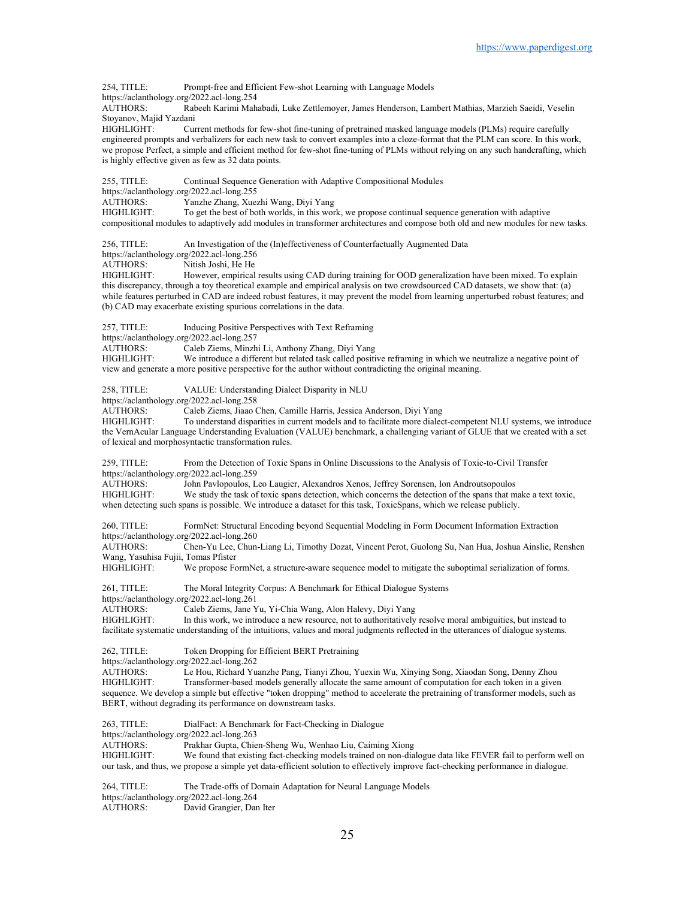254, TITLE: Prompt-free and Efficient Few-shot Learning with Language Models
https://aclanthology.org/2022.acl-long.254
AUTHORS: Rabeeh Karimi Mahabadi, Luke Zettlemoyer, James Henderson, Lambert Mathias, Marzieh Saeidi, Veselin Stoyanov, Majid Yazdani
HIGHLIGHT: Current methods for few-shot fine-tuning of pretrained masked language models (PLMs) require carefully engineered prompts and verbalizers for each new task to convert examples into a cloze-format that the PLM can score. In this work, we propose Perfect, a simple and efficient method for few-shot fine-tuning of PLMs without relying on any such handcrafting, which is highly effective given as few as 32 data points.

255, TITLE: Continual Sequence Generation with Adaptive Compositional Modules
https://aclanthology.org/2022.acl-long.255
AUTHORS: Yanzhe Zhang, Xuezhi Wang, Diyi Yang
HIGHLIGHT: To get the best of both worlds, in this work, we propose continual sequence generation with adaptive compositional modules to adaptively add modules in transformer architectures and compose both old and new modules for new tasks.

256, TITLE: An Investigation of the (In)effectiveness of Counterfactually Augmented Data
https://aclanthology.org/2022.acl-long.256
AUTHORS: Nitish Joshi, He He
HIGHLIGHT: However, empirical results using CAD during training for OOD generalization have been mixed. To explain this discrepancy, through a toy theoretical example and empirical analysis on two crowdsourced CAD datasets, we show that: (a) while features perturbed in CAD are indeed robust features, it may prevent the model from learning unperturbed robust features; and (b) CAD may exacerbate existing spurious correlations in the data.

257, TITLE: Inducing Positive Perspectives with Text Reframing
https://aclanthology.org/2022.acl-long.257
AUTHORS: Caleb Ziems, Minzhi Li, Anthony Zhang, Diyi Yang
HIGHLIGHT: We introduce a different but related task called positive reframing in which we neutralize a negative point of view and generate a more positive perspective for the author without contradicting the original meaning.

258, TITLE: VALUE: Understanding Dialect Disparity in NLU
https://aclanthology.org/2022.acl-long.258
AUTHORS: Caleb Ziems, Jiaao Chen, Camille Harris, Jessica Anderson, Diyi Yang
HIGHLIGHT: To understand disparities in current models and to facilitate more dialect-competent NLU systems, we introduce the VernAcular Language Understanding Evaluation (VALUE) benchmark, a challenging variant of GLUE that we created with a set of lexical and morphosyntactic transformation rules.

259, TITLE: From the Detection of Toxic Spans in Online Discussions to the Analysis of Toxic-to-Civil Transfer
https://aclanthology.org/2022.acl-long.259
AUTHORS: John Pavlopoulos, Leo Laugier, Alexandros Xenos, Jeffrey Sorensen, Ion Androutsopoulos
HIGHLIGHT: We study the task of toxic spans detection, which concerns the detection of the spans that make a text toxic, when detecting such spans is possible. We introduce a dataset for this task, ToxicSpans, which we release publicly.

260, TITLE: FormNet: Structural Encoding beyond Sequential Modeling in Form Document Information Extraction
https://aclanthology.org/2022.acl-long.260
AUTHORS: Chen-Yu Lee, Chun-Liang Li, Timothy Dozat, Vincent Perot, Guolong Su, Nan Hua, Joshua Ainslie, Renshen Wang, Yasuhisa Fujii, Tomas Pfister
HIGHLIGHT: We propose FormNet, a structure-aware sequence model to mitigate the suboptimal serialization of forms.

261, TITLE: The Moral Integrity Corpus: A Benchmark for Ethical Dialogue Systems
https://aclanthology.org/2022.acl-long.261
AUTHORS: Caleb Ziems, Jane Yu, Yi-Chia Wang, Alon Halevy, Diyi Yang
HIGHLIGHT: In this work, we introduce a new resource, not to authoritatively resolve moral ambiguities, but instead to facilitate systematic understanding of the intuitions, values and moral judgments reflected in the utterances of dialogue systems.

262, TITLE: Token Dropping for Efficient BERT Pretraining
https://aclanthology.org/2022.acl-long.262
AUTHORS: Le Hou, Richard Yuanzhe Pang, Tianyi Zhou, Yuexin Wu, Xinying Song, Xiaodan Song, Denny Zhou
HIGHLIGHT: Transformer-based models generally allocate the same amount of computation for each token in a given sequence. We develop a simple but effective "token dropping" method to accelerate the pretraining of transformer models, such as BERT, without degrading its performance on downstream tasks.

263, TITLE: DialFact: A Benchmark for Fact-Checking in Dialogue
https://aclanthology.org/2022.acl-long.263
AUTHORS: Prakhar Gupta, Chien-Sheng Wu, Wenhao Liu, Caiming Xiong
HIGHLIGHT: We found that existing fact-checking models trained on non-dialogue data like FEVER fail to perform well on our task, and thus, we propose a simple yet data-efficient solution to effectively improve fact-checking performance in dialogue.

264, TITLE: The Trade-offs of Domain Adaptation for Neural Language Models
https://aclanthology.org/2022.acl-long.264
AUTHORS: David Grangier, Dan Iter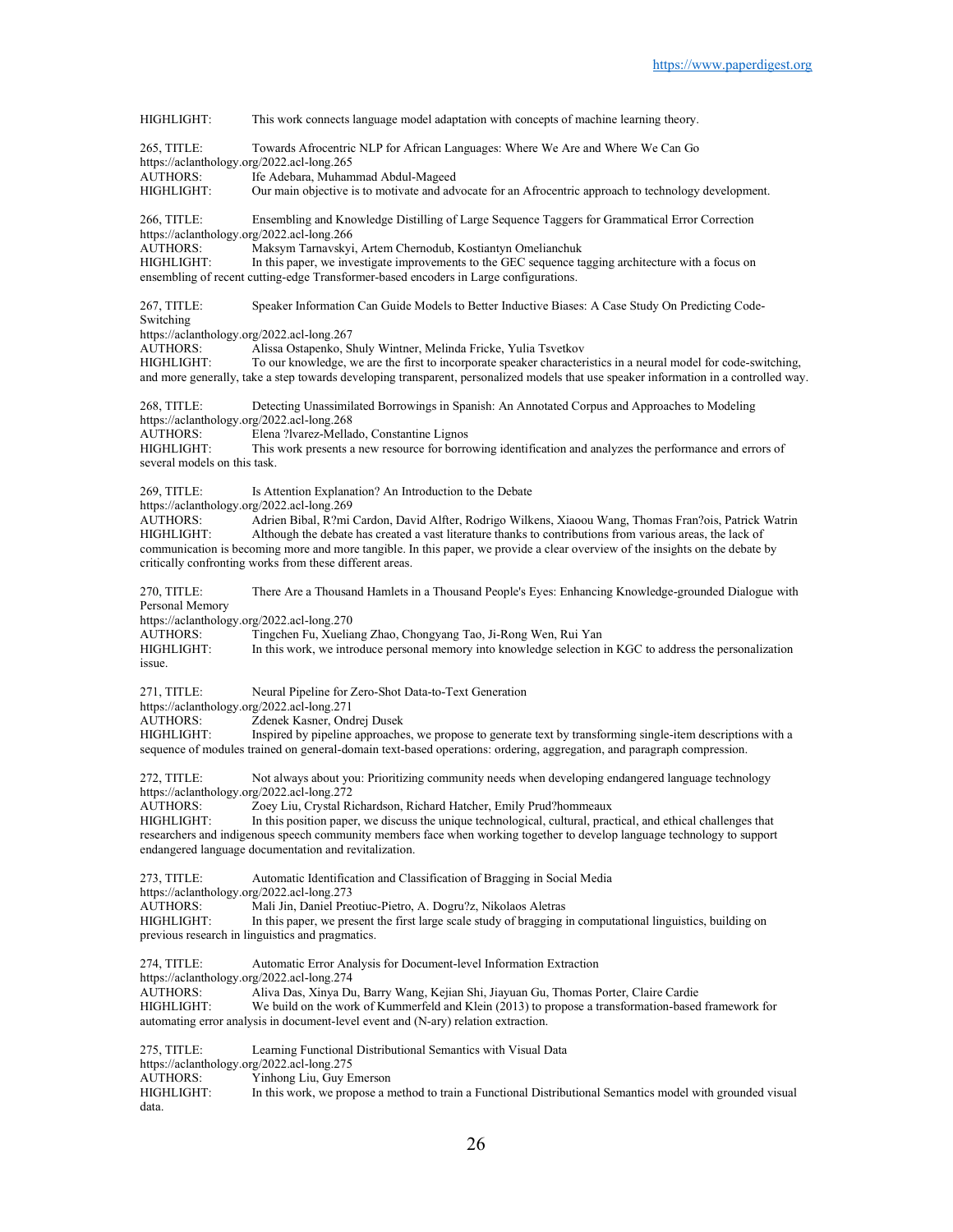HIGHLIGHT: This work connects language model adaptation with concepts of machine learning theory.

265, TITLE: Towards Afrocentric NLP for African Languages: Where We Are and Where We Can Go
https://aclanthology.org/2022.acl-long.265
AUTHORS: Ife Adebara, Muhammad Abdul-Mageed
HIGHLIGHT: Our main objective is to motivate and advocate for an Afrocentric approach to technology development.

266, TITLE: Ensembling and Knowledge Distilling of Large Sequence Taggers for Grammatical Error Correction
https://aclanthology.org/2022.acl-long.266
AUTHORS: Maksym Tarnavskyi, Artem Chernodub, Kostiantyn Omelianchuk
HIGHLIGHT: In this paper, we investigate improvements to the GEC sequence tagging architecture with a focus on ensembling of recent cutting-edge Transformer-based encoders in Large configurations.

267, TITLE: Speaker Information Can Guide Models to Better Inductive Biases: A Case Study On Predicting Code-Switching
https://aclanthology.org/2022.acl-long.267
AUTHORS: Alissa Ostapenko, Shuly Wintner, Melinda Fricke, Yulia Tsvetkov
HIGHLIGHT: To our knowledge, we are the first to incorporate speaker characteristics in a neural model for code-switching, and more generally, take a step towards developing transparent, personalized models that use speaker information in a controlled way.

268, TITLE: Detecting Unassimilated Borrowings in Spanish: An Annotated Corpus and Approaches to Modeling
https://aclanthology.org/2022.acl-long.268
AUTHORS: Elena ?lvarez-Mellado, Constantine Lignos
HIGHLIGHT: This work presents a new resource for borrowing identification and analyzes the performance and errors of several models on this task.

269, TITLE: Is Attention Explanation? An Introduction to the Debate
https://aclanthology.org/2022.acl-long.269
AUTHORS: Adrien Bibal, R?mi Cardon, David Alfter, Rodrigo Wilkens, Xiaoou Wang, Thomas Fran?ois, Patrick Watrin
HIGHLIGHT: Although the debate has created a vast literature thanks to contributions from various areas, the lack of communication is becoming more and more tangible. In this paper, we provide a clear overview of the insights on the debate by critically confronting works from these different areas.

270, TITLE: There Are a Thousand Hamlets in a Thousand People's Eyes: Enhancing Knowledge-grounded Dialogue with Personal Memory
https://aclanthology.org/2022.acl-long.270
AUTHORS: Tingchen Fu, Xueliang Zhao, Chongyang Tao, Ji-Rong Wen, Rui Yan
HIGHLIGHT: In this work, we introduce personal memory into knowledge selection in KGC to address the personalization issue.

271, TITLE: Neural Pipeline for Zero-Shot Data-to-Text Generation
https://aclanthology.org/2022.acl-long.271
AUTHORS: Zdenek Kasner, Ondrej Dusek
HIGHLIGHT: Inspired by pipeline approaches, we propose to generate text by transforming single-item descriptions with a sequence of modules trained on general-domain text-based operations: ordering, aggregation, and paragraph compression.

272, TITLE: Not always about you: Prioritizing community needs when developing endangered language technology
https://aclanthology.org/2022.acl-long.272
AUTHORS: Zoey Liu, Crystal Richardson, Richard Hatcher, Emily Prud?hommeaux
HIGHLIGHT: In this position paper, we discuss the unique technological, cultural, practical, and ethical challenges that researchers and indigenous speech community members face when working together to develop language technology to support endangered language documentation and revitalization.

273, TITLE: Automatic Identification and Classification of Bragging in Social Media
https://aclanthology.org/2022.acl-long.273
AUTHORS: Mali Jin, Daniel Preotiuc-Pietro, A. Dogru?z, Nikolaos Aletras
HIGHLIGHT: In this paper, we present the first large scale study of bragging in computational linguistics, building on previous research in linguistics and pragmatics.

274, TITLE: Automatic Error Analysis for Document-level Information Extraction
https://aclanthology.org/2022.acl-long.274
AUTHORS: Aliva Das, Xinya Du, Barry Wang, Kejian Shi, Jiayuan Gu, Thomas Porter, Claire Cardie
HIGHLIGHT: We build on the work of Kummerfeld and Klein (2013) to propose a transformation-based framework for automating error analysis in document-level event and (N-ary) relation extraction.

275, TITLE: Learning Functional Distributional Semantics with Visual Data
https://aclanthology.org/2022.acl-long.275
AUTHORS: Yinhong Liu, Guy Emerson
HIGHLIGHT: In this work, we propose a method to train a Functional Distributional Semantics model with grounded visual data.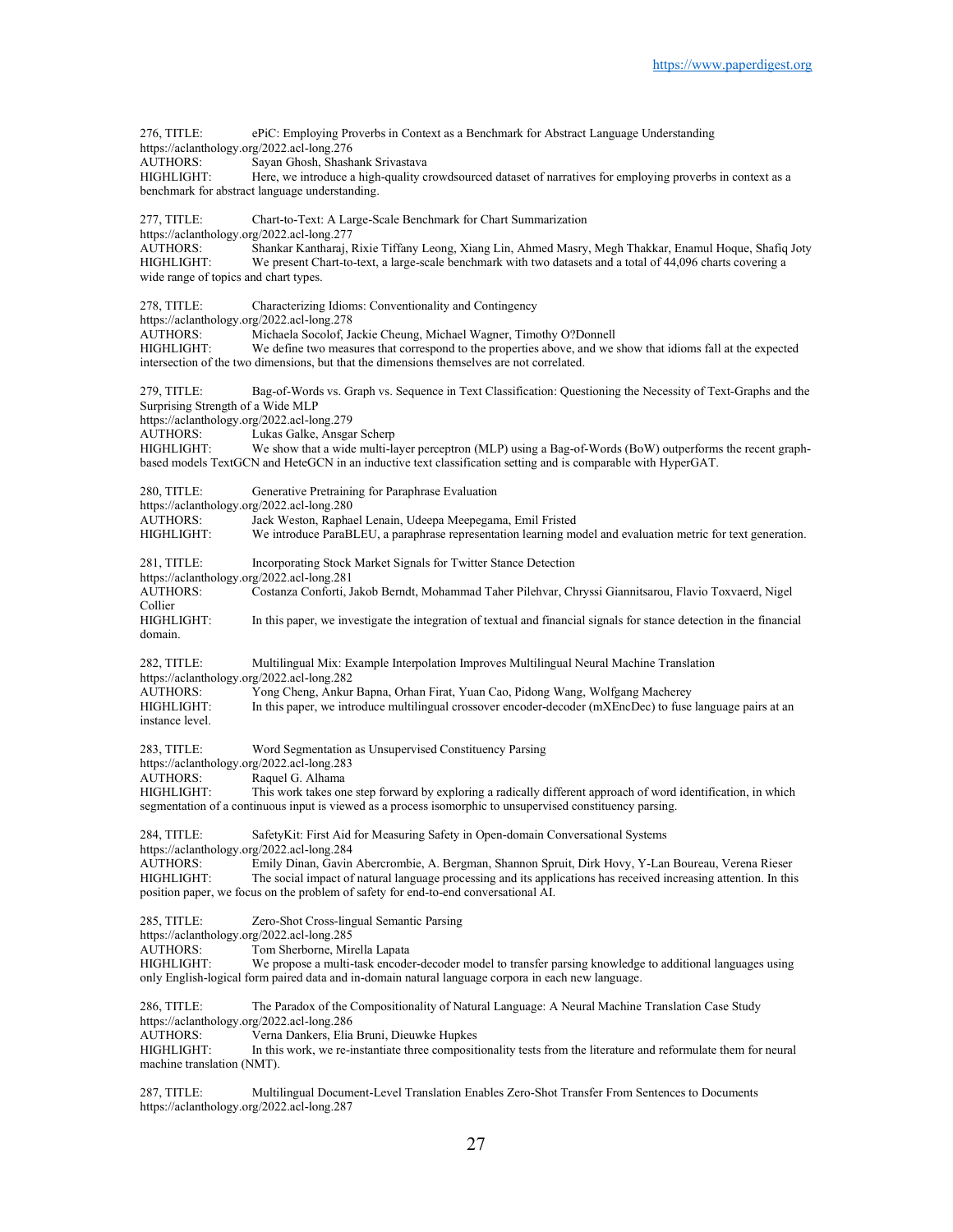276, TITLE: ePiC: Employing Proverbs in Context as a Benchmark for Abstract Language Understanding
https://aclanthology.org/2022.acl-long.276
AUTHORS: Sayan Ghosh, Shashank Srivastava
HIGHLIGHT: Here, we introduce a high-quality crowdsourced dataset of narratives for employing proverbs in context as a benchmark for abstract language understanding.

277, TITLE: Chart-to-Text: A Large-Scale Benchmark for Chart Summarization
https://aclanthology.org/2022.acl-long.277
AUTHORS: Shankar Kantharaj, Rixie Tiffany Leong, Xiang Lin, Ahmed Masry, Megh Thakkar, Enamul Hoque, Shafiq Joty
HIGHLIGHT: We present Chart-to-text, a large-scale benchmark with two datasets and a total of 44,096 charts covering a wide range of topics and chart types.

278, TITLE: Characterizing Idioms: Conventionality and Contingency
https://aclanthology.org/2022.acl-long.278
AUTHORS: Michaela Socolof, Jackie Cheung, Michael Wagner, Timothy O?Donnell
HIGHLIGHT: We define two measures that correspond to the properties above, and we show that idioms fall at the expected intersection of the two dimensions, but that the dimensions themselves are not correlated.

279, TITLE: Bag-of-Words vs. Graph vs. Sequence in Text Classification: Questioning the Necessity of Text-Graphs and the Surprising Strength of a Wide MLP
https://aclanthology.org/2022.acl-long.279
AUTHORS: Lukas Galke, Ansgar Scherp
HIGHLIGHT: We show that a wide multi-layer perceptron (MLP) using a Bag-of-Words (BoW) outperforms the recent graph-based models TextGCN and HeteGCN in an inductive text classification setting and is comparable with HyperGAT.

280, TITLE: Generative Pretraining for Paraphrase Evaluation
https://aclanthology.org/2022.acl-long.280
AUTHORS: Jack Weston, Raphael Lenain, Udeepa Meepegama, Emil Fristed
HIGHLIGHT: We introduce ParaBLEU, a paraphrase representation learning model and evaluation metric for text generation.

281, TITLE: Incorporating Stock Market Signals for Twitter Stance Detection
https://aclanthology.org/2022.acl-long.281
AUTHORS: Costanza Conforti, Jakob Berndt, Mohammad Taher Pilehvar, Chryssi Giannitsarou, Flavio Toxvaerd, Nigel Collier
HIGHLIGHT: In this paper, we investigate the integration of textual and financial signals for stance detection in the financial domain.

282, TITLE: Multilingual Mix: Example Interpolation Improves Multilingual Neural Machine Translation
https://aclanthology.org/2022.acl-long.282
AUTHORS: Yong Cheng, Ankur Bapna, Orhan Firat, Yuan Cao, Pidong Wang, Wolfgang Macherey
HIGHLIGHT: In this paper, we introduce multilingual crossover encoder-decoder (mXEncDec) to fuse language pairs at an instance level.

283, TITLE: Word Segmentation as Unsupervised Constituency Parsing
https://aclanthology.org/2022.acl-long.283
AUTHORS: Raquel G. Alhama
HIGHLIGHT: This work takes one step forward by exploring a radically different approach of word identification, in which segmentation of a continuous input is viewed as a process isomorphic to unsupervised constituency parsing.

284, TITLE: SafetyKit: First Aid for Measuring Safety in Open-domain Conversational Systems
https://aclanthology.org/2022.acl-long.284
AUTHORS: Emily Dinan, Gavin Abercrombie, A. Bergman, Shannon Spruit, Dirk Hovy, Y-Lan Boureau, Verena Rieser
HIGHLIGHT: The social impact of natural language processing and its applications has received increasing attention. In this position paper, we focus on the problem of safety for end-to-end conversational AI.

285, TITLE: Zero-Shot Cross-lingual Semantic Parsing
https://aclanthology.org/2022.acl-long.285
AUTHORS: Tom Sherborne, Mirella Lapata
HIGHLIGHT: We propose a multi-task encoder-decoder model to transfer parsing knowledge to additional languages using only English-logical form paired data and in-domain natural language corpora in each new language.

286, TITLE: The Paradox of the Compositionality of Natural Language: A Neural Machine Translation Case Study
https://aclanthology.org/2022.acl-long.286
AUTHORS: Verna Dankers, Elia Bruni, Dieuwke Hupkes
HIGHLIGHT: In this work, we re-instantiate three compositionality tests from the literature and reformulate them for neural machine translation (NMT).

287, TITLE: Multilingual Document-Level Translation Enables Zero-Shot Transfer From Sentences to Documents
https://aclanthology.org/2022.acl-long.287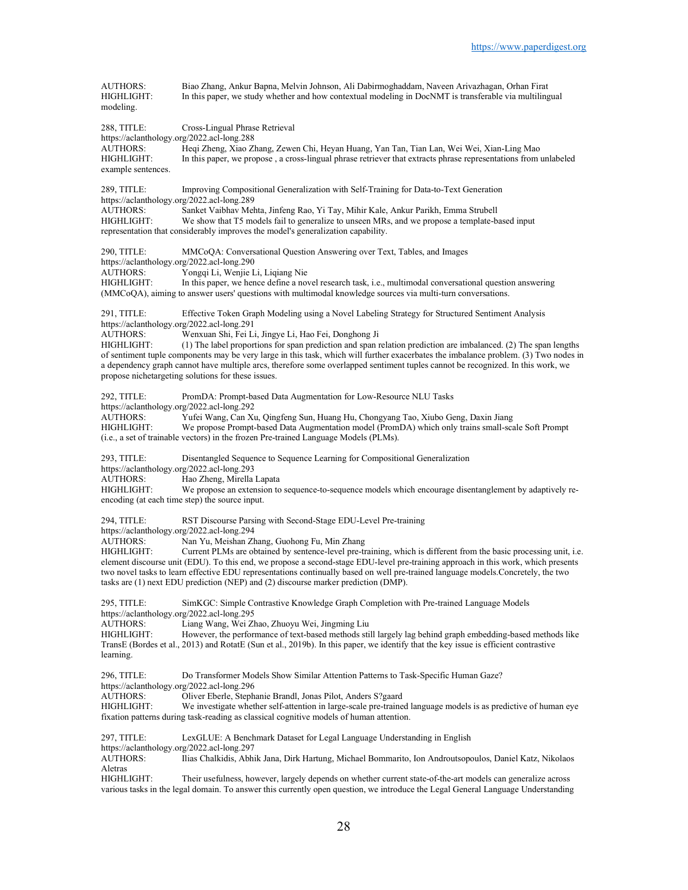AUTHORS: Biao Zhang, Ankur Bapna, Melvin Johnson, Ali Dabirmoghaddam, Naveen Arivazhagan, Orhan Firat
HIGHLIGHT: In this paper, we study whether and how contextual modeling in DocNMT is transferable via multilingual modeling.

288, TITLE: Cross-Lingual Phrase Retrieval
https://aclanthology.org/2022.acl-long.288
AUTHORS: Heqi Zheng, Xiao Zhang, Zewen Chi, Heyan Huang, Yan Tan, Tian Lan, Wei Wei, Xian-Ling Mao
HIGHLIGHT: In this paper, we propose , a cross-lingual phrase retriever that extracts phrase representations from unlabeled example sentences.

289, TITLE: Improving Compositional Generalization with Self-Training for Data-to-Text Generation
https://aclanthology.org/2022.acl-long.289
AUTHORS: Sanket Vaibhav Mehta, Jinfeng Rao, Yi Tay, Mihir Kale, Ankur Parikh, Emma Strubell
HIGHLIGHT: We show that T5 models fail to generalize to unseen MRs, and we propose a template-based input representation that considerably improves the model's generalization capability.

290, TITLE: MMCoQA: Conversational Question Answering over Text, Tables, and Images
https://aclanthology.org/2022.acl-long.290
AUTHORS: Yongqi Li, Wenjie Li, Liqiang Nie
HIGHLIGHT: In this paper, we hence define a novel research task, i.e., multimodal conversational question answering (MMCoQA), aiming to answer users' questions with multimodal knowledge sources via multi-turn conversations.

291, TITLE: Effective Token Graph Modeling using a Novel Labeling Strategy for Structured Sentiment Analysis
https://aclanthology.org/2022.acl-long.291
AUTHORS: Wenxuan Shi, Fei Li, Jingye Li, Hao Fei, Donghong Ji
HIGHLIGHT: (1) The label proportions for span prediction and span relation prediction are imbalanced. (2) The span lengths of sentiment tuple components may be very large in this task, which will further exacerbates the imbalance problem. (3) Two nodes in a dependency graph cannot have multiple arcs, therefore some overlapped sentiment tuples cannot be recognized. In this work, we propose nichetargeting solutions for these issues.

292, TITLE: PromDA: Prompt-based Data Augmentation for Low-Resource NLU Tasks
https://aclanthology.org/2022.acl-long.292
AUTHORS: Yufei Wang, Can Xu, Qingfeng Sun, Huang Hu, Chongyang Tao, Xiubo Geng, Daxin Jiang
HIGHLIGHT: We propose Prompt-based Data Augmentation model (PromDA) which only trains small-scale Soft Prompt (i.e., a set of trainable vectors) in the frozen Pre-trained Language Models (PLMs).

293, TITLE: Disentangled Sequence to Sequence Learning for Compositional Generalization
https://aclanthology.org/2022.acl-long.293
AUTHORS: Hao Zheng, Mirella Lapata
HIGHLIGHT: We propose an extension to sequence-to-sequence models which encourage disentanglement by adaptively re-encoding (at each time step) the source input.

294, TITLE: RST Discourse Parsing with Second-Stage EDU-Level Pre-training
https://aclanthology.org/2022.acl-long.294
AUTHORS: Nan Yu, Meishan Zhang, Guohong Fu, Min Zhang
HIGHLIGHT: Current PLMs are obtained by sentence-level pre-training, which is different from the basic processing unit, i.e. element discourse unit (EDU). To this end, we propose a second-stage EDU-level pre-training approach in this work, which presents two novel tasks to learn effective EDU representations continually based on well pre-trained language models.Concretely, the two tasks are (1) next EDU prediction (NEP) and (2) discourse marker prediction (DMP).

295, TITLE: SimKGC: Simple Contrastive Knowledge Graph Completion with Pre-trained Language Models
https://aclanthology.org/2022.acl-long.295
AUTHORS: Liang Wang, Wei Zhao, Zhuoyu Wei, Jingming Liu
HIGHLIGHT: However, the performance of text-based methods still largely lag behind graph embedding-based methods like TransE (Bordes et al., 2013) and RotatE (Sun et al., 2019b). In this paper, we identify that the key issue is efficient contrastive learning.

296, TITLE: Do Transformer Models Show Similar Attention Patterns to Task-Specific Human Gaze?
https://aclanthology.org/2022.acl-long.296
AUTHORS: Oliver Eberle, Stephanie Brandl, Jonas Pilot, Anders S?gaard
HIGHLIGHT: We investigate whether self-attention in large-scale pre-trained language models is as predictive of human eye fixation patterns during task-reading as classical cognitive models of human attention.

297, TITLE: LexGLUE: A Benchmark Dataset for Legal Language Understanding in English
https://aclanthology.org/2022.acl-long.297
AUTHORS: Ilias Chalkidis, Abhik Jana, Dirk Hartung, Michael Bommarito, Ion Androutsopoulos, Daniel Katz, Nikolaos Aletras
HIGHLIGHT: Their usefulness, however, largely depends on whether current state-of-the-art models can generalize across various tasks in the legal domain. To answer this currently open question, we introduce the Legal General Language Understanding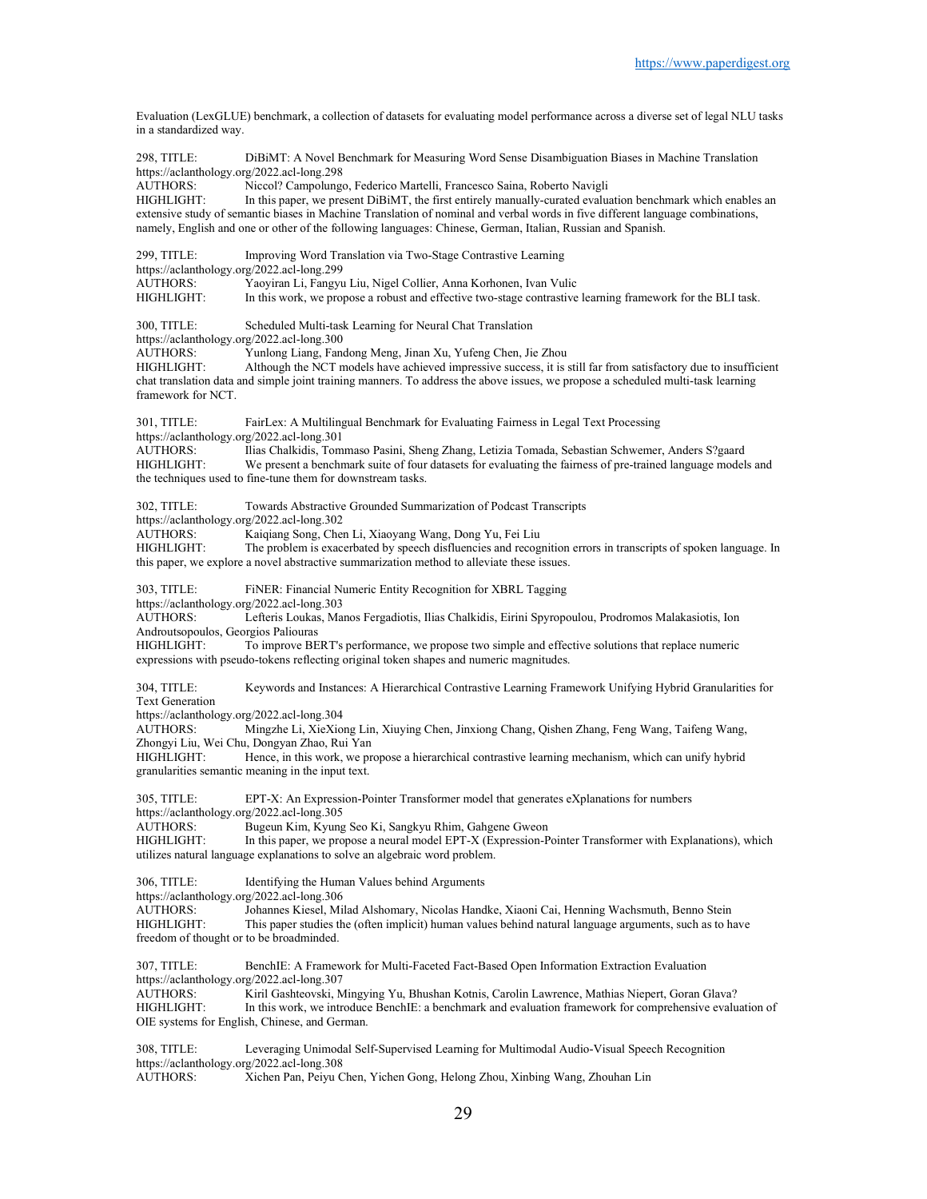Evaluation (LexGLUE) benchmark, a collection of datasets for evaluating model performance across a diverse set of legal NLU tasks in a standardized way.

298, TITLE: DiBiMT: A Novel Benchmark for Measuring Word Sense Disambiguation Biases in Machine Translation
https://aclanthology.org/2022.acl-long.298
AUTHORS: Niccol? Campolungo, Federico Martelli, Francesco Saina, Roberto Navigli
HIGHLIGHT: In this paper, we present DiBiMT, the first entirely manually-curated evaluation benchmark which enables an extensive study of semantic biases in Machine Translation of nominal and verbal words in five different language combinations, namely, English and one or other of the following languages: Chinese, German, Italian, Russian and Spanish.

299, TITLE: Improving Word Translation via Two-Stage Contrastive Learning
https://aclanthology.org/2022.acl-long.299
AUTHORS: Yaoyiran Li, Fangyu Liu, Nigel Collier, Anna Korhonen, Ivan Vulic
HIGHLIGHT: In this work, we propose a robust and effective two-stage contrastive learning framework for the BLI task.

300, TITLE: Scheduled Multi-task Learning for Neural Chat Translation
https://aclanthology.org/2022.acl-long.300
AUTHORS: Yunlong Liang, Fandong Meng, Jinan Xu, Yufeng Chen, Jie Zhou
HIGHLIGHT: Although the NCT models have achieved impressive success, it is still far from satisfactory due to insufficient chat translation data and simple joint training manners. To address the above issues, we propose a scheduled multi-task learning framework for NCT.

301, TITLE: FairLex: A Multilingual Benchmark for Evaluating Fairness in Legal Text Processing
https://aclanthology.org/2022.acl-long.301
AUTHORS: Ilias Chalkidis, Tommaso Pasini, Sheng Zhang, Letizia Tomada, Sebastian Schwemer, Anders S?gaard
HIGHLIGHT: We present a benchmark suite of four datasets for evaluating the fairness of pre-trained language models and the techniques used to fine-tune them for downstream tasks.

302, TITLE: Towards Abstractive Grounded Summarization of Podcast Transcripts
https://aclanthology.org/2022.acl-long.302
AUTHORS: Kaiqiang Song, Chen Li, Xiaoyang Wang, Dong Yu, Fei Liu
HIGHLIGHT: The problem is exacerbated by speech disfluencies and recognition errors in transcripts of spoken language. In this paper, we explore a novel abstractive summarization method to alleviate these issues.

303, TITLE: FiNER: Financial Numeric Entity Recognition for XBRL Tagging
https://aclanthology.org/2022.acl-long.303
AUTHORS: Lefteris Loukas, Manos Fergadiotis, Ilias Chalkidis, Eirini Spyropoulou, Prodromos Malakasiotis, Ion Androutsopoulos, Georgios Paliouras
HIGHLIGHT: To improve BERT's performance, we propose two simple and effective solutions that replace numeric expressions with pseudo-tokens reflecting original token shapes and numeric magnitudes.

304, TITLE: Keywords and Instances: A Hierarchical Contrastive Learning Framework Unifying Hybrid Granularities for Text Generation
https://aclanthology.org/2022.acl-long.304
AUTHORS: Mingzhe Li, XieXiong Lin, Xiuying Chen, Jinxiong Chang, Qishen Zhang, Feng Wang, Taifeng Wang, Zhongyi Liu, Wei Chu, Dongyan Zhao, Rui Yan
HIGHLIGHT: Hence, in this work, we propose a hierarchical contrastive learning mechanism, which can unify hybrid granularities semantic meaning in the input text.

305, TITLE: EPT-X: An Expression-Pointer Transformer model that generates eXplanations for numbers
https://aclanthology.org/2022.acl-long.305
AUTHORS: Bugeun Kim, Kyung Seo Ki, Sangkyu Rhim, Gahgene Gweon
HIGHLIGHT: In this paper, we propose a neural model EPT-X (Expression-Pointer Transformer with Explanations), which utilizes natural language explanations to solve an algebraic word problem.

306, TITLE: Identifying the Human Values behind Arguments
https://aclanthology.org/2022.acl-long.306
AUTHORS: Johannes Kiesel, Milad Alshomary, Nicolas Handke, Xiaoni Cai, Henning Wachsmuth, Benno Stein
HIGHLIGHT: This paper studies the (often implicit) human values behind natural language arguments, such as to have freedom of thought or to be broadminded.

307, TITLE: BenchIE: A Framework for Multi-Faceted Fact-Based Open Information Extraction Evaluation
https://aclanthology.org/2022.acl-long.307
AUTHORS: Kiril Gashteovski, Mingying Yu, Bhushan Kotnis, Carolin Lawrence, Mathias Niepert, Goran Glava?
HIGHLIGHT: In this work, we introduce BenchIE: a benchmark and evaluation framework for comprehensive evaluation of OIE systems for English, Chinese, and German.

308, TITLE: Leveraging Unimodal Self-Supervised Learning for Multimodal Audio-Visual Speech Recognition
https://aclanthology.org/2022.acl-long.308
AUTHORS: Xichen Pan, Peiyu Chen, Yichen Gong, Helong Zhou, Xinbing Wang, Zhouhan Lin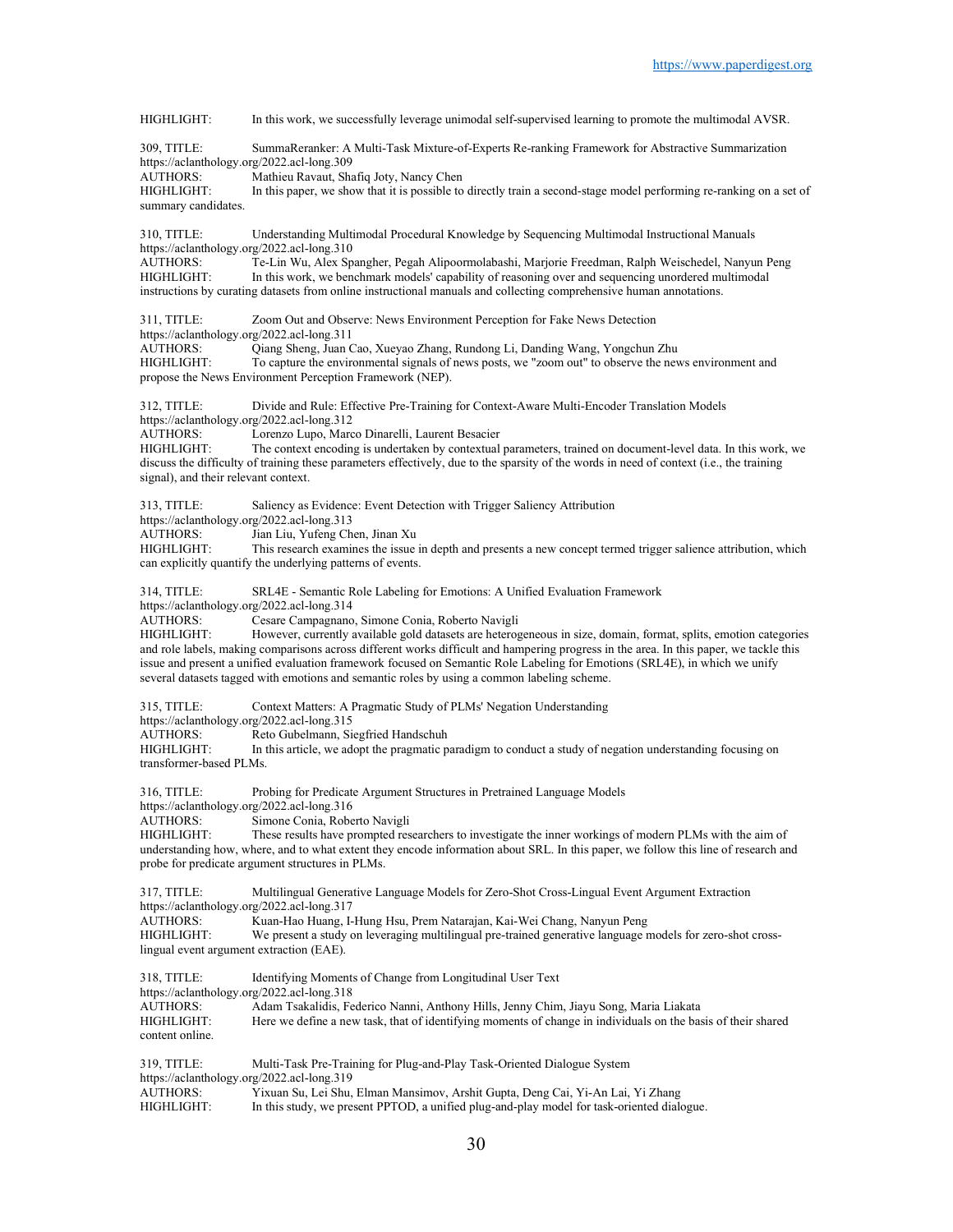HIGHLIGHT: In this work, we successfully leverage unimodal self-supervised learning to promote the multimodal AVSR.

309, TITLE: SummaReranker: A Multi-Task Mixture-of-Experts Re-ranking Framework for Abstractive Summarization
https://aclanthology.org/2022.acl-long.309
AUTHORS: Mathieu Ravaut, Shafiq Joty, Nancy Chen
HIGHLIGHT: In this paper, we show that it is possible to directly train a second-stage model performing re-ranking on a set of summary candidates.

310, TITLE: Understanding Multimodal Procedural Knowledge by Sequencing Multimodal Instructional Manuals
https://aclanthology.org/2022.acl-long.310
AUTHORS: Te-Lin Wu, Alex Spangher, Pegah Alipoormolabashi, Marjorie Freedman, Ralph Weischedel, Nanyun Peng
HIGHLIGHT: In this work, we benchmark models' capability of reasoning over and sequencing unordered multimodal instructions by curating datasets from online instructional manuals and collecting comprehensive human annotations.

311, TITLE: Zoom Out and Observe: News Environment Perception for Fake News Detection
https://aclanthology.org/2022.acl-long.311
AUTHORS: Qiang Sheng, Juan Cao, Xueyao Zhang, Rundong Li, Danding Wang, Yongchun Zhu
HIGHLIGHT: To capture the environmental signals of news posts, we "zoom out" to observe the news environment and propose the News Environment Perception Framework (NEP).

312, TITLE: Divide and Rule: Effective Pre-Training for Context-Aware Multi-Encoder Translation Models
https://aclanthology.org/2022.acl-long.312
AUTHORS: Lorenzo Lupo, Marco Dinarelli, Laurent Besacier
HIGHLIGHT: The context encoding is undertaken by contextual parameters, trained on document-level data. In this work, we discuss the difficulty of training these parameters effectively, due to the sparsity of the words in need of context (i.e., the training signal), and their relevant context.

313, TITLE: Saliency as Evidence: Event Detection with Trigger Saliency Attribution
https://aclanthology.org/2022.acl-long.313
AUTHORS: Jian Liu, Yufeng Chen, Jinan Xu
HIGHLIGHT: This research examines the issue in depth and presents a new concept termed trigger salience attribution, which can explicitly quantify the underlying patterns of events.

314, TITLE: SRL4E - Semantic Role Labeling for Emotions: A Unified Evaluation Framework
https://aclanthology.org/2022.acl-long.314
AUTHORS: Cesare Campagnano, Simone Conia, Roberto Navigli
HIGHLIGHT: However, currently available gold datasets are heterogeneous in size, domain, format, splits, emotion categories and role labels, making comparisons across different works difficult and hampering progress in the area. In this paper, we tackle this issue and present a unified evaluation framework focused on Semantic Role Labeling for Emotions (SRL4E), in which we unify several datasets tagged with emotions and semantic roles by using a common labeling scheme.

315, TITLE: Context Matters: A Pragmatic Study of PLMs' Negation Understanding
https://aclanthology.org/2022.acl-long.315
AUTHORS: Reto Gubelmann, Siegfried Handschuh
HIGHLIGHT: In this article, we adopt the pragmatic paradigm to conduct a study of negation understanding focusing on transformer-based PLMs.

316, TITLE: Probing for Predicate Argument Structures in Pretrained Language Models
https://aclanthology.org/2022.acl-long.316
AUTHORS: Simone Conia, Roberto Navigli
HIGHLIGHT: These results have prompted researchers to investigate the inner workings of modern PLMs with the aim of understanding how, where, and to what extent they encode information about SRL. In this paper, we follow this line of research and probe for predicate argument structures in PLMs.

317, TITLE: Multilingual Generative Language Models for Zero-Shot Cross-Lingual Event Argument Extraction
https://aclanthology.org/2022.acl-long.317
AUTHORS: Kuan-Hao Huang, I-Hung Hsu, Prem Natarajan, Kai-Wei Chang, Nanyun Peng
HIGHLIGHT: We present a study on leveraging multilingual pre-trained generative language models for zero-shot cross-lingual event argument extraction (EAE).

318, TITLE: Identifying Moments of Change from Longitudinal User Text
https://aclanthology.org/2022.acl-long.318
AUTHORS: Adam Tsakalidis, Federico Nanni, Anthony Hills, Jenny Chim, Jiayu Song, Maria Liakata
HIGHLIGHT: Here we define a new task, that of identifying moments of change in individuals on the basis of their shared content online.

319, TITLE: Multi-Task Pre-Training for Plug-and-Play Task-Oriented Dialogue System
https://aclanthology.org/2022.acl-long.319
AUTHORS: Yixuan Su, Lei Shu, Elman Mansimov, Arshit Gupta, Deng Cai, Yi-An Lai, Yi Zhang
HIGHLIGHT: In this study, we present PPTOD, a unified plug-and-play model for task-oriented dialogue.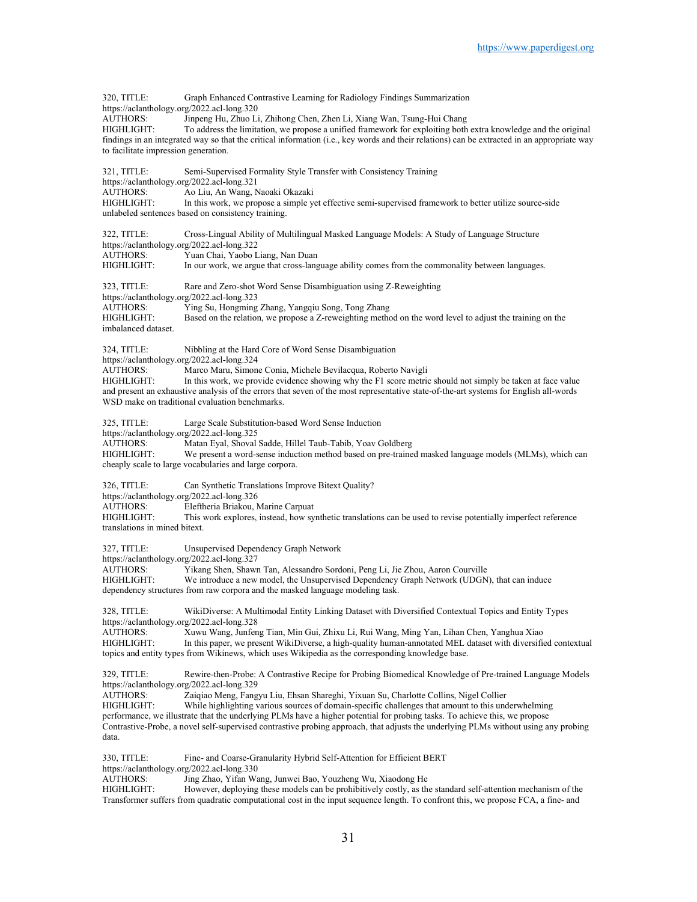320, TITLE: Graph Enhanced Contrastive Learning for Radiology Findings Summarization
https://aclanthology.org/2022.acl-long.320
AUTHORS: Jinpeng Hu, Zhuo Li, Zhihong Chen, Zhen Li, Xiang Wan, Tsung-Hui Chang
HIGHLIGHT: To address the limitation, we propose a unified framework for exploiting both extra knowledge and the original findings in an integrated way so that the critical information (i.e., key words and their relations) can be extracted in an appropriate way to facilitate impression generation.

321, TITLE: Semi-Supervised Formality Style Transfer with Consistency Training
https://aclanthology.org/2022.acl-long.321
AUTHORS: Ao Liu, An Wang, Naoaki Okazaki
HIGHLIGHT: In this work, we propose a simple yet effective semi-supervised framework to better utilize source-side unlabeled sentences based on consistency training.

322, TITLE: Cross-Lingual Ability of Multilingual Masked Language Models: A Study of Language Structure
https://aclanthology.org/2022.acl-long.322
AUTHORS: Yuan Chai, Yaobo Liang, Nan Duan
HIGHLIGHT: In our work, we argue that cross-language ability comes from the commonality between languages.

323, TITLE: Rare and Zero-shot Word Sense Disambiguation using Z-Reweighting
https://aclanthology.org/2022.acl-long.323
AUTHORS: Ying Su, Hongming Zhang, Yangqiu Song, Tong Zhang
HIGHLIGHT: Based on the relation, we propose a Z-reweighting method on the word level to adjust the training on the imbalanced dataset.

324, TITLE: Nibbling at the Hard Core of Word Sense Disambiguation
https://aclanthology.org/2022.acl-long.324
AUTHORS: Marco Maru, Simone Conia, Michele Bevilacqua, Roberto Navigli
HIGHLIGHT: In this work, we provide evidence showing why the F1 score metric should not simply be taken at face value and present an exhaustive analysis of the errors that seven of the most representative state-of-the-art systems for English all-words WSD make on traditional evaluation benchmarks.

325, TITLE: Large Scale Substitution-based Word Sense Induction
https://aclanthology.org/2022.acl-long.325
AUTHORS: Matan Eyal, Shoval Sadde, Hillel Taub-Tabib, Yoav Goldberg
HIGHLIGHT: We present a word-sense induction method based on pre-trained masked language models (MLMs), which can cheaply scale to large vocabularies and large corpora.

326, TITLE: Can Synthetic Translations Improve Bitext Quality?
https://aclanthology.org/2022.acl-long.326
AUTHORS: Eleftheria Briakou, Marine Carpuat
HIGHLIGHT: This work explores, instead, how synthetic translations can be used to revise potentially imperfect reference translations in mined bitext.

327, TITLE: Unsupervised Dependency Graph Network
https://aclanthology.org/2022.acl-long.327
AUTHORS: Yikang Shen, Shawn Tan, Alessandro Sordoni, Peng Li, Jie Zhou, Aaron Courville
HIGHLIGHT: We introduce a new model, the Unsupervised Dependency Graph Network (UDGN), that can induce dependency structures from raw corpora and the masked language modeling task.

328, TITLE: WikiDiverse: A Multimodal Entity Linking Dataset with Diversified Contextual Topics and Entity Types
https://aclanthology.org/2022.acl-long.328
AUTHORS: Xuwu Wang, Junfeng Tian, Min Gui, Zhixu Li, Rui Wang, Ming Yan, Lihan Chen, Yanghua Xiao
HIGHLIGHT: In this paper, we present WikiDiverse, a high-quality human-annotated MEL dataset with diversified contextual topics and entity types from Wikinews, which uses Wikipedia as the corresponding knowledge base.

329, TITLE: Rewire-then-Probe: A Contrastive Recipe for Probing Biomedical Knowledge of Pre-trained Language Models
https://aclanthology.org/2022.acl-long.329
AUTHORS: Zaiqiao Meng, Fangyu Liu, Ehsan Shareghi, Yixuan Su, Charlotte Collins, Nigel Collier
HIGHLIGHT: While highlighting various sources of domain-specific challenges that amount to this underwhelming performance, we illustrate that the underlying PLMs have a higher potential for probing tasks. To achieve this, we propose Contrastive-Probe, a novel self-supervised contrastive probing approach, that adjusts the underlying PLMs without using any probing data.

330, TITLE: Fine- and Coarse-Granularity Hybrid Self-Attention for Efficient BERT
https://aclanthology.org/2022.acl-long.330
AUTHORS: Jing Zhao, Yifan Wang, Junwei Bao, Youzheng Wu, Xiaodong He
HIGHLIGHT: However, deploying these models can be prohibitively costly, as the standard self-attention mechanism of the Transformer suffers from quadratic computational cost in the input sequence length. To confront this, we propose FCA, a fine- and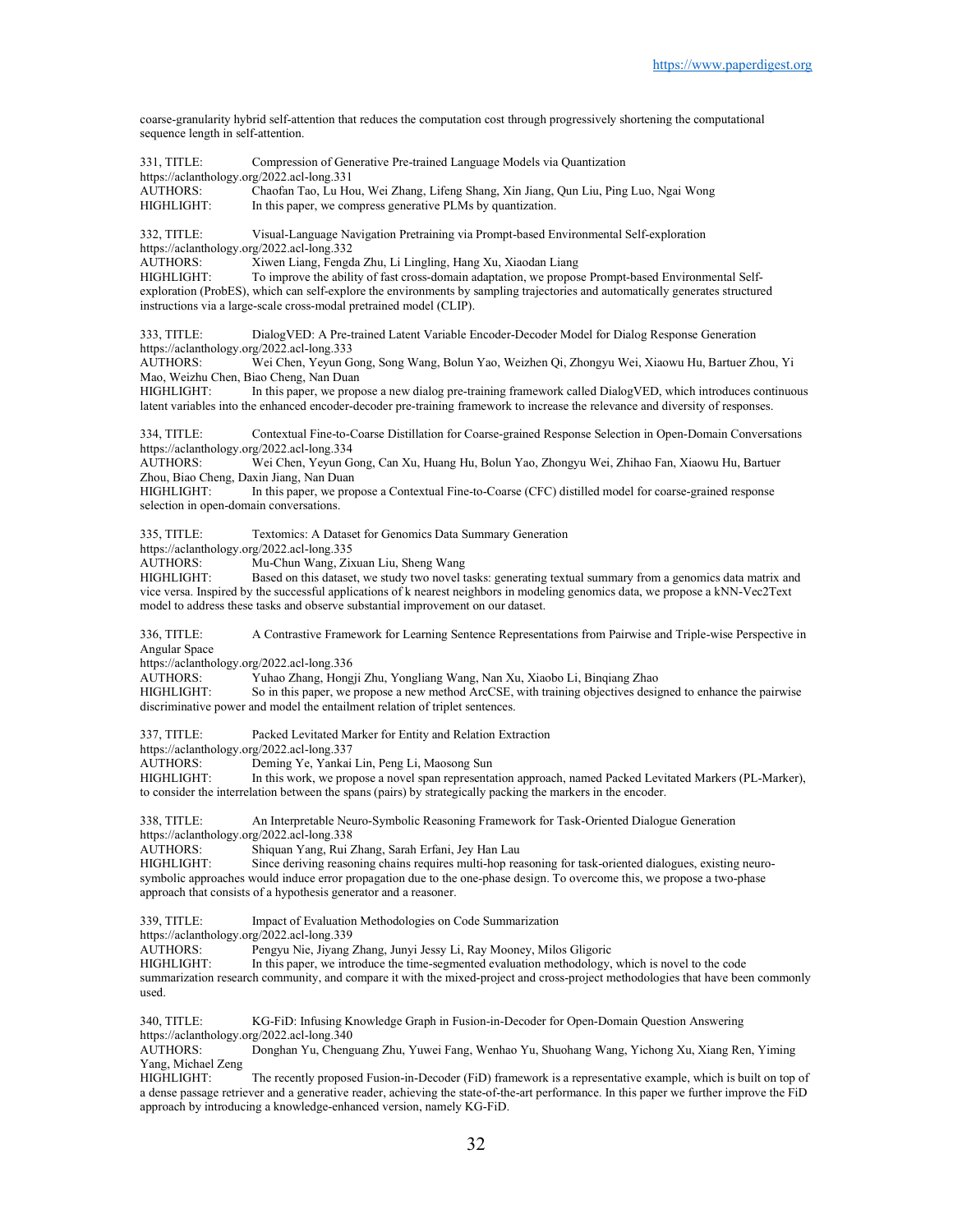coarse-granularity hybrid self-attention that reduces the computation cost through progressively shortening the computational sequence length in self-attention.

331, TITLE: Compression of Generative Pre-trained Language Models via Quantization
https://aclanthology.org/2022.acl-long.331
AUTHORS: Chaofan Tao, Lu Hou, Wei Zhang, Lifeng Shang, Xin Jiang, Qun Liu, Ping Luo, Ngai Wong
HIGHLIGHT: In this paper, we compress generative PLMs by quantization.

332, TITLE: Visual-Language Navigation Pretraining via Prompt-based Environmental Self-exploration
https://aclanthology.org/2022.acl-long.332
AUTHORS: Xiwen Liang, Fengda Zhu, Li Lingling, Hang Xu, Xiaodan Liang
HIGHLIGHT: To improve the ability of fast cross-domain adaptation, we propose Prompt-based Environmental Self-exploration (ProbES), which can self-explore the environments by sampling trajectories and automatically generates structured instructions via a large-scale cross-modal pretrained model (CLIP).

333, TITLE: DialogVED: A Pre-trained Latent Variable Encoder-Decoder Model for Dialog Response Generation
https://aclanthology.org/2022.acl-long.333
AUTHORS: Wei Chen, Yeyun Gong, Song Wang, Bolun Yao, Weizhen Qi, Zhongyu Wei, Xiaowu Hu, Bartuer Zhou, Yi Mao, Weizhu Chen, Biao Cheng, Nan Duan
HIGHLIGHT: In this paper, we propose a new dialog pre-training framework called DialogVED, which introduces continuous latent variables into the enhanced encoder-decoder pre-training framework to increase the relevance and diversity of responses.

334, TITLE: Contextual Fine-to-Coarse Distillation for Coarse-grained Response Selection in Open-Domain Conversations
https://aclanthology.org/2022.acl-long.334
AUTHORS: Wei Chen, Yeyun Gong, Can Xu, Huang Hu, Bolun Yao, Zhongyu Wei, Zhihao Fan, Xiaowu Hu, Bartuer Zhou, Biao Cheng, Daxin Jiang, Nan Duan
HIGHLIGHT: In this paper, we propose a Contextual Fine-to-Coarse (CFC) distilled model for coarse-grained response selection in open-domain conversations.

335, TITLE: Textomics: A Dataset for Genomics Data Summary Generation
https://aclanthology.org/2022.acl-long.335
AUTHORS: Mu-Chun Wang, Zixuan Liu, Sheng Wang
HIGHLIGHT: Based on this dataset, we study two novel tasks: generating textual summary from a genomics data matrix and vice versa. Inspired by the successful applications of k nearest neighbors in modeling genomics data, we propose a kNN-Vec2Text model to address these tasks and observe substantial improvement on our dataset.

336, TITLE: A Contrastive Framework for Learning Sentence Representations from Pairwise and Triple-wise Perspective in Angular Space
https://aclanthology.org/2022.acl-long.336
AUTHORS: Yuhao Zhang, Hongji Zhu, Yongliang Wang, Nan Xu, Xiaobo Li, Binqiang Zhao
HIGHLIGHT: So in this paper, we propose a new method ArcCSE, with training objectives designed to enhance the pairwise discriminative power and model the entailment relation of triplet sentences.

337, TITLE: Packed Levitated Marker for Entity and Relation Extraction
https://aclanthology.org/2022.acl-long.337
AUTHORS: Deming Ye, Yankai Lin, Peng Li, Maosong Sun
HIGHLIGHT: In this work, we propose a novel span representation approach, named Packed Levitated Markers (PL-Marker), to consider the interrelation between the spans (pairs) by strategically packing the markers in the encoder.

338, TITLE: An Interpretable Neuro-Symbolic Reasoning Framework for Task-Oriented Dialogue Generation
https://aclanthology.org/2022.acl-long.338
AUTHORS: Shiquan Yang, Rui Zhang, Sarah Erfani, Jey Han Lau
HIGHLIGHT: Since deriving reasoning chains requires multi-hop reasoning for task-oriented dialogues, existing neuro-symbolic approaches would induce error propagation due to the one-phase design. To overcome this, we propose a two-phase approach that consists of a hypothesis generator and a reasoner.

339, TITLE: Impact of Evaluation Methodologies on Code Summarization
https://aclanthology.org/2022.acl-long.339
AUTHORS: Pengyu Nie, Jiyang Zhang, Junyi Jessy Li, Ray Mooney, Milos Gligoric
HIGHLIGHT: In this paper, we introduce the time-segmented evaluation methodology, which is novel to the code summarization research community, and compare it with the mixed-project and cross-project methodologies that have been commonly used.

340, TITLE: KG-FiD: Infusing Knowledge Graph in Fusion-in-Decoder for Open-Domain Question Answering
https://aclanthology.org/2022.acl-long.340
AUTHORS: Donghan Yu, Chenguang Zhu, Yuwei Fang, Wenhao Yu, Shuohang Wang, Yichong Xu, Xiang Ren, Yiming Yang, Michael Zeng
HIGHLIGHT: The recently proposed Fusion-in-Decoder (FiD) framework is a representative example, which is built on top of a dense passage retriever and a generative reader, achieving the state-of-the-art performance. In this paper we further improve the FiD approach by introducing a knowledge-enhanced version, namely KG-FiD.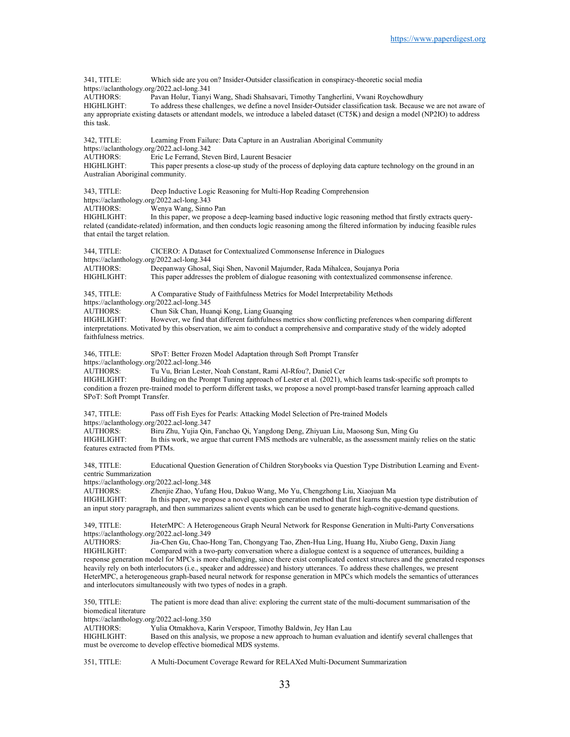341, TITLE: Which side are you on? Insider-Outsider classification in conspiracy-theoretic social media
https://aclanthology.org/2022.acl-long.341
AUTHORS: Pavan Holur, Tianyi Wang, Shadi Shahsavari, Timothy Tangherlini, Vwani Roychowdhury
HIGHLIGHT: To address these challenges, we define a novel Insider-Outsider classification task. Because we are not aware of any appropriate existing datasets or attendant models, we introduce a labeled dataset (CT5K) and design a model (NP2IO) to address this task.

342, TITLE: Learning From Failure: Data Capture in an Australian Aboriginal Community
https://aclanthology.org/2022.acl-long.342
AUTHORS: Eric Le Ferrand, Steven Bird, Laurent Besacier
HIGHLIGHT: This paper presents a close-up study of the process of deploying data capture technology on the ground in an Australian Aboriginal community.

343, TITLE: Deep Inductive Logic Reasoning for Multi-Hop Reading Comprehension
https://aclanthology.org/2022.acl-long.343
AUTHORS: Wenya Wang, Sinno Pan
HIGHLIGHT: In this paper, we propose a deep-learning based inductive logic reasoning method that firstly extracts query-related (candidate-related) information, and then conducts logic reasoning among the filtered information by inducing feasible rules that entail the target relation.

344, TITLE: CICERO: A Dataset for Contextualized Commonsense Inference in Dialogues
https://aclanthology.org/2022.acl-long.344
AUTHORS: Deepanway Ghosal, Siqi Shen, Navonil Majumder, Rada Mihalcea, Soujanya Poria
HIGHLIGHT: This paper addresses the problem of dialogue reasoning with contextualized commonsense inference.

345, TITLE: A Comparative Study of Faithfulness Metrics for Model Interpretability Methods
https://aclanthology.org/2022.acl-long.345
AUTHORS: Chun Sik Chan, Huanqi Kong, Liang Guanqing
HIGHLIGHT: However, we find that different faithfulness metrics show conflicting preferences when comparing different interpretations. Motivated by this observation, we aim to conduct a comprehensive and comparative study of the widely adopted faithfulness metrics.

346, TITLE: SPoT: Better Frozen Model Adaptation through Soft Prompt Transfer
https://aclanthology.org/2022.acl-long.346
AUTHORS: Tu Vu, Brian Lester, Noah Constant, Rami Al-Rfou?, Daniel Cer
HIGHLIGHT: Building on the Prompt Tuning approach of Lester et al. (2021), which learns task-specific soft prompts to condition a frozen pre-trained model to perform different tasks, we propose a novel prompt-based transfer learning approach called SPoT: Soft Prompt Transfer.

347, TITLE: Pass off Fish Eyes for Pearls: Attacking Model Selection of Pre-trained Models
https://aclanthology.org/2022.acl-long.347
AUTHORS: Biru Zhu, Yujia Qin, Fanchao Qi, Yangdong Deng, Zhiyuan Liu, Maosong Sun, Ming Gu
HIGHLIGHT: In this work, we argue that current FMS methods are vulnerable, as the assessment mainly relies on the static features extracted from PTMs.

348, TITLE: Educational Question Generation of Children Storybooks via Question Type Distribution Learning and Event-centric Summarization
https://aclanthology.org/2022.acl-long.348
AUTHORS: Zhenjie Zhao, Yufang Hou, Dakuo Wang, Mo Yu, Chengzhong Liu, Xiaojuan Ma
HIGHLIGHT: In this paper, we propose a novel question generation method that first learns the question type distribution of an input story paragraph, and then summarizes salient events which can be used to generate high-cognitive-demand questions.

349, TITLE: HeterMPC: A Heterogeneous Graph Neural Network for Response Generation in Multi-Party Conversations
https://aclanthology.org/2022.acl-long.349
AUTHORS: Jia-Chen Gu, Chao-Hong Tan, Chongyang Tao, Zhen-Hua Ling, Huang Hu, Xiubo Geng, Daxin Jiang
HIGHLIGHT: Compared with a two-party conversation where a dialogue context is a sequence of utterances, building a response generation model for MPCs is more challenging, since there exist complicated context structures and the generated responses heavily rely on both interlocutors (i.e., speaker and addressee) and history utterances. To address these challenges, we present HeterMPC, a heterogeneous graph-based neural network for response generation in MPCs which models the semantics of utterances and interlocutors simultaneously with two types of nodes in a graph.

350, TITLE: The patient is more dead than alive: exploring the current state of the multi-document summarisation of the biomedical literature
https://aclanthology.org/2022.acl-long.350
AUTHORS: Yulia Otmakhova, Karin Verspoor, Timothy Baldwin, Jey Han Lau
HIGHLIGHT: Based on this analysis, we propose a new approach to human evaluation and identify several challenges that must be overcome to develop effective biomedical MDS systems.

351, TITLE: A Multi-Document Coverage Reward for RELAXed Multi-Document Summarization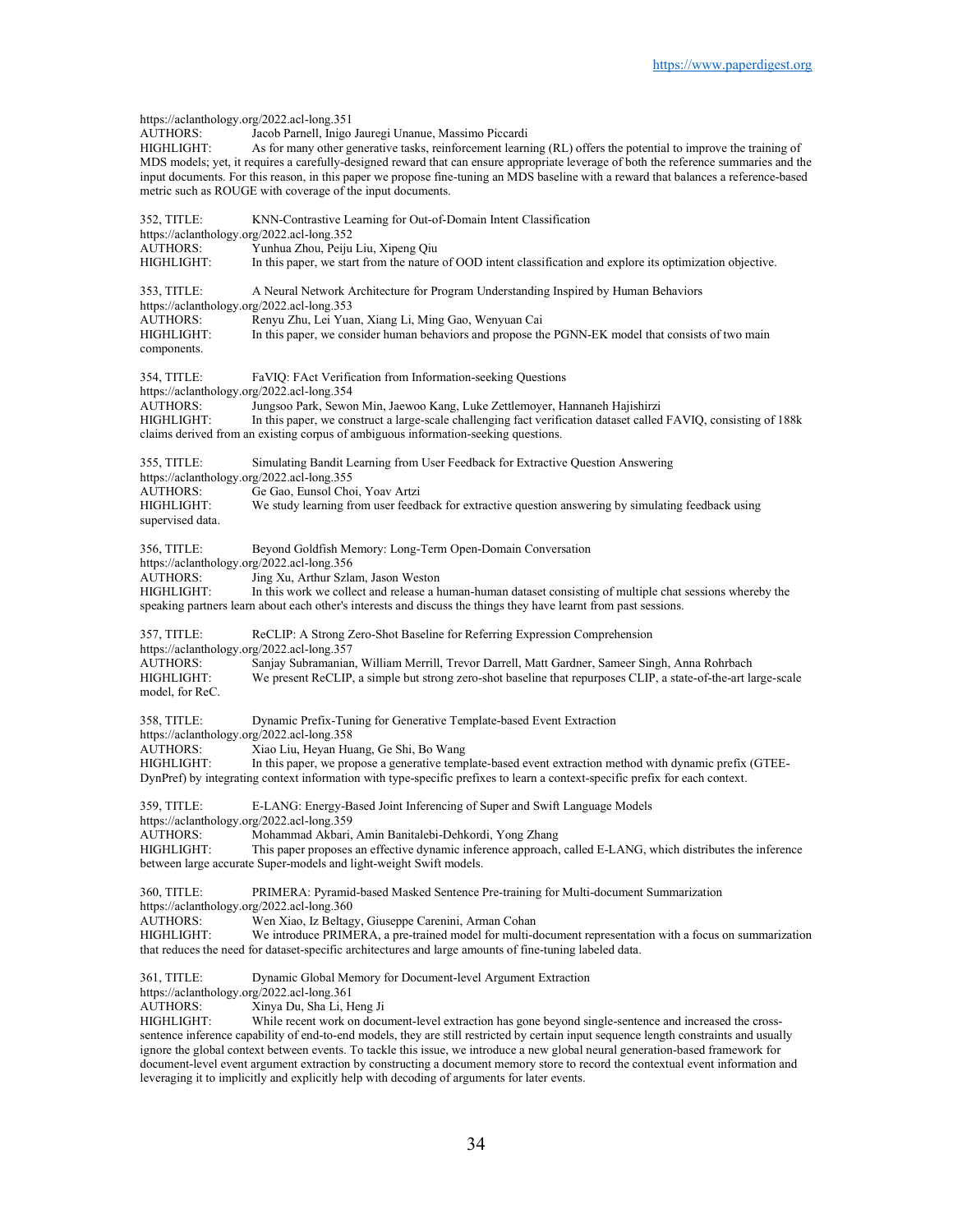https://aclanthology.org/2022.acl-long.351
AUTHORS: Jacob Parnell, Inigo Jauregi Unanue, Massimo Piccardi
HIGHLIGHT: As for many other generative tasks, reinforcement learning (RL) offers the potential to improve the training of MDS models; yet, it requires a carefully-designed reward that can ensure appropriate leverage of both the reference summaries and the input documents. For this reason, in this paper we propose fine-tuning an MDS baseline with a reward that balances a reference-based metric such as ROUGE with coverage of the input documents.

352, TITLE: KNN-Contrastive Learning for Out-of-Domain Intent Classification
https://aclanthology.org/2022.acl-long.352
AUTHORS: Yunhua Zhou, Peiju Liu, Xipeng Qiu
HIGHLIGHT: In this paper, we start from the nature of OOD intent classification and explore its optimization objective.

353, TITLE: A Neural Network Architecture for Program Understanding Inspired by Human Behaviors
https://aclanthology.org/2022.acl-long.353
AUTHORS: Renyu Zhu, Lei Yuan, Xiang Li, Ming Gao, Wenyuan Cai
HIGHLIGHT: In this paper, we consider human behaviors and propose the PGNN-EK model that consists of two main components.

354, TITLE: FaVIQ: FAct Verification from Information-seeking Questions
https://aclanthology.org/2022.acl-long.354
AUTHORS: Jungsoo Park, Sewon Min, Jaewoo Kang, Luke Zettlemoyer, Hannaneh Hajishirzi
HIGHLIGHT: In this paper, we construct a large-scale challenging fact verification dataset called FAVIQ, consisting of 188k claims derived from an existing corpus of ambiguous information-seeking questions.

355, TITLE: Simulating Bandit Learning from User Feedback for Extractive Question Answering
https://aclanthology.org/2022.acl-long.355
AUTHORS: Ge Gao, Eunsol Choi, Yoav Artzi
HIGHLIGHT: We study learning from user feedback for extractive question answering by simulating feedback using supervised data.

356, TITLE: Beyond Goldfish Memory: Long-Term Open-Domain Conversation
https://aclanthology.org/2022.acl-long.356
AUTHORS: Jing Xu, Arthur Szlam, Jason Weston
HIGHLIGHT: In this work we collect and release a human-human dataset consisting of multiple chat sessions whereby the speaking partners learn about each other's interests and discuss the things they have learnt from past sessions.

357, TITLE: ReCLIP: A Strong Zero-Shot Baseline for Referring Expression Comprehension
https://aclanthology.org/2022.acl-long.357
AUTHORS: Sanjay Subramanian, William Merrill, Trevor Darrell, Matt Gardner, Sameer Singh, Anna Rohrbach
HIGHLIGHT: We present ReCLIP, a simple but strong zero-shot baseline that repurposes CLIP, a state-of-the-art large-scale model, for ReC.

358, TITLE: Dynamic Prefix-Tuning for Generative Template-based Event Extraction
https://aclanthology.org/2022.acl-long.358
AUTHORS: Xiao Liu, Heyan Huang, Ge Shi, Bo Wang
HIGHLIGHT: In this paper, we propose a generative template-based event extraction method with dynamic prefix (GTEE-DynPref) by integrating context information with type-specific prefixes to learn a context-specific prefix for each context.

359, TITLE: E-LANG: Energy-Based Joint Inferencing of Super and Swift Language Models
https://aclanthology.org/2022.acl-long.359
AUTHORS: Mohammad Akbari, Amin Banitalebi-Dehkordi, Yong Zhang
HIGHLIGHT: This paper proposes an effective dynamic inference approach, called E-LANG, which distributes the inference between large accurate Super-models and light-weight Swift models.

360, TITLE: PRIMERA: Pyramid-based Masked Sentence Pre-training for Multi-document Summarization
https://aclanthology.org/2022.acl-long.360
AUTHORS: Wen Xiao, Iz Beltagy, Giuseppe Carenini, Arman Cohan
HIGHLIGHT: We introduce PRIMERA, a pre-trained model for multi-document representation with a focus on summarization that reduces the need for dataset-specific architectures and large amounts of fine-tuning labeled data.

361, TITLE: Dynamic Global Memory for Document-level Argument Extraction
https://aclanthology.org/2022.acl-long.361
AUTHORS: Xinya Du, Sha Li, Heng Ji
HIGHLIGHT: While recent work on document-level extraction has gone beyond single-sentence and increased the cross-sentence inference capability of end-to-end models, they are still restricted by certain input sequence length constraints and usually ignore the global context between events. To tackle this issue, we introduce a new global neural generation-based framework for document-level event argument extraction by constructing a document memory store to record the contextual event information and leveraging it to implicitly and explicitly help with decoding of arguments for later events.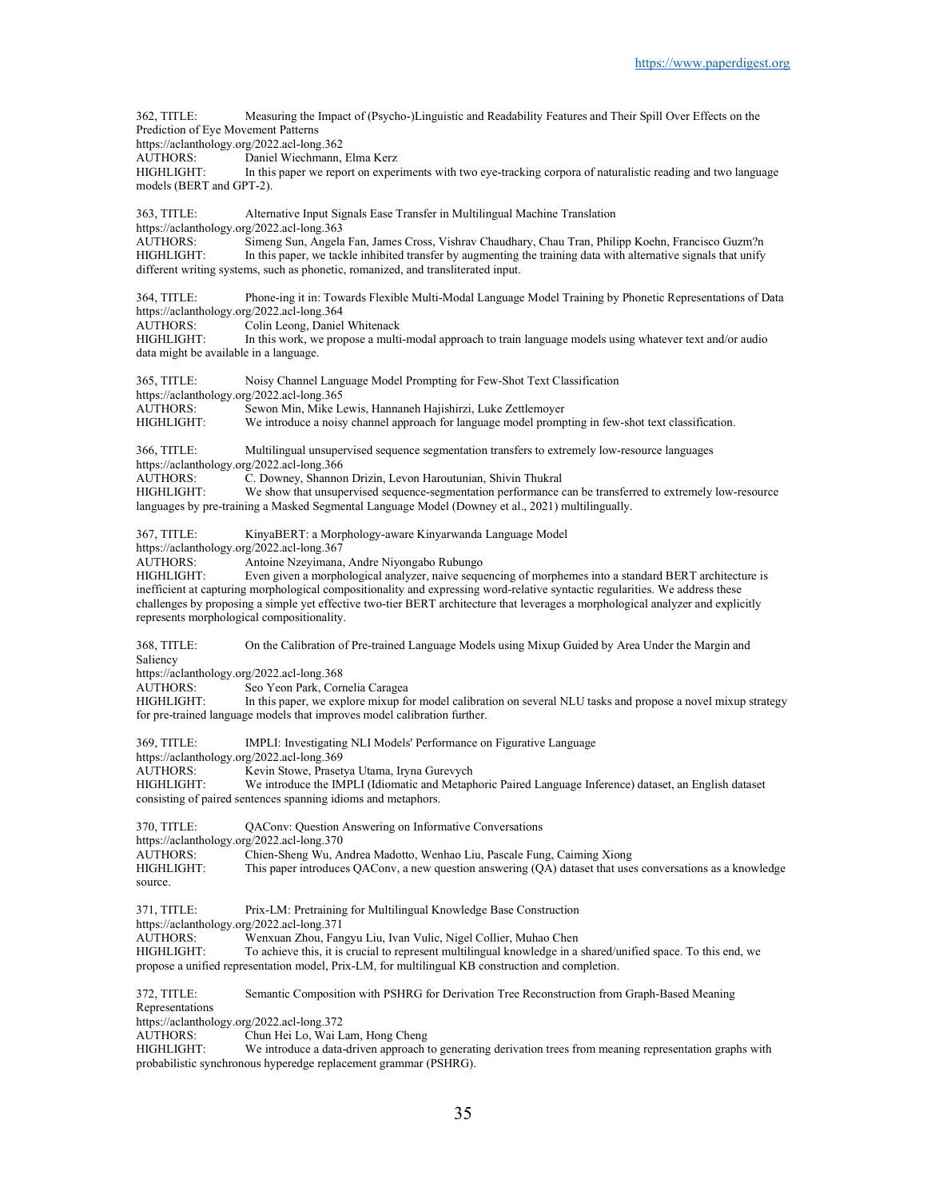362, TITLE: Measuring the Impact of (Psycho-)Linguistic and Readability Features and Their Spill Over Effects on the Prediction of Eye Movement Patterns
https://aclanthology.org/2022.acl-long.362
AUTHORS: Daniel Wiechmann, Elma Kerz
HIGHLIGHT: In this paper we report on experiments with two eye-tracking corpora of naturalistic reading and two language models (BERT and GPT-2).

363, TITLE: Alternative Input Signals Ease Transfer in Multilingual Machine Translation
https://aclanthology.org/2022.acl-long.363
AUTHORS: Simeng Sun, Angela Fan, James Cross, Vishrav Chaudhary, Chau Tran, Philipp Koehn, Francisco Guzm?n
HIGHLIGHT: In this paper, we tackle inhibited transfer by augmenting the training data with alternative signals that unify different writing systems, such as phonetic, romanized, and transliterated input.

364, TITLE: Phone-ing it in: Towards Flexible Multi-Modal Language Model Training by Phonetic Representations of Data
https://aclanthology.org/2022.acl-long.364
AUTHORS: Colin Leong, Daniel Whitenack
HIGHLIGHT: In this work, we propose a multi-modal approach to train language models using whatever text and/or audio data might be available in a language.

365, TITLE: Noisy Channel Language Model Prompting for Few-Shot Text Classification
https://aclanthology.org/2022.acl-long.365
AUTHORS: Sewon Min, Mike Lewis, Hannaneh Hajishirzi, Luke Zettlemoyer
HIGHLIGHT: We introduce a noisy channel approach for language model prompting in few-shot text classification.

366, TITLE: Multilingual unsupervised sequence segmentation transfers to extremely low-resource languages
https://aclanthology.org/2022.acl-long.366
AUTHORS: C. Downey, Shannon Drizin, Levon Haroutunian, Shivin Thukral
HIGHLIGHT: We show that unsupervised sequence-segmentation performance can be transferred to extremely low-resource languages by pre-training a Masked Segmental Language Model (Downey et al., 2021) multilingually.

367, TITLE: KinyaBERT: a Morphology-aware Kinyarwanda Language Model
https://aclanthology.org/2022.acl-long.367
AUTHORS: Antoine Nzeyimana, Andre Niyongabo Rubungo
HIGHLIGHT: Even given a morphological analyzer, naive sequencing of morphemes into a standard BERT architecture is inefficient at capturing morphological compositionality and expressing word-relative syntactic regularities. We address these challenges by proposing a simple yet effective two-tier BERT architecture that leverages a morphological analyzer and explicitly represents morphological compositionality.

368, TITLE: On the Calibration of Pre-trained Language Models using Mixup Guided by Area Under the Margin and Saliency
https://aclanthology.org/2022.acl-long.368
AUTHORS: Seo Yeon Park, Cornelia Caragea
HIGHLIGHT: In this paper, we explore mixup for model calibration on several NLU tasks and propose a novel mixup strategy for pre-trained language models that improves model calibration further.

369, TITLE: IMPLI: Investigating NLI Models' Performance on Figurative Language
https://aclanthology.org/2022.acl-long.369
AUTHORS: Kevin Stowe, Prasetya Utama, Iryna Gurevych
HIGHLIGHT: We introduce the IMPLI (Idiomatic and Metaphoric Paired Language Inference) dataset, an English dataset consisting of paired sentences spanning idioms and metaphors.

370, TITLE: QAConv: Question Answering on Informative Conversations
https://aclanthology.org/2022.acl-long.370
AUTHORS: Chien-Sheng Wu, Andrea Madotto, Wenhao Liu, Pascale Fung, Caiming Xiong
HIGHLIGHT: This paper introduces QAConv, a new question answering (QA) dataset that uses conversations as a knowledge source.

371, TITLE: Prix-LM: Pretraining for Multilingual Knowledge Base Construction
https://aclanthology.org/2022.acl-long.371
AUTHORS: Wenxuan Zhou, Fangyu Liu, Ivan Vulic, Nigel Collier, Muhao Chen
HIGHLIGHT: To achieve this, it is crucial to represent multilingual knowledge in a shared/unified space. To this end, we propose a unified representation model, Prix-LM, for multilingual KB construction and completion.

372, TITLE: Semantic Composition with PSHRG for Derivation Tree Reconstruction from Graph-Based Meaning Representations
https://aclanthology.org/2022.acl-long.372
AUTHORS: Chun Hei Lo, Wai Lam, Hong Cheng
HIGHLIGHT: We introduce a data-driven approach to generating derivation trees from meaning representation graphs with probabilistic synchronous hyperedge replacement grammar (PSHRG).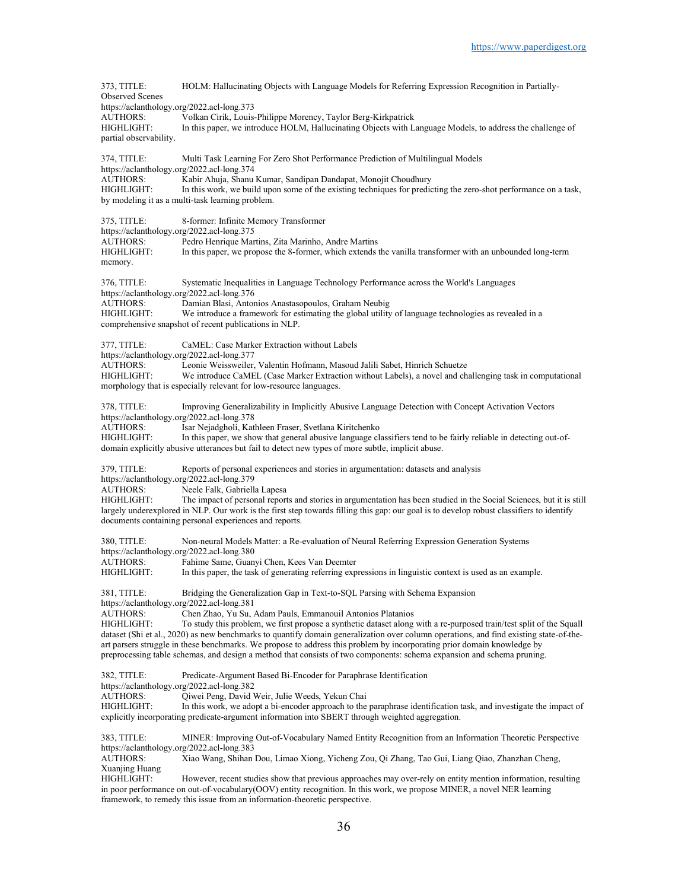373, TITLE: HOLM: Hallucinating Objects with Language Models for Referring Expression Recognition in Partially-Observed Scenes
https://aclanthology.org/2022.acl-long.373
AUTHORS: Volkan Cirik, Louis-Philippe Morency, Taylor Berg-Kirkpatrick
HIGHLIGHT: In this paper, we introduce HOLM, Hallucinating Objects with Language Models, to address the challenge of partial observability.

374, TITLE: Multi Task Learning For Zero Shot Performance Prediction of Multilingual Models
https://aclanthology.org/2022.acl-long.374
AUTHORS: Kabir Ahuja, Shanu Kumar, Sandipan Dandapat, Monojit Choudhury
HIGHLIGHT: In this work, we build upon some of the existing techniques for predicting the zero-shot performance on a task, by modeling it as a multi-task learning problem.

375, TITLE: 8-former: Infinite Memory Transformer
https://aclanthology.org/2022.acl-long.375
AUTHORS: Pedro Henrique Martins, Zita Marinho, Andre Martins
HIGHLIGHT: In this paper, we propose the 8-former, which extends the vanilla transformer with an unbounded long-term memory.

376, TITLE: Systematic Inequalities in Language Technology Performance across the World's Languages
https://aclanthology.org/2022.acl-long.376
AUTHORS: Damian Blasi, Antonios Anastasopoulos, Graham Neubig
HIGHLIGHT: We introduce a framework for estimating the global utility of language technologies as revealed in a comprehensive snapshot of recent publications in NLP.

377, TITLE: CaMEL: Case Marker Extraction without Labels
https://aclanthology.org/2022.acl-long.377
AUTHORS: Leonie Weissweiler, Valentin Hofmann, Masoud Jalili Sabet, Hinrich Schuetze
HIGHLIGHT: We introduce CaMEL (Case Marker Extraction without Labels), a novel and challenging task in computational morphology that is especially relevant for low-resource languages.

378, TITLE: Improving Generalizability in Implicitly Abusive Language Detection with Concept Activation Vectors
https://aclanthology.org/2022.acl-long.378
AUTHORS: Isar Nejadgholi, Kathleen Fraser, Svetlana Kiritchenko
HIGHLIGHT: In this paper, we show that general abusive language classifiers tend to be fairly reliable in detecting out-of-domain explicitly abusive utterances but fail to detect new types of more subtle, implicit abuse.

379, TITLE: Reports of personal experiences and stories in argumentation: datasets and analysis
https://aclanthology.org/2022.acl-long.379
AUTHORS: Neele Falk, Gabriella Lapesa
HIGHLIGHT: The impact of personal reports and stories in argumentation has been studied in the Social Sciences, but it is still largely underexplored in NLP. Our work is the first step towards filling this gap: our goal is to develop robust classifiers to identify documents containing personal experiences and reports.

380, TITLE: Non-neural Models Matter: a Re-evaluation of Neural Referring Expression Generation Systems
https://aclanthology.org/2022.acl-long.380
AUTHORS: Fahime Same, Guanyi Chen, Kees Van Deemter
HIGHLIGHT: In this paper, the task of generating referring expressions in linguistic context is used as an example.

381, TITLE: Bridging the Generalization Gap in Text-to-SQL Parsing with Schema Expansion
https://aclanthology.org/2022.acl-long.381
AUTHORS: Chen Zhao, Yu Su, Adam Pauls, Emmanouil Antonios Platanios
HIGHLIGHT: To study this problem, we first propose a synthetic dataset along with a re-purposed train/test split of the Squall dataset (Shi et al., 2020) as new benchmarks to quantify domain generalization over column operations, and find existing state-of-the-art parsers struggle in these benchmarks. We propose to address this problem by incorporating prior domain knowledge by preprocessing table schemas, and design a method that consists of two components: schema expansion and schema pruning.

382, TITLE: Predicate-Argument Based Bi-Encoder for Paraphrase Identification
https://aclanthology.org/2022.acl-long.382
AUTHORS: Qiwei Peng, David Weir, Julie Weeds, Yekun Chai
HIGHLIGHT: In this work, we adopt a bi-encoder approach to the paraphrase identification task, and investigate the impact of explicitly incorporating predicate-argument information into SBERT through weighted aggregation.

383, TITLE: MINER: Improving Out-of-Vocabulary Named Entity Recognition from an Information Theoretic Perspective
https://aclanthology.org/2022.acl-long.383
AUTHORS: Xiao Wang, Shihan Dou, Limao Xiong, Yicheng Zou, Qi Zhang, Tao Gui, Liang Qiao, Zhanzhan Cheng, Xuanjing Huang
HIGHLIGHT: However, recent studies show that previous approaches may over-rely on entity mention information, resulting in poor performance on out-of-vocabulary(OOV) entity recognition. In this work, we propose MINER, a novel NER learning framework, to remedy this issue from an information-theoretic perspective.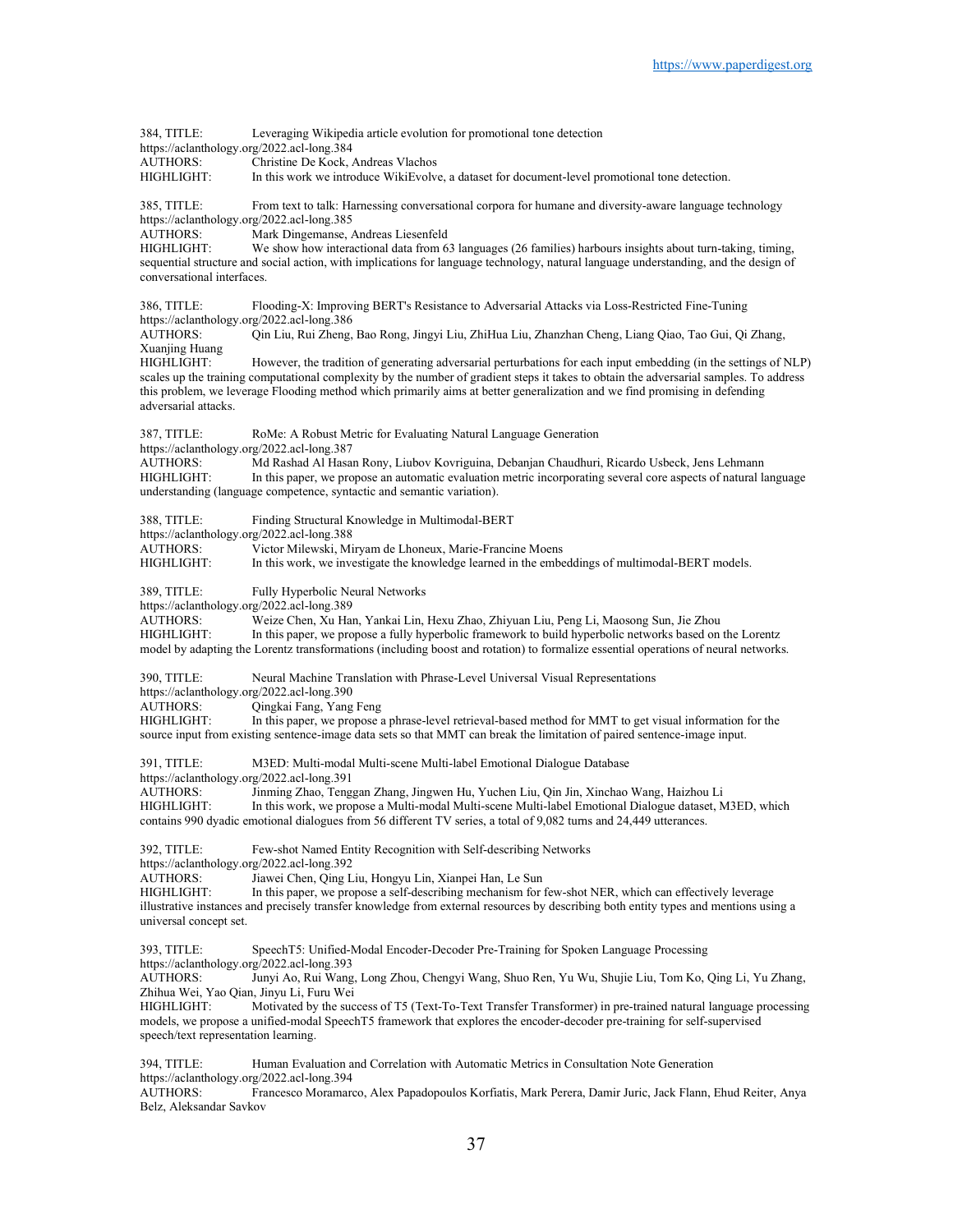384, TITLE: Leveraging Wikipedia article evolution for promotional tone detection
https://aclanthology.org/2022.acl-long.384
AUTHORS: Christine De Kock, Andreas Vlachos
HIGHLIGHT: In this work we introduce WikiEvolve, a dataset for document-level promotional tone detection.

385, TITLE: From text to talk: Harnessing conversational corpora for humane and diversity-aware language technology
https://aclanthology.org/2022.acl-long.385
AUTHORS: Mark Dingemanse, Andreas Liesenfeld
HIGHLIGHT: We show how interactional data from 63 languages (26 families) harbours insights about turn-taking, timing, sequential structure and social action, with implications for language technology, natural language understanding, and the design of conversational interfaces.

386, TITLE: Flooding-X: Improving BERT's Resistance to Adversarial Attacks via Loss-Restricted Fine-Tuning
https://aclanthology.org/2022.acl-long.386
AUTHORS: Qin Liu, Rui Zheng, Bao Rong, Jingyi Liu, ZhiHua Liu, Zhanzhan Cheng, Liang Qiao, Tao Gui, Qi Zhang, Xuanjing Huang
HIGHLIGHT: However, the tradition of generating adversarial perturbations for each input embedding (in the settings of NLP) scales up the training computational complexity by the number of gradient steps it takes to obtain the adversarial samples. To address this problem, we leverage Flooding method which primarily aims at better generalization and we find promising in defending adversarial attacks.

387, TITLE: RoMe: A Robust Metric for Evaluating Natural Language Generation
https://aclanthology.org/2022.acl-long.387
AUTHORS: Md Rashad Al Hasan Rony, Liubov Kovriguina, Debanjan Chaudhuri, Ricardo Usbeck, Jens Lehmann
HIGHLIGHT: In this paper, we propose an automatic evaluation metric incorporating several core aspects of natural language understanding (language competence, syntactic and semantic variation).

388, TITLE: Finding Structural Knowledge in Multimodal-BERT
https://aclanthology.org/2022.acl-long.388
AUTHORS: Victor Milewski, Miryam de Lhoneux, Marie-Francine Moens
HIGHLIGHT: In this work, we investigate the knowledge learned in the embeddings of multimodal-BERT models.

389, TITLE: Fully Hyperbolic Neural Networks
https://aclanthology.org/2022.acl-long.389
AUTHORS: Weize Chen, Xu Han, Yankai Lin, Hexu Zhao, Zhiyuan Liu, Peng Li, Maosong Sun, Jie Zhou
HIGHLIGHT: In this paper, we propose a fully hyperbolic framework to build hyperbolic networks based on the Lorentz model by adapting the Lorentz transformations (including boost and rotation) to formalize essential operations of neural networks.

390, TITLE: Neural Machine Translation with Phrase-Level Universal Visual Representations
https://aclanthology.org/2022.acl-long.390
AUTHORS: Qingkai Fang, Yang Feng
HIGHLIGHT: In this paper, we propose a phrase-level retrieval-based method for MMT to get visual information for the source input from existing sentence-image data sets so that MMT can break the limitation of paired sentence-image input.

391, TITLE: M3ED: Multi-modal Multi-scene Multi-label Emotional Dialogue Database
https://aclanthology.org/2022.acl-long.391
AUTHORS: Jinming Zhao, Tenggan Zhang, Jingwen Hu, Yuchen Liu, Qin Jin, Xinchao Wang, Haizhou Li
HIGHLIGHT: In this work, we propose a Multi-modal Multi-scene Multi-label Emotional Dialogue dataset, M3ED, which contains 990 dyadic emotional dialogues from 56 different TV series, a total of 9,082 turns and 24,449 utterances.

392, TITLE: Few-shot Named Entity Recognition with Self-describing Networks
https://aclanthology.org/2022.acl-long.392
AUTHORS: Jiawei Chen, Qing Liu, Hongyu Lin, Xianpei Han, Le Sun
HIGHLIGHT: In this paper, we propose a self-describing mechanism for few-shot NER, which can effectively leverage illustrative instances and precisely transfer knowledge from external resources by describing both entity types and mentions using a universal concept set.

393, TITLE: SpeechT5: Unified-Modal Encoder-Decoder Pre-Training for Spoken Language Processing
https://aclanthology.org/2022.acl-long.393
AUTHORS: Junyi Ao, Rui Wang, Long Zhou, Chengyi Wang, Shuo Ren, Yu Wu, Shujie Liu, Tom Ko, Qing Li, Yu Zhang, Zhihua Wei, Yao Qian, Jinyu Li, Furu Wei
HIGHLIGHT: Motivated by the success of T5 (Text-To-Text Transfer Transformer) in pre-trained natural language processing models, we propose a unified-modal SpeechT5 framework that explores the encoder-decoder pre-training for self-supervised speech/text representation learning.

394, TITLE: Human Evaluation and Correlation with Automatic Metrics in Consultation Note Generation
https://aclanthology.org/2022.acl-long.394
AUTHORS: Francesco Moramarco, Alex Papadopoulos Korfiatis, Mark Perera, Damir Juric, Jack Flann, Ehud Reiter, Anya Belz, Aleksandar Savkov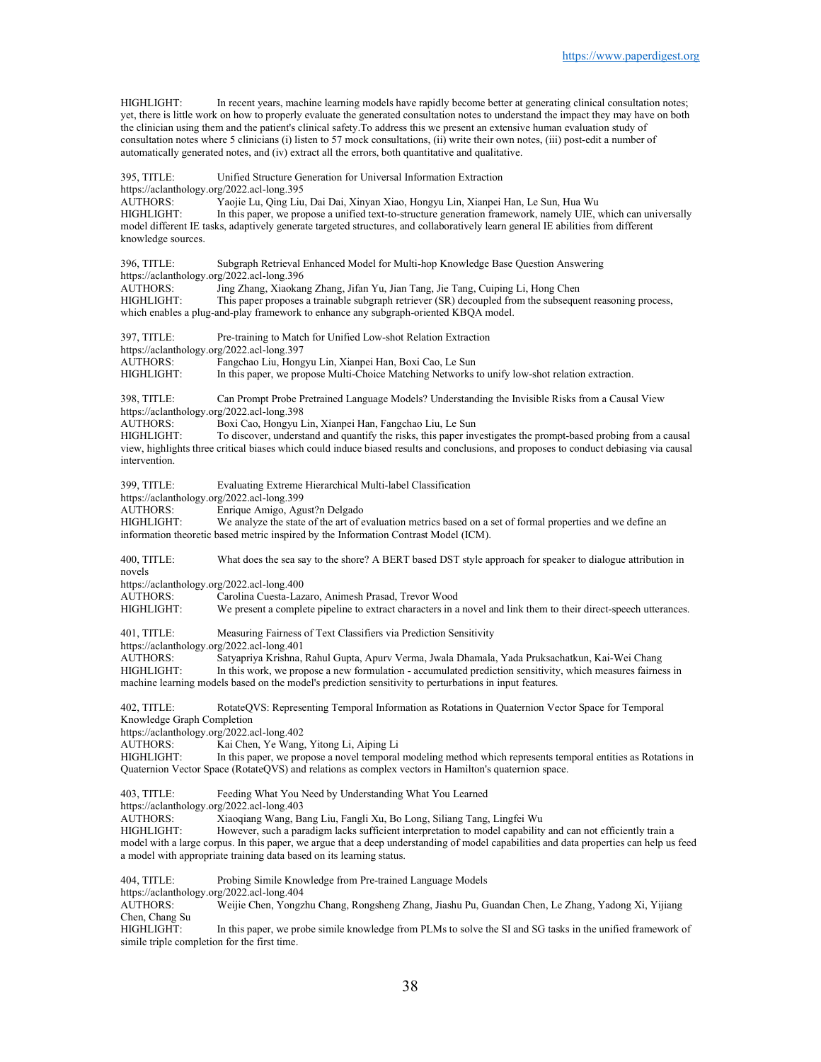HIGHLIGHT: In recent years, machine learning models have rapidly become better at generating clinical consultation notes; yet, there is little work on how to properly evaluate the generated consultation notes to understand the impact they may have on both the clinician using them and the patient's clinical safety.To address this we present an extensive human evaluation study of consultation notes where 5 clinicians (i) listen to 57 mock consultations, (ii) write their own notes, (iii) post-edit a number of automatically generated notes, and (iv) extract all the errors, both quantitative and qualitative.

395, TITLE: Unified Structure Generation for Universal Information Extraction
https://aclanthology.org/2022.acl-long.395
AUTHORS: Yaojie Lu, Qing Liu, Dai Dai, Xinyan Xiao, Hongyu Lin, Xianpei Han, Le Sun, Hua Wu
HIGHLIGHT: In this paper, we propose a unified text-to-structure generation framework, namely UIE, which can universally model different IE tasks, adaptively generate targeted structures, and collaboratively learn general IE abilities from different knowledge sources.

396, TITLE: Subgraph Retrieval Enhanced Model for Multi-hop Knowledge Base Question Answering
https://aclanthology.org/2022.acl-long.396
AUTHORS: Jing Zhang, Xiaokang Zhang, Jifan Yu, Jian Tang, Jie Tang, Cuiping Li, Hong Chen
HIGHLIGHT: This paper proposes a trainable subgraph retriever (SR) decoupled from the subsequent reasoning process, which enables a plug-and-play framework to enhance any subgraph-oriented KBQA model.

397, TITLE: Pre-training to Match for Unified Low-shot Relation Extraction
https://aclanthology.org/2022.acl-long.397
AUTHORS: Fangchao Liu, Hongyu Lin, Xianpei Han, Boxi Cao, Le Sun
HIGHLIGHT: In this paper, we propose Multi-Choice Matching Networks to unify low-shot relation extraction.

398, TITLE: Can Prompt Probe Pretrained Language Models? Understanding the Invisible Risks from a Causal View
https://aclanthology.org/2022.acl-long.398
AUTHORS: Boxi Cao, Hongyu Lin, Xianpei Han, Fangchao Liu, Le Sun
HIGHLIGHT: To discover, understand and quantify the risks, this paper investigates the prompt-based probing from a causal view, highlights three critical biases which could induce biased results and conclusions, and proposes to conduct debiasing via causal intervention.

399, TITLE: Evaluating Extreme Hierarchical Multi-label Classification
https://aclanthology.org/2022.acl-long.399
AUTHORS: Enrique Amigo, Agust?n Delgado
HIGHLIGHT: We analyze the state of the art of evaluation metrics based on a set of formal properties and we define an information theoretic based metric inspired by the Information Contrast Model (ICM).

400, TITLE: What does the sea say to the shore? A BERT based DST style approach for speaker to dialogue attribution in novels
https://aclanthology.org/2022.acl-long.400
AUTHORS: Carolina Cuesta-Lazaro, Animesh Prasad, Trevor Wood
HIGHLIGHT: We present a complete pipeline to extract characters in a novel and link them to their direct-speech utterances.

401, TITLE: Measuring Fairness of Text Classifiers via Prediction Sensitivity
https://aclanthology.org/2022.acl-long.401
AUTHORS: Satyapriya Krishna, Rahul Gupta, Apurv Verma, Jwala Dhamala, Yada Pruksachatkun, Kai-Wei Chang
HIGHLIGHT: In this work, we propose a new formulation - accumulated prediction sensitivity, which measures fairness in machine learning models based on the model's prediction sensitivity to perturbations in input features.

402, TITLE: RotateQVS: Representing Temporal Information as Rotations in Quaternion Vector Space for Temporal Knowledge Graph Completion
https://aclanthology.org/2022.acl-long.402
AUTHORS: Kai Chen, Ye Wang, Yitong Li, Aiping Li
HIGHLIGHT: In this paper, we propose a novel temporal modeling method which represents temporal entities as Rotations in Quaternion Vector Space (RotateQVS) and relations as complex vectors in Hamilton's quaternion space.

403, TITLE: Feeding What You Need by Understanding What You Learned
https://aclanthology.org/2022.acl-long.403
AUTHORS: Xiaoqiang Wang, Bang Liu, Fangli Xu, Bo Long, Siliang Tang, Lingfei Wu
HIGHLIGHT: However, such a paradigm lacks sufficient interpretation to model capability and can not efficiently train a model with a large corpus. In this paper, we argue that a deep understanding of model capabilities and data properties can help us feed a model with appropriate training data based on its learning status.

404, TITLE: Probing Simile Knowledge from Pre-trained Language Models
https://aclanthology.org/2022.acl-long.404
AUTHORS: Weijie Chen, Yongzhu Chang, Rongsheng Zhang, Jiashu Pu, Guandan Chen, Le Zhang, Yadong Xi, Yijiang Chen, Chang Su
HIGHLIGHT: In this paper, we probe simile knowledge from PLMs to solve the SI and SG tasks in the unified framework of simile triple completion for the first time.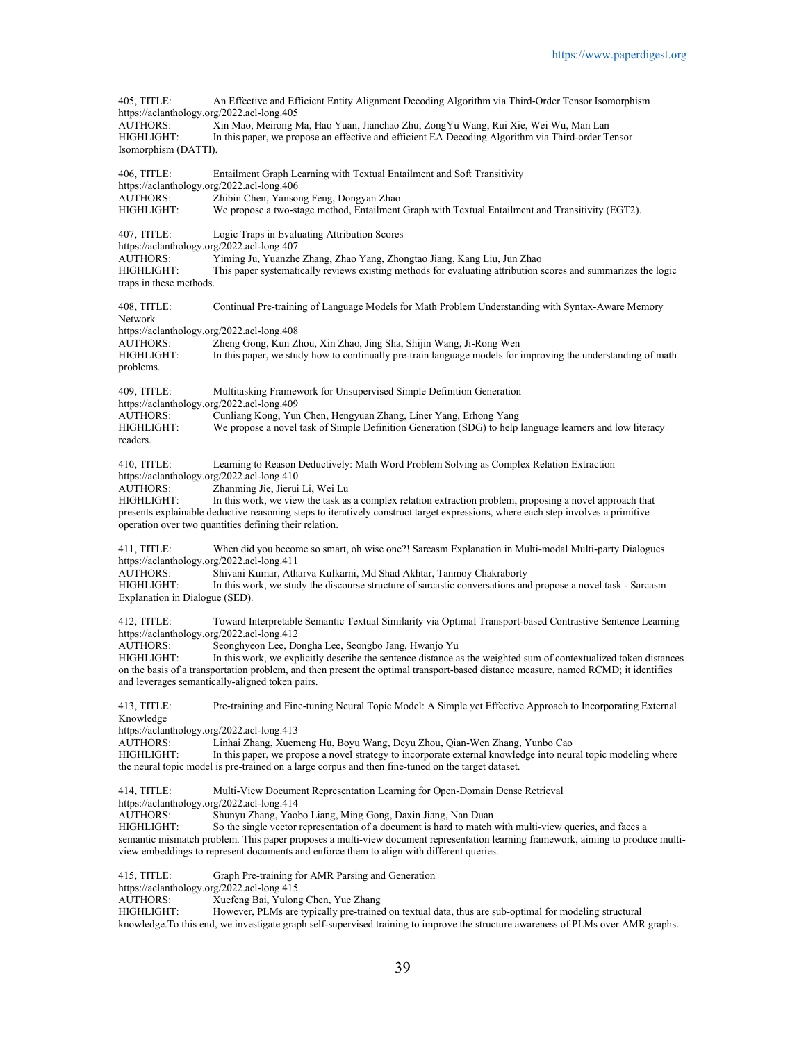405, TITLE: An Effective and Efficient Entity Alignment Decoding Algorithm via Third-Order Tensor Isomorphism
https://aclanthology.org/2022.acl-long.405
AUTHORS: Xin Mao, Meirong Ma, Hao Yuan, Jianchao Zhu, ZongYu Wang, Rui Xie, Wei Wu, Man Lan
HIGHLIGHT: In this paper, we propose an effective and efficient EA Decoding Algorithm via Third-order Tensor Isomorphism (DATTI).

406, TITLE: Entailment Graph Learning with Textual Entailment and Soft Transitivity
https://aclanthology.org/2022.acl-long.406
AUTHORS: Zhibin Chen, Yansong Feng, Dongyan Zhao
HIGHLIGHT: We propose a two-stage method, Entailment Graph with Textual Entailment and Transitivity (EGT2).

407, TITLE: Logic Traps in Evaluating Attribution Scores
https://aclanthology.org/2022.acl-long.407
AUTHORS: Yiming Ju, Yuanzhe Zhang, Zhao Yang, Zhongtao Jiang, Kang Liu, Jun Zhao
HIGHLIGHT: This paper systematically reviews existing methods for evaluating attribution scores and summarizes the logic traps in these methods.

408, TITLE: Continual Pre-training of Language Models for Math Problem Understanding with Syntax-Aware Memory Network
https://aclanthology.org/2022.acl-long.408
AUTHORS: Zheng Gong, Kun Zhou, Xin Zhao, Jing Sha, Shijin Wang, Ji-Rong Wen
HIGHLIGHT: In this paper, we study how to continually pre-train language models for improving the understanding of math problems.

409, TITLE: Multitasking Framework for Unsupervised Simple Definition Generation
https://aclanthology.org/2022.acl-long.409
AUTHORS: Cunliang Kong, Yun Chen, Hengyuan Zhang, Liner Yang, Erhong Yang
HIGHLIGHT: We propose a novel task of Simple Definition Generation (SDG) to help language learners and low literacy readers.

410, TITLE: Learning to Reason Deductively: Math Word Problem Solving as Complex Relation Extraction
https://aclanthology.org/2022.acl-long.410
AUTHORS: Zhanming Jie, Jierui Li, Wei Lu
HIGHLIGHT: In this work, we view the task as a complex relation extraction problem, proposing a novel approach that presents explainable deductive reasoning steps to iteratively construct target expressions, where each step involves a primitive operation over two quantities defining their relation.

411, TITLE: When did you become so smart, oh wise one?! Sarcasm Explanation in Multi-modal Multi-party Dialogues
https://aclanthology.org/2022.acl-long.411
AUTHORS: Shivani Kumar, Atharva Kulkarni, Md Shad Akhtar, Tanmoy Chakraborty
HIGHLIGHT: In this work, we study the discourse structure of sarcastic conversations and propose a novel task - Sarcasm Explanation in Dialogue (SED).

412, TITLE: Toward Interpretable Semantic Textual Similarity via Optimal Transport-based Contrastive Sentence Learning
https://aclanthology.org/2022.acl-long.412
AUTHORS: Seonghyeon Lee, Dongha Lee, Seongbo Jang, Hwanjo Yu
HIGHLIGHT: In this work, we explicitly describe the sentence distance as the weighted sum of contextualized token distances on the basis of a transportation problem, and then present the optimal transport-based distance measure, named RCMD; it identifies and leverages semantically-aligned token pairs.

413, TITLE: Pre-training and Fine-tuning Neural Topic Model: A Simple yet Effective Approach to Incorporating External Knowledge
https://aclanthology.org/2022.acl-long.413
AUTHORS: Linhai Zhang, Xuemeng Hu, Boyu Wang, Deyu Zhou, Qian-Wen Zhang, Yunbo Cao
HIGHLIGHT: In this paper, we propose a novel strategy to incorporate external knowledge into neural topic modeling where the neural topic model is pre-trained on a large corpus and then fine-tuned on the target dataset.

414, TITLE: Multi-View Document Representation Learning for Open-Domain Dense Retrieval
https://aclanthology.org/2022.acl-long.414
AUTHORS: Shunyu Zhang, Yaobo Liang, Ming Gong, Daxin Jiang, Nan Duan
HIGHLIGHT: So the single vector representation of a document is hard to match with multi-view queries, and faces a semantic mismatch problem. This paper proposes a multi-view document representation learning framework, aiming to produce multi-view embeddings to represent documents and enforce them to align with different queries.

415, TITLE: Graph Pre-training for AMR Parsing and Generation
https://aclanthology.org/2022.acl-long.415
AUTHORS: Xuefeng Bai, Yulong Chen, Yue Zhang
HIGHLIGHT: However, PLMs are typically pre-trained on textual data, thus are sub-optimal for modeling structural knowledge.To this end, we investigate graph self-supervised training to improve the structure awareness of PLMs over AMR graphs.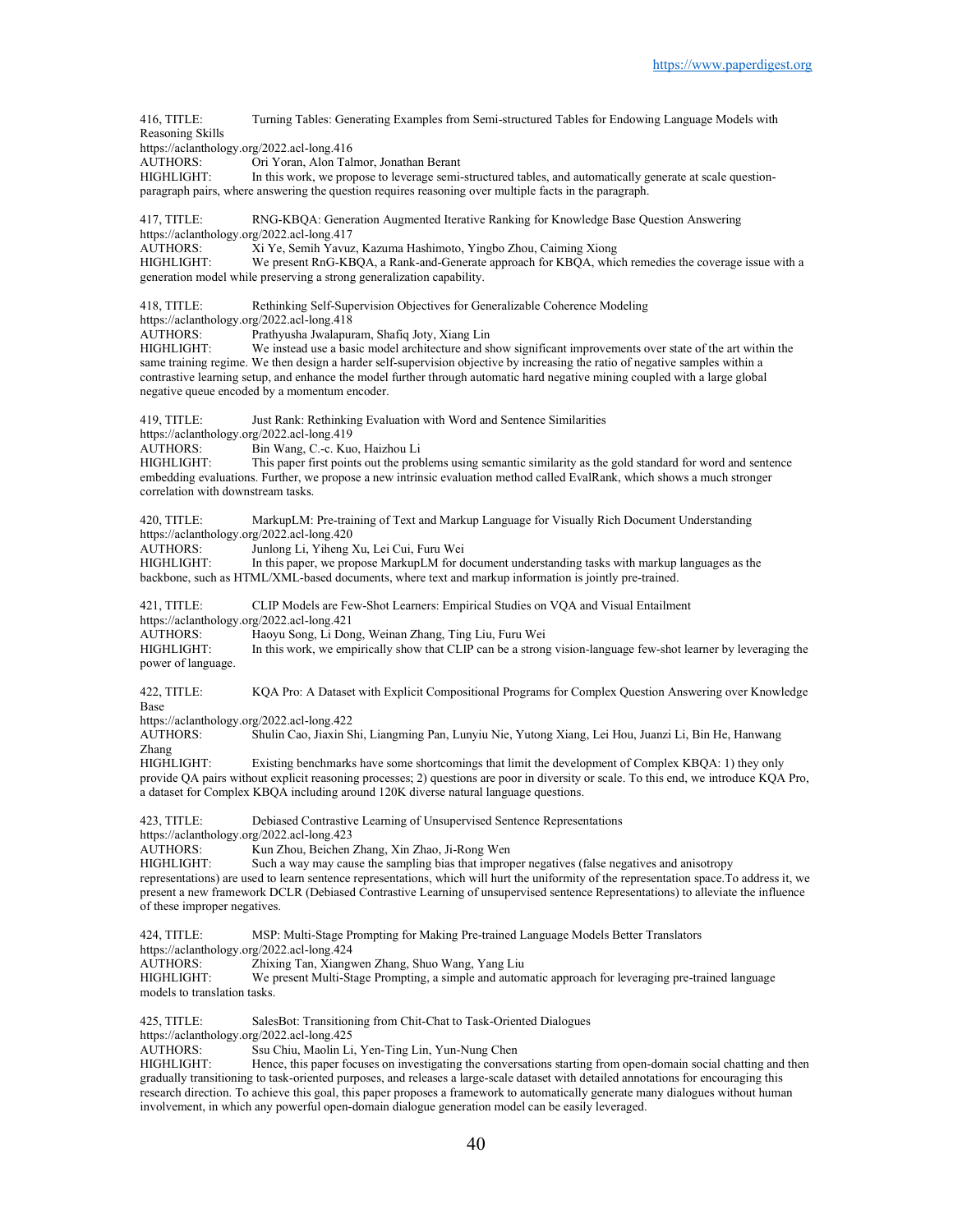416, TITLE: Turning Tables: Generating Examples from Semi-structured Tables for Endowing Language Models with Reasoning Skills
https://aclanthology.org/2022.acl-long.416
AUTHORS: Ori Yoran, Alon Talmor, Jonathan Berant
HIGHLIGHT: In this work, we propose to leverage semi-structured tables, and automatically generate at scale question-paragraph pairs, where answering the question requires reasoning over multiple facts in the paragraph.

417, TITLE: RNG-KBQA: Generation Augmented Iterative Ranking for Knowledge Base Question Answering
https://aclanthology.org/2022.acl-long.417
AUTHORS: Xi Ye, Semih Yavuz, Kazuma Hashimoto, Yingbo Zhou, Caiming Xiong
HIGHLIGHT: We present RnG-KBQA, a Rank-and-Generate approach for KBQA, which remedies the coverage issue with a generation model while preserving a strong generalization capability.

418, TITLE: Rethinking Self-Supervision Objectives for Generalizable Coherence Modeling
https://aclanthology.org/2022.acl-long.418
AUTHORS: Prathyusha Jwalapuram, Shafiq Joty, Xiang Lin
HIGHLIGHT: We instead use a basic model architecture and show significant improvements over state of the art within the same training regime. We then design a harder self-supervision objective by increasing the ratio of negative samples within a contrastive learning setup, and enhance the model further through automatic hard negative mining coupled with a large global negative queue encoded by a momentum encoder.

419, TITLE: Just Rank: Rethinking Evaluation with Word and Sentence Similarities
https://aclanthology.org/2022.acl-long.419
AUTHORS: Bin Wang, C.-c. Kuo, Haizhou Li
HIGHLIGHT: This paper first points out the problems using semantic similarity as the gold standard for word and sentence embedding evaluations. Further, we propose a new intrinsic evaluation method called EvalRank, which shows a much stronger correlation with downstream tasks.

420, TITLE: MarkupLM: Pre-training of Text and Markup Language for Visually Rich Document Understanding
https://aclanthology.org/2022.acl-long.420
AUTHORS: Junlong Li, Yiheng Xu, Lei Cui, Furu Wei
HIGHLIGHT: In this paper, we propose MarkupLM for document understanding tasks with markup languages as the backbone, such as HTML/XML-based documents, where text and markup information is jointly pre-trained.

421, TITLE: CLIP Models are Few-Shot Learners: Empirical Studies on VQA and Visual Entailment
https://aclanthology.org/2022.acl-long.421
AUTHORS: Haoyu Song, Li Dong, Weinan Zhang, Ting Liu, Furu Wei
HIGHLIGHT: In this work, we empirically show that CLIP can be a strong vision-language few-shot learner by leveraging the power of language.

422, TITLE: KQA Pro: A Dataset with Explicit Compositional Programs for Complex Question Answering over Knowledge Base
https://aclanthology.org/2022.acl-long.422
AUTHORS: Shulin Cao, Jiaxin Shi, Liangming Pan, Lunyiu Nie, Yutong Xiang, Lei Hou, Juanzi Li, Bin He, Hanwang Zhang
HIGHLIGHT: Existing benchmarks have some shortcomings that limit the development of Complex KBQA: 1) they only provide QA pairs without explicit reasoning processes; 2) questions are poor in diversity or scale. To this end, we introduce KQA Pro, a dataset for Complex KBQA including around 120K diverse natural language questions.

423, TITLE: Debiased Contrastive Learning of Unsupervised Sentence Representations
https://aclanthology.org/2022.acl-long.423
AUTHORS: Kun Zhou, Beichen Zhang, Xin Zhao, Ji-Rong Wen
HIGHLIGHT: Such a way may cause the sampling bias that improper negatives (false negatives and anisotropy representations) are used to learn sentence representations, which will hurt the uniformity of the representation space.To address it, we present a new framework DCLR (Debiased Contrastive Learning of unsupervised sentence Representations) to alleviate the influence of these improper negatives.

424, TITLE: MSP: Multi-Stage Prompting for Making Pre-trained Language Models Better Translators
https://aclanthology.org/2022.acl-long.424
AUTHORS: Zhixing Tan, Xiangwen Zhang, Shuo Wang, Yang Liu
HIGHLIGHT: We present Multi-Stage Prompting, a simple and automatic approach for leveraging pre-trained language models to translation tasks.

425, TITLE: SalesBot: Transitioning from Chit-Chat to Task-Oriented Dialogues
https://aclanthology.org/2022.acl-long.425
AUTHORS: Ssu Chiu, Maolin Li, Yen-Ting Lin, Yun-Nung Chen
HIGHLIGHT: Hence, this paper focuses on investigating the conversations starting from open-domain social chatting and then gradually transitioning to task-oriented purposes, and releases a large-scale dataset with detailed annotations for encouraging this research direction. To achieve this goal, this paper proposes a framework to automatically generate many dialogues without human involvement, in which any powerful open-domain dialogue generation model can be easily leveraged.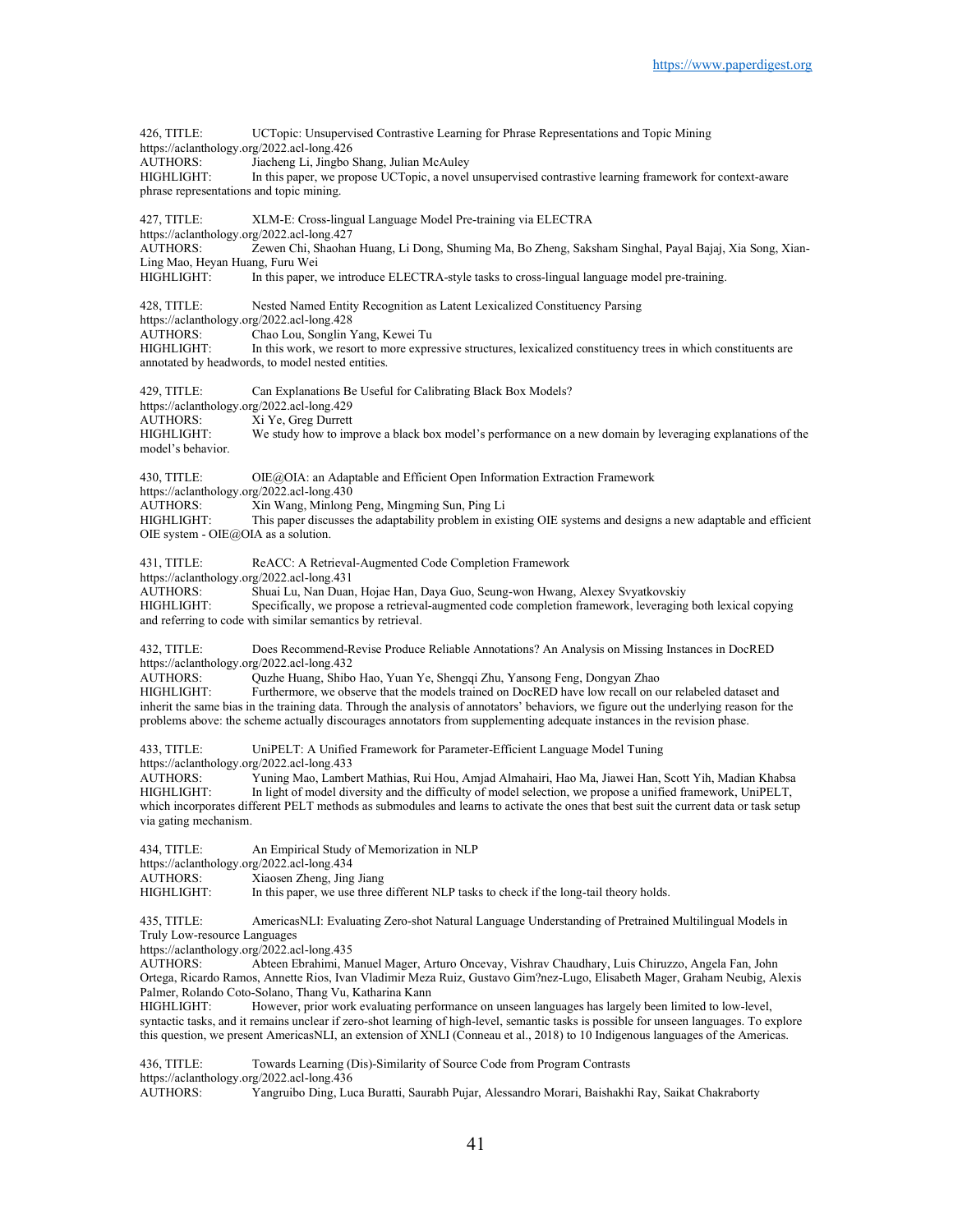426, TITLE: UCTopic: Unsupervised Contrastive Learning for Phrase Representations and Topic Mining
https://aclanthology.org/2022.acl-long.426
AUTHORS: Jiacheng Li, Jingbo Shang, Julian McAuley
HIGHLIGHT: In this paper, we propose UCTopic, a novel unsupervised contrastive learning framework for context-aware phrase representations and topic mining.

427, TITLE: XLM-E: Cross-lingual Language Model Pre-training via ELECTRA
https://aclanthology.org/2022.acl-long.427
AUTHORS: Zewen Chi, Shaohan Huang, Li Dong, Shuming Ma, Bo Zheng, Saksham Singhal, Payal Bajaj, Xia Song, Xian-Ling Mao, Heyan Huang, Furu Wei
HIGHLIGHT: In this paper, we introduce ELECTRA-style tasks to cross-lingual language model pre-training.

428, TITLE: Nested Named Entity Recognition as Latent Lexicalized Constituency Parsing
https://aclanthology.org/2022.acl-long.428
AUTHORS: Chao Lou, Songlin Yang, Kewei Tu
HIGHLIGHT: In this work, we resort to more expressive structures, lexicalized constituency trees in which constituents are annotated by headwords, to model nested entities.

429, TITLE: Can Explanations Be Useful for Calibrating Black Box Models?
https://aclanthology.org/2022.acl-long.429
AUTHORS: Xi Ye, Greg Durrett
HIGHLIGHT: We study how to improve a black box model's performance on a new domain by leveraging explanations of the model's behavior.

430, TITLE: OIE@OIA: an Adaptable and Efficient Open Information Extraction Framework
https://aclanthology.org/2022.acl-long.430
AUTHORS: Xin Wang, Minlong Peng, Mingming Sun, Ping Li
HIGHLIGHT: This paper discusses the adaptability problem in existing OIE systems and designs a new adaptable and efficient OIE system - OIE@OIA as a solution.

431, TITLE: ReACC: A Retrieval-Augmented Code Completion Framework
https://aclanthology.org/2022.acl-long.431
AUTHORS: Shuai Lu, Nan Duan, Hojae Han, Daya Guo, Seung-won Hwang, Alexey Svyatkovskiy
HIGHLIGHT: Specifically, we propose a retrieval-augmented code completion framework, leveraging both lexical copying and referring to code with similar semantics by retrieval.

432, TITLE: Does Recommend-Revise Produce Reliable Annotations? An Analysis on Missing Instances in DocRED
https://aclanthology.org/2022.acl-long.432
AUTHORS: Quzhe Huang, Shibo Hao, Yuan Ye, Shengqi Zhu, Yansong Feng, Dongyan Zhao
HIGHLIGHT: Furthermore, we observe that the models trained on DocRED have low recall on our relabeled dataset and inherit the same bias in the training data. Through the analysis of annotators' behaviors, we figure out the underlying reason for the problems above: the scheme actually discourages annotators from supplementing adequate instances in the revision phase.

433, TITLE: UniPELT: A Unified Framework for Parameter-Efficient Language Model Tuning
https://aclanthology.org/2022.acl-long.433
AUTHORS: Yuning Mao, Lambert Mathias, Rui Hou, Amjad Almahairi, Hao Ma, Jiawei Han, Scott Yih, Madian Khabsa
HIGHLIGHT: In light of model diversity and the difficulty of model selection, we propose a unified framework, UniPELT, which incorporates different PELT methods as submodules and learns to activate the ones that best suit the current data or task setup via gating mechanism.

434, TITLE: An Empirical Study of Memorization in NLP
https://aclanthology.org/2022.acl-long.434
AUTHORS: Xiaosen Zheng, Jing Jiang
HIGHLIGHT: In this paper, we use three different NLP tasks to check if the long-tail theory holds.

435, TITLE: AmericasNLI: Evaluating Zero-shot Natural Language Understanding of Pretrained Multilingual Models in Truly Low-resource Languages
https://aclanthology.org/2022.acl-long.435
AUTHORS: Abteen Ebrahimi, Manuel Mager, Arturo Oncevay, Vishrav Chaudhary, Luis Chiruzzo, Angela Fan, John Ortega, Ricardo Ramos, Annette Rios, Ivan Vladimir Meza Ruiz, Gustavo Gim?nez-Lugo, Elisabeth Mager, Graham Neubig, Alexis Palmer, Rolando Coto-Solano, Thang Vu, Katharina Kann
HIGHLIGHT: However, prior work evaluating performance on unseen languages has largely been limited to low-level, syntactic tasks, and it remains unclear if zero-shot learning of high-level, semantic tasks is possible for unseen languages. To explore this question, we present AmericasNLI, an extension of XNLI (Conneau et al., 2018) to 10 Indigenous languages of the Americas.

436, TITLE: Towards Learning (Dis)-Similarity of Source Code from Program Contrasts
https://aclanthology.org/2022.acl-long.436
AUTHORS: Yangruibo Ding, Luca Buratti, Saurabh Pujar, Alessandro Morari, Baishakhi Ray, Saikat Chakraborty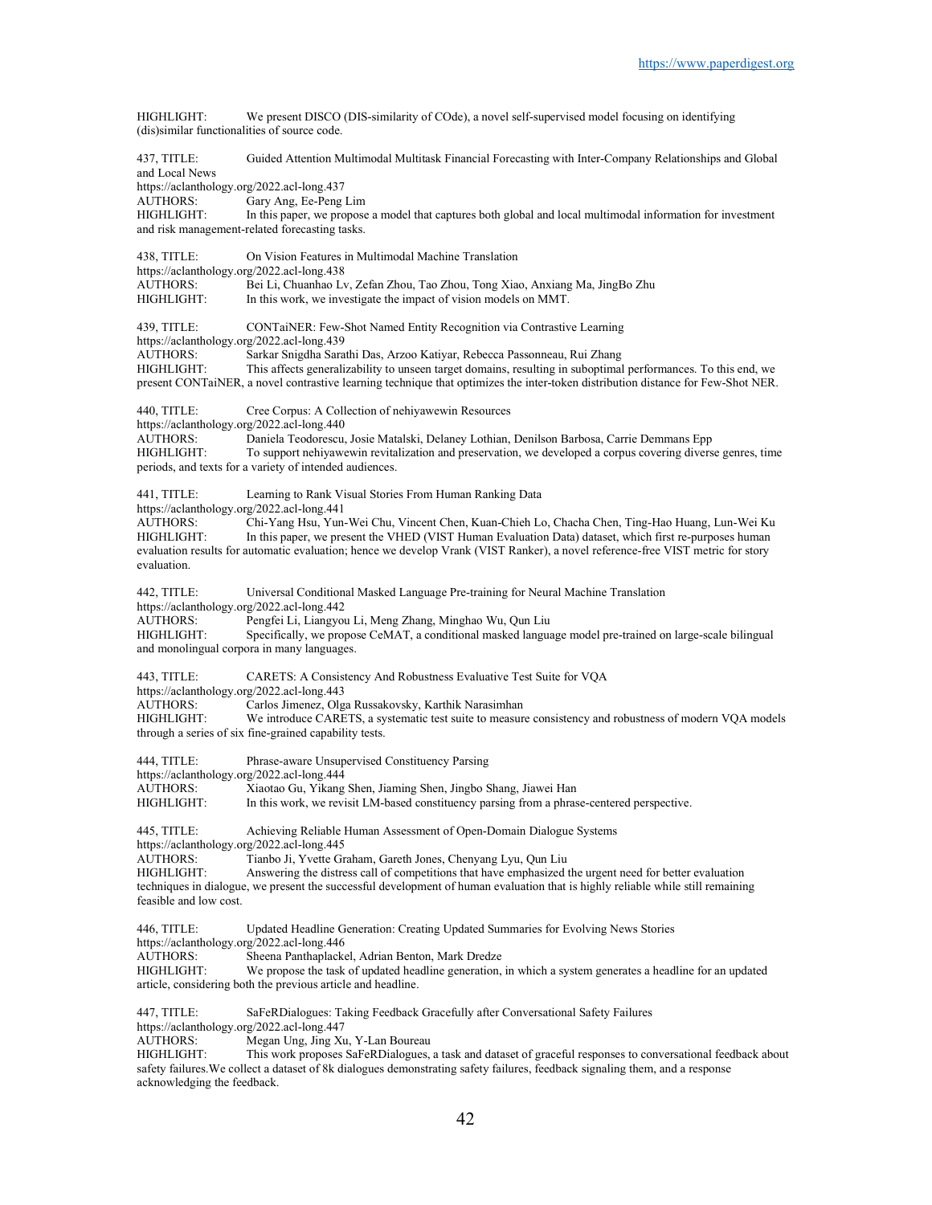HIGHLIGHT: We present DISCO (DIS-similarity of COde), a novel self-supervised model focusing on identifying (dis)similar functionalities of source code.

437, TITLE: Guided Attention Multimodal Multitask Financial Forecasting with Inter-Company Relationships and Global and Local News
https://aclanthology.org/2022.acl-long.437
AUTHORS: Gary Ang, Ee-Peng Lim
HIGHLIGHT: In this paper, we propose a model that captures both global and local multimodal information for investment and risk management-related forecasting tasks.

438, TITLE: On Vision Features in Multimodal Machine Translation
https://aclanthology.org/2022.acl-long.438
AUTHORS: Bei Li, Chuanhao Lv, Zefan Zhou, Tao Zhou, Tong Xiao, Anxiang Ma, JingBo Zhu
HIGHLIGHT: In this work, we investigate the impact of vision models on MMT.

439, TITLE: CONTaiNER: Few-Shot Named Entity Recognition via Contrastive Learning
https://aclanthology.org/2022.acl-long.439
AUTHORS: Sarkar Snigdha Sarathi Das, Arzoo Katiyar, Rebecca Passonneau, Rui Zhang
HIGHLIGHT: This affects generalizability to unseen target domains, resulting in suboptimal performances. To this end, we present CONTaiNER, a novel contrastive learning technique that optimizes the inter-token distribution distance for Few-Shot NER.

440, TITLE: Cree Corpus: A Collection of nehiyawewin Resources
https://aclanthology.org/2022.acl-long.440
AUTHORS: Daniela Teodorescu, Josie Matalski, Delaney Lothian, Denilson Barbosa, Carrie Demmans Epp
HIGHLIGHT: To support nehiyawewin revitalization and preservation, we developed a corpus covering diverse genres, time periods, and texts for a variety of intended audiences.

441, TITLE: Learning to Rank Visual Stories From Human Ranking Data
https://aclanthology.org/2022.acl-long.441
AUTHORS: Chi-Yang Hsu, Yun-Wei Chu, Vincent Chen, Kuan-Chieh Lo, Chacha Chen, Ting-Hao Huang, Lun-Wei Ku
HIGHLIGHT: In this paper, we present the VHED (VIST Human Evaluation Data) dataset, which first re-purposes human evaluation results for automatic evaluation; hence we develop Vrank (VIST Ranker), a novel reference-free VIST metric for story evaluation.

442, TITLE: Universal Conditional Masked Language Pre-training for Neural Machine Translation
https://aclanthology.org/2022.acl-long.442
AUTHORS: Pengfei Li, Liangyou Li, Meng Zhang, Minghao Wu, Qun Liu
HIGHLIGHT: Specifically, we propose CeMAT, a conditional masked language model pre-trained on large-scale bilingual and monolingual corpora in many languages.

443, TITLE: CARETS: A Consistency And Robustness Evaluative Test Suite for VQA
https://aclanthology.org/2022.acl-long.443
AUTHORS: Carlos Jimenez, Olga Russakovsky, Karthik Narasimhan
HIGHLIGHT: We introduce CARETS, a systematic test suite to measure consistency and robustness of modern VQA models through a series of six fine-grained capability tests.

444, TITLE: Phrase-aware Unsupervised Constituency Parsing
https://aclanthology.org/2022.acl-long.444
AUTHORS: Xiaotao Gu, Yikang Shen, Jiaming Shen, Jingbo Shang, Jiawei Han
HIGHLIGHT: In this work, we revisit LM-based constituency parsing from a phrase-centered perspective.

445, TITLE: Achieving Reliable Human Assessment of Open-Domain Dialogue Systems
https://aclanthology.org/2022.acl-long.445
AUTHORS: Tianbo Ji, Yvette Graham, Gareth Jones, Chenyang Lyu, Qun Liu
HIGHLIGHT: Answering the distress call of competitions that have emphasized the urgent need for better evaluation techniques in dialogue, we present the successful development of human evaluation that is highly reliable while still remaining feasible and low cost.

446, TITLE: Updated Headline Generation: Creating Updated Summaries for Evolving News Stories
https://aclanthology.org/2022.acl-long.446
AUTHORS: Sheena Panthaplackel, Adrian Benton, Mark Dredze
HIGHLIGHT: We propose the task of updated headline generation, in which a system generates a headline for an updated article, considering both the previous article and headline.

447, TITLE: SaFeRDialogues: Taking Feedback Gracefully after Conversational Safety Failures
https://aclanthology.org/2022.acl-long.447
AUTHORS: Megan Ung, Jing Xu, Y-Lan Boureau
HIGHLIGHT: This work proposes SaFeRDialogues, a task and dataset of graceful responses to conversational feedback about safety failures.We collect a dataset of 8k dialogues demonstrating safety failures, feedback signaling them, and a response acknowledging the feedback.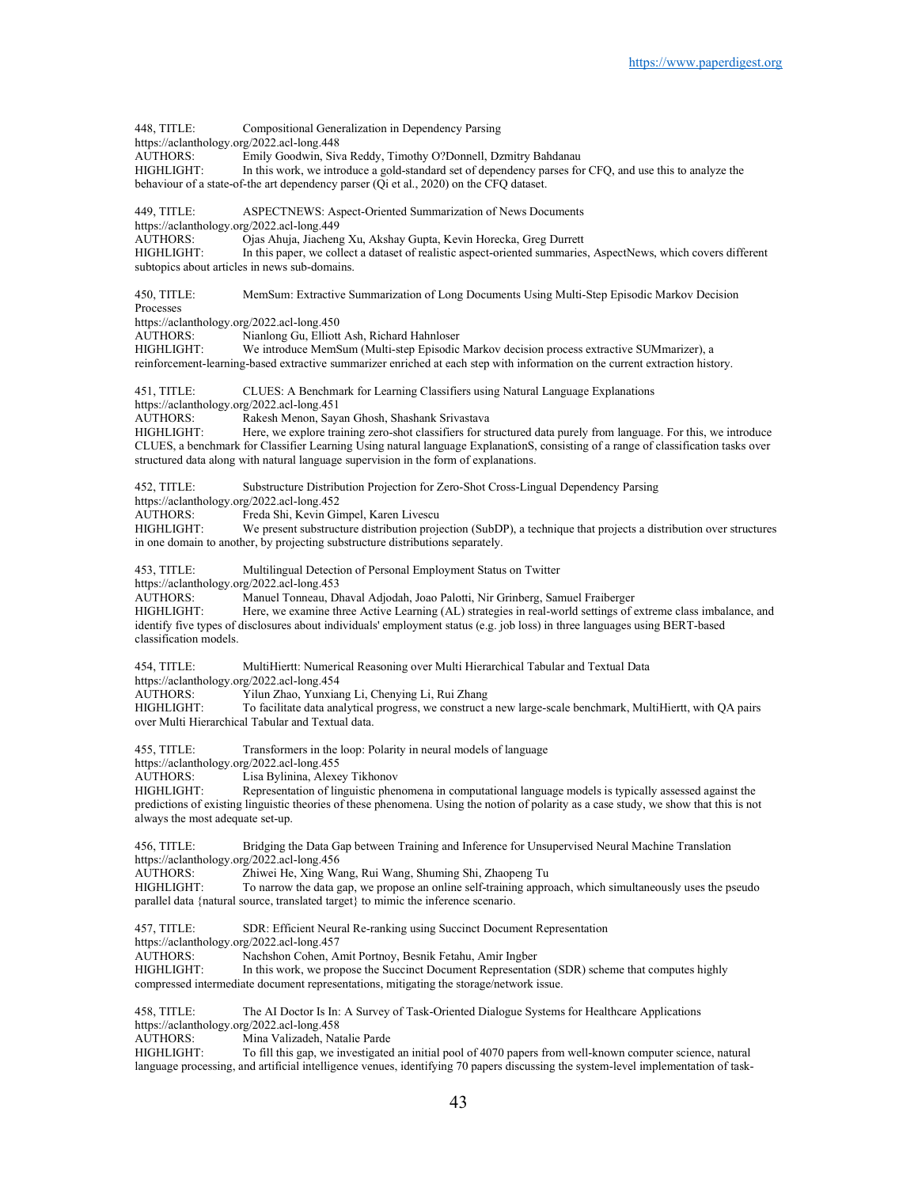448, TITLE: Compositional Generalization in Dependency Parsing
https://aclanthology.org/2022.acl-long.448
AUTHORS: Emily Goodwin, Siva Reddy, Timothy O?Donnell, Dzmitry Bahdanau
HIGHLIGHT: In this work, we introduce a gold-standard set of dependency parses for CFQ, and use this to analyze the behaviour of a state-of-the art dependency parser (Qi et al., 2020) on the CFQ dataset.

449, TITLE: ASPECTNEWS: Aspect-Oriented Summarization of News Documents
https://aclanthology.org/2022.acl-long.449
AUTHORS: Ojas Ahuja, Jiacheng Xu, Akshay Gupta, Kevin Horecka, Greg Durrett
HIGHLIGHT: In this paper, we collect a dataset of realistic aspect-oriented summaries, AspectNews, which covers different subtopics about articles in news sub-domains.

450, TITLE: MemSum: Extractive Summarization of Long Documents Using Multi-Step Episodic Markov Decision Processes
https://aclanthology.org/2022.acl-long.450
AUTHORS: Nianlong Gu, Elliott Ash, Richard Hahnloser
HIGHLIGHT: We introduce MemSum (Multi-step Episodic Markov decision process extractive SUMmarizer), a reinforcement-learning-based extractive summarizer enriched at each step with information on the current extraction history.

451, TITLE: CLUES: A Benchmark for Learning Classifiers using Natural Language Explanations
https://aclanthology.org/2022.acl-long.451
AUTHORS: Rakesh Menon, Sayan Ghosh, Shashank Srivastava
HIGHLIGHT: Here, we explore training zero-shot classifiers for structured data purely from language. For this, we introduce CLUES, a benchmark for Classifier Learning Using natural language ExplanationS, consisting of a range of classification tasks over structured data along with natural language supervision in the form of explanations.

452, TITLE: Substructure Distribution Projection for Zero-Shot Cross-Lingual Dependency Parsing
https://aclanthology.org/2022.acl-long.452
AUTHORS: Freda Shi, Kevin Gimpel, Karen Livescu
HIGHLIGHT: We present substructure distribution projection (SubDP), a technique that projects a distribution over structures in one domain to another, by projecting substructure distributions separately.

453, TITLE: Multilingual Detection of Personal Employment Status on Twitter
https://aclanthology.org/2022.acl-long.453
AUTHORS: Manuel Tonneau, Dhaval Adjodah, Joao Palotti, Nir Grinberg, Samuel Fraiberger
HIGHLIGHT: Here, we examine three Active Learning (AL) strategies in real-world settings of extreme class imbalance, and identify five types of disclosures about individuals' employment status (e.g. job loss) in three languages using BERT-based classification models.

454, TITLE: MultiHiertt: Numerical Reasoning over Multi Hierarchical Tabular and Textual Data
https://aclanthology.org/2022.acl-long.454
AUTHORS: Yilun Zhao, Yunxiang Li, Chenying Li, Rui Zhang
HIGHLIGHT: To facilitate data analytical progress, we construct a new large-scale benchmark, MultiHiertt, with QA pairs over Multi Hierarchical Tabular and Textual data.

455, TITLE: Transformers in the loop: Polarity in neural models of language
https://aclanthology.org/2022.acl-long.455
AUTHORS: Lisa Bylinina, Alexey Tikhonov
HIGHLIGHT: Representation of linguistic phenomena in computational language models is typically assessed against the predictions of existing linguistic theories of these phenomena. Using the notion of polarity as a case study, we show that this is not always the most adequate set-up.

456, TITLE: Bridging the Data Gap between Training and Inference for Unsupervised Neural Machine Translation
https://aclanthology.org/2022.acl-long.456
AUTHORS: Zhiwei He, Xing Wang, Rui Wang, Shuming Shi, Zhaopeng Tu
HIGHLIGHT: To narrow the data gap, we propose an online self-training approach, which simultaneously uses the pseudo parallel data {natural source, translated target} to mimic the inference scenario.

457, TITLE: SDR: Efficient Neural Re-ranking using Succinct Document Representation
https://aclanthology.org/2022.acl-long.457
AUTHORS: Nachshon Cohen, Amit Portnoy, Besnik Fetahu, Amir Ingber
HIGHLIGHT: In this work, we propose the Succinct Document Representation (SDR) scheme that computes highly compressed intermediate document representations, mitigating the storage/network issue.

458, TITLE: The AI Doctor Is In: A Survey of Task-Oriented Dialogue Systems for Healthcare Applications
https://aclanthology.org/2022.acl-long.458
AUTHORS: Mina Valizadeh, Natalie Parde
HIGHLIGHT: To fill this gap, we investigated an initial pool of 4070 papers from well-known computer science, natural language processing, and artificial intelligence venues, identifying 70 papers discussing the system-level implementation of task-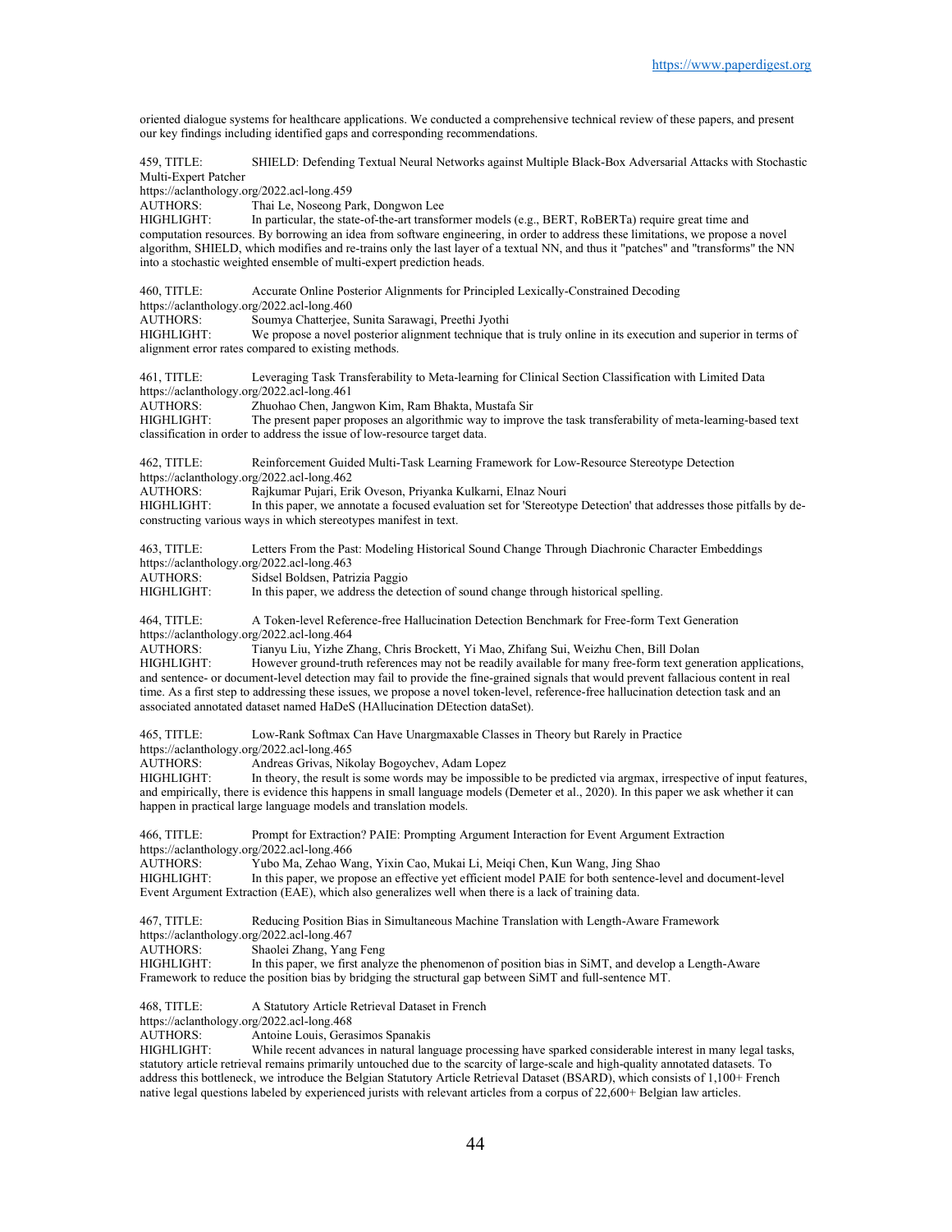oriented dialogue systems for healthcare applications. We conducted a comprehensive technical review of these papers, and present our key findings including identified gaps and corresponding recommendations.

459, TITLE: SHIELD: Defending Textual Neural Networks against Multiple Black-Box Adversarial Attacks with Stochastic Multi-Expert Patcher
https://aclanthology.org/2022.acl-long.459
AUTHORS: Thai Le, Noseong Park, Dongwon Lee
HIGHLIGHT: In particular, the state-of-the-art transformer models (e.g., BERT, RoBERTa) require great time and computation resources. By borrowing an idea from software engineering, in order to address these limitations, we propose a novel algorithm, SHIELD, which modifies and re-trains only the last layer of a textual NN, and thus it "patches" and "transforms" the NN into a stochastic weighted ensemble of multi-expert prediction heads.

460, TITLE: Accurate Online Posterior Alignments for Principled Lexically-Constrained Decoding
https://aclanthology.org/2022.acl-long.460
AUTHORS: Soumya Chatterjee, Sunita Sarawagi, Preethi Jyothi
HIGHLIGHT: We propose a novel posterior alignment technique that is truly online in its execution and superior in terms of alignment error rates compared to existing methods.

461, TITLE: Leveraging Task Transferability to Meta-learning for Clinical Section Classification with Limited Data
https://aclanthology.org/2022.acl-long.461
AUTHORS: Zhuohao Chen, Jangwon Kim, Ram Bhakta, Mustafa Sir
HIGHLIGHT: The present paper proposes an algorithmic way to improve the task transferability of meta-learning-based text classification in order to address the issue of low-resource target data.

462, TITLE: Reinforcement Guided Multi-Task Learning Framework for Low-Resource Stereotype Detection
https://aclanthology.org/2022.acl-long.462
AUTHORS: Rajkumar Pujari, Erik Oveson, Priyanka Kulkarni, Elnaz Nouri
HIGHLIGHT: In this paper, we annotate a focused evaluation set for 'Stereotype Detection' that addresses those pitfalls by de-constructing various ways in which stereotypes manifest in text.

463, TITLE: Letters From the Past: Modeling Historical Sound Change Through Diachronic Character Embeddings
https://aclanthology.org/2022.acl-long.463
AUTHORS: Sidsel Boldsen, Patrizia Paggio
HIGHLIGHT: In this paper, we address the detection of sound change through historical spelling.

464, TITLE: A Token-level Reference-free Hallucination Detection Benchmark for Free-form Text Generation
https://aclanthology.org/2022.acl-long.464
AUTHORS: Tianyu Liu, Yizhe Zhang, Chris Brockett, Yi Mao, Zhifang Sui, Weizhu Chen, Bill Dolan
HIGHLIGHT: However ground-truth references may not be readily available for many free-form text generation applications, and sentence- or document-level detection may fail to provide the fine-grained signals that would prevent fallacious content in real time. As a first step to addressing these issues, we propose a novel token-level, reference-free hallucination detection task and an associated annotated dataset named HaDeS (HAllucination DEtection dataSet).

465, TITLE: Low-Rank Softmax Can Have Unargmaxable Classes in Theory but Rarely in Practice
https://aclanthology.org/2022.acl-long.465
AUTHORS: Andreas Grivas, Nikolay Bogoychev, Adam Lopez
HIGHLIGHT: In theory, the result is some words may be impossible to be predicted via argmax, irrespective of input features, and empirically, there is evidence this happens in small language models (Demeter et al., 2020). In this paper we ask whether it can happen in practical large language models and translation models.

466, TITLE: Prompt for Extraction? PAIE: Prompting Argument Interaction for Event Argument Extraction
https://aclanthology.org/2022.acl-long.466
AUTHORS: Yubo Ma, Zehao Wang, Yixin Cao, Mukai Li, Meiqi Chen, Kun Wang, Jing Shao
HIGHLIGHT: In this paper, we propose an effective yet efficient model PAIE for both sentence-level and document-level Event Argument Extraction (EAE), which also generalizes well when there is a lack of training data.

467, TITLE: Reducing Position Bias in Simultaneous Machine Translation with Length-Aware Framework
https://aclanthology.org/2022.acl-long.467
AUTHORS: Shaolei Zhang, Yang Feng
HIGHLIGHT: In this paper, we first analyze the phenomenon of position bias in SiMT, and develop a Length-Aware Framework to reduce the position bias by bridging the structural gap between SiMT and full-sentence MT.

468, TITLE: A Statutory Article Retrieval Dataset in French
https://aclanthology.org/2022.acl-long.468
AUTHORS: Antoine Louis, Gerasimos Spanakis
HIGHLIGHT: While recent advances in natural language processing have sparked considerable interest in many legal tasks, statutory article retrieval remains primarily untouched due to the scarcity of large-scale and high-quality annotated datasets. To address this bottleneck, we introduce the Belgian Statutory Article Retrieval Dataset (BSARD), which consists of 1,100+ French native legal questions labeled by experienced jurists with relevant articles from a corpus of 22,600+ Belgian law articles.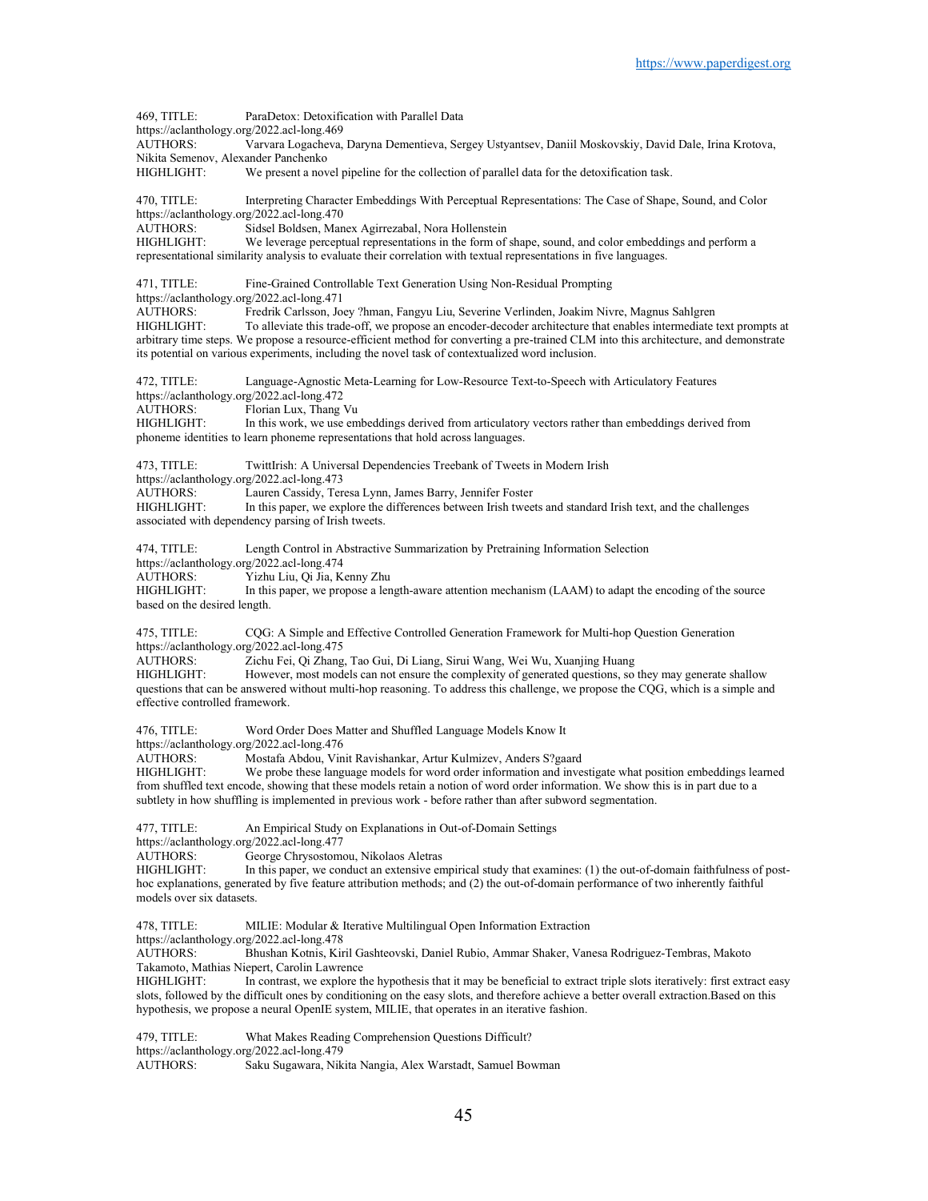469, TITLE: ParaDetox: Detoxification with Parallel Data
https://aclanthology.org/2022.acl-long.469
AUTHORS: Varvara Logacheva, Daryna Dementieva, Sergey Ustyantsev, Daniil Moskovskiy, David Dale, Irina Krotova, Nikita Semenov, Alexander Panchenko
HIGHLIGHT: We present a novel pipeline for the collection of parallel data for the detoxification task.

470, TITLE: Interpreting Character Embeddings With Perceptual Representations: The Case of Shape, Sound, and Color
https://aclanthology.org/2022.acl-long.470
AUTHORS: Sidsel Boldsen, Manex Agirrezabal, Nora Hollenstein
HIGHLIGHT: We leverage perceptual representations in the form of shape, sound, and color embeddings and perform a representational similarity analysis to evaluate their correlation with textual representations in five languages.

471, TITLE: Fine-Grained Controllable Text Generation Using Non-Residual Prompting
https://aclanthology.org/2022.acl-long.471
AUTHORS: Fredrik Carlsson, Joey ?hman, Fangyu Liu, Severine Verlinden, Joakim Nivre, Magnus Sahlgren
HIGHLIGHT: To alleviate this trade-off, we propose an encoder-decoder architecture that enables intermediate text prompts at arbitrary time steps. We propose a resource-efficient method for converting a pre-trained CLM into this architecture, and demonstrate its potential on various experiments, including the novel task of contextualized word inclusion.

472, TITLE: Language-Agnostic Meta-Learning for Low-Resource Text-to-Speech with Articulatory Features
https://aclanthology.org/2022.acl-long.472
AUTHORS: Florian Lux, Thang Vu
HIGHLIGHT: In this work, we use embeddings derived from articulatory vectors rather than embeddings derived from phoneme identities to learn phoneme representations that hold across languages.

473, TITLE: TwittIrish: A Universal Dependencies Treebank of Tweets in Modern Irish
https://aclanthology.org/2022.acl-long.473
AUTHORS: Lauren Cassidy, Teresa Lynn, James Barry, Jennifer Foster
HIGHLIGHT: In this paper, we explore the differences between Irish tweets and standard Irish text, and the challenges associated with dependency parsing of Irish tweets.

474, TITLE: Length Control in Abstractive Summarization by Pretraining Information Selection
https://aclanthology.org/2022.acl-long.474
AUTHORS: Yizhu Liu, Qi Jia, Kenny Zhu
HIGHLIGHT: In this paper, we propose a length-aware attention mechanism (LAAM) to adapt the encoding of the source based on the desired length.

475, TITLE: CQG: A Simple and Effective Controlled Generation Framework for Multi-hop Question Generation
https://aclanthology.org/2022.acl-long.475
AUTHORS: Zichu Fei, Qi Zhang, Tao Gui, Di Liang, Sirui Wang, Wei Wu, Xuanjing Huang
HIGHLIGHT: However, most models can not ensure the complexity of generated questions, so they may generate shallow questions that can be answered without multi-hop reasoning. To address this challenge, we propose the CQG, which is a simple and effective controlled framework.

476, TITLE: Word Order Does Matter and Shuffled Language Models Know It
https://aclanthology.org/2022.acl-long.476
AUTHORS: Mostafa Abdou, Vinit Ravishankar, Artur Kulmizev, Anders S?gaard
HIGHLIGHT: We probe these language models for word order information and investigate what position embeddings learned from shuffled text encode, showing that these models retain a notion of word order information. We show this is in part due to a subtlety in how shuffling is implemented in previous work - before rather than after subword segmentation.

477, TITLE: An Empirical Study on Explanations in Out-of-Domain Settings
https://aclanthology.org/2022.acl-long.477
AUTHORS: George Chrysostomou, Nikolaos Aletras
HIGHLIGHT: In this paper, we conduct an extensive empirical study that examines: (1) the out-of-domain faithfulness of post-hoc explanations, generated by five feature attribution methods; and (2) the out-of-domain performance of two inherently faithful models over six datasets.

478, TITLE: MILIE: Modular & Iterative Multilingual Open Information Extraction
https://aclanthology.org/2022.acl-long.478
AUTHORS: Bhushan Kotnis, Kiril Gashteovski, Daniel Rubio, Ammar Shaker, Vanesa Rodriguez-Tembras, Makoto Takamoto, Mathias Niepert, Carolin Lawrence
HIGHLIGHT: In contrast, we explore the hypothesis that it may be beneficial to extract triple slots iteratively: first extract easy slots, followed by the difficult ones by conditioning on the easy slots, and therefore achieve a better overall extraction.Based on this hypothesis, we propose a neural OpenIE system, MILIE, that operates in an iterative fashion.

479, TITLE: What Makes Reading Comprehension Questions Difficult?
https://aclanthology.org/2022.acl-long.479
AUTHORS: Saku Sugawara, Nikita Nangia, Alex Warstadt, Samuel Bowman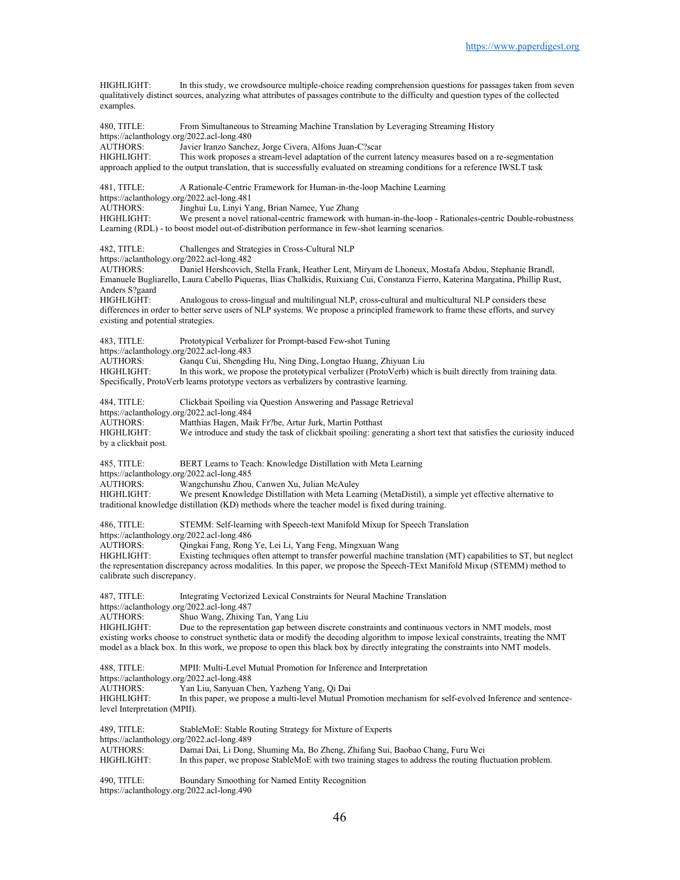HIGHLIGHT: In this study, we crowdsource multiple-choice reading comprehension questions for passages taken from seven qualitatively distinct sources, analyzing what attributes of passages contribute to the difficulty and question types of the collected examples.

480, TITLE: From Simultaneous to Streaming Machine Translation by Leveraging Streaming History
https://aclanthology.org/2022.acl-long.480
AUTHORS: Javier Iranzo Sanchez, Jorge Civera, Alfons Juan-C?scar
HIGHLIGHT: This work proposes a stream-level adaptation of the current latency measures based on a re-segmentation approach applied to the output translation, that is successfully evaluated on streaming conditions for a reference IWSLT task

481, TITLE: A Rationale-Centric Framework for Human-in-the-loop Machine Learning
https://aclanthology.org/2022.acl-long.481
AUTHORS: Jinghui Lu, Linyi Yang, Brian Namee, Yue Zhang
HIGHLIGHT: We present a novel rational-centric framework with human-in-the-loop - Rationales-centric Double-robustness Learning (RDL) - to boost model out-of-distribution performance in few-shot learning scenarios.

482, TITLE: Challenges and Strategies in Cross-Cultural NLP
https://aclanthology.org/2022.acl-long.482
AUTHORS: Daniel Hershcovich, Stella Frank, Heather Lent, Miryam de Lhoneux, Mostafa Abdou, Stephanie Brandl, Emanuele Bugliarello, Laura Cabello Piqueras, Ilias Chalkidis, Ruixiang Cui, Constanza Fierro, Katerina Margatina, Phillip Rust, Anders S?gaard
HIGHLIGHT: Analogous to cross-lingual and multilingual NLP, cross-cultural and multicultural NLP considers these differences in order to better serve users of NLP systems. We propose a principled framework to frame these efforts, and survey existing and potential strategies.

483, TITLE: Prototypical Verbalizer for Prompt-based Few-shot Tuning
https://aclanthology.org/2022.acl-long.483
AUTHORS: Ganqu Cui, Shengding Hu, Ning Ding, Longtao Huang, Zhiyuan Liu
HIGHLIGHT: In this work, we propose the prototypical verbalizer (ProtoVerb) which is built directly from training data. Specifically, ProtoVerb learns prototype vectors as verbalizers by contrastive learning.

484, TITLE: Clickbait Spoiling via Question Answering and Passage Retrieval
https://aclanthology.org/2022.acl-long.484
AUTHORS: Matthias Hagen, Maik Fr?be, Artur Jurk, Martin Potthast
HIGHLIGHT: We introduce and study the task of clickbait spoiling: generating a short text that satisfies the curiosity induced by a clickbait post.

485, TITLE: BERT Learns to Teach: Knowledge Distillation with Meta Learning
https://aclanthology.org/2022.acl-long.485
AUTHORS: Wangchunshu Zhou, Canwen Xu, Julian McAuley
HIGHLIGHT: We present Knowledge Distillation with Meta Learning (MetaDistil), a simple yet effective alternative to traditional knowledge distillation (KD) methods where the teacher model is fixed during training.

486, TITLE: STEMM: Self-learning with Speech-text Manifold Mixup for Speech Translation
https://aclanthology.org/2022.acl-long.486
AUTHORS: Qingkai Fang, Rong Ye, Lei Li, Yang Feng, Mingxuan Wang
HIGHLIGHT: Existing techniques often attempt to transfer powerful machine translation (MT) capabilities to ST, but neglect the representation discrepancy across modalities. In this paper, we propose the Speech-TExt Manifold Mixup (STEMM) method to calibrate such discrepancy.

487, TITLE: Integrating Vectorized Lexical Constraints for Neural Machine Translation
https://aclanthology.org/2022.acl-long.487
AUTHORS: Shuo Wang, Zhixing Tan, Yang Liu
HIGHLIGHT: Due to the representation gap between discrete constraints and continuous vectors in NMT models, most existing works choose to construct synthetic data or modify the decoding algorithm to impose lexical constraints, treating the NMT model as a black box. In this work, we propose to open this black box by directly integrating the constraints into NMT models.

488, TITLE: MPII: Multi-Level Mutual Promotion for Inference and Interpretation
https://aclanthology.org/2022.acl-long.488
AUTHORS: Yan Liu, Sanyuan Chen, Yazheng Yang, Qi Dai
HIGHLIGHT: In this paper, we propose a multi-level Mutual Promotion mechanism for self-evolved Inference and sentence-level Interpretation (MPII).

489, TITLE: StableMoE: Stable Routing Strategy for Mixture of Experts
https://aclanthology.org/2022.acl-long.489
AUTHORS: Damai Dai, Li Dong, Shuming Ma, Bo Zheng, Zhifang Sui, Baobao Chang, Furu Wei
HIGHLIGHT: In this paper, we propose StableMoE with two training stages to address the routing fluctuation problem.

490, TITLE: Boundary Smoothing for Named Entity Recognition
https://aclanthology.org/2022.acl-long.490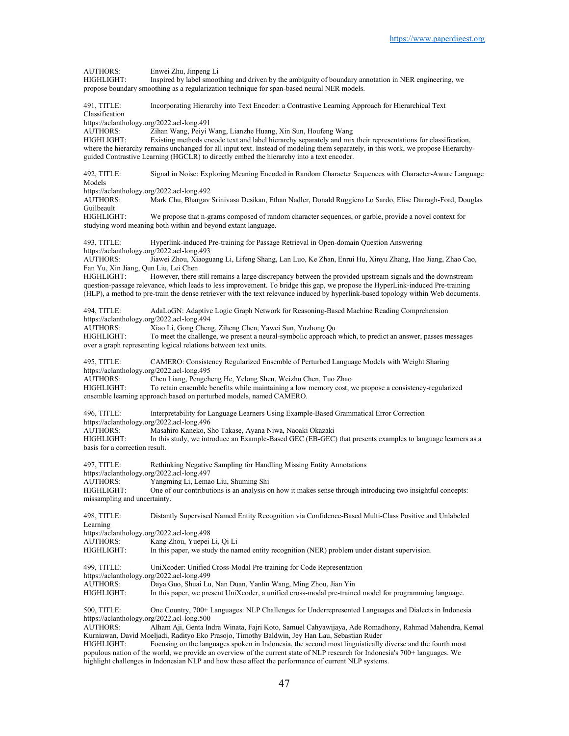AUTHORS: Enwei Zhu, Jinpeng Li
HIGHLIGHT: Inspired by label smoothing and driven by the ambiguity of boundary annotation in NER engineering, we propose boundary smoothing as a regularization technique for span-based neural NER models.

491, TITLE: Incorporating Hierarchy into Text Encoder: a Contrastive Learning Approach for Hierarchical Text Classification
https://aclanthology.org/2022.acl-long.491
AUTHORS: Zihan Wang, Peiyi Wang, Lianzhe Huang, Xin Sun, Houfeng Wang
HIGHLIGHT: Existing methods encode text and label hierarchy separately and mix their representations for classification, where the hierarchy remains unchanged for all input text. Instead of modeling them separately, in this work, we propose Hierarchy-guided Contrastive Learning (HGCLR) to directly embed the hierarchy into a text encoder.

492, TITLE: Signal in Noise: Exploring Meaning Encoded in Random Character Sequences with Character-Aware Language Models
https://aclanthology.org/2022.acl-long.492
AUTHORS: Mark Chu, Bhargav Srinivasa Desikan, Ethan Nadler, Donald Ruggiero Lo Sardo, Elise Darragh-Ford, Douglas Guilbeault
HIGHLIGHT: We propose that n-grams composed of random character sequences, or garble, provide a novel context for studying word meaning both within and beyond extant language.

493, TITLE: Hyperlink-induced Pre-training for Passage Retrieval in Open-domain Question Answering
https://aclanthology.org/2022.acl-long.493
AUTHORS: Jiawei Zhou, Xiaoguang Li, Lifeng Shang, Lan Luo, Ke Zhan, Enrui Hu, Xinyu Zhang, Hao Jiang, Zhao Cao, Fan Yu, Xin Jiang, Qun Liu, Lei Chen
HIGHLIGHT: However, there still remains a large discrepancy between the provided upstream signals and the downstream question-passage relevance, which leads to less improvement. To bridge this gap, we propose the HyperLink-induced Pre-training (HLP), a method to pre-train the dense retriever with the text relevance induced by hyperlink-based topology within Web documents.

494, TITLE: AdaLoGN: Adaptive Logic Graph Network for Reasoning-Based Machine Reading Comprehension
https://aclanthology.org/2022.acl-long.494
AUTHORS: Xiao Li, Gong Cheng, Ziheng Chen, Yawei Sun, Yuzhong Qu
HIGHLIGHT: To meet the challenge, we present a neural-symbolic approach which, to predict an answer, passes messages over a graph representing logical relations between text units.

495, TITLE: CAMERO: Consistency Regularized Ensemble of Perturbed Language Models with Weight Sharing
https://aclanthology.org/2022.acl-long.495
AUTHORS: Chen Liang, Pengcheng He, Yelong Shen, Weizhu Chen, Tuo Zhao
HIGHLIGHT: To retain ensemble benefits while maintaining a low memory cost, we propose a consistency-regularized ensemble learning approach based on perturbed models, named CAMERO.

496, TITLE: Interpretability for Language Learners Using Example-Based Grammatical Error Correction
https://aclanthology.org/2022.acl-long.496
AUTHORS: Masahiro Kaneko, Sho Takase, Ayana Niwa, Naoaki Okazaki
HIGHLIGHT: In this study, we introduce an Example-Based GEC (EB-GEC) that presents examples to language learners as a basis for a correction result.

497, TITLE: Rethinking Negative Sampling for Handling Missing Entity Annotations
https://aclanthology.org/2022.acl-long.497
AUTHORS: Yangming Li, Lemao Liu, Shuming Shi
HIGHLIGHT: One of our contributions is an analysis on how it makes sense through introducing two insightful concepts: missampling and uncertainty.

498, TITLE: Distantly Supervised Named Entity Recognition via Confidence-Based Multi-Class Positive and Unlabeled Learning
https://aclanthology.org/2022.acl-long.498
AUTHORS: Kang Zhou, Yuepei Li, Qi Li
HIGHLIGHT: In this paper, we study the named entity recognition (NER) problem under distant supervision.

499, TITLE: UniXcoder: Unified Cross-Modal Pre-training for Code Representation
https://aclanthology.org/2022.acl-long.499
AUTHORS: Daya Guo, Shuai Lu, Nan Duan, Yanlin Wang, Ming Zhou, Jian Yin
HIGHLIGHT: In this paper, we present UniXcoder, a unified cross-modal pre-trained model for programming language.

500, TITLE: One Country, 700+ Languages: NLP Challenges for Underrepresented Languages and Dialects in Indonesia
https://aclanthology.org/2022.acl-long.500
AUTHORS: Alham Aji, Genta Indra Winata, Fajri Koto, Samuel Cahyawijaya, Ade Romadhony, Rahmad Mahendra, Kemal Kurniawan, David Moeljadi, Radityo Eko Prasojo, Timothy Baldwin, Jey Han Lau, Sebastian Ruder
HIGHLIGHT: Focusing on the languages spoken in Indonesia, the second most linguistically diverse and the fourth most populous nation of the world, we provide an overview of the current state of NLP research for Indonesia's 700+ languages. We highlight challenges in Indonesian NLP and how these affect the performance of current NLP systems.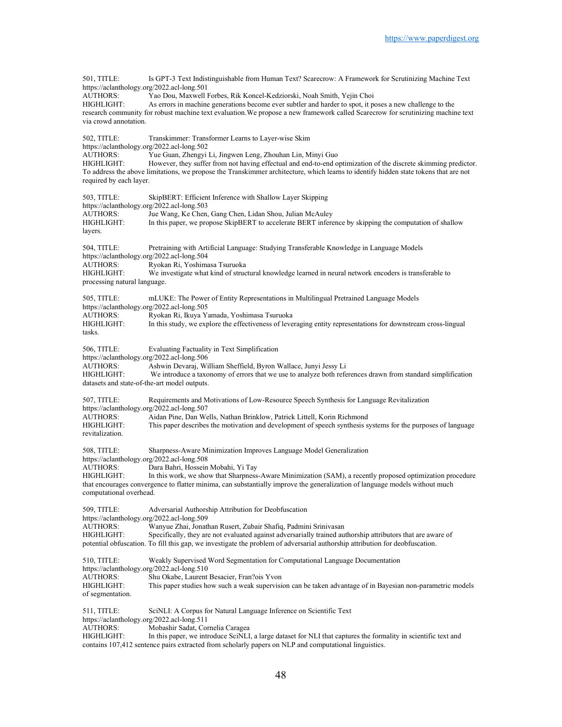501, TITLE: Is GPT-3 Text Indistinguishable from Human Text? Scarecrow: A Framework for Scrutinizing Machine Text
https://aclanthology.org/2022.acl-long.501
AUTHORS: Yao Dou, Maxwell Forbes, Rik Koncel-Kedziorski, Noah Smith, Yejin Choi
HIGHLIGHT: As errors in machine generations become ever subtler and harder to spot, it poses a new challenge to the research community for robust machine text evaluation.We propose a new framework called Scarecrow for scrutinizing machine text via crowd annotation.

502, TITLE: Transkimmer: Transformer Learns to Layer-wise Skim
https://aclanthology.org/2022.acl-long.502
AUTHORS: Yue Guan, Zhengyi Li, Jingwen Leng, Zhouhan Lin, Minyi Guo
HIGHLIGHT: However, they suffer from not having effectual and end-to-end optimization of the discrete skimming predictor. To address the above limitations, we propose the Transkimmer architecture, which learns to identify hidden state tokens that are not required by each layer.

503, TITLE: SkipBERT: Efficient Inference with Shallow Layer Skipping
https://aclanthology.org/2022.acl-long.503
AUTHORS: Jue Wang, Ke Chen, Gang Chen, Lidan Shou, Julian McAuley
HIGHLIGHT: In this paper, we propose SkipBERT to accelerate BERT inference by skipping the computation of shallow layers.

504, TITLE: Pretraining with Artificial Language: Studying Transferable Knowledge in Language Models
https://aclanthology.org/2022.acl-long.504
AUTHORS: Ryokan Ri, Yoshimasa Tsuruoka
HIGHLIGHT: We investigate what kind of structural knowledge learned in neural network encoders is transferable to processing natural language.

505, TITLE: mLUKE: The Power of Entity Representations in Multilingual Pretrained Language Models
https://aclanthology.org/2022.acl-long.505
AUTHORS: Ryokan Ri, Ikuya Yamada, Yoshimasa Tsuruoka
HIGHLIGHT: In this study, we explore the effectiveness of leveraging entity representations for downstream cross-lingual tasks.

506, TITLE: Evaluating Factuality in Text Simplification
https://aclanthology.org/2022.acl-long.506
AUTHORS: Ashwin Devaraj, William Sheffield, Byron Wallace, Junyi Jessy Li
HIGHLIGHT: We introduce a taxonomy of errors that we use to analyze both references drawn from standard simplification datasets and state-of-the-art model outputs.

507, TITLE: Requirements and Motivations of Low-Resource Speech Synthesis for Language Revitalization
https://aclanthology.org/2022.acl-long.507
AUTHORS: Aidan Pine, Dan Wells, Nathan Brinklow, Patrick Littell, Korin Richmond
HIGHLIGHT: This paper describes the motivation and development of speech synthesis systems for the purposes of language revitalization.

508, TITLE: Sharpness-Aware Minimization Improves Language Model Generalization
https://aclanthology.org/2022.acl-long.508
AUTHORS: Dara Bahri, Hossein Mobahi, Yi Tay
HIGHLIGHT: In this work, we show that Sharpness-Aware Minimization (SAM), a recently proposed optimization procedure that encourages convergence to flatter minima, can substantially improve the generalization of language models without much computational overhead.

509, TITLE: Adversarial Authorship Attribution for Deobfuscation
https://aclanthology.org/2022.acl-long.509
AUTHORS: Wanyue Zhai, Jonathan Rusert, Zubair Shafiq, Padmini Srinivasan
HIGHLIGHT: Specifically, they are not evaluated against adversarially trained authorship attributors that are aware of potential obfuscation. To fill this gap, we investigate the problem of adversarial authorship attribution for deobfuscation.

510, TITLE: Weakly Supervised Word Segmentation for Computational Language Documentation
https://aclanthology.org/2022.acl-long.510
AUTHORS: Shu Okabe, Laurent Besacier, Fran?ois Yvon
HIGHLIGHT: This paper studies how such a weak supervision can be taken advantage of in Bayesian non-parametric models of segmentation.

511, TITLE: SciNLI: A Corpus for Natural Language Inference on Scientific Text
https://aclanthology.org/2022.acl-long.511
AUTHORS: Mobashir Sadat, Cornelia Caragea
HIGHLIGHT: In this paper, we introduce SciNLI, a large dataset for NLI that captures the formality in scientific text and contains 107,412 sentence pairs extracted from scholarly papers on NLP and computational linguistics.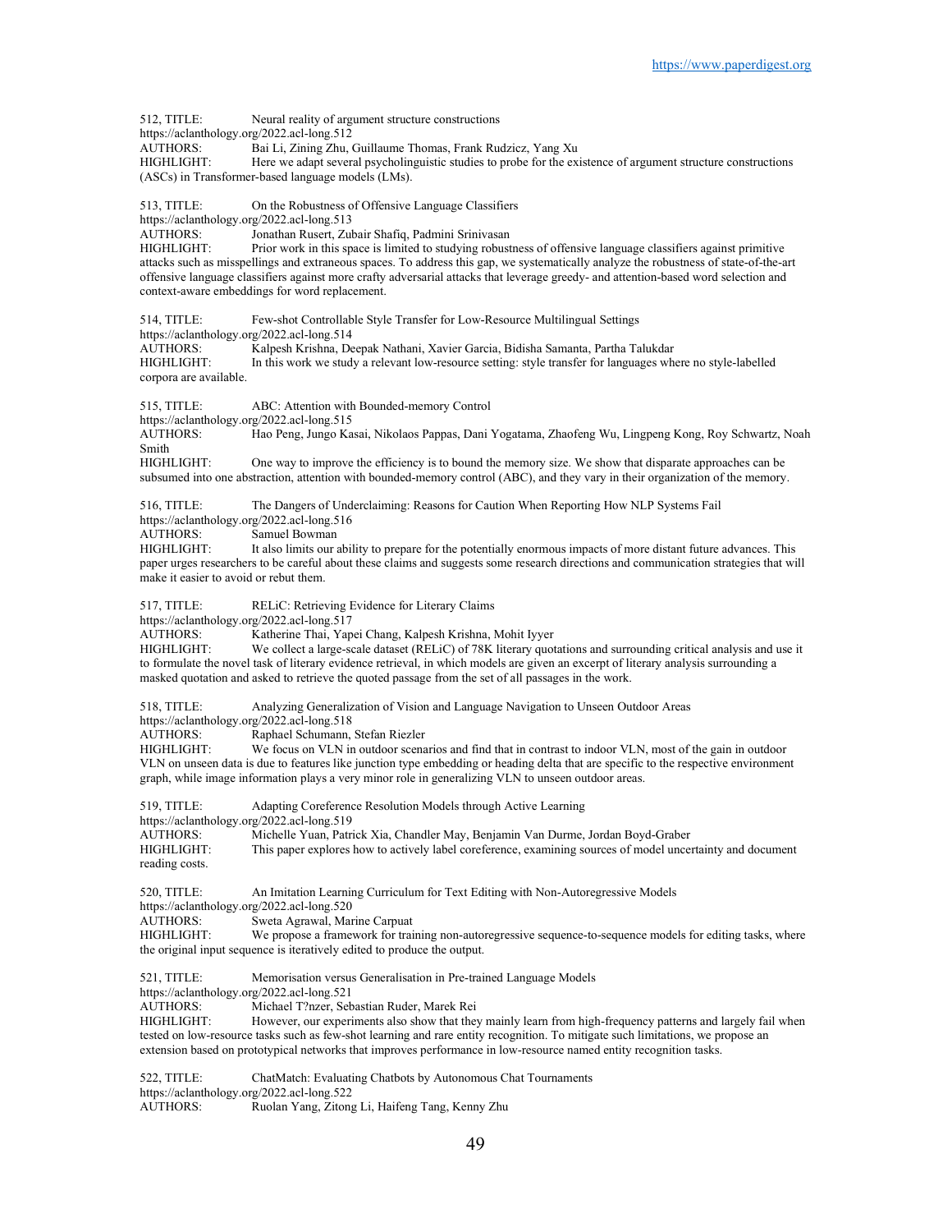512, TITLE: Neural reality of argument structure constructions
https://aclanthology.org/2022.acl-long.512
AUTHORS: Bai Li, Zining Zhu, Guillaume Thomas, Frank Rudzicz, Yang Xu
HIGHLIGHT: Here we adapt several psycholinguistic studies to probe for the existence of argument structure constructions (ASCs) in Transformer-based language models (LMs).

513, TITLE: On the Robustness of Offensive Language Classifiers
https://aclanthology.org/2022.acl-long.513
AUTHORS: Jonathan Rusert, Zubair Shafiq, Padmini Srinivasan
HIGHLIGHT: Prior work in this space is limited to studying robustness of offensive language classifiers against primitive attacks such as misspellings and extraneous spaces. To address this gap, we systematically analyze the robustness of state-of-the-art offensive language classifiers against more crafty adversarial attacks that leverage greedy- and attention-based word selection and context-aware embeddings for word replacement.

514, TITLE: Few-shot Controllable Style Transfer for Low-Resource Multilingual Settings
https://aclanthology.org/2022.acl-long.514
AUTHORS: Kalpesh Krishna, Deepak Nathani, Xavier Garcia, Bidisha Samanta, Partha Talukdar
HIGHLIGHT: In this work we study a relevant low-resource setting: style transfer for languages where no style-labelled corpora are available.

515, TITLE: ABC: Attention with Bounded-memory Control
https://aclanthology.org/2022.acl-long.515
AUTHORS: Hao Peng, Jungo Kasai, Nikolaos Pappas, Dani Yogatama, Zhaofeng Wu, Lingpeng Kong, Roy Schwartz, Noah Smith
HIGHLIGHT: One way to improve the efficiency is to bound the memory size. We show that disparate approaches can be subsumed into one abstraction, attention with bounded-memory control (ABC), and they vary in their organization of the memory.

516, TITLE: The Dangers of Underclaiming: Reasons for Caution When Reporting How NLP Systems Fail
https://aclanthology.org/2022.acl-long.516
AUTHORS: Samuel Bowman
HIGHLIGHT: It also limits our ability to prepare for the potentially enormous impacts of more distant future advances. This paper urges researchers to be careful about these claims and suggests some research directions and communication strategies that will make it easier to avoid or rebut them.

517, TITLE: RELiC: Retrieving Evidence for Literary Claims
https://aclanthology.org/2022.acl-long.517
AUTHORS: Katherine Thai, Yapei Chang, Kalpesh Krishna, Mohit Iyyer
HIGHLIGHT: We collect a large-scale dataset (RELiC) of 78K literary quotations and surrounding critical analysis and use it to formulate the novel task of literary evidence retrieval, in which models are given an excerpt of literary analysis surrounding a masked quotation and asked to retrieve the quoted passage from the set of all passages in the work.

518, TITLE: Analyzing Generalization of Vision and Language Navigation to Unseen Outdoor Areas
https://aclanthology.org/2022.acl-long.518
AUTHORS: Raphael Schumann, Stefan Riezler
HIGHLIGHT: We focus on VLN in outdoor scenarios and find that in contrast to indoor VLN, most of the gain in outdoor VLN on unseen data is due to features like junction type embedding or heading delta that are specific to the respective environment graph, while image information plays a very minor role in generalizing VLN to unseen outdoor areas.

519, TITLE: Adapting Coreference Resolution Models through Active Learning
https://aclanthology.org/2022.acl-long.519
AUTHORS: Michelle Yuan, Patrick Xia, Chandler May, Benjamin Van Durme, Jordan Boyd-Graber
HIGHLIGHT: This paper explores how to actively label coreference, examining sources of model uncertainty and document reading costs.

520, TITLE: An Imitation Learning Curriculum for Text Editing with Non-Autoregressive Models
https://aclanthology.org/2022.acl-long.520
AUTHORS: Sweta Agrawal, Marine Carpuat
HIGHLIGHT: We propose a framework for training non-autoregressive sequence-to-sequence models for editing tasks, where the original input sequence is iteratively edited to produce the output.

521, TITLE: Memorisation versus Generalisation in Pre-trained Language Models
https://aclanthology.org/2022.acl-long.521
AUTHORS: Michael T?nzer, Sebastian Ruder, Marek Rei
HIGHLIGHT: However, our experiments also show that they mainly learn from high-frequency patterns and largely fail when tested on low-resource tasks such as few-shot learning and rare entity recognition. To mitigate such limitations, we propose an extension based on prototypical networks that improves performance in low-resource named entity recognition tasks.

522, TITLE: ChatMatch: Evaluating Chatbots by Autonomous Chat Tournaments
https://aclanthology.org/2022.acl-long.522
AUTHORS: Ruolan Yang, Zitong Li, Haifeng Tang, Kenny Zhu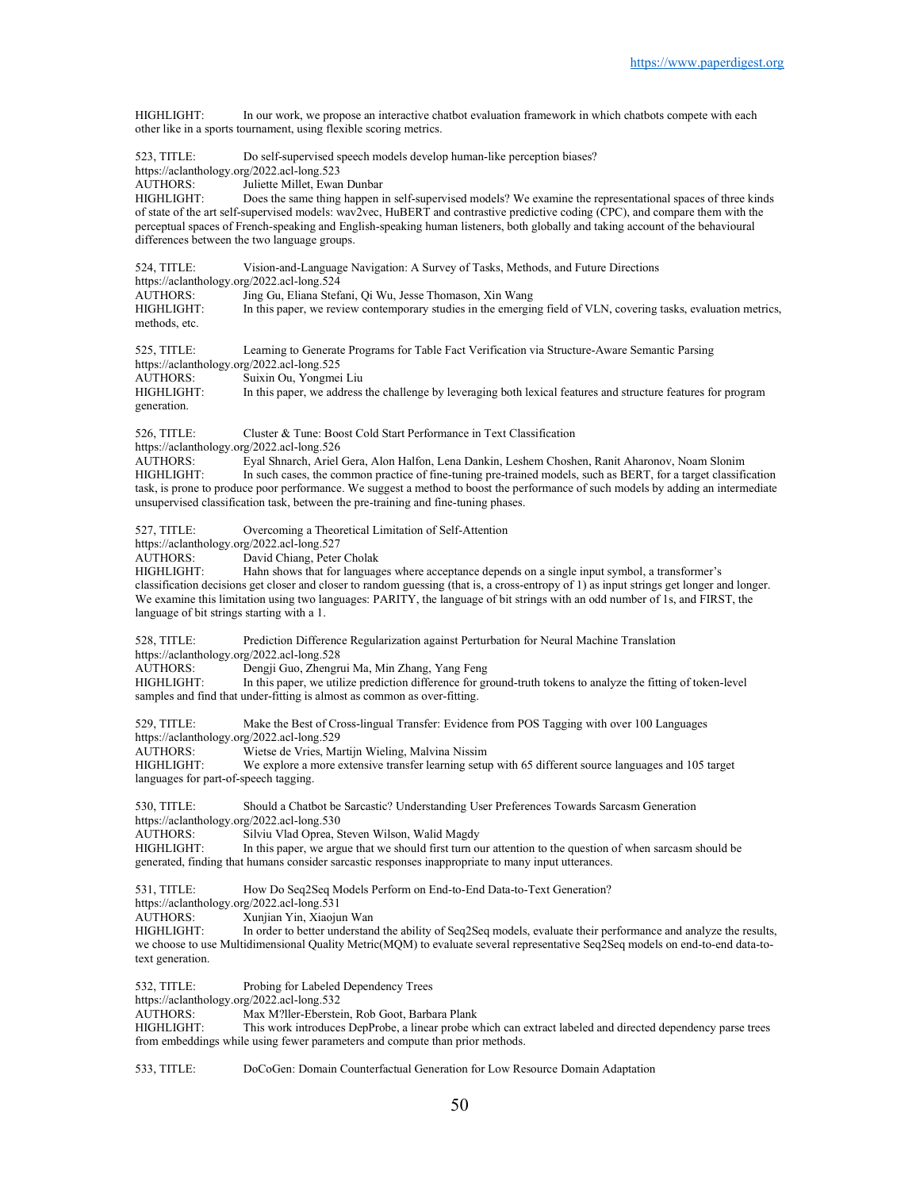HIGHLIGHT: In our work, we propose an interactive chatbot evaluation framework in which chatbots compete with each other like in a sports tournament, using flexible scoring metrics.

523, TITLE: Do self-supervised speech models develop human-like perception biases?
https://aclanthology.org/2022.acl-long.523
AUTHORS: Juliette Millet, Ewan Dunbar
HIGHLIGHT: Does the same thing happen in self-supervised models? We examine the representational spaces of three kinds of state of the art self-supervised models: wav2vec, HuBERT and contrastive predictive coding (CPC), and compare them with the perceptual spaces of French-speaking and English-speaking human listeners, both globally and taking account of the behavioural differences between the two language groups.

524, TITLE: Vision-and-Language Navigation: A Survey of Tasks, Methods, and Future Directions
https://aclanthology.org/2022.acl-long.524
AUTHORS: Jing Gu, Eliana Stefani, Qi Wu, Jesse Thomason, Xin Wang
HIGHLIGHT: In this paper, we review contemporary studies in the emerging field of VLN, covering tasks, evaluation metrics, methods, etc.

525, TITLE: Learning to Generate Programs for Table Fact Verification via Structure-Aware Semantic Parsing
https://aclanthology.org/2022.acl-long.525
AUTHORS: Suixin Ou, Yongmei Liu
HIGHLIGHT: In this paper, we address the challenge by leveraging both lexical features and structure features for program generation.

526, TITLE: Cluster & Tune: Boost Cold Start Performance in Text Classification
https://aclanthology.org/2022.acl-long.526
AUTHORS: Eyal Shnarch, Ariel Gera, Alon Halfon, Lena Dankin, Leshem Choshen, Ranit Aharonov, Noam Slonim
HIGHLIGHT: In such cases, the common practice of fine-tuning pre-trained models, such as BERT, for a target classification task, is prone to produce poor performance. We suggest a method to boost the performance of such models by adding an intermediate unsupervised classification task, between the pre-training and fine-tuning phases.

527, TITLE: Overcoming a Theoretical Limitation of Self-Attention
https://aclanthology.org/2022.acl-long.527
AUTHORS: David Chiang, Peter Cholak
HIGHLIGHT: Hahn shows that for languages where acceptance depends on a single input symbol, a transformer's classification decisions get closer and closer to random guessing (that is, a cross-entropy of 1) as input strings get longer and longer. We examine this limitation using two languages: PARITY, the language of bit strings with an odd number of 1s, and FIRST, the language of bit strings starting with a 1.

528, TITLE: Prediction Difference Regularization against Perturbation for Neural Machine Translation
https://aclanthology.org/2022.acl-long.528
AUTHORS: Dengji Guo, Zhengrui Ma, Min Zhang, Yang Feng
HIGHLIGHT: In this paper, we utilize prediction difference for ground-truth tokens to analyze the fitting of token-level samples and find that under-fitting is almost as common as over-fitting.

529, TITLE: Make the Best of Cross-lingual Transfer: Evidence from POS Tagging with over 100 Languages
https://aclanthology.org/2022.acl-long.529
AUTHORS: Wietse de Vries, Martijn Wieling, Malvina Nissim
HIGHLIGHT: We explore a more extensive transfer learning setup with 65 different source languages and 105 target languages for part-of-speech tagging.

530, TITLE: Should a Chatbot be Sarcastic? Understanding User Preferences Towards Sarcasm Generation
https://aclanthology.org/2022.acl-long.530
AUTHORS: Silviu Vlad Oprea, Steven Wilson, Walid Magdy
HIGHLIGHT: In this paper, we argue that we should first turn our attention to the question of when sarcasm should be generated, finding that humans consider sarcastic responses inappropriate to many input utterances.

531, TITLE: How Do Seq2Seq Models Perform on End-to-End Data-to-Text Generation?
https://aclanthology.org/2022.acl-long.531
AUTHORS: Xunjian Yin, Xiaojun Wan
HIGHLIGHT: In order to better understand the ability of Seq2Seq models, evaluate their performance and analyze the results, we choose to use Multidimensional Quality Metric(MQM) to evaluate several representative Seq2Seq models on end-to-end data-to-text generation.

532, TITLE: Probing for Labeled Dependency Trees
https://aclanthology.org/2022.acl-long.532
AUTHORS: Max M?ller-Eberstein, Rob Goot, Barbara Plank
HIGHLIGHT: This work introduces DepProbe, a linear probe which can extract labeled and directed dependency parse trees from embeddings while using fewer parameters and compute than prior methods.

533, TITLE: DoCoGen: Domain Counterfactual Generation for Low Resource Domain Adaptation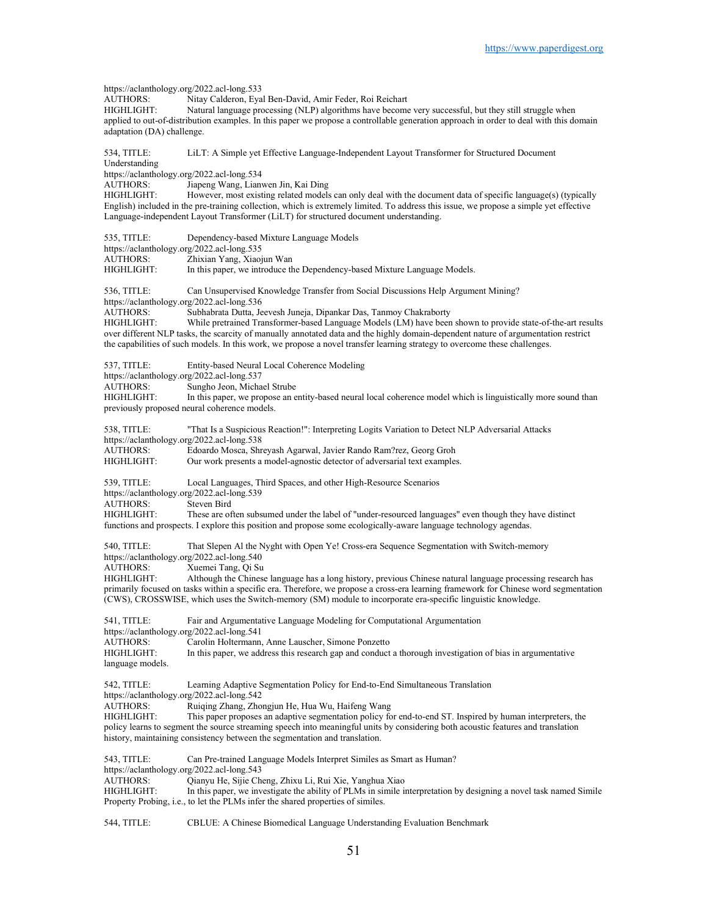https://aclanthology.org/2022.acl-long.533
AUTHORS: Nitay Calderon, Eyal Ben-David, Amir Feder, Roi Reichart
HIGHLIGHT: Natural language processing (NLP) algorithms have become very successful, but they still struggle when applied to out-of-distribution examples. In this paper we propose a controllable generation approach in order to deal with this domain adaptation (DA) challenge.

534, TITLE: LiLT: A Simple yet Effective Language-Independent Layout Transformer for Structured Document Understanding
https://aclanthology.org/2022.acl-long.534
AUTHORS: Jiapeng Wang, Lianwen Jin, Kai Ding
HIGHLIGHT: However, most existing related models can only deal with the document data of specific language(s) (typically English) included in the pre-training collection, which is extremely limited. To address this issue, we propose a simple yet effective Language-independent Layout Transformer (LiLT) for structured document understanding.

535, TITLE: Dependency-based Mixture Language Models
https://aclanthology.org/2022.acl-long.535
AUTHORS: Zhixian Yang, Xiaojun Wan
HIGHLIGHT: In this paper, we introduce the Dependency-based Mixture Language Models.

536, TITLE: Can Unsupervised Knowledge Transfer from Social Discussions Help Argument Mining?
https://aclanthology.org/2022.acl-long.536
AUTHORS: Subhabrata Dutta, Jeevesh Juneja, Dipankar Das, Tanmoy Chakraborty
HIGHLIGHT: While pretrained Transformer-based Language Models (LM) have been shown to provide state-of-the-art results over different NLP tasks, the scarcity of manually annotated data and the highly domain-dependent nature of argumentation restrict the capabilities of such models. In this work, we propose a novel transfer learning strategy to overcome these challenges.

537, TITLE: Entity-based Neural Local Coherence Modeling
https://aclanthology.org/2022.acl-long.537
AUTHORS: Sungho Jeon, Michael Strube
HIGHLIGHT: In this paper, we propose an entity-based neural local coherence model which is linguistically more sound than previously proposed neural coherence models.

538, TITLE: "That Is a Suspicious Reaction!": Interpreting Logits Variation to Detect NLP Adversarial Attacks
https://aclanthology.org/2022.acl-long.538
AUTHORS: Edoardo Mosca, Shreyash Agarwal, Javier Rando Ram?rez, Georg Groh
HIGHLIGHT: Our work presents a model-agnostic detector of adversarial text examples.

539, TITLE: Local Languages, Third Spaces, and other High-Resource Scenarios
https://aclanthology.org/2022.acl-long.539
AUTHORS: Steven Bird
HIGHLIGHT: These are often subsumed under the label of "under-resourced languages" even though they have distinct functions and prospects. I explore this position and propose some ecologically-aware language technology agendas.

540, TITLE: That Slepen Al the Nyght with Open Ye! Cross-era Sequence Segmentation with Switch-memory
https://aclanthology.org/2022.acl-long.540
AUTHORS: Xuemei Tang, Qi Su
HIGHLIGHT: Although the Chinese language has a long history, previous Chinese natural language processing research has primarily focused on tasks within a specific era. Therefore, we propose a cross-era learning framework for Chinese word segmentation (CWS), CROSSWISE, which uses the Switch-memory (SM) module to incorporate era-specific linguistic knowledge.

541, TITLE: Fair and Argumentative Language Modeling for Computational Argumentation
https://aclanthology.org/2022.acl-long.541
AUTHORS: Carolin Holtermann, Anne Lauscher, Simone Ponzetto
HIGHLIGHT: In this paper, we address this research gap and conduct a thorough investigation of bias in argumentative language models.

542, TITLE: Learning Adaptive Segmentation Policy for End-to-End Simultaneous Translation
https://aclanthology.org/2022.acl-long.542
AUTHORS: Ruiqing Zhang, Zhongjun He, Hua Wu, Haifeng Wang
HIGHLIGHT: This paper proposes an adaptive segmentation policy for end-to-end ST. Inspired by human interpreters, the policy learns to segment the source streaming speech into meaningful units by considering both acoustic features and translation history, maintaining consistency between the segmentation and translation.

543, TITLE: Can Pre-trained Language Models Interpret Similes as Smart as Human?
https://aclanthology.org/2022.acl-long.543
AUTHORS: Qianyu He, Sijie Cheng, Zhixu Li, Rui Xie, Yanghua Xiao
HIGHLIGHT: In this paper, we investigate the ability of PLMs in simile interpretation by designing a novel task named Simile Property Probing, i.e., to let the PLMs infer the shared properties of similes.

544, TITLE: CBLUE: A Chinese Biomedical Language Understanding Evaluation Benchmark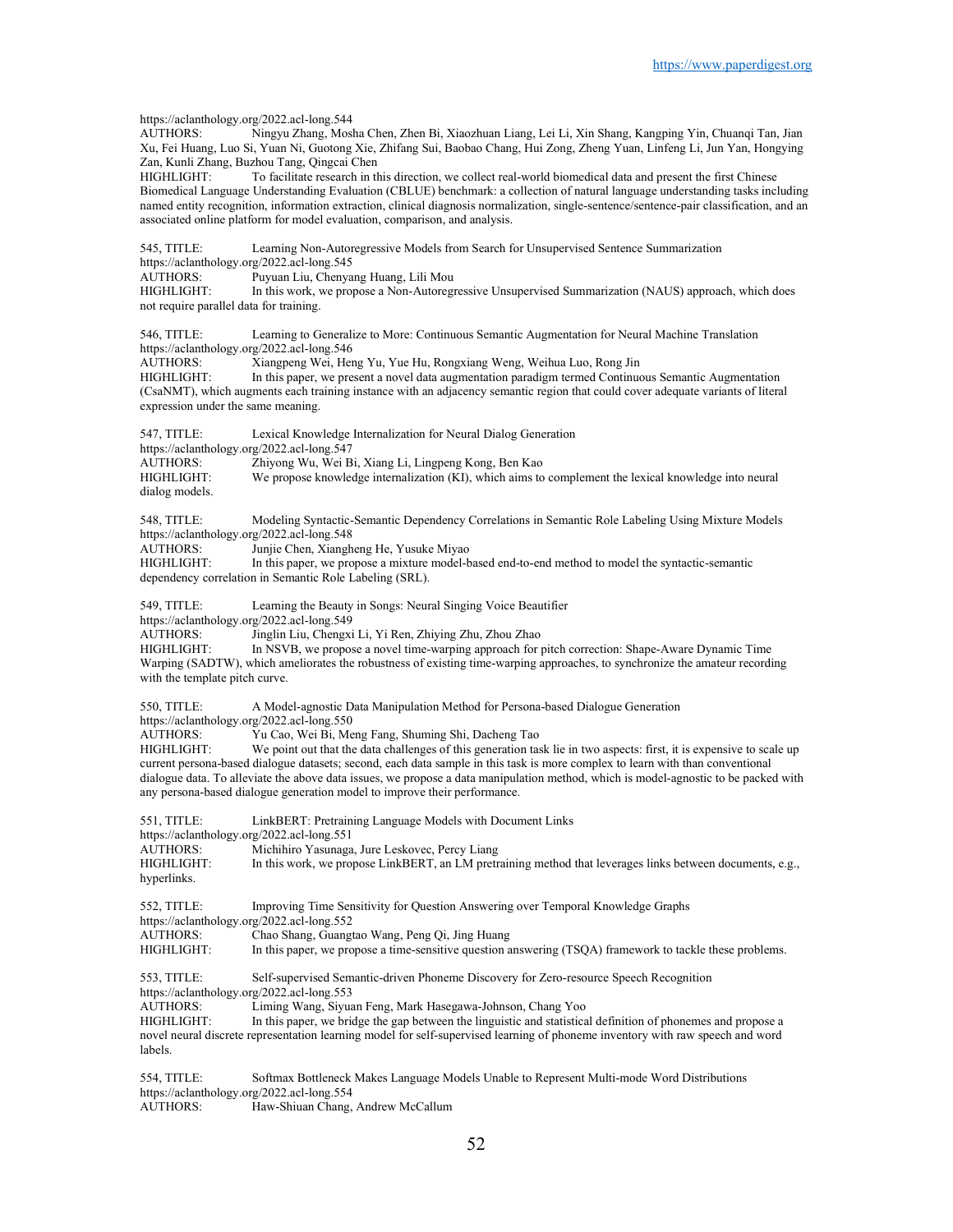https://aclanthology.org/2022.acl-long.544
AUTHORS: Ningyu Zhang, Mosha Chen, Zhen Bi, Xiaozhuan Liang, Lei Li, Xin Shang, Kangping Yin, Chuanqi Tan, Jian Xu, Fei Huang, Luo Si, Yuan Ni, Guotong Xie, Zhifang Sui, Baobao Chang, Hui Zong, Zheng Yuan, Linfeng Li, Jun Yan, Hongying Zan, Kunli Zhang, Buzhou Tang, Qingcai Chen
HIGHLIGHT: To facilitate research in this direction, we collect real-world biomedical data and present the first Chinese Biomedical Language Understanding Evaluation (CBLUE) benchmark: a collection of natural language understanding tasks including named entity recognition, information extraction, clinical diagnosis normalization, single-sentence/sentence-pair classification, and an associated online platform for model evaluation, comparison, and analysis.

545, TITLE: Learning Non-Autoregressive Models from Search for Unsupervised Sentence Summarization
https://aclanthology.org/2022.acl-long.545
AUTHORS: Puyuan Liu, Chenyang Huang, Lili Mou
HIGHLIGHT: In this work, we propose a Non-Autoregressive Unsupervised Summarization (NAUS) approach, which does not require parallel data for training.

546, TITLE: Learning to Generalize to More: Continuous Semantic Augmentation for Neural Machine Translation
https://aclanthology.org/2022.acl-long.546
AUTHORS: Xiangpeng Wei, Heng Yu, Yue Hu, Rongxiang Weng, Weihua Luo, Rong Jin
HIGHLIGHT: In this paper, we present a novel data augmentation paradigm termed Continuous Semantic Augmentation (CsaNMT), which augments each training instance with an adjacency semantic region that could cover adequate variants of literal expression under the same meaning.

547, TITLE: Lexical Knowledge Internalization for Neural Dialog Generation
https://aclanthology.org/2022.acl-long.547
AUTHORS: Zhiyong Wu, Wei Bi, Xiang Li, Lingpeng Kong, Ben Kao
HIGHLIGHT: We propose knowledge internalization (KI), which aims to complement the lexical knowledge into neural dialog models.

548, TITLE: Modeling Syntactic-Semantic Dependency Correlations in Semantic Role Labeling Using Mixture Models
https://aclanthology.org/2022.acl-long.548
AUTHORS: Junjie Chen, Xiangheng He, Yusuke Miyao
HIGHLIGHT: In this paper, we propose a mixture model-based end-to-end method to model the syntactic-semantic dependency correlation in Semantic Role Labeling (SRL).

549, TITLE: Learning the Beauty in Songs: Neural Singing Voice Beautifier
https://aclanthology.org/2022.acl-long.549
AUTHORS: Jinglin Liu, Chengxi Li, Yi Ren, Zhiying Zhu, Zhou Zhao
HIGHLIGHT: In NSVB, we propose a novel time-warping approach for pitch correction: Shape-Aware Dynamic Time Warping (SADTW), which ameliorates the robustness of existing time-warping approaches, to synchronize the amateur recording with the template pitch curve.

550, TITLE: A Model-agnostic Data Manipulation Method for Persona-based Dialogue Generation
https://aclanthology.org/2022.acl-long.550
AUTHORS: Yu Cao, Wei Bi, Meng Fang, Shuming Shi, Dacheng Tao
HIGHLIGHT: We point out that the data challenges of this generation task lie in two aspects: first, it is expensive to scale up current persona-based dialogue datasets; second, each data sample in this task is more complex to learn with than conventional dialogue data. To alleviate the above data issues, we propose a data manipulation method, which is model-agnostic to be packed with any persona-based dialogue generation model to improve their performance.

551, TITLE: LinkBERT: Pretraining Language Models with Document Links
https://aclanthology.org/2022.acl-long.551
AUTHORS: Michihiro Yasunaga, Jure Leskovec, Percy Liang
HIGHLIGHT: In this work, we propose LinkBERT, an LM pretraining method that leverages links between documents, e.g., hyperlinks.

552, TITLE: Improving Time Sensitivity for Question Answering over Temporal Knowledge Graphs
https://aclanthology.org/2022.acl-long.552
AUTHORS: Chao Shang, Guangtao Wang, Peng Qi, Jing Huang
HIGHLIGHT: In this paper, we propose a time-sensitive question answering (TSQA) framework to tackle these problems.

553, TITLE: Self-supervised Semantic-driven Phoneme Discovery for Zero-resource Speech Recognition
https://aclanthology.org/2022.acl-long.553
AUTHORS: Liming Wang, Siyuan Feng, Mark Hasegawa-Johnson, Chang Yoo
HIGHLIGHT: In this paper, we bridge the gap between the linguistic and statistical definition of phonemes and propose a novel neural discrete representation learning model for self-supervised learning of phoneme inventory with raw speech and word labels.

554, TITLE: Softmax Bottleneck Makes Language Models Unable to Represent Multi-mode Word Distributions
https://aclanthology.org/2022.acl-long.554
AUTHORS: Haw-Shiuan Chang, Andrew McCallum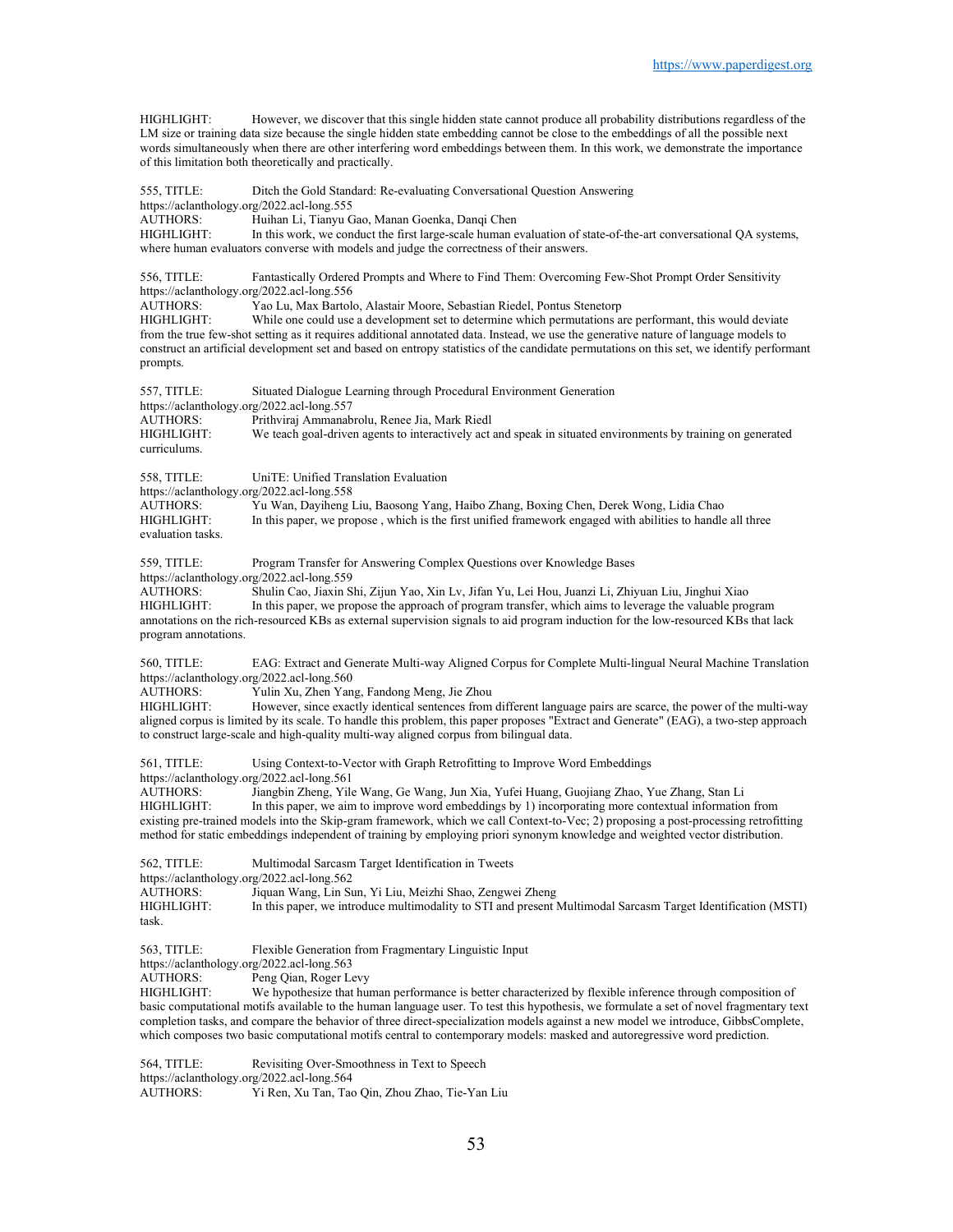HIGHLIGHT: However, we discover that this single hidden state cannot produce all probability distributions regardless of the LM size or training data size because the single hidden state embedding cannot be close to the embeddings of all the possible next words simultaneously when there are other interfering word embeddings between them. In this work, we demonstrate the importance of this limitation both theoretically and practically.

555, TITLE: Ditch the Gold Standard: Re-evaluating Conversational Question Answering
https://aclanthology.org/2022.acl-long.555
AUTHORS: Huihan Li, Tianyu Gao, Manan Goenka, Danqi Chen
HIGHLIGHT: In this work, we conduct the first large-scale human evaluation of state-of-the-art conversational QA systems, where human evaluators converse with models and judge the correctness of their answers.

556, TITLE: Fantastically Ordered Prompts and Where to Find Them: Overcoming Few-Shot Prompt Order Sensitivity
https://aclanthology.org/2022.acl-long.556
AUTHORS: Yao Lu, Max Bartolo, Alastair Moore, Sebastian Riedel, Pontus Stenetorp
HIGHLIGHT: While one could use a development set to determine which permutations are performant, this would deviate from the true few-shot setting as it requires additional annotated data. Instead, we use the generative nature of language models to construct an artificial development set and based on entropy statistics of the candidate permutations on this set, we identify performant prompts.

557, TITLE: Situated Dialogue Learning through Procedural Environment Generation
https://aclanthology.org/2022.acl-long.557
AUTHORS: Prithviraj Ammanabrolu, Renee Jia, Mark Riedl
HIGHLIGHT: We teach goal-driven agents to interactively act and speak in situated environments by training on generated curriculums.

558, TITLE: UniTE: Unified Translation Evaluation
https://aclanthology.org/2022.acl-long.558
AUTHORS: Yu Wan, Dayiheng Liu, Baosong Yang, Haibo Zhang, Boxing Chen, Derek Wong, Lidia Chao
HIGHLIGHT: In this paper, we propose , which is the first unified framework engaged with abilities to handle all three evaluation tasks.

559, TITLE: Program Transfer for Answering Complex Questions over Knowledge Bases
https://aclanthology.org/2022.acl-long.559
AUTHORS: Shulin Cao, Jiaxin Shi, Zijun Yao, Xin Lv, Jifan Yu, Lei Hou, Juanzi Li, Zhiyuan Liu, Jinghui Xiao
HIGHLIGHT: In this paper, we propose the approach of program transfer, which aims to leverage the valuable program annotations on the rich-resourced KBs as external supervision signals to aid program induction for the low-resourced KBs that lack program annotations.

560, TITLE: EAG: Extract and Generate Multi-way Aligned Corpus for Complete Multi-lingual Neural Machine Translation
https://aclanthology.org/2022.acl-long.560
AUTHORS: Yulin Xu, Zhen Yang, Fandong Meng, Jie Zhou
HIGHLIGHT: However, since exactly identical sentences from different language pairs are scarce, the power of the multi-way aligned corpus is limited by its scale. To handle this problem, this paper proposes "Extract and Generate" (EAG), a two-step approach to construct large-scale and high-quality multi-way aligned corpus from bilingual data.

561, TITLE: Using Context-to-Vector with Graph Retrofitting to Improve Word Embeddings
https://aclanthology.org/2022.acl-long.561
AUTHORS: Jiangbin Zheng, Yile Wang, Ge Wang, Jun Xia, Yufei Huang, Guojiang Zhao, Yue Zhang, Stan Li
HIGHLIGHT: In this paper, we aim to improve word embeddings by 1) incorporating more contextual information from existing pre-trained models into the Skip-gram framework, which we call Context-to-Vec; 2) proposing a post-processing retrofitting method for static embeddings independent of training by employing priori synonym knowledge and weighted vector distribution.

562, TITLE: Multimodal Sarcasm Target Identification in Tweets
https://aclanthology.org/2022.acl-long.562
AUTHORS: Jiquan Wang, Lin Sun, Yi Liu, Meizhi Shao, Zengwei Zheng
HIGHLIGHT: In this paper, we introduce multimodality to STI and present Multimodal Sarcasm Target Identification (MSTI) task.

563, TITLE: Flexible Generation from Fragmentary Linguistic Input
https://aclanthology.org/2022.acl-long.563
AUTHORS: Peng Qian, Roger Levy
HIGHLIGHT: We hypothesize that human performance is better characterized by flexible inference through composition of basic computational motifs available to the human language user. To test this hypothesis, we formulate a set of novel fragmentary text completion tasks, and compare the behavior of three direct-specialization models against a new model we introduce, GibbsComplete, which composes two basic computational motifs central to contemporary models: masked and autoregressive word prediction.

564, TITLE: Revisiting Over-Smoothness in Text to Speech
https://aclanthology.org/2022.acl-long.564
AUTHORS: Yi Ren, Xu Tan, Tao Qin, Zhou Zhao, Tie-Yan Liu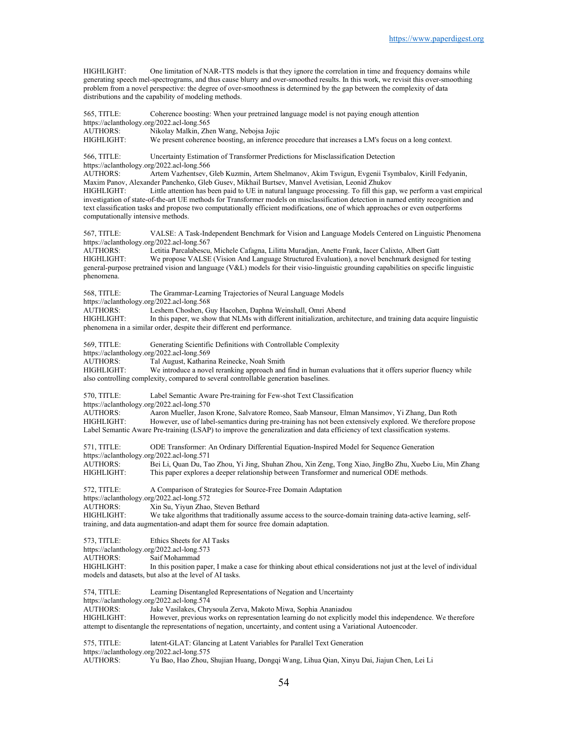HIGHLIGHT: One limitation of NAR-TTS models is that they ignore the correlation in time and frequency domains while generating speech mel-spectrograms, and thus cause blurry and over-smoothed results. In this work, we revisit this over-smoothing problem from a novel perspective: the degree of over-smoothness is determined by the gap between the complexity of data distributions and the capability of modeling methods.

565, TITLE: Coherence boosting: When your pretrained language model is not paying enough attention
https://aclanthology.org/2022.acl-long.565
AUTHORS: Nikolay Malkin, Zhen Wang, Nebojsa Jojic
HIGHLIGHT: We present coherence boosting, an inference procedure that increases a LM's focus on a long context.

566, TITLE: Uncertainty Estimation of Transformer Predictions for Misclassification Detection
https://aclanthology.org/2022.acl-long.566
AUTHORS: Artem Vazhentsev, Gleb Kuzmin, Artem Shelmanov, Akim Tsvigun, Evgenii Tsymbalov, Kirill Fedyanin, Maxim Panov, Alexander Panchenko, Gleb Gusev, Mikhail Burtsev, Manvel Avetisian, Leonid Zhukov
HIGHLIGHT: Little attention has been paid to UE in natural language processing. To fill this gap, we perform a vast empirical investigation of state-of-the-art UE methods for Transformer models on misclassification detection in named entity recognition and text classification tasks and propose two computationally efficient modifications, one of which approaches or even outperforms computationally intensive methods.

567, TITLE: VALSE: A Task-Independent Benchmark for Vision and Language Models Centered on Linguistic Phenomena
https://aclanthology.org/2022.acl-long.567
AUTHORS: Letitia Parcalabescu, Michele Cafagna, Lilitta Muradjan, Anette Frank, Iacer Calixto, Albert Gatt
HIGHLIGHT: We propose VALSE (Vision And Language Structured Evaluation), a novel benchmark designed for testing general-purpose pretrained vision and language (V&L) models for their visio-linguistic grounding capabilities on specific linguistic phenomena.

568, TITLE: The Grammar-Learning Trajectories of Neural Language Models
https://aclanthology.org/2022.acl-long.568
AUTHORS: Leshem Choshen, Guy Hacohen, Daphna Weinshall, Omri Abend
HIGHLIGHT: In this paper, we show that NLMs with different initialization, architecture, and training data acquire linguistic phenomena in a similar order, despite their different end performance.

569, TITLE: Generating Scientific Definitions with Controllable Complexity
https://aclanthology.org/2022.acl-long.569
AUTHORS: Tal August, Katharina Reinecke, Noah Smith
HIGHLIGHT: We introduce a novel reranking approach and find in human evaluations that it offers superior fluency while also controlling complexity, compared to several controllable generation baselines.

570, TITLE: Label Semantic Aware Pre-training for Few-shot Text Classification
https://aclanthology.org/2022.acl-long.570
AUTHORS: Aaron Mueller, Jason Krone, Salvatore Romeo, Saab Mansour, Elman Mansimov, Yi Zhang, Dan Roth
HIGHLIGHT: However, use of label-semantics during pre-training has not been extensively explored. We therefore propose Label Semantic Aware Pre-training (LSAP) to improve the generalization and data efficiency of text classification systems.

571, TITLE: ODE Transformer: An Ordinary Differential Equation-Inspired Model for Sequence Generation
https://aclanthology.org/2022.acl-long.571
AUTHORS: Bei Li, Quan Du, Tao Zhou, Yi Jing, Shuhan Zhou, Xin Zeng, Tong Xiao, JingBo Zhu, Xuebo Liu, Min Zhang
HIGHLIGHT: This paper explores a deeper relationship between Transformer and numerical ODE methods.

572, TITLE: A Comparison of Strategies for Source-Free Domain Adaptation
https://aclanthology.org/2022.acl-long.572
AUTHORS: Xin Su, Yiyun Zhao, Steven Bethard
HIGHLIGHT: We take algorithms that traditionally assume access to the source-domain training data-active learning, self-training, and data augmentation-and adapt them for source free domain adaptation.

573, TITLE: Ethics Sheets for AI Tasks
https://aclanthology.org/2022.acl-long.573
AUTHORS: Saif Mohammad
HIGHLIGHT: In this position paper, I make a case for thinking about ethical considerations not just at the level of individual models and datasets, but also at the level of AI tasks.

574, TITLE: Learning Disentangled Representations of Negation and Uncertainty
https://aclanthology.org/2022.acl-long.574
AUTHORS: Jake Vasilakes, Chrysoula Zerva, Makoto Miwa, Sophia Ananiadou
HIGHLIGHT: However, previous works on representation learning do not explicitly model this independence. We therefore attempt to disentangle the representations of negation, uncertainty, and content using a Variational Autoencoder.

575, TITLE: latent-GLAT: Glancing at Latent Variables for Parallel Text Generation
https://aclanthology.org/2022.acl-long.575
AUTHORS: Yu Bao, Hao Zhou, Shujian Huang, Dongqi Wang, Lihua Qian, Xinyu Dai, Jiajun Chen, Lei Li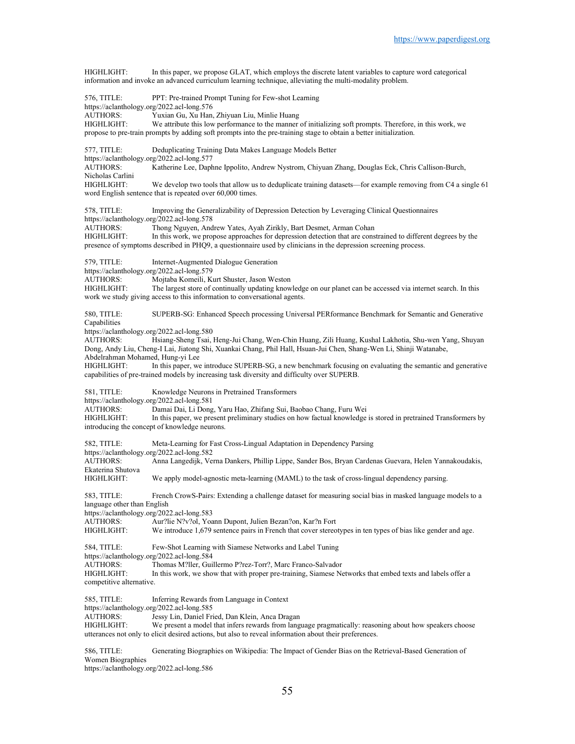HIGHLIGHT: In this paper, we propose GLAT, which employs the discrete latent variables to capture word categorical information and invoke an advanced curriculum learning technique, alleviating the multi-modality problem.

576, TITLE: PPT: Pre-trained Prompt Tuning for Few-shot Learning
https://aclanthology.org/2022.acl-long.576
AUTHORS: Yuxian Gu, Xu Han, Zhiyuan Liu, Minlie Huang
HIGHLIGHT: We attribute this low performance to the manner of initializing soft prompts. Therefore, in this work, we propose to pre-train prompts by adding soft prompts into the pre-training stage to obtain a better initialization.

577, TITLE: Deduplicating Training Data Makes Language Models Better
https://aclanthology.org/2022.acl-long.577
AUTHORS: Katherine Lee, Daphne Ippolito, Andrew Nystrom, Chiyuan Zhang, Douglas Eck, Chris Callison-Burch, Nicholas Carlini
HIGHLIGHT: We develop two tools that allow us to deduplicate training datasets—for example removing from C4 a single 61 word English sentence that is repeated over 60,000 times.

578, TITLE: Improving the Generalizability of Depression Detection by Leveraging Clinical Questionnaires
https://aclanthology.org/2022.acl-long.578
AUTHORS: Thong Nguyen, Andrew Yates, Ayah Zirikly, Bart Desmet, Arman Cohan
HIGHLIGHT: In this work, we propose approaches for depression detection that are constrained to different degrees by the presence of symptoms described in PHQ9, a questionnaire used by clinicians in the depression screening process.

579, TITLE: Internet-Augmented Dialogue Generation
https://aclanthology.org/2022.acl-long.579
AUTHORS: Mojtaba Komeili, Kurt Shuster, Jason Weston
HIGHLIGHT: The largest store of continually updating knowledge on our planet can be accessed via internet search. In this work we study giving access to this information to conversational agents.

580, TITLE: SUPERB-SG: Enhanced Speech processing Universal PERformance Benchmark for Semantic and Generative Capabilities
https://aclanthology.org/2022.acl-long.580
AUTHORS: Hsiang-Sheng Tsai, Heng-Jui Chang, Wen-Chin Huang, Zili Huang, Kushal Lakhotia, Shu-wen Yang, Shuyan Dong, Andy Liu, Cheng-I Lai, Jiatong Shi, Xuankai Chang, Phil Hall, Hsuan-Jui Chen, Shang-Wen Li, Shinji Watanabe, Abdelrahman Mohamed, Hung-yi Lee
HIGHLIGHT: In this paper, we introduce SUPERB-SG, a new benchmark focusing on evaluating the semantic and generative capabilities of pre-trained models by increasing task diversity and difficulty over SUPERB.

581, TITLE: Knowledge Neurons in Pretrained Transformers
https://aclanthology.org/2022.acl-long.581
AUTHORS: Damai Dai, Li Dong, Yaru Hao, Zhifang Sui, Baobao Chang, Furu Wei
HIGHLIGHT: In this paper, we present preliminary studies on how factual knowledge is stored in pretrained Transformers by introducing the concept of knowledge neurons.

582, TITLE: Meta-Learning for Fast Cross-Lingual Adaptation in Dependency Parsing
https://aclanthology.org/2022.acl-long.582
AUTHORS: Anna Langedijk, Verna Dankers, Phillip Lippe, Sander Bos, Bryan Cardenas Guevara, Helen Yannakoudakis, Ekaterina Shutova
HIGHLIGHT: We apply model-agnostic meta-learning (MAML) to the task of cross-lingual dependency parsing.

583, TITLE: French CrowS-Pairs: Extending a challenge dataset for measuring social bias in masked language models to a language other than English
https://aclanthology.org/2022.acl-long.583
AUTHORS: Aur?lie N?v?ol, Yoann Dupont, Julien Bezan?on, Kar?n Fort
HIGHLIGHT: We introduce 1,679 sentence pairs in French that cover stereotypes in ten types of bias like gender and age.

584, TITLE: Few-Shot Learning with Siamese Networks and Label Tuning
https://aclanthology.org/2022.acl-long.584
AUTHORS: Thomas M?ller, Guillermo P?rez-Torr?, Marc Franco-Salvador
HIGHLIGHT: In this work, we show that with proper pre-training, Siamese Networks that embed texts and labels offer a competitive alternative.

585, TITLE: Inferring Rewards from Language in Context
https://aclanthology.org/2022.acl-long.585
AUTHORS: Jessy Lin, Daniel Fried, Dan Klein, Anca Dragan
HIGHLIGHT: We present a model that infers rewards from language pragmatically: reasoning about how speakers choose utterances not only to elicit desired actions, but also to reveal information about their preferences.

586, TITLE: Generating Biographies on Wikipedia: The Impact of Gender Bias on the Retrieval-Based Generation of Women Biographies
https://aclanthology.org/2022.acl-long.586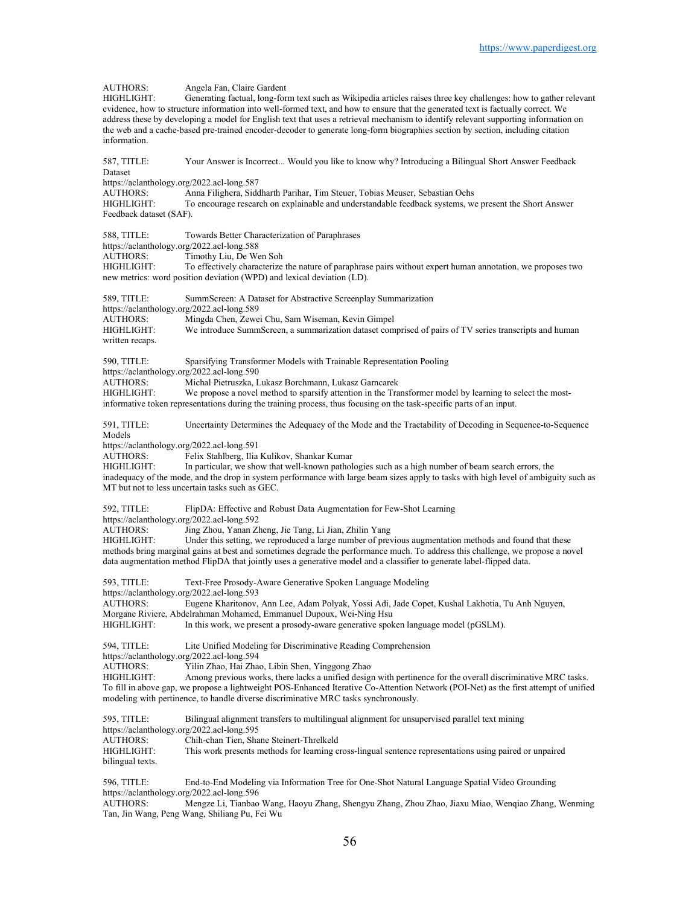AUTHORS: Angela Fan, Claire Gardent
HIGHLIGHT: Generating factual, long-form text such as Wikipedia articles raises three key challenges: how to gather relevant evidence, how to structure information into well-formed text, and how to ensure that the generated text is factually correct. We address these by developing a model for English text that uses a retrieval mechanism to identify relevant supporting information on the web and a cache-based pre-trained encoder-decoder to generate long-form biographies section by section, including citation information.

587, TITLE: Your Answer is Incorrect... Would you like to know why? Introducing a Bilingual Short Answer Feedback Dataset
https://aclanthology.org/2022.acl-long.587
AUTHORS: Anna Filighera, Siddharth Parihar, Tim Steuer, Tobias Meuser, Sebastian Ochs
HIGHLIGHT: To encourage research on explainable and understandable feedback systems, we present the Short Answer Feedback dataset (SAF).

588, TITLE: Towards Better Characterization of Paraphrases
https://aclanthology.org/2022.acl-long.588
AUTHORS: Timothy Liu, De Wen Soh
HIGHLIGHT: To effectively characterize the nature of paraphrase pairs without expert human annotation, we proposes two new metrics: word position deviation (WPD) and lexical deviation (LD).

589, TITLE: SummScreen: A Dataset for Abstractive Screenplay Summarization
https://aclanthology.org/2022.acl-long.589
AUTHORS: Mingda Chen, Zewei Chu, Sam Wiseman, Kevin Gimpel
HIGHLIGHT: We introduce SummScreen, a summarization dataset comprised of pairs of TV series transcripts and human written recaps.

590, TITLE: Sparsifying Transformer Models with Trainable Representation Pooling
https://aclanthology.org/2022.acl-long.590
AUTHORS: Michal Pietruszka, Lukasz Borchmann, Lukasz Garncarek
HIGHLIGHT: We propose a novel method to sparsify attention in the Transformer model by learning to select the most-informative token representations during the training process, thus focusing on the task-specific parts of an input.

591, TITLE: Uncertainty Determines the Adequacy of the Mode and the Tractability of Decoding in Sequence-to-Sequence Models
https://aclanthology.org/2022.acl-long.591
AUTHORS: Felix Stahlberg, Ilia Kulikov, Shankar Kumar
HIGHLIGHT: In particular, we show that well-known pathologies such as a high number of beam search errors, the inadequacy of the mode, and the drop in system performance with large beam sizes apply to tasks with high level of ambiguity such as MT but not to less uncertain tasks such as GEC.

592, TITLE: FlipDA: Effective and Robust Data Augmentation for Few-Shot Learning
https://aclanthology.org/2022.acl-long.592
AUTHORS: Jing Zhou, Yanan Zheng, Jie Tang, Li Jian, Zhilin Yang
HIGHLIGHT: Under this setting, we reproduced a large number of previous augmentation methods and found that these methods bring marginal gains at best and sometimes degrade the performance much. To address this challenge, we propose a novel data augmentation method FlipDA that jointly uses a generative model and a classifier to generate label-flipped data.

593, TITLE: Text-Free Prosody-Aware Generative Spoken Language Modeling
https://aclanthology.org/2022.acl-long.593
AUTHORS: Eugene Kharitonov, Ann Lee, Adam Polyak, Yossi Adi, Jade Copet, Kushal Lakhotia, Tu Anh Nguyen, Morgane Riviere, Abdelrahman Mohamed, Emmanuel Dupoux, Wei-Ning Hsu
HIGHLIGHT: In this work, we present a prosody-aware generative spoken language model (pGSLM).

594, TITLE: Lite Unified Modeling for Discriminative Reading Comprehension
https://aclanthology.org/2022.acl-long.594
AUTHORS: Yilin Zhao, Hai Zhao, Libin Shen, Yinggong Zhao
HIGHLIGHT: Among previous works, there lacks a unified design with pertinence for the overall discriminative MRC tasks. To fill in above gap, we propose a lightweight POS-Enhanced Iterative Co-Attention Network (POI-Net) as the first attempt of unified modeling with pertinence, to handle diverse discriminative MRC tasks synchronously.

595, TITLE: Bilingual alignment transfers to multilingual alignment for unsupervised parallel text mining
https://aclanthology.org/2022.acl-long.595
AUTHORS: Chih-chan Tien, Shane Steinert-Threlkeld
HIGHLIGHT: This work presents methods for learning cross-lingual sentence representations using paired or unpaired bilingual texts.

596, TITLE: End-to-End Modeling via Information Tree for One-Shot Natural Language Spatial Video Grounding
https://aclanthology.org/2022.acl-long.596
AUTHORS: Mengze Li, Tianbao Wang, Haoyu Zhang, Shengyu Zhang, Zhou Zhao, Jiaxu Miao, Wenqiao Zhang, Wenming Tan, Jin Wang, Peng Wang, Shiliang Pu, Fei Wu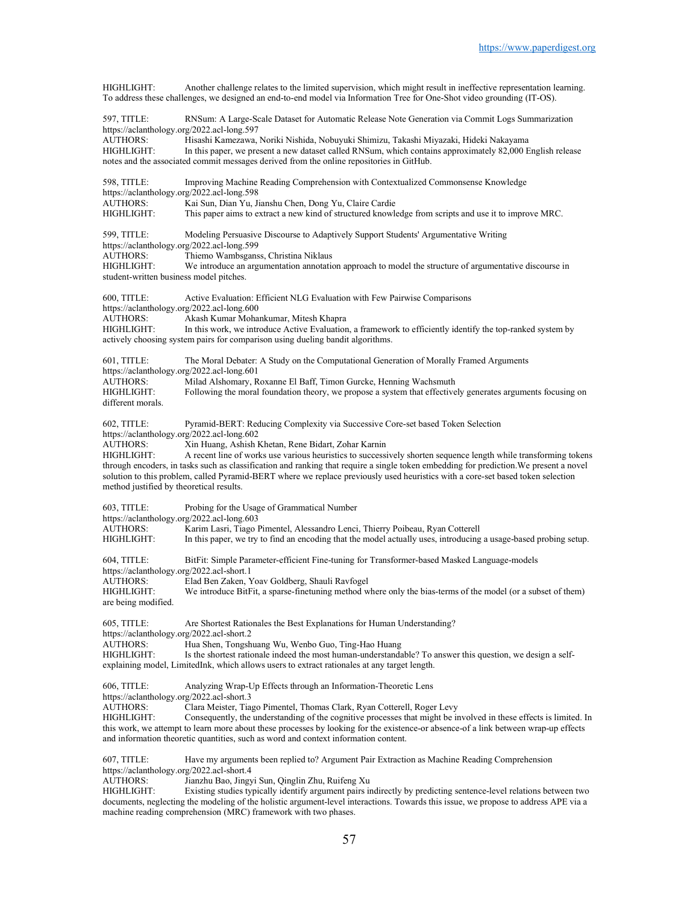HIGHLIGHT: Another challenge relates to the limited supervision, which might result in ineffective representation learning. To address these challenges, we designed an end-to-end model via Information Tree for One-Shot video grounding (IT-OS).

597, TITLE: RNSum: A Large-Scale Dataset for Automatic Release Note Generation via Commit Logs Summarization
https://aclanthology.org/2022.acl-long.597
AUTHORS: Hisashi Kamezawa, Noriki Nishida, Nobuyuki Shimizu, Takashi Miyazaki, Hideki Nakayama
HIGHLIGHT: In this paper, we present a new dataset called RNSum, which contains approximately 82,000 English release notes and the associated commit messages derived from the online repositories in GitHub.

598, TITLE: Improving Machine Reading Comprehension with Contextualized Commonsense Knowledge
https://aclanthology.org/2022.acl-long.598
AUTHORS: Kai Sun, Dian Yu, Jianshu Chen, Dong Yu, Claire Cardie
HIGHLIGHT: This paper aims to extract a new kind of structured knowledge from scripts and use it to improve MRC.

599, TITLE: Modeling Persuasive Discourse to Adaptively Support Students' Argumentative Writing
https://aclanthology.org/2022.acl-long.599
AUTHORS: Thiemo Wambsganss, Christina Niklaus
HIGHLIGHT: We introduce an argumentation annotation approach to model the structure of argumentative discourse in student-written business model pitches.

600, TITLE: Active Evaluation: Efficient NLG Evaluation with Few Pairwise Comparisons
https://aclanthology.org/2022.acl-long.600
AUTHORS: Akash Kumar Mohankumar, Mitesh Khapra
HIGHLIGHT: In this work, we introduce Active Evaluation, a framework to efficiently identify the top-ranked system by actively choosing system pairs for comparison using dueling bandit algorithms.

601, TITLE: The Moral Debater: A Study on the Computational Generation of Morally Framed Arguments
https://aclanthology.org/2022.acl-long.601
AUTHORS: Milad Alshomary, Roxanne El Baff, Timon Gurcke, Henning Wachsmuth
HIGHLIGHT: Following the moral foundation theory, we propose a system that effectively generates arguments focusing on different morals.

602, TITLE: Pyramid-BERT: Reducing Complexity via Successive Core-set based Token Selection
https://aclanthology.org/2022.acl-long.602
AUTHORS: Xin Huang, Ashish Khetan, Rene Bidart, Zohar Karnin
HIGHLIGHT: A recent line of works use various heuristics to successively shorten sequence length while transforming tokens through encoders, in tasks such as classification and ranking that require a single token embedding for prediction.We present a novel solution to this problem, called Pyramid-BERT where we replace previously used heuristics with a core-set based token selection method justified by theoretical results.

603, TITLE: Probing for the Usage of Grammatical Number
https://aclanthology.org/2022.acl-long.603
AUTHORS: Karim Lasri, Tiago Pimentel, Alessandro Lenci, Thierry Poibeau, Ryan Cotterell
HIGHLIGHT: In this paper, we try to find an encoding that the model actually uses, introducing a usage-based probing setup.

604, TITLE: BitFit: Simple Parameter-efficient Fine-tuning for Transformer-based Masked Language-models
https://aclanthology.org/2022.acl-short.1
AUTHORS: Elad Ben Zaken, Yoav Goldberg, Shauli Ravfogel
HIGHLIGHT: We introduce BitFit, a sparse-finetuning method where only the bias-terms of the model (or a subset of them) are being modified.

605, TITLE: Are Shortest Rationales the Best Explanations for Human Understanding?
https://aclanthology.org/2022.acl-short.2
AUTHORS: Hua Shen, Tongshuang Wu, Wenbo Guo, Ting-Hao Huang
HIGHLIGHT: Is the shortest rationale indeed the most human-understandable? To answer this question, we design a self-explaining model, LimitedInk, which allows users to extract rationales at any target length.

606, TITLE: Analyzing Wrap-Up Effects through an Information-Theoretic Lens
https://aclanthology.org/2022.acl-short.3
AUTHORS: Clara Meister, Tiago Pimentel, Thomas Clark, Ryan Cotterell, Roger Levy
HIGHLIGHT: Consequently, the understanding of the cognitive processes that might be involved in these effects is limited. In this work, we attempt to learn more about these processes by looking for the existence-or absence-of a link between wrap-up effects and information theoretic quantities, such as word and context information content.

607, TITLE: Have my arguments been replied to? Argument Pair Extraction as Machine Reading Comprehension
https://aclanthology.org/2022.acl-short.4
AUTHORS: Jianzhu Bao, Jingyi Sun, Qinglin Zhu, Ruifeng Xu
HIGHLIGHT: Existing studies typically identify argument pairs indirectly by predicting sentence-level relations between two documents, neglecting the modeling of the holistic argument-level interactions. Towards this issue, we propose to address APE via a machine reading comprehension (MRC) framework with two phases.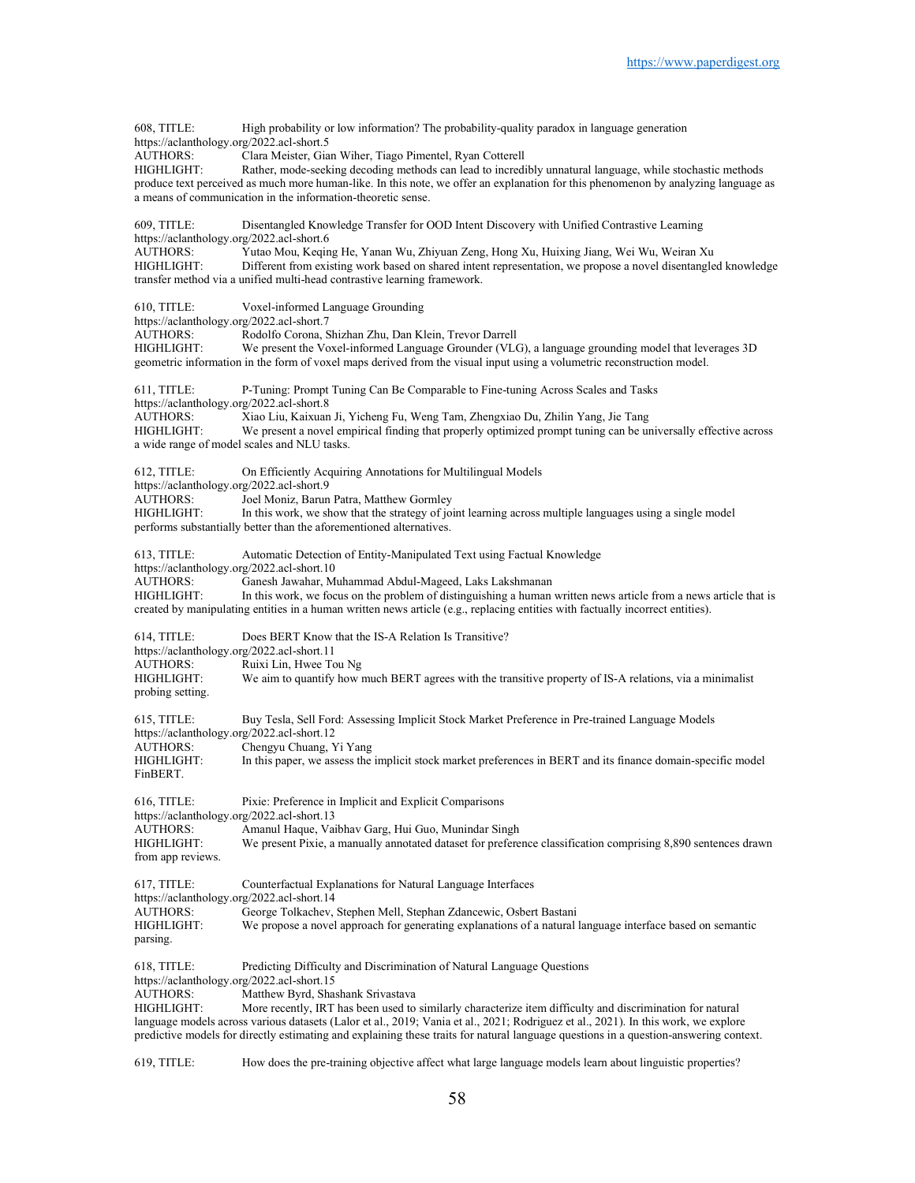608, TITLE: High probability or low information? The probability-quality paradox in language generation
https://aclanthology.org/2022.acl-short.5
AUTHORS: Clara Meister, Gian Wiher, Tiago Pimentel, Ryan Cotterell
HIGHLIGHT: Rather, mode-seeking decoding methods can lead to incredibly unnatural language, while stochastic methods produce text perceived as much more human-like. In this note, we offer an explanation for this phenomenon by analyzing language as a means of communication in the information-theoretic sense.

609, TITLE: Disentangled Knowledge Transfer for OOD Intent Discovery with Unified Contrastive Learning
https://aclanthology.org/2022.acl-short.6
AUTHORS: Yutao Mou, Keqing He, Yanan Wu, Zhiyuan Zeng, Hong Xu, Huixing Jiang, Wei Wu, Weiran Xu
HIGHLIGHT: Different from existing work based on shared intent representation, we propose a novel disentangled knowledge transfer method via a unified multi-head contrastive learning framework.

610, TITLE: Voxel-informed Language Grounding
https://aclanthology.org/2022.acl-short.7
AUTHORS: Rodolfo Corona, Shizhan Zhu, Dan Klein, Trevor Darrell
HIGHLIGHT: We present the Voxel-informed Language Grounder (VLG), a language grounding model that leverages 3D geometric information in the form of voxel maps derived from the visual input using a volumetric reconstruction model.

611, TITLE: P-Tuning: Prompt Tuning Can Be Comparable to Fine-tuning Across Scales and Tasks
https://aclanthology.org/2022.acl-short.8
AUTHORS: Xiao Liu, Kaixuan Ji, Yicheng Fu, Weng Tam, Zhengxiao Du, Zhilin Yang, Jie Tang
HIGHLIGHT: We present a novel empirical finding that properly optimized prompt tuning can be universally effective across a wide range of model scales and NLU tasks.

612, TITLE: On Efficiently Acquiring Annotations for Multilingual Models
https://aclanthology.org/2022.acl-short.9
AUTHORS: Joel Moniz, Barun Patra, Matthew Gormley
HIGHLIGHT: In this work, we show that the strategy of joint learning across multiple languages using a single model performs substantially better than the aforementioned alternatives.

613, TITLE: Automatic Detection of Entity-Manipulated Text using Factual Knowledge
https://aclanthology.org/2022.acl-short.10
AUTHORS: Ganesh Jawahar, Muhammad Abdul-Mageed, Laks Lakshmanan
HIGHLIGHT: In this work, we focus on the problem of distinguishing a human written news article from a news article that is created by manipulating entities in a human written news article (e.g., replacing entities with factually incorrect entities).

614, TITLE: Does BERT Know that the IS-A Relation Is Transitive?
https://aclanthology.org/2022.acl-short.11
AUTHORS: Ruixi Lin, Hwee Tou Ng
HIGHLIGHT: We aim to quantify how much BERT agrees with the transitive property of IS-A relations, via a minimalist probing setting.

615, TITLE: Buy Tesla, Sell Ford: Assessing Implicit Stock Market Preference in Pre-trained Language Models
https://aclanthology.org/2022.acl-short.12
AUTHORS: Chengyu Chuang, Yi Yang
HIGHLIGHT: In this paper, we assess the implicit stock market preferences in BERT and its finance domain-specific model FinBERT.

616, TITLE: Pixie: Preference in Implicit and Explicit Comparisons
https://aclanthology.org/2022.acl-short.13
AUTHORS: Amanul Haque, Vaibhav Garg, Hui Guo, Munindar Singh
HIGHLIGHT: We present Pixie, a manually annotated dataset for preference classification comprising 8,890 sentences drawn from app reviews.

617, TITLE: Counterfactual Explanations for Natural Language Interfaces
https://aclanthology.org/2022.acl-short.14
AUTHORS: George Tolkachev, Stephen Mell, Stephan Zdancewic, Osbert Bastani
HIGHLIGHT: We propose a novel approach for generating explanations of a natural language interface based on semantic parsing.

618, TITLE: Predicting Difficulty and Discrimination of Natural Language Questions
https://aclanthology.org/2022.acl-short.15
AUTHORS: Matthew Byrd, Shashank Srivastava
HIGHLIGHT: More recently, IRT has been used to similarly characterize item difficulty and discrimination for natural language models across various datasets (Lalor et al., 2019; Vania et al., 2021; Rodriguez et al., 2021). In this work, we explore predictive models for directly estimating and explaining these traits for natural language questions in a question-answering context.

619, TITLE: How does the pre-training objective affect what large language models learn about linguistic properties?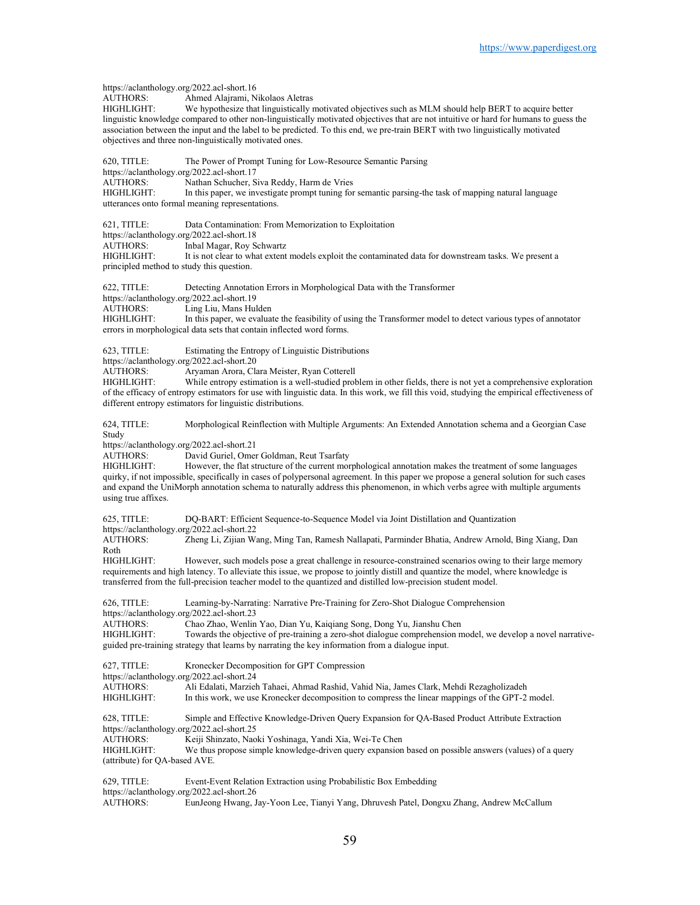https://aclanthology.org/2022.acl-short.16
AUTHORS: Ahmed Alajrami, Nikolaos Aletras
HIGHLIGHT: We hypothesize that linguistically motivated objectives such as MLM should help BERT to acquire better linguistic knowledge compared to other non-linguistically motivated objectives that are not intuitive or hard for humans to guess the association between the input and the label to be predicted. To this end, we pre-train BERT with two linguistically motivated objectives and three non-linguistically motivated ones.

620, TITLE: The Power of Prompt Tuning for Low-Resource Semantic Parsing
https://aclanthology.org/2022.acl-short.17
AUTHORS: Nathan Schucher, Siva Reddy, Harm de Vries
HIGHLIGHT: In this paper, we investigate prompt tuning for semantic parsing-the task of mapping natural language utterances onto formal meaning representations.

621, TITLE: Data Contamination: From Memorization to Exploitation
https://aclanthology.org/2022.acl-short.18
AUTHORS: Inbal Magar, Roy Schwartz
HIGHLIGHT: It is not clear to what extent models exploit the contaminated data for downstream tasks. We present a principled method to study this question.

622, TITLE: Detecting Annotation Errors in Morphological Data with the Transformer
https://aclanthology.org/2022.acl-short.19
AUTHORS: Ling Liu, Mans Hulden
HIGHLIGHT: In this paper, we evaluate the feasibility of using the Transformer model to detect various types of annotator errors in morphological data sets that contain inflected word forms.

623, TITLE: Estimating the Entropy of Linguistic Distributions
https://aclanthology.org/2022.acl-short.20
AUTHORS: Aryaman Arora, Clara Meister, Ryan Cotterell
HIGHLIGHT: While entropy estimation is a well-studied problem in other fields, there is not yet a comprehensive exploration of the efficacy of entropy estimators for use with linguistic data. In this work, we fill this void, studying the empirical effectiveness of different entropy estimators for linguistic distributions.

624, TITLE: Morphological Reinflection with Multiple Arguments: An Extended Annotation schema and a Georgian Case Study
https://aclanthology.org/2022.acl-short.21
AUTHORS: David Guriel, Omer Goldman, Reut Tsarfaty
HIGHLIGHT: However, the flat structure of the current morphological annotation makes the treatment of some languages quirky, if not impossible, specifically in cases of polypersonal agreement. In this paper we propose a general solution for such cases and expand the UniMorph annotation schema to naturally address this phenomenon, in which verbs agree with multiple arguments using true affixes.

625, TITLE: DQ-BART: Efficient Sequence-to-Sequence Model via Joint Distillation and Quantization
https://aclanthology.org/2022.acl-short.22
AUTHORS: Zheng Li, Zijian Wang, Ming Tan, Ramesh Nallapati, Parminder Bhatia, Andrew Arnold, Bing Xiang, Dan Roth
HIGHLIGHT: However, such models pose a great challenge in resource-constrained scenarios owing to their large memory requirements and high latency. To alleviate this issue, we propose to jointly distill and quantize the model, where knowledge is transferred from the full-precision teacher model to the quantized and distilled low-precision student model.

626, TITLE: Learning-by-Narrating: Narrative Pre-Training for Zero-Shot Dialogue Comprehension
https://aclanthology.org/2022.acl-short.23
AUTHORS: Chao Zhao, Wenlin Yao, Dian Yu, Kaiqiang Song, Dong Yu, Jianshu Chen
HIGHLIGHT: Towards the objective of pre-training a zero-shot dialogue comprehension model, we develop a novel narrative-guided pre-training strategy that learns by narrating the key information from a dialogue input.

627, TITLE: Kronecker Decomposition for GPT Compression
https://aclanthology.org/2022.acl-short.24
AUTHORS: Ali Edalati, Marzieh Tahaei, Ahmad Rashid, Vahid Nia, James Clark, Mehdi Rezagholizadeh
HIGHLIGHT: In this work, we use Kronecker decomposition to compress the linear mappings of the GPT-2 model.

628, TITLE: Simple and Effective Knowledge-Driven Query Expansion for QA-Based Product Attribute Extraction
https://aclanthology.org/2022.acl-short.25
AUTHORS: Keiji Shinzato, Naoki Yoshinaga, Yandi Xia, Wei-Te Chen
HIGHLIGHT: We thus propose simple knowledge-driven query expansion based on possible answers (values) of a query (attribute) for QA-based AVE.

629, TITLE: Event-Event Relation Extraction using Probabilistic Box Embedding
https://aclanthology.org/2022.acl-short.26
AUTHORS: EunJeong Hwang, Jay-Yoon Lee, Tianyi Yang, Dhruvesh Patel, Dongxu Zhang, Andrew McCallum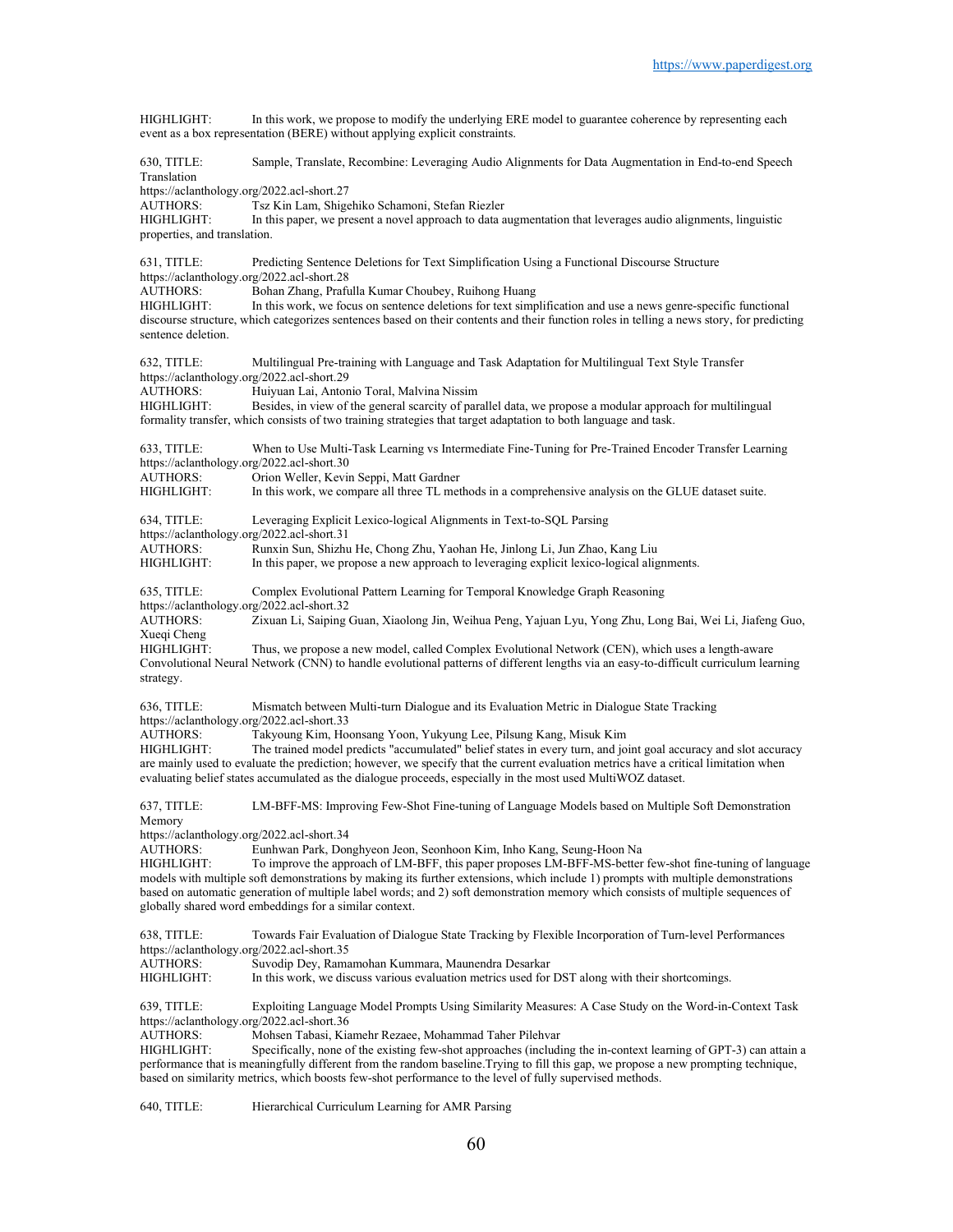HIGHLIGHT: In this work, we propose to modify the underlying ERE model to guarantee coherence by representing each event as a box representation (BERE) without applying explicit constraints.

630, TITLE: Sample, Translate, Recombine: Leveraging Audio Alignments for Data Augmentation in End-to-end Speech Translation
https://aclanthology.org/2022.acl-short.27
AUTHORS: Tsz Kin Lam, Shigehiko Schamoni, Stefan Riezler
HIGHLIGHT: In this paper, we present a novel approach to data augmentation that leverages audio alignments, linguistic properties, and translation.

631, TITLE: Predicting Sentence Deletions for Text Simplification Using a Functional Discourse Structure
https://aclanthology.org/2022.acl-short.28
AUTHORS: Bohan Zhang, Prafulla Kumar Choubey, Ruihong Huang
HIGHLIGHT: In this work, we focus on sentence deletions for text simplification and use a news genre-specific functional discourse structure, which categorizes sentences based on their contents and their function roles in telling a news story, for predicting sentence deletion.

632, TITLE: Multilingual Pre-training with Language and Task Adaptation for Multilingual Text Style Transfer
https://aclanthology.org/2022.acl-short.29
AUTHORS: Huiyuan Lai, Antonio Toral, Malvina Nissim
HIGHLIGHT: Besides, in view of the general scarcity of parallel data, we propose a modular approach for multilingual formality transfer, which consists of two training strategies that target adaptation to both language and task.

633, TITLE: When to Use Multi-Task Learning vs Intermediate Fine-Tuning for Pre-Trained Encoder Transfer Learning
https://aclanthology.org/2022.acl-short.30
AUTHORS: Orion Weller, Kevin Seppi, Matt Gardner
HIGHLIGHT: In this work, we compare all three TL methods in a comprehensive analysis on the GLUE dataset suite.

634, TITLE: Leveraging Explicit Lexico-logical Alignments in Text-to-SQL Parsing
https://aclanthology.org/2022.acl-short.31
AUTHORS: Runxin Sun, Shizhu He, Chong Zhu, Yaohan He, Jinlong Li, Jun Zhao, Kang Liu
HIGHLIGHT: In this paper, we propose a new approach to leveraging explicit lexico-logical alignments.

635, TITLE: Complex Evolutional Pattern Learning for Temporal Knowledge Graph Reasoning
https://aclanthology.org/2022.acl-short.32
AUTHORS: Zixuan Li, Saiping Guan, Xiaolong Jin, Weihua Peng, Yajuan Lyu, Yong Zhu, Long Bai, Wei Li, Jiafeng Guo, Xueqi Cheng
HIGHLIGHT: Thus, we propose a new model, called Complex Evolutional Network (CEN), which uses a length-aware Convolutional Neural Network (CNN) to handle evolutional patterns of different lengths via an easy-to-difficult curriculum learning strategy.

636, TITLE: Mismatch between Multi-turn Dialogue and its Evaluation Metric in Dialogue State Tracking
https://aclanthology.org/2022.acl-short.33
AUTHORS: Takyoung Kim, Hoonsang Yoon, Yukyung Lee, Pilsung Kang, Misuk Kim
HIGHLIGHT: The trained model predicts "accumulated" belief states in every turn, and joint goal accuracy and slot accuracy are mainly used to evaluate the prediction; however, we specify that the current evaluation metrics have a critical limitation when evaluating belief states accumulated as the dialogue proceeds, especially in the most used MultiWOZ dataset.

637, TITLE: LM-BFF-MS: Improving Few-Shot Fine-tuning of Language Models based on Multiple Soft Demonstration Memory
https://aclanthology.org/2022.acl-short.34
AUTHORS: Eunhwan Park, Donghyeon Jeon, Seonhoon Kim, Inho Kang, Seung-Hoon Na
HIGHLIGHT: To improve the approach of LM-BFF, this paper proposes LM-BFF-MS-better few-shot fine-tuning of language models with multiple soft demonstrations by making its further extensions, which include 1) prompts with multiple demonstrations based on automatic generation of multiple label words; and 2) soft demonstration memory which consists of multiple sequences of globally shared word embeddings for a similar context.

638, TITLE: Towards Fair Evaluation of Dialogue State Tracking by Flexible Incorporation of Turn-level Performances
https://aclanthology.org/2022.acl-short.35
AUTHORS: Suvodip Dey, Ramamohan Kummara, Maunendra Desarkar
HIGHLIGHT: In this work, we discuss various evaluation metrics used for DST along with their shortcomings.

639, TITLE: Exploiting Language Model Prompts Using Similarity Measures: A Case Study on the Word-in-Context Task
https://aclanthology.org/2022.acl-short.36
AUTHORS: Mohsen Tabasi, Kiamehr Rezaee, Mohammad Taher Pilehvar
HIGHLIGHT: Specifically, none of the existing few-shot approaches (including the in-context learning of GPT-3) can attain a performance that is meaningfully different from the random baseline.Trying to fill this gap, we propose a new prompting technique, based on similarity metrics, which boosts few-shot performance to the level of fully supervised methods.

640, TITLE: Hierarchical Curriculum Learning for AMR Parsing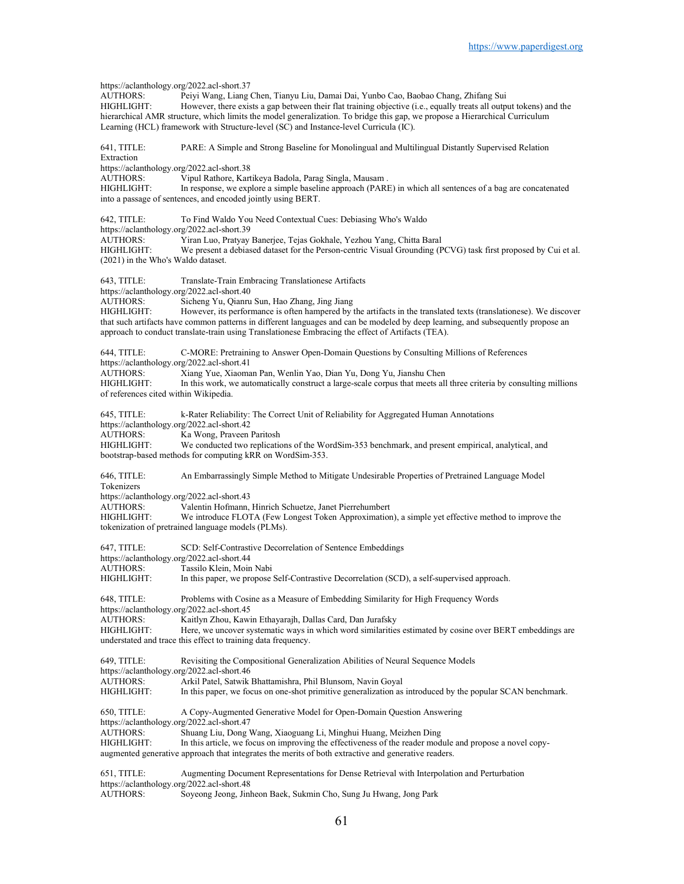https://aclanthology.org/2022.acl-short.37
AUTHORS: Peiyi Wang, Liang Chen, Tianyu Liu, Damai Dai, Yunbo Cao, Baobao Chang, Zhifang Sui
HIGHLIGHT: However, there exists a gap between their flat training objective (i.e., equally treats all output tokens) and the hierarchical AMR structure, which limits the model generalization. To bridge this gap, we propose a Hierarchical Curriculum Learning (HCL) framework with Structure-level (SC) and Instance-level Curricula (IC).

641, TITLE: PARE: A Simple and Strong Baseline for Monolingual and Multilingual Distantly Supervised Relation Extraction
https://aclanthology.org/2022.acl-short.38
AUTHORS: Vipul Rathore, Kartikeya Badola, Parag Singla, Mausam .
HIGHLIGHT: In response, we explore a simple baseline approach (PARE) in which all sentences of a bag are concatenated into a passage of sentences, and encoded jointly using BERT.

642, TITLE: To Find Waldo You Need Contextual Cues: Debiasing Who's Waldo
https://aclanthology.org/2022.acl-short.39
AUTHORS: Yiran Luo, Pratyay Banerjee, Tejas Gokhale, Yezhou Yang, Chitta Baral
HIGHLIGHT: We present a debiased dataset for the Person-centric Visual Grounding (PCVG) task first proposed by Cui et al. (2021) in the Who's Waldo dataset.

643, TITLE: Translate-Train Embracing Translationese Artifacts
https://aclanthology.org/2022.acl-short.40
AUTHORS: Sicheng Yu, Qianru Sun, Hao Zhang, Jing Jiang
HIGHLIGHT: However, its performance is often hampered by the artifacts in the translated texts (translationese). We discover that such artifacts have common patterns in different languages and can be modeled by deep learning, and subsequently propose an approach to conduct translate-train using Translationese Embracing the effect of Artifacts (TEA).

644, TITLE: C-MORE: Pretraining to Answer Open-Domain Questions by Consulting Millions of References
https://aclanthology.org/2022.acl-short.41
AUTHORS: Xiang Yue, Xiaoman Pan, Wenlin Yao, Dian Yu, Dong Yu, Jianshu Chen
HIGHLIGHT: In this work, we automatically construct a large-scale corpus that meets all three criteria by consulting millions of references cited within Wikipedia.

645, TITLE: k-Rater Reliability: The Correct Unit of Reliability for Aggregated Human Annotations
https://aclanthology.org/2022.acl-short.42
AUTHORS: Ka Wong, Praveen Paritosh
HIGHLIGHT: We conducted two replications of the WordSim-353 benchmark, and present empirical, analytical, and bootstrap-based methods for computing kRR on WordSim-353.

646, TITLE: An Embarrassingly Simple Method to Mitigate Undesirable Properties of Pretrained Language Model Tokenizers
https://aclanthology.org/2022.acl-short.43
AUTHORS: Valentin Hofmann, Hinrich Schuetze, Janet Pierrehumbert
HIGHLIGHT: We introduce FLOTA (Few Longest Token Approximation), a simple yet effective method to improve the tokenization of pretrained language models (PLMs).

647, TITLE: SCD: Self-Contrastive Decorrelation of Sentence Embeddings
https://aclanthology.org/2022.acl-short.44
AUTHORS: Tassilo Klein, Moin Nabi
HIGHLIGHT: In this paper, we propose Self-Contrastive Decorrelation (SCD), a self-supervised approach.

648, TITLE: Problems with Cosine as a Measure of Embedding Similarity for High Frequency Words
https://aclanthology.org/2022.acl-short.45
AUTHORS: Kaitlyn Zhou, Kawin Ethayarajh, Dallas Card, Dan Jurafsky
HIGHLIGHT: Here, we uncover systematic ways in which word similarities estimated by cosine over BERT embeddings are understated and trace this effect to training data frequency.

649, TITLE: Revisiting the Compositional Generalization Abilities of Neural Sequence Models
https://aclanthology.org/2022.acl-short.46
AUTHORS: Arkil Patel, Satwik Bhattamishra, Phil Blunsom, Navin Goyal
HIGHLIGHT: In this paper, we focus on one-shot primitive generalization as introduced by the popular SCAN benchmark.

650, TITLE: A Copy-Augmented Generative Model for Open-Domain Question Answering
https://aclanthology.org/2022.acl-short.47
AUTHORS: Shuang Liu, Dong Wang, Xiaoguang Li, Minghui Huang, Meizhen Ding
HIGHLIGHT: In this article, we focus on improving the effectiveness of the reader module and propose a novel copy-augmented generative approach that integrates the merits of both extractive and generative readers.

651, TITLE: Augmenting Document Representations for Dense Retrieval with Interpolation and Perturbation
https://aclanthology.org/2022.acl-short.48
AUTHORS: Soyeong Jeong, Jinheon Baek, Sukmin Cho, Sung Ju Hwang, Jong Park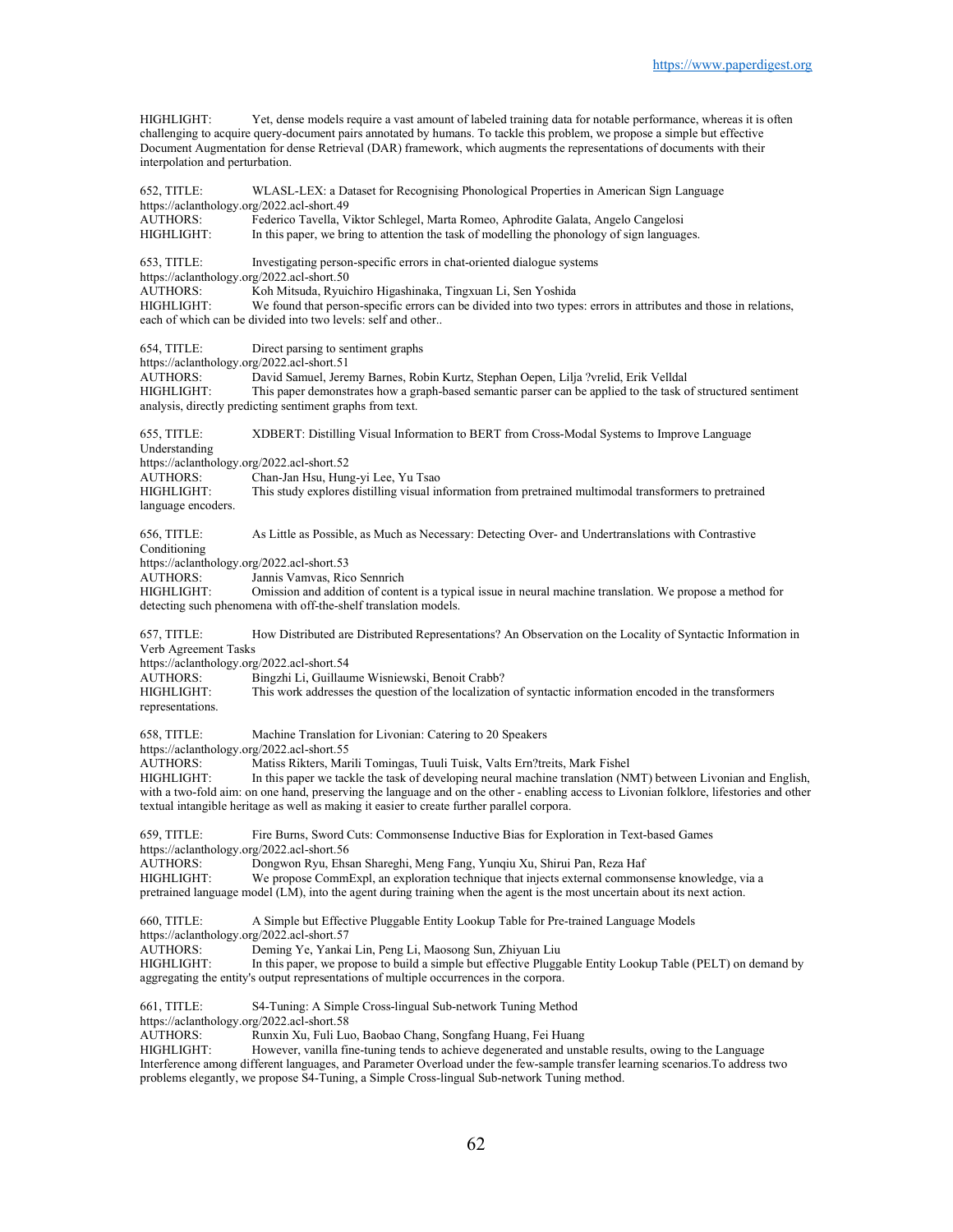HIGHLIGHT: Yet, dense models require a vast amount of labeled training data for notable performance, whereas it is often challenging to acquire query-document pairs annotated by humans. To tackle this problem, we propose a simple but effective Document Augmentation for dense Retrieval (DAR) framework, which augments the representations of documents with their interpolation and perturbation.

652, TITLE: WLASL-LEX: a Dataset for Recognising Phonological Properties in American Sign Language
https://aclanthology.org/2022.acl-short.49
AUTHORS: Federico Tavella, Viktor Schlegel, Marta Romeo, Aphrodite Galata, Angelo Cangelosi
HIGHLIGHT: In this paper, we bring to attention the task of modelling the phonology of sign languages.

653, TITLE: Investigating person-specific errors in chat-oriented dialogue systems
https://aclanthology.org/2022.acl-short.50
AUTHORS: Koh Mitsuda, Ryuichiro Higashinaka, Tingxuan Li, Sen Yoshida
HIGHLIGHT: We found that person-specific errors can be divided into two types: errors in attributes and those in relations, each of which can be divided into two levels: self and other..

654, TITLE: Direct parsing to sentiment graphs
https://aclanthology.org/2022.acl-short.51
AUTHORS: David Samuel, Jeremy Barnes, Robin Kurtz, Stephan Oepen, Lilja ?vrelid, Erik Velldal
HIGHLIGHT: This paper demonstrates how a graph-based semantic parser can be applied to the task of structured sentiment analysis, directly predicting sentiment graphs from text.

655, TITLE: XDBERT: Distilling Visual Information to BERT from Cross-Modal Systems to Improve Language Understanding
https://aclanthology.org/2022.acl-short.52
AUTHORS: Chan-Jan Hsu, Hung-yi Lee, Yu Tsao
HIGHLIGHT: This study explores distilling visual information from pretrained multimodal transformers to pretrained language encoders.

656, TITLE: As Little as Possible, as Much as Necessary: Detecting Over- and Undertranslations with Contrastive Conditioning
https://aclanthology.org/2022.acl-short.53
AUTHORS: Jannis Vamvas, Rico Sennrich
HIGHLIGHT: Omission and addition of content is a typical issue in neural machine translation. We propose a method for detecting such phenomena with off-the-shelf translation models.

657, TITLE: How Distributed are Distributed Representations? An Observation on the Locality of Syntactic Information in Verb Agreement Tasks
https://aclanthology.org/2022.acl-short.54
AUTHORS: Bingzhi Li, Guillaume Wisniewski, Benoit Crabb?
HIGHLIGHT: This work addresses the question of the localization of syntactic information encoded in the transformers representations.

658, TITLE: Machine Translation for Livonian: Catering to 20 Speakers
https://aclanthology.org/2022.acl-short.55
AUTHORS: Matiss Rikters, Marili Tomingas, Tuuli Tuisk, Valts Ern?treits, Mark Fishel
HIGHLIGHT: In this paper we tackle the task of developing neural machine translation (NMT) between Livonian and English, with a two-fold aim: on one hand, preserving the language and on the other - enabling access to Livonian folklore, lifestories and other textual intangible heritage as well as making it easier to create further parallel corpora.

659, TITLE: Fire Burns, Sword Cuts: Commonsense Inductive Bias for Exploration in Text-based Games
https://aclanthology.org/2022.acl-short.56
AUTHORS: Dongwon Ryu, Ehsan Shareghi, Meng Fang, Yunqiu Xu, Shirui Pan, Reza Haf
HIGHLIGHT: We propose CommExpl, an exploration technique that injects external commonsense knowledge, via a pretrained language model (LM), into the agent during training when the agent is the most uncertain about its next action.

660, TITLE: A Simple but Effective Pluggable Entity Lookup Table for Pre-trained Language Models
https://aclanthology.org/2022.acl-short.57
AUTHORS: Deming Ye, Yankai Lin, Peng Li, Maosong Sun, Zhiyuan Liu
HIGHLIGHT: In this paper, we propose to build a simple but effective Pluggable Entity Lookup Table (PELT) on demand by aggregating the entity's output representations of multiple occurrences in the corpora.

661, TITLE: S4-Tuning: A Simple Cross-lingual Sub-network Tuning Method
https://aclanthology.org/2022.acl-short.58
AUTHORS: Runxin Xu, Fuli Luo, Baobao Chang, Songfang Huang, Fei Huang
HIGHLIGHT: However, vanilla fine-tuning tends to achieve degenerated and unstable results, owing to the Language Interference among different languages, and Parameter Overload under the few-sample transfer learning scenarios.To address two problems elegantly, we propose S4-Tuning, a Simple Cross-lingual Sub-network Tuning method.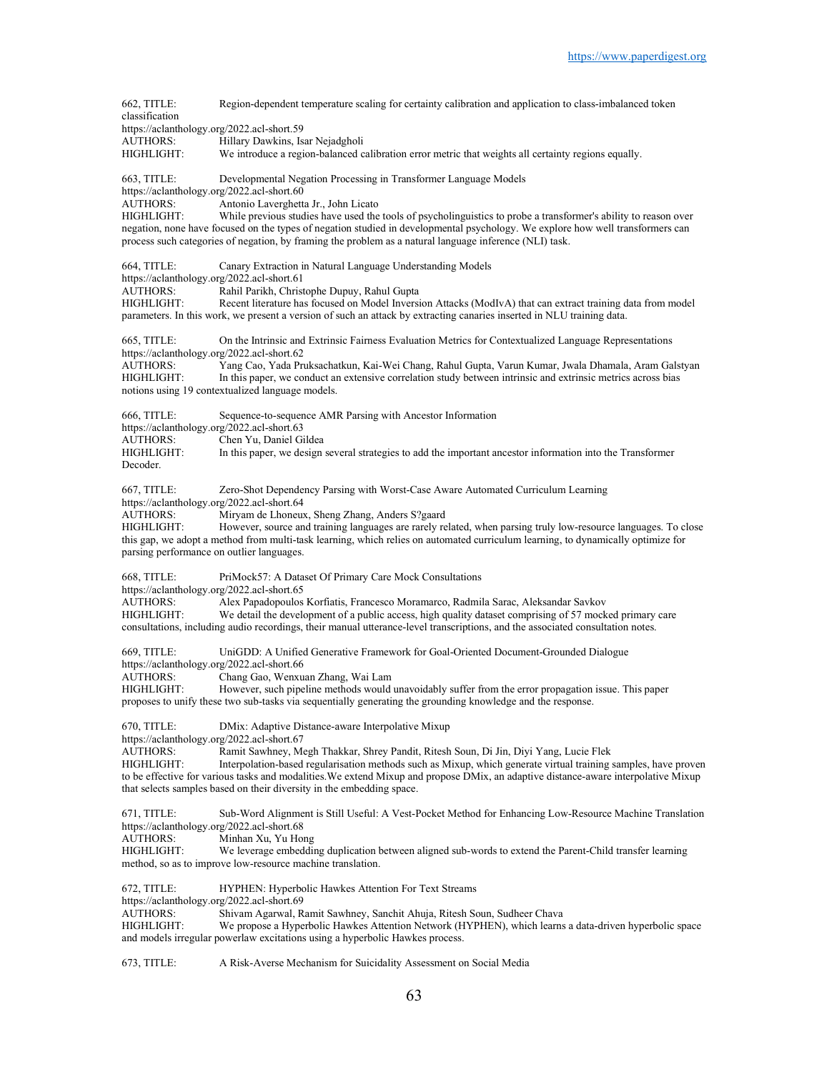662, TITLE: Region-dependent temperature scaling for certainty calibration and application to class-imbalanced token classification
https://aclanthology.org/2022.acl-short.59
AUTHORS: Hillary Dawkins, Isar Nejadgholi
HIGHLIGHT: We introduce a region-balanced calibration error metric that weights all certainty regions equally.

663, TITLE: Developmental Negation Processing in Transformer Language Models
https://aclanthology.org/2022.acl-short.60
AUTHORS: Antonio Laverghetta Jr., John Licato
HIGHLIGHT: While previous studies have used the tools of psycholinguistics to probe a transformer's ability to reason over negation, none have focused on the types of negation studied in developmental psychology. We explore how well transformers can process such categories of negation, by framing the problem as a natural language inference (NLI) task.

664, TITLE: Canary Extraction in Natural Language Understanding Models
https://aclanthology.org/2022.acl-short.61
AUTHORS: Rahil Parikh, Christophe Dupuy, Rahul Gupta
HIGHLIGHT: Recent literature has focused on Model Inversion Attacks (ModIvA) that can extract training data from model parameters. In this work, we present a version of such an attack by extracting canaries inserted in NLU training data.

665, TITLE: On the Intrinsic and Extrinsic Fairness Evaluation Metrics for Contextualized Language Representations
https://aclanthology.org/2022.acl-short.62
AUTHORS: Yang Cao, Yada Pruksachatkun, Kai-Wei Chang, Rahul Gupta, Varun Kumar, Jwala Dhamala, Aram Galstyan
HIGHLIGHT: In this paper, we conduct an extensive correlation study between intrinsic and extrinsic metrics across bias notions using 19 contextualized language models.

666, TITLE: Sequence-to-sequence AMR Parsing with Ancestor Information
https://aclanthology.org/2022.acl-short.63
AUTHORS: Chen Yu, Daniel Gildea
HIGHLIGHT: In this paper, we design several strategies to add the important ancestor information into the Transformer Decoder.

667, TITLE: Zero-Shot Dependency Parsing with Worst-Case Aware Automated Curriculum Learning
https://aclanthology.org/2022.acl-short.64
AUTHORS: Miryam de Lhoneux, Sheng Zhang, Anders S?gaard
HIGHLIGHT: However, source and training languages are rarely related, when parsing truly low-resource languages. To close this gap, we adopt a method from multi-task learning, which relies on automated curriculum learning, to dynamically optimize for parsing performance on outlier languages.

668, TITLE: PriMock57: A Dataset Of Primary Care Mock Consultations
https://aclanthology.org/2022.acl-short.65
AUTHORS: Alex Papadopoulos Korfiatis, Francesco Moramarco, Radmila Sarac, Aleksandar Savkov
HIGHLIGHT: We detail the development of a public access, high quality dataset comprising of 57 mocked primary care consultations, including audio recordings, their manual utterance-level transcriptions, and the associated consultation notes.

669, TITLE: UniGDD: A Unified Generative Framework for Goal-Oriented Document-Grounded Dialogue
https://aclanthology.org/2022.acl-short.66
AUTHORS: Chang Gao, Wenxuan Zhang, Wai Lam
HIGHLIGHT: However, such pipeline methods would unavoidably suffer from the error propagation issue. This paper proposes to unify these two sub-tasks via sequentially generating the grounding knowledge and the response.

670, TITLE: DMix: Adaptive Distance-aware Interpolative Mixup
https://aclanthology.org/2022.acl-short.67
AUTHORS: Ramit Sawhney, Megh Thakkar, Shrey Pandit, Ritesh Soun, Di Jin, Diyi Yang, Lucie Flek
HIGHLIGHT: Interpolation-based regularisation methods such as Mixup, which generate virtual training samples, have proven to be effective for various tasks and modalities.We extend Mixup and propose DMix, an adaptive distance-aware interpolative Mixup that selects samples based on their diversity in the embedding space.

671, TITLE: Sub-Word Alignment is Still Useful: A Vest-Pocket Method for Enhancing Low-Resource Machine Translation
https://aclanthology.org/2022.acl-short.68
AUTHORS: Minhan Xu, Yu Hong
HIGHLIGHT: We leverage embedding duplication between aligned sub-words to extend the Parent-Child transfer learning method, so as to improve low-resource machine translation.

672, TITLE: HYPHEN: Hyperbolic Hawkes Attention For Text Streams
https://aclanthology.org/2022.acl-short.69
AUTHORS: Shivam Agarwal, Ramit Sawhney, Sanchit Ahuja, Ritesh Soun, Sudheer Chava
HIGHLIGHT: We propose a Hyperbolic Hawkes Attention Network (HYPHEN), which learns a data-driven hyperbolic space and models irregular powerlaw excitations using a hyperbolic Hawkes process.

673, TITLE: A Risk-Averse Mechanism for Suicidality Assessment on Social Media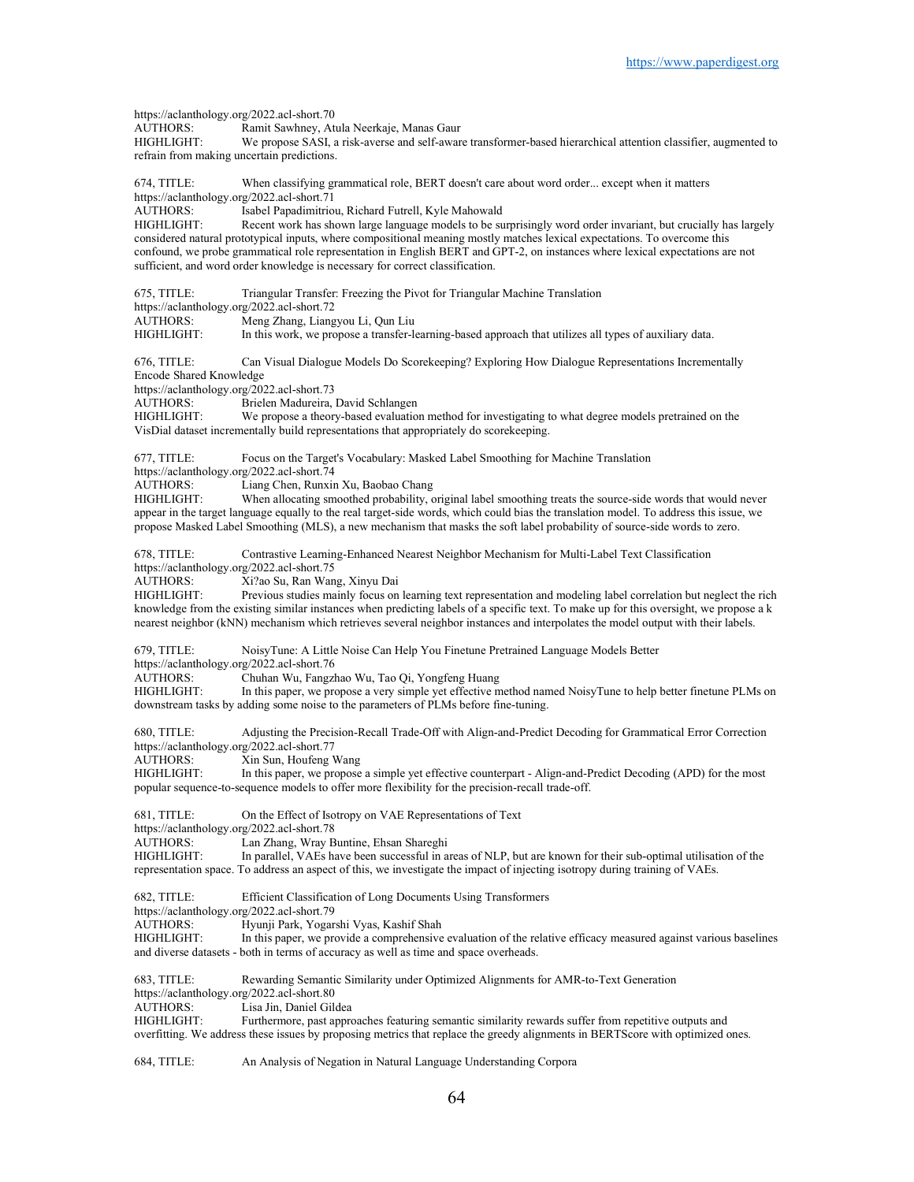https://aclanthology.org/2022.acl-short.70
AUTHORS: Ramit Sawhney, Atula Neerkaje, Manas Gaur
HIGHLIGHT: We propose SASI, a risk-averse and self-aware transformer-based hierarchical attention classifier, augmented to refrain from making uncertain predictions.

674, TITLE: When classifying grammatical role, BERT doesn't care about word order... except when it matters
https://aclanthology.org/2022.acl-short.71
AUTHORS: Isabel Papadimitriou, Richard Futrell, Kyle Mahowald
HIGHLIGHT: Recent work has shown large language models to be surprisingly word order invariant, but crucially has largely considered natural prototypical inputs, where compositional meaning mostly matches lexical expectations. To overcome this confound, we probe grammatical role representation in English BERT and GPT-2, on instances where lexical expectations are not sufficient, and word order knowledge is necessary for correct classification.

675, TITLE: Triangular Transfer: Freezing the Pivot for Triangular Machine Translation
https://aclanthology.org/2022.acl-short.72
AUTHORS: Meng Zhang, Liangyou Li, Qun Liu
HIGHLIGHT: In this work, we propose a transfer-learning-based approach that utilizes all types of auxiliary data.

676, TITLE: Can Visual Dialogue Models Do Scorekeeping? Exploring How Dialogue Representations Incrementally Encode Shared Knowledge
https://aclanthology.org/2022.acl-short.73
AUTHORS: Brielen Madureira, David Schlangen
HIGHLIGHT: We propose a theory-based evaluation method for investigating to what degree models pretrained on the VisDial dataset incrementally build representations that appropriately do scorekeeping.

677, TITLE: Focus on the Target's Vocabulary: Masked Label Smoothing for Machine Translation
https://aclanthology.org/2022.acl-short.74
AUTHORS: Liang Chen, Runxin Xu, Baobao Chang
HIGHLIGHT: When allocating smoothed probability, original label smoothing treats the source-side words that would never appear in the target language equally to the real target-side words, which could bias the translation model. To address this issue, we propose Masked Label Smoothing (MLS), a new mechanism that masks the soft label probability of source-side words to zero.

678, TITLE: Contrastive Learning-Enhanced Nearest Neighbor Mechanism for Multi-Label Text Classification
https://aclanthology.org/2022.acl-short.75
AUTHORS: Xi?ao Su, Ran Wang, Xinyu Dai
HIGHLIGHT: Previous studies mainly focus on learning text representation and modeling label correlation but neglect the rich knowledge from the existing similar instances when predicting labels of a specific text. To make up for this oversight, we propose a k nearest neighbor (kNN) mechanism which retrieves several neighbor instances and interpolates the model output with their labels.

679, TITLE: NoisyTune: A Little Noise Can Help You Finetune Pretrained Language Models Better
https://aclanthology.org/2022.acl-short.76
AUTHORS: Chuhan Wu, Fangzhao Wu, Tao Qi, Yongfeng Huang
HIGHLIGHT: In this paper, we propose a very simple yet effective method named NoisyTune to help better finetune PLMs on downstream tasks by adding some noise to the parameters of PLMs before fine-tuning.

680, TITLE: Adjusting the Precision-Recall Trade-Off with Align-and-Predict Decoding for Grammatical Error Correction
https://aclanthology.org/2022.acl-short.77
AUTHORS: Xin Sun, Houfeng Wang
HIGHLIGHT: In this paper, we propose a simple yet effective counterpart - Align-and-Predict Decoding (APD) for the most popular sequence-to-sequence models to offer more flexibility for the precision-recall trade-off.

681, TITLE: On the Effect of Isotropy on VAE Representations of Text
https://aclanthology.org/2022.acl-short.78
AUTHORS: Lan Zhang, Wray Buntine, Ehsan Shareghi
HIGHLIGHT: In parallel, VAEs have been successful in areas of NLP, but are known for their sub-optimal utilisation of the representation space. To address an aspect of this, we investigate the impact of injecting isotropy during training of VAEs.

682, TITLE: Efficient Classification of Long Documents Using Transformers
https://aclanthology.org/2022.acl-short.79
AUTHORS: Hyunji Park, Yogarshi Vyas, Kashif Shah
HIGHLIGHT: In this paper, we provide a comprehensive evaluation of the relative efficacy measured against various baselines and diverse datasets - both in terms of accuracy as well as time and space overheads.

683, TITLE: Rewarding Semantic Similarity under Optimized Alignments for AMR-to-Text Generation
https://aclanthology.org/2022.acl-short.80
AUTHORS: Lisa Jin, Daniel Gildea
HIGHLIGHT: Furthermore, past approaches featuring semantic similarity rewards suffer from repetitive outputs and overfitting. We address these issues by proposing metrics that replace the greedy alignments in BERTScore with optimized ones.

684, TITLE: An Analysis of Negation in Natural Language Understanding Corpora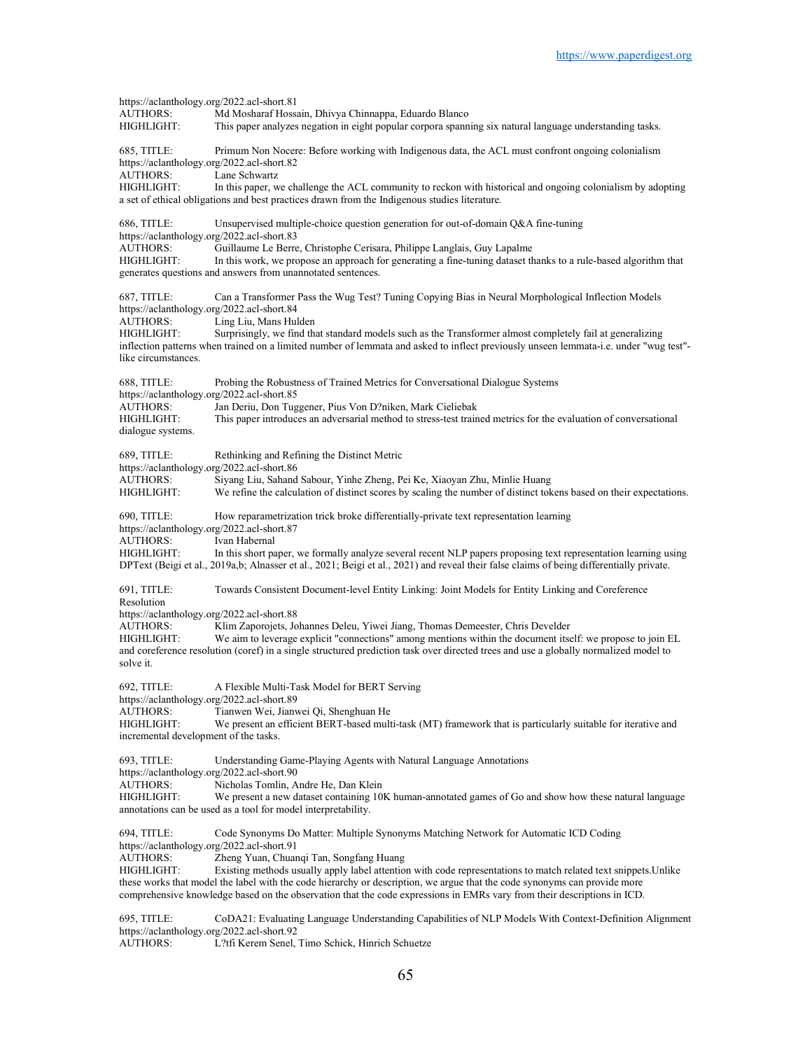https://aclanthology.org/2022.acl-short.81
AUTHORS: Md Mosharaf Hossain, Dhivya Chinnappa, Eduardo Blanco
HIGHLIGHT: This paper analyzes negation in eight popular corpora spanning six natural language understanding tasks.

685, TITLE: Primum Non Nocere: Before working with Indigenous data, the ACL must confront ongoing colonialism
https://aclanthology.org/2022.acl-short.82
AUTHORS: Lane Schwartz
HIGHLIGHT: In this paper, we challenge the ACL community to reckon with historical and ongoing colonialism by adopting a set of ethical obligations and best practices drawn from the Indigenous studies literature.

686, TITLE: Unsupervised multiple-choice question generation for out-of-domain Q&A fine-tuning
https://aclanthology.org/2022.acl-short.83
AUTHORS: Guillaume Le Berre, Christophe Cerisara, Philippe Langlais, Guy Lapalme
HIGHLIGHT: In this work, we propose an approach for generating a fine-tuning dataset thanks to a rule-based algorithm that generates questions and answers from unannotated sentences.

687, TITLE: Can a Transformer Pass the Wug Test? Tuning Copying Bias in Neural Morphological Inflection Models
https://aclanthology.org/2022.acl-short.84
AUTHORS: Ling Liu, Mans Hulden
HIGHLIGHT: Surprisingly, we find that standard models such as the Transformer almost completely fail at generalizing inflection patterns when trained on a limited number of lemmata and asked to inflect previously unseen lemmata-i.e. under "wug test"-like circumstances.

688, TITLE: Probing the Robustness of Trained Metrics for Conversational Dialogue Systems
https://aclanthology.org/2022.acl-short.85
AUTHORS: Jan Deriu, Don Tuggener, Pius Von D?niken, Mark Cieliebak
HIGHLIGHT: This paper introduces an adversarial method to stress-test trained metrics for the evaluation of conversational dialogue systems.

689, TITLE: Rethinking and Refining the Distinct Metric
https://aclanthology.org/2022.acl-short.86
AUTHORS: Siyang Liu, Sahand Sabour, Yinhe Zheng, Pei Ke, Xiaoyan Zhu, Minlie Huang
HIGHLIGHT: We refine the calculation of distinct scores by scaling the number of distinct tokens based on their expectations.

690, TITLE: How reparametrization trick broke differentially-private text representation learning
https://aclanthology.org/2022.acl-short.87
AUTHORS: Ivan Habernal
HIGHLIGHT: In this short paper, we formally analyze several recent NLP papers proposing text representation learning using DPText (Beigi et al., 2019a,b; Alnasser et al., 2021; Beigi et al., 2021) and reveal their false claims of being differentially private.

691, TITLE: Towards Consistent Document-level Entity Linking: Joint Models for Entity Linking and Coreference Resolution
https://aclanthology.org/2022.acl-short.88
AUTHORS: Klim Zaporojets, Johannes Deleu, Yiwei Jiang, Thomas Demeester, Chris Develder
HIGHLIGHT: We aim to leverage explicit "connections" among mentions within the document itself: we propose to join EL and coreference resolution (coref) in a single structured prediction task over directed trees and use a globally normalized model to solve it.

692, TITLE: A Flexible Multi-Task Model for BERT Serving
https://aclanthology.org/2022.acl-short.89
AUTHORS: Tianwen Wei, Jianwei Qi, Shenghuan He
HIGHLIGHT: We present an efficient BERT-based multi-task (MT) framework that is particularly suitable for iterative and incremental development of the tasks.

693, TITLE: Understanding Game-Playing Agents with Natural Language Annotations
https://aclanthology.org/2022.acl-short.90
AUTHORS: Nicholas Tomlin, Andre He, Dan Klein
HIGHLIGHT: We present a new dataset containing 10K human-annotated games of Go and show how these natural language annotations can be used as a tool for model interpretability.

694, TITLE: Code Synonyms Do Matter: Multiple Synonyms Matching Network for Automatic ICD Coding
https://aclanthology.org/2022.acl-short.91
AUTHORS: Zheng Yuan, Chuanqi Tan, Songfang Huang
HIGHLIGHT: Existing methods usually apply label attention with code representations to match related text snippets.Unlike these works that model the label with the code hierarchy or description, we argue that the code synonyms can provide more comprehensive knowledge based on the observation that the code expressions in EMRs vary from their descriptions in ICD.

695, TITLE: CoDA21: Evaluating Language Understanding Capabilities of NLP Models With Context-Definition Alignment
https://aclanthology.org/2022.acl-short.92
AUTHORS: L?tfi Kerem Senel, Timo Schick, Hinrich Schuetze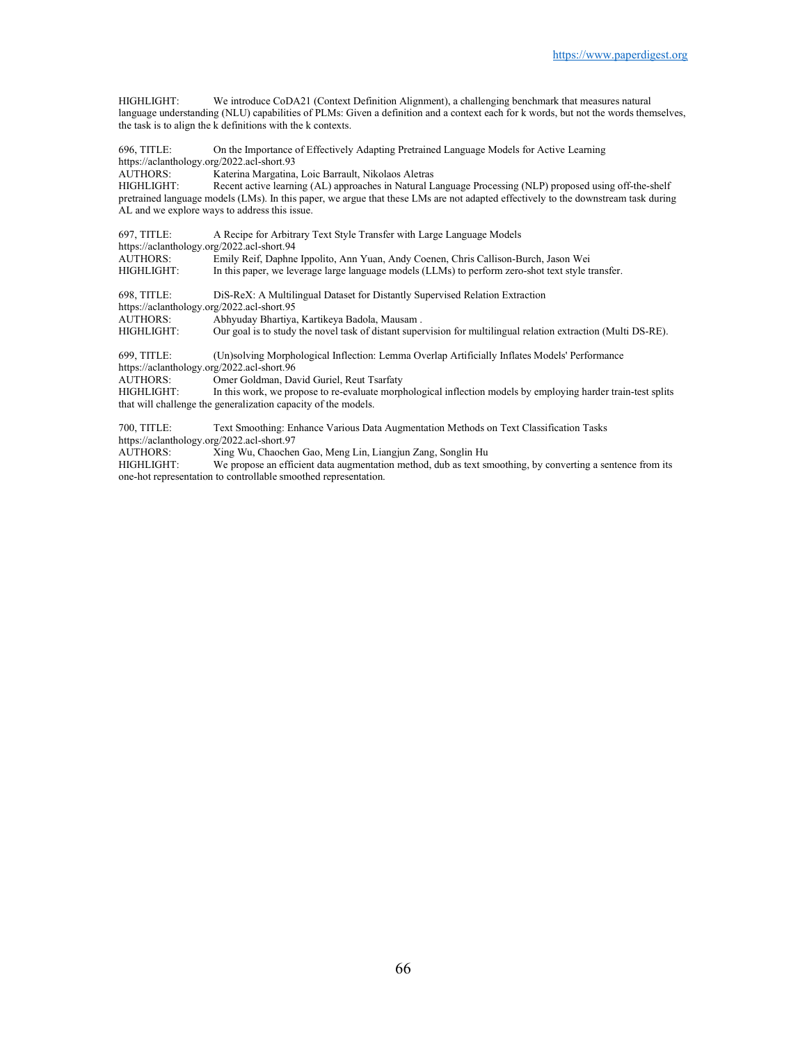HIGHLIGHT: We introduce CoDA21 (Context Definition Alignment), a challenging benchmark that measures natural language understanding (NLU) capabilities of PLMs: Given a definition and a context each for k words, but not the words themselves, the task is to align the k definitions with the k contexts.

696, TITLE: On the Importance of Effectively Adapting Pretrained Language Models for Active Learning
https://aclanthology.org/2022.acl-short.93
AUTHORS: Katerina Margatina, Loic Barrault, Nikolaos Aletras
HIGHLIGHT: Recent active learning (AL) approaches in Natural Language Processing (NLP) proposed using off-the-shelf pretrained language models (LMs). In this paper, we argue that these LMs are not adapted effectively to the downstream task during AL and we explore ways to address this issue.

697, TITLE: A Recipe for Arbitrary Text Style Transfer with Large Language Models
https://aclanthology.org/2022.acl-short.94
AUTHORS: Emily Reif, Daphne Ippolito, Ann Yuan, Andy Coenen, Chris Callison-Burch, Jason Wei
HIGHLIGHT: In this paper, we leverage large language models (LLMs) to perform zero-shot text style transfer.

698, TITLE: DiS-ReX: A Multilingual Dataset for Distantly Supervised Relation Extraction
https://aclanthology.org/2022.acl-short.95
AUTHORS: Abhyuday Bhartiya, Kartikeya Badola, Mausam .
HIGHLIGHT: Our goal is to study the novel task of distant supervision for multilingual relation extraction (Multi DS-RE).

699, TITLE: (Un)solving Morphological Inflection: Lemma Overlap Artificially Inflates Models' Performance
https://aclanthology.org/2022.acl-short.96
AUTHORS: Omer Goldman, David Guriel, Reut Tsarfaty
HIGHLIGHT: In this work, we propose to re-evaluate morphological inflection models by employing harder train-test splits that will challenge the generalization capacity of the models.

700, TITLE: Text Smoothing: Enhance Various Data Augmentation Methods on Text Classification Tasks
https://aclanthology.org/2022.acl-short.97
AUTHORS: Xing Wu, Chaochen Gao, Meng Lin, Liangjun Zang, Songlin Hu
HIGHLIGHT: We propose an efficient data augmentation method, dub as text smoothing, by converting a sentence from its one-hot representation to controllable smoothed representation.